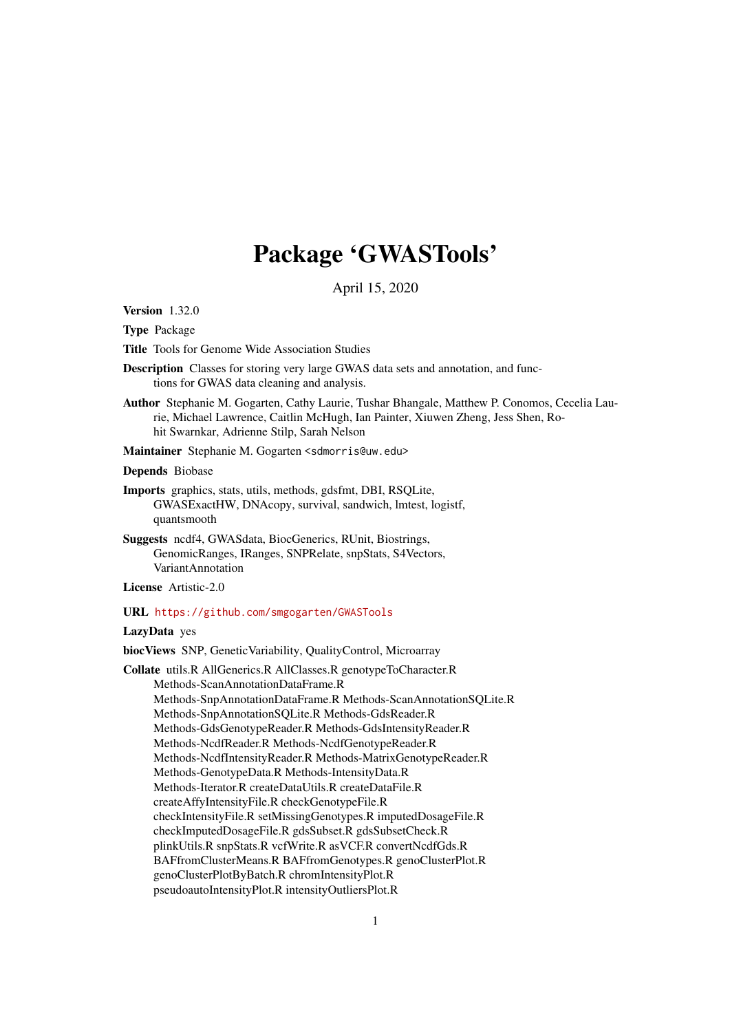# Package 'GWASTools'

April 15, 2020

**Version** 1.32.0

**Type** Package

**Title** Tools for Genome Wide Association Studies

**Description** Classes for storing very large GWAS data sets and annotation, and functions for GWAS data cleaning and analysis.

**Author** Stephanie M. Gogarten, Cathy Laurie, Tushar Bhangale, Matthew P. Conomos, Cecelia Laurie, Michael Lawrence, Caitlin McHugh, Ian Painter, Xiuwen Zheng, Jess Shen, Rohit Swarnkar, Adrienne Stilp, Sarah Nelson

**Maintainer** Stephanie M. Gogarten <sdmorris@uw.edu>

**Depends** Biobase

**Imports** graphics, stats, utils, methods, gdsfmt, DBI, RSQLite, GWASExactHW, DNAcopy, survival, sandwich, lmtest, logistf, quantsmooth

**Suggests** ncdf4, GWASdata, BiocGenerics, RUnit, Biostrings, GenomicRanges, IRanges, SNPRelate, snpStats, S4Vectors, VariantAnnotation

**License** Artistic-2.0

**URL** https://github.com/smgogarten/GWASTools

**LazyData** yes

**biocViews** SNP, GeneticVariability, QualityControl, Microarray

**Collate** utils.R AllGenerics.R AllClasses.R genotypeToCharacter.R Methods-ScanAnnotationDataFrame.R Methods-SnpAnnotationDataFrame.R Methods-ScanAnnotationSQLite.R Methods-SnpAnnotationSQLite.R Methods-GdsReader.R Methods-GdsGenotypeReader.R Methods-GdsIntensityReader.R Methods-NcdfReader.R Methods-NcdfGenotypeReader.R Methods-NcdfIntensityReader.R Methods-MatrixGenotypeReader.R Methods-GenotypeData.R Methods-IntensityData.R Methods-Iterator.R createDataUtils.R createDataFile.R createAffyIntensityFile.R checkGenotypeFile.R checkIntensityFile.R setMissingGenotypes.R imputedDosageFile.R checkImputedDosageFile.R gdsSubset.R gdsSubsetCheck.R plinkUtils.R snpStats.R vcfWrite.R asVCF.R convertNcdfGds.R BAFfromClusterMeans.R BAFfromGenotypes.R genoClusterPlot.R genoClusterPlotByBatch.R chromIntensityPlot.R pseudoautoIntensityPlot.R intensityOutliersPlot.R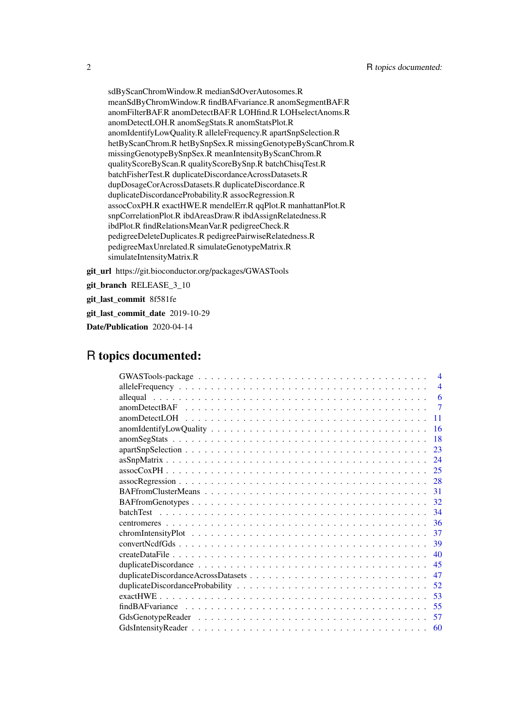sdByScanChromWindow.R medianSdOverAutosomes.R
meanSdByChromWindow.R findBAFvariance.R anomSegmentBAF.R
anomFilterBAF.R anomDetectBAF.R LOHfind.R LOHselectAnoms.R
anomDetectLOH.R anomSegStats.R anomStatsPlot.R
anomIdentifyLowQuality.R alleleFrequency.R apartSnpSelection.R
hetByScanChrom.R hetBySnpSex.R missingGenotypeByScanChrom.R
missingGenotypeBySnpSex.R meanIntensityByScanChrom.R
qualityScoreByScan.R qualityScoreBySnp.R batchChisqTest.R
batchFisherTest.R duplicateDiscordanceAcrossDatasets.R
dupDosageCorAcrossDatasets.R duplicateDiscordance.R
duplicateDiscordanceProbability.R assocRegression.R
assocCoxPH.R exactHWE.R mendelErr.R qqPlot.R manhattanPlot.R
snpCorrelationPlot.R ibdAreasDraw.R ibdAssignRelatedness.R
ibdPlot.R findRelationsMeanVar.R pedigreeCheck.R
pedigreeDeleteDuplicates.R pedigreePairwiseRelatedness.R
pedigreeMaxUnrelated.R simulateGenotypeMatrix.R
simulateIntensityMatrix.R

**git_url** https://git.bioconductor.org/packages/GWASTools

**git_branch** RELEASE_3_10

**git_last_commit** 8f581fe

**git_last_commit_date** 2019-10-29

**Date/Publication** 2020-04-14

# R topics documented:

| | |
|---|---|
| GWASTools-package | 4 |
| alleleFrequency | 4 |
| allequal | 6 |
| anomDetectBAF | 7 |
| anomDetectLOH | 11 |
| anomIdentifyLowQuality | 16 |
| anomSegStats | 18 |
| apartSnpSelection | 23 |
| asSnpMatrix | 24 |
| assocCoxPH | 25 |
| assocRegression | 28 |
| BAFfromClusterMeans | 31 |
| BAFfromGenotypes | 32 |
| batchTest | 34 |
| centromeres | 36 |
| chromIntensityPlot | 37 |
| convertNcdfGds | 39 |
| createDataFile | 40 |
| duplicateDiscordance | 45 |
| duplicateDiscordanceAcrossDatasets | 47 |
| duplicateDiscordanceProbability | 52 |
| exactHWE | 53 |
| findBAFvariance | 55 |
| GdsGenotypeReader | 57 |
| GdsIntensityReader | 60 |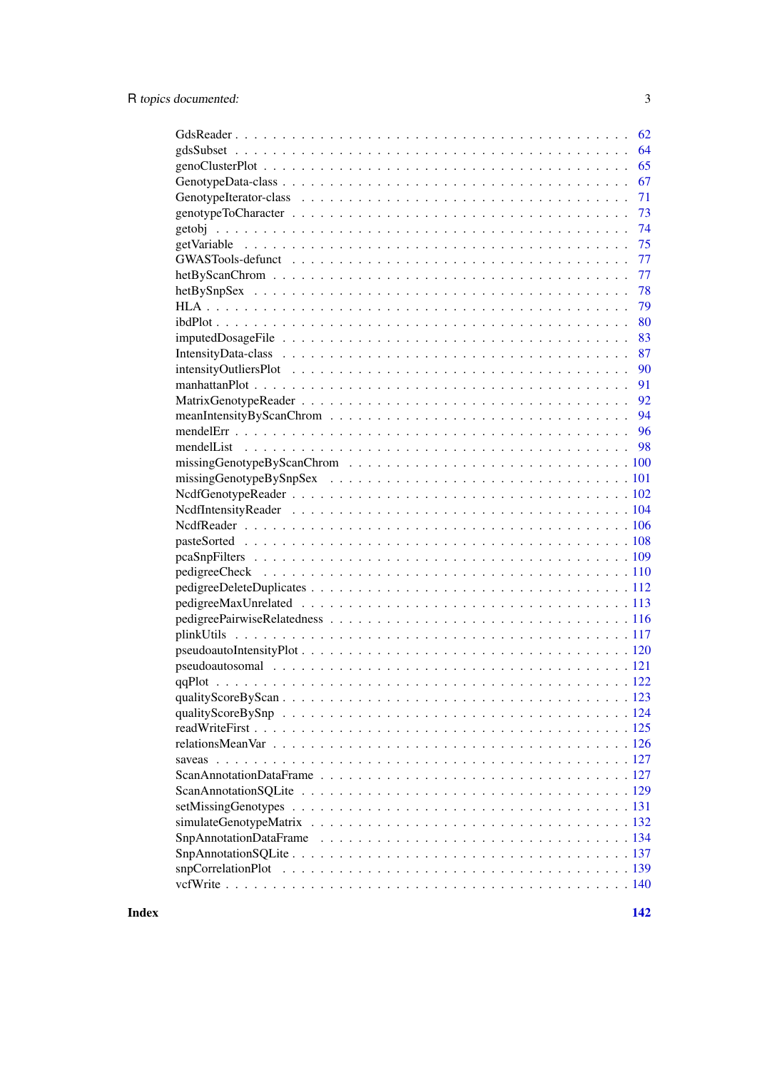GdsReader . . . . . . . . . . . . . . . . . . . . . . . . . . . . . . . . . . . . . . . . 62
gdsSubset . . . . . . . . . . . . . . . . . . . . . . . . . . . . . . . . . . . . . . . . 64
genoClusterPlot . . . . . . . . . . . . . . . . . . . . . . . . . . . . . . . . . . . . . . 65
GenotypeData-class . . . . . . . . . . . . . . . . . . . . . . . . . . . . . . . . . . . . 67
GenotypeIterator-class . . . . . . . . . . . . . . . . . . . . . . . . . . . . . . . . . . 71
genotypeToCharacter . . . . . . . . . . . . . . . . . . . . . . . . . . . . . . . . . . . 73
getobj . . . . . . . . . . . . . . . . . . . . . . . . . . . . . . . . . . . . . . . . . . 74
getVariable . . . . . . . . . . . . . . . . . . . . . . . . . . . . . . . . . . . . . . . 75
GWASTools-defunct . . . . . . . . . . . . . . . . . . . . . . . . . . . . . . . . . . . 77
hetByScanChrom . . . . . . . . . . . . . . . . . . . . . . . . . . . . . . . . . . . . . 77
hetBySnpSex . . . . . . . . . . . . . . . . . . . . . . . . . . . . . . . . . . . . . . . 78
HLA . . . . . . . . . . . . . . . . . . . . . . . . . . . . . . . . . . . . . . . . . . . 79
ibdPlot . . . . . . . . . . . . . . . . . . . . . . . . . . . . . . . . . . . . . . . . . 80
imputedDosageFile . . . . . . . . . . . . . . . . . . . . . . . . . . . . . . . . . . . 83
IntensityData-class . . . . . . . . . . . . . . . . . . . . . . . . . . . . . . . . . . . 87
intensityOutliersPlot . . . . . . . . . . . . . . . . . . . . . . . . . . . . . . . . . . 90
manhattanPlot . . . . . . . . . . . . . . . . . . . . . . . . . . . . . . . . . . . . . . 91
MatrixGenotypeReader . . . . . . . . . . . . . . . . . . . . . . . . . . . . . . . . . . 92
meanIntensityByScanChrom . . . . . . . . . . . . . . . . . . . . . . . . . . . . . . . 94
mendelErr . . . . . . . . . . . . . . . . . . . . . . . . . . . . . . . . . . . . . . . . 96
mendelList . . . . . . . . . . . . . . . . . . . . . . . . . . . . . . . . . . . . . . . 98
missingGenotypeByScanChrom . . . . . . . . . . . . . . . . . . . . . . . . . . . . . 100
missingGenotypeBySnpSex . . . . . . . . . . . . . . . . . . . . . . . . . . . . . . . 101
NcdfGenotypeReader . . . . . . . . . . . . . . . . . . . . . . . . . . . . . . . . . . 102
NcdfIntensityReader . . . . . . . . . . . . . . . . . . . . . . . . . . . . . . . . . . 104
NcdfReader . . . . . . . . . . . . . . . . . . . . . . . . . . . . . . . . . . . . . . . 106
pasteSorted . . . . . . . . . . . . . . . . . . . . . . . . . . . . . . . . . . . . . . 108
pcaSnpFilters . . . . . . . . . . . . . . . . . . . . . . . . . . . . . . . . . . . . . 109
pedigreeCheck . . . . . . . . . . . . . . . . . . . . . . . . . . . . . . . . . . . . . 110
pedigreeDeleteDuplicates . . . . . . . . . . . . . . . . . . . . . . . . . . . . . . . 112
pedigreeMaxUnrelated . . . . . . . . . . . . . . . . . . . . . . . . . . . . . . . . . 113
pedigreePairwiseRelatedness . . . . . . . . . . . . . . . . . . . . . . . . . . . . . 116
plinkUtils . . . . . . . . . . . . . . . . . . . . . . . . . . . . . . . . . . . . . . . 117
pseudoautoIntensityPlot . . . . . . . . . . . . . . . . . . . . . . . . . . . . . . . 120
pseudoautosomal . . . . . . . . . . . . . . . . . . . . . . . . . . . . . . . . . . . . 121
qqPlot . . . . . . . . . . . . . . . . . . . . . . . . . . . . . . . . . . . . . . . . . 122
qualityScoreByScan . . . . . . . . . . . . . . . . . . . . . . . . . . . . . . . . . . 123
qualityScoreBySnp . . . . . . . . . . . . . . . . . . . . . . . . . . . . . . . . . . . 124
readWriteFirst . . . . . . . . . . . . . . . . . . . . . . . . . . . . . . . . . . . . . 125
relationsMeanVar . . . . . . . . . . . . . . . . . . . . . . . . . . . . . . . . . . . . 126
saveas . . . . . . . . . . . . . . . . . . . . . . . . . . . . . . . . . . . . . . . . . 127
ScanAnnotationDataFrame . . . . . . . . . . . . . . . . . . . . . . . . . . . . . . . 127
ScanAnnotationSQLite . . . . . . . . . . . . . . . . . . . . . . . . . . . . . . . . . 129
setMissingGenotypes . . . . . . . . . . . . . . . . . . . . . . . . . . . . . . . . . . 131
simulateGenotypeMatrix . . . . . . . . . . . . . . . . . . . . . . . . . . . . . . . . 132
SnpAnnotationDataFrame . . . . . . . . . . . . . . . . . . . . . . . . . . . . . . . . 134
SnpAnnotationSQLite . . . . . . . . . . . . . . . . . . . . . . . . . . . . . . . . . . 137
snpCorrelationPlot . . . . . . . . . . . . . . . . . . . . . . . . . . . . . . . . . . . 139
vcfWrite . . . . . . . . . . . . . . . . . . . . . . . . . . . . . . . . . . . . . . . . 140

**Index** **142**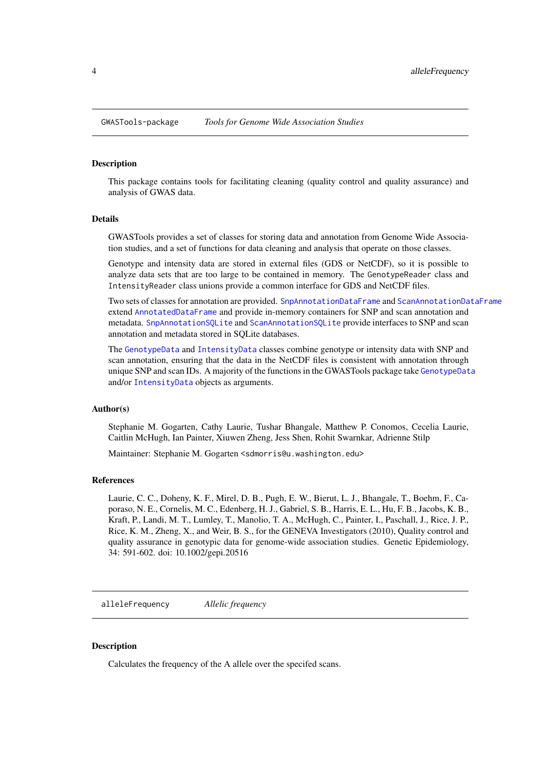## GWASTools-package — *Tools for Genome Wide Association Studies*

### Description

This package contains tools for facilitating cleaning (quality control and quality assurance) and analysis of GWAS data.

### Details

GWASTools provides a set of classes for storing data and annotation from Genome Wide Association studies, and a set of functions for data cleaning and analysis that operate on those classes.

Genotype and intensity data are stored in external files (GDS or NetCDF), so it is possible to analyze data sets that are too large to be contained in memory. The `GenotypeReader` class and `IntensityReader` class unions provide a common interface for GDS and NetCDF files.

Two sets of classes for annotation are provided. `SnpAnnotationDataFrame` and `ScanAnnotationDataFrame` extend `AnnotatedDataFrame` and provide in-memory containers for SNP and scan annotation and metadata. `SnpAnnotationSQLite` and `ScanAnnotationSQLite` provide interfaces to SNP and scan annotation and metadata stored in SQLite databases.

The `GenotypeData` and `IntensityData` classes combine genotype or intensity data with SNP and scan annotation, ensuring that the data in the NetCDF files is consistent with annotation through unique SNP and scan IDs. A majority of the functions in the GWASTools package take `GenotypeData` and/or `IntensityData` objects as arguments.

### Author(s)

Stephanie M. Gogarten, Cathy Laurie, Tushar Bhangale, Matthew P. Conomos, Cecelia Laurie, Caitlin McHugh, Ian Painter, Xiuwen Zheng, Jess Shen, Rohit Swarnkar, Adrienne Stilp

Maintainer: Stephanie M. Gogarten `<sdmorris@u.washington.edu>`

### References

Laurie, C. C., Doheny, K. F., Mirel, D. B., Pugh, E. W., Bierut, L. J., Bhangale, T., Boehm, F., Caporaso, N. E., Cornelis, M. C., Edenberg, H. J., Gabriel, S. B., Harris, E. L., Hu, F. B., Jacobs, K. B., Kraft, P., Landi, M. T., Lumley, T., Manolio, T. A., McHugh, C., Painter, I., Paschall, J., Rice, J. P., Rice, K. M., Zheng, X., and Weir, B. S., for the GENEVA Investigators (2010), Quality control and quality assurance in genotypic data for genome-wide association studies. Genetic Epidemiology, 34: 591-602. doi: 10.1002/gepi.20516

## alleleFrequency — *Allelic frequency*

### Description

Calculates the frequency of the A allele over the specifed scans.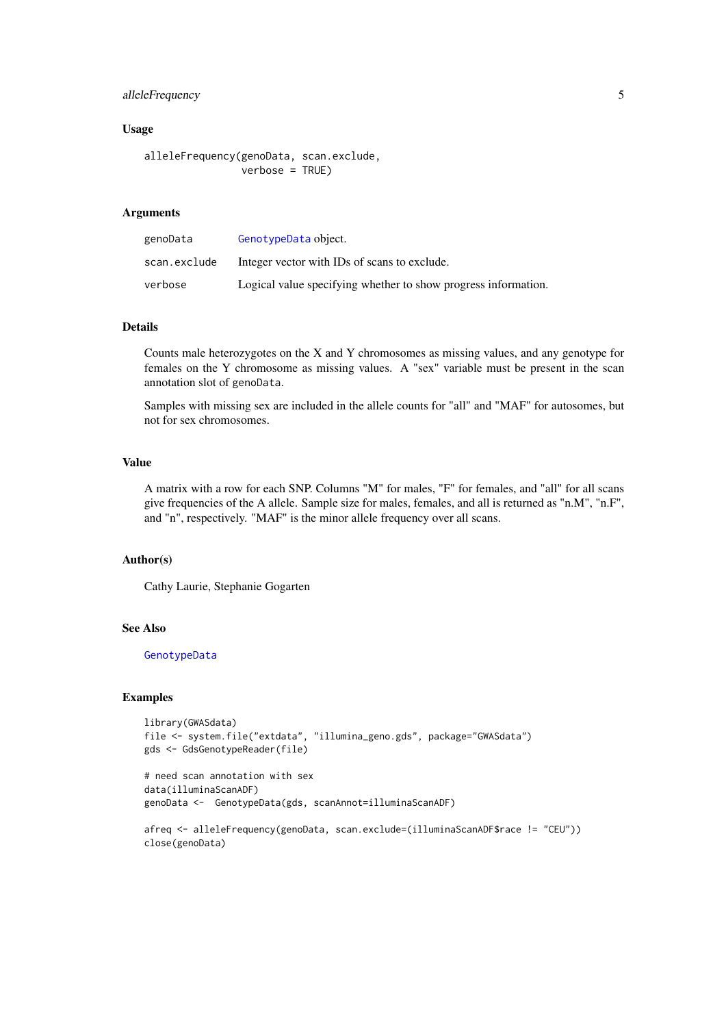### Usage

```
alleleFrequency(genoData, scan.exclude,
                verbose = TRUE)
```

### Arguments

| | |
|---|---|
| genoData | GenotypeData object. |
| scan.exclude | Integer vector with IDs of scans to exclude. |
| verbose | Logical value specifying whether to show progress information. |

### Details

Counts male heterozygotes on the X and Y chromosomes as missing values, and any genotype for females on the Y chromosome as missing values. A "sex" variable must be present in the scan annotation slot of `genoData`.

Samples with missing sex are included in the allele counts for "all" and "MAF" for autosomes, but not for sex chromosomes.

### Value

A matrix with a row for each SNP. Columns "M" for males, "F" for females, and "all" for all scans give frequencies of the A allele. Sample size for males, females, and all is returned as "n.M", "n.F", and "n", respectively. "MAF" is the minor allele frequency over all scans.

### Author(s)

Cathy Laurie, Stephanie Gogarten

### See Also

GenotypeData

### Examples

```
library(GWASdata)
file <- system.file("extdata", "illumina_geno.gds", package="GWASdata")
gds <- GdsGenotypeReader(file)

# need scan annotation with sex
data(illuminaScanADF)
genoData <-  GenotypeData(gds, scanAnnot=illuminaScanADF)

afreq <- alleleFrequency(genoData, scan.exclude=(illuminaScanADF$race != "CEU"))
close(genoData)
```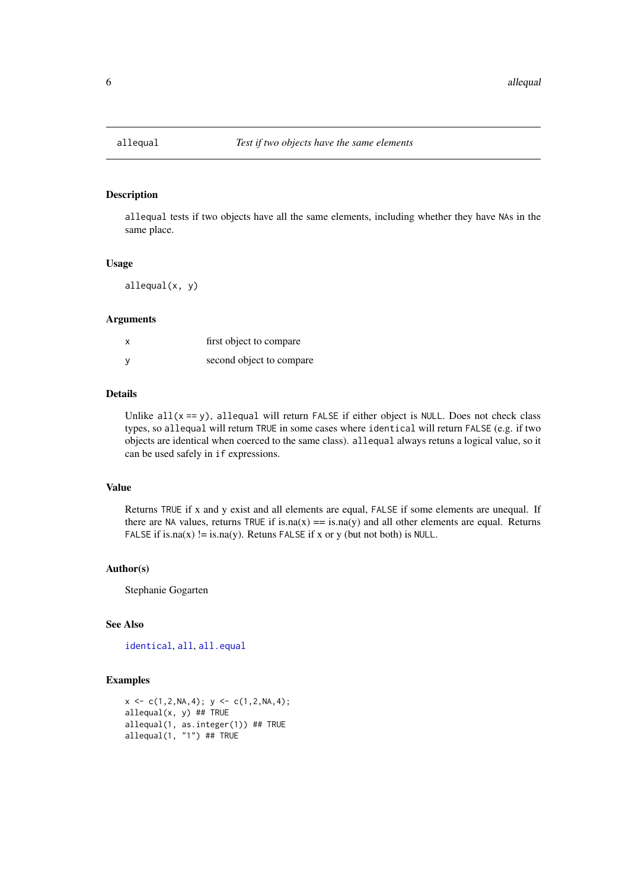## allequal — *Test if two objects have the same elements*

### Description

`allequal` tests if two objects have all the same elements, including whether they have `NA`s in the same place.

### Usage

```
allequal(x, y)
```

### Arguments

| | |
|---|---|
| `x` | first object to compare |
| `y` | second object to compare |

### Details

Unlike `all(x == y)`, `allequal` will return `FALSE` if either object is `NULL`. Does not check class types, so `allequal` will return `TRUE` in some cases where `identical` will return `FALSE` (e.g. if two objects are identical when coerced to the same class). `allequal` always retuns a logical value, so it can be used safely in `if` expressions.

### Value

Returns `TRUE` if x and y exist and all elements are equal, `FALSE` if some elements are unequal. If there are `NA` values, returns `TRUE` if is.na(x) == is.na(y) and all other elements are equal. Returns `FALSE` if is.na(x) != is.na(y). Retuns `FALSE` if x or y (but not both) is `NULL`.

### Author(s)

Stephanie Gogarten

### See Also

`identical`, `all`, `all.equal`

### Examples

```
x <- c(1,2,NA,4); y <- c(1,2,NA,4);
allequal(x, y) ## TRUE
allequal(1, as.integer(1)) ## TRUE
allequal(1, "1") ## TRUE
```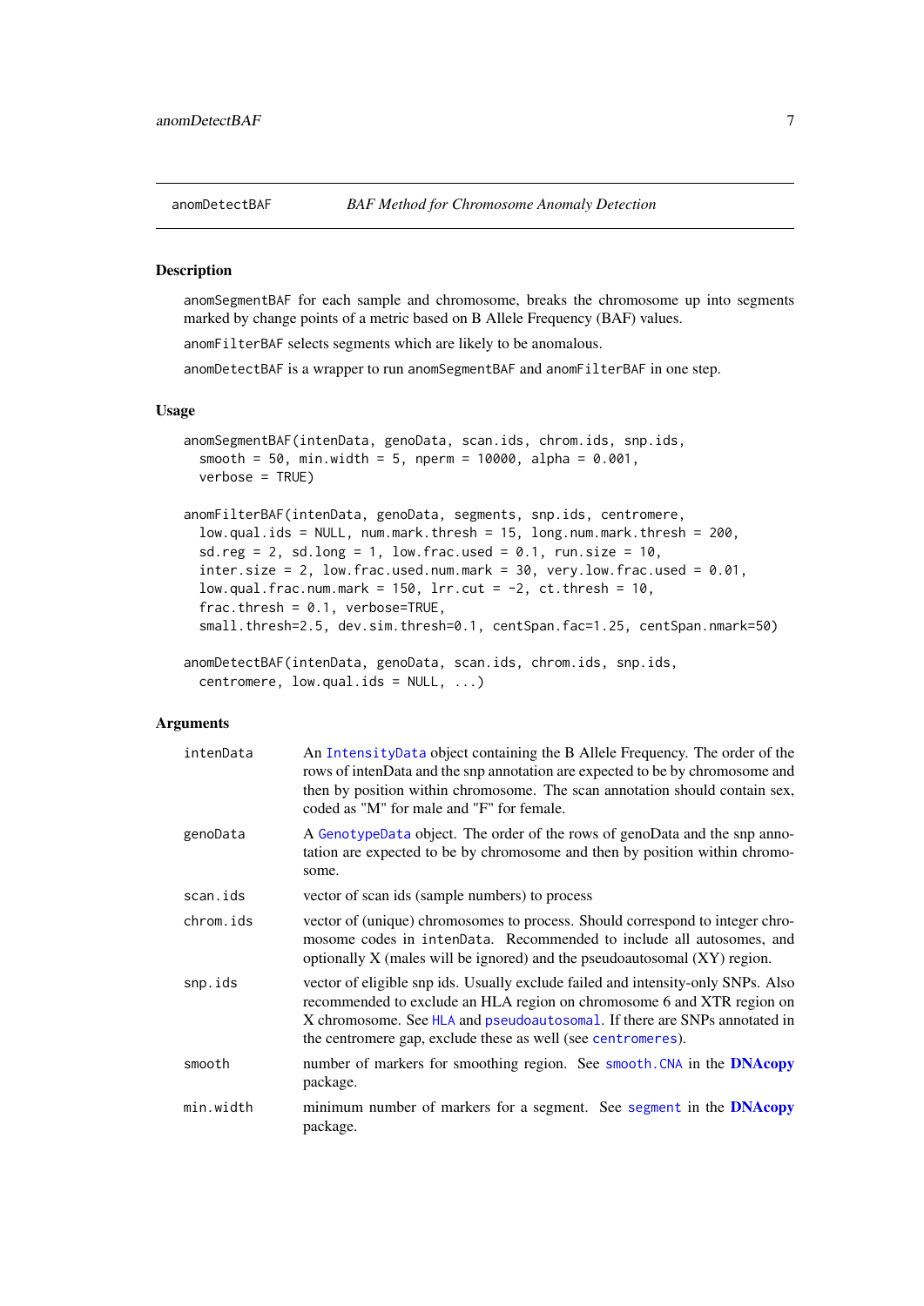## anomDetectBAF — *BAF Method for Chromosome Anomaly Detection*

### Description

`anomSegmentBAF` for each sample and chromosome, breaks the chromosome up into segments marked by change points of a metric based on B Allele Frequency (BAF) values.

`anomFilterBAF` selects segments which are likely to be anomalous.

`anomDetectBAF` is a wrapper to run `anomSegmentBAF` and `anomFilterBAF` in one step.

### Usage

```
anomSegmentBAF(intenData, genoData, scan.ids, chrom.ids, snp.ids,
  smooth = 50, min.width = 5, nperm = 10000, alpha = 0.001,
  verbose = TRUE)

anomFilterBAF(intenData, genoData, segments, snp.ids, centromere,
  low.qual.ids = NULL, num.mark.thresh = 15, long.num.mark.thresh = 200,
  sd.reg = 2, sd.long = 1, low.frac.used = 0.1, run.size = 10,
  inter.size = 2, low.frac.used.num.mark = 30, very.low.frac.used = 0.01,
  low.qual.frac.num.mark = 150, lrr.cut = -2, ct.thresh = 10,
  frac.thresh = 0.1, verbose=TRUE,
  small.thresh=2.5, dev.sim.thresh=0.1, centSpan.fac=1.25, centSpan.nmark=50)

anomDetectBAF(intenData, genoData, scan.ids, chrom.ids, snp.ids,
  centromere, low.qual.ids = NULL, ...)
```

### Arguments

| | |
|---|---|
| `intenData` | An `IntensityData` object containing the B Allele Frequency. The order of the rows of intenData and the snp annotation are expected to be by chromosome and then by position within chromosome. The scan annotation should contain sex, coded as "M" for male and "F" for female. |
| `genoData` | A `GenotypeData` object. The order of the rows of genoData and the snp annotation are expected to be by chromosome and then by position within chromosome. |
| `scan.ids` | vector of scan ids (sample numbers) to process |
| `chrom.ids` | vector of (unique) chromosomes to process. Should correspond to integer chromosome codes in `intenData`. Recommended to include all autosomes, and optionally X (males will be ignored) and the pseudoautosomal (XY) region. |
| `snp.ids` | vector of eligible snp ids. Usually exclude failed and intensity-only SNPs. Also recommended to exclude an HLA region on chromosome 6 and XTR region on X chromosome. See `HLA` and `pseudoautosomal`. If there are SNPs annotated in the centromere gap, exclude these as well (see `centromeres`). |
| `smooth` | number of markers for smoothing region. See `smooth.CNA` in the **DNAcopy** package. |
| `min.width` | minimum number of markers for a segment. See `segment` in the **DNAcopy** package. |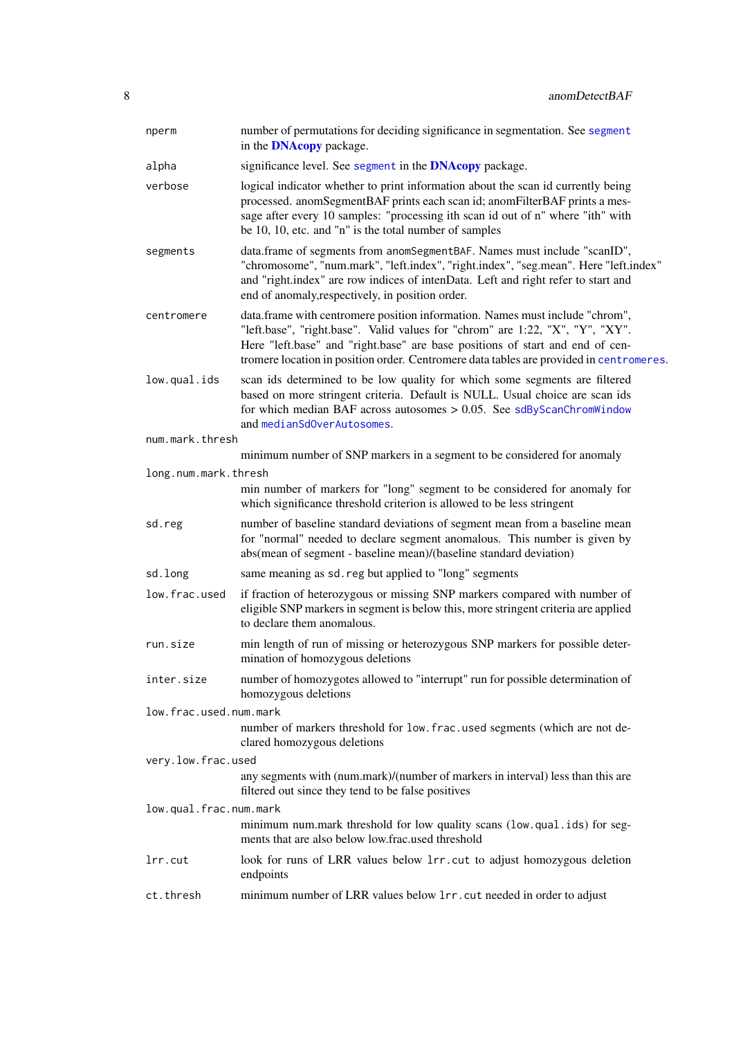`nperm` number of permutations for deciding significance in segmentation. See `segment` in the **DNAcopy** package.

`alpha` significance level. See `segment` in the **DNAcopy** package.

`verbose` logical indicator whether to print information about the scan id currently being processed. anomSegmentBAF prints each scan id; anomFilterBAF prints a message after every 10 samples: "processing ith scan id out of n" where "ith" with be 10, 10, etc. and "n" is the total number of samples

`segments` data.frame of segments from `anomSegmentBAF`. Names must include "scanID", "chromosome", "num.mark", "left.index", "right.index", "seg.mean". Here "left.index" and "right.index" are row indices of intenData. Left and right refer to start and end of anomaly,respectively, in position order.

`centromere` data.frame with centromere position information. Names must include "chrom", "left.base", "right.base". Valid values for "chrom" are 1:22, "X", "Y", "XY". Here "left.base" and "right.base" are base positions of start and end of centromere location in position order. Centromere data tables are provided in `centromeres`.

`low.qual.ids` scan ids determined to be low quality for which some segments are filtered based on more stringent criteria. Default is NULL. Usual choice are scan ids for which median BAF across autosomes > 0.05. See `sdByScanChromWindow` and `medianSdOverAutosomes`.

`num.mark.thresh`
minimum number of SNP markers in a segment to be considered for anomaly

`long.num.mark.thresh`
min number of markers for "long" segment to be considered for anomaly for which significance threshold criterion is allowed to be less stringent

`sd.reg` number of baseline standard deviations of segment mean from a baseline mean for "normal" needed to declare segment anomalous. This number is given by abs(mean of segment - baseline mean)/(baseline standard deviation)

`sd.long` same meaning as `sd.reg` but applied to "long" segments

`low.frac.used` if fraction of heterozygous or missing SNP markers compared with number of eligible SNP markers in segment is below this, more stringent criteria are applied to declare them anomalous.

`run.size` min length of run of missing or heterozygous SNP markers for possible determination of homozygous deletions

`inter.size` number of homozygotes allowed to "interrupt" run for possible determination of homozygous deletions

`low.frac.used.num.mark`
number of markers threshold for `low.frac.used` segments (which are not declared homozygous deletions

`very.low.frac.used`
any segments with (num.mark)/(number of markers in interval) less than this are filtered out since they tend to be false positives

`low.qual.frac.num.mark`
minimum num.mark threshold for low quality scans (`low.qual.ids`) for segments that are also below low.frac.used threshold

`lrr.cut` look for runs of LRR values below `lrr.cut` to adjust homozygous deletion endpoints

`ct.thresh` minimum number of LRR values below `lrr.cut` needed in order to adjust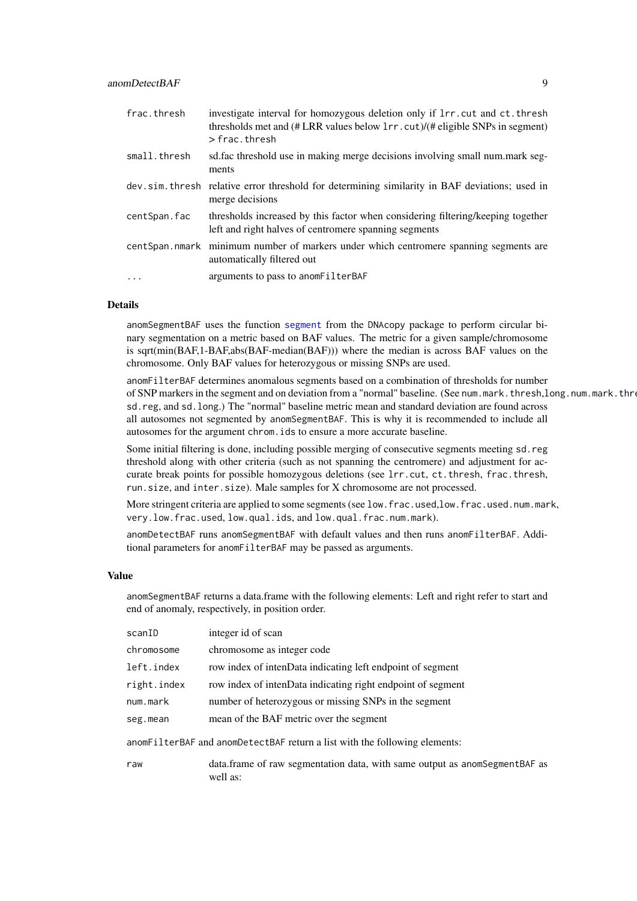| | |
|---|---|
| frac.thresh | investigate interval for homozygous deletion only if lrr.cut and ct.thresh thresholds met and (# LRR values below lrr.cut)/(# eligible SNPs in segment) > frac.thresh |
| small.thresh | sd.fac threshold use in making merge decisions involving small num.mark segments |
| dev.sim.thresh | relative error threshold for determining similarity in BAF deviations; used in merge decisions |
| centSpan.fac | thresholds increased by this factor when considering filtering/keeping together left and right halves of centromere spanning segments |
| centSpan.nmark | minimum number of markers under which centromere spanning segments are automatically filtered out |
| ... | arguments to pass to anomFilterBAF |

## Details

anomSegmentBAF uses the function segment from the DNAcopy package to perform circular binary segmentation on a metric based on BAF values. The metric for a given sample/chromosome is sqrt(min(BAF,1-BAF,abs(BAF-median(BAF))) where the median is across BAF values on the chromosome. Only BAF values for heterozygous or missing SNPs are used.

anomFilterBAF determines anomalous segments based on a combination of thresholds for number of SNP markers in the segment and on deviation from a "normal" baseline. (See num.mark.thresh,long.num.mark.thre sd.reg, and sd.long.) The "normal" baseline metric mean and standard deviation are found across all autosomes not segmented by anomSegmentBAF. This is why it is recommended to include all autosomes for the argument chrom.ids to ensure a more accurate baseline.

Some initial filtering is done, including possible merging of consecutive segments meeting sd.reg threshold along with other criteria (such as not spanning the centromere) and adjustment for accurate break points for possible homozygous deletions (see lrr.cut, ct.thresh, frac.thresh, run.size, and inter.size). Male samples for X chromosome are not processed.

More stringent criteria are applied to some segments (see low.frac.used,low.frac.used.num.mark, very.low.frac.used, low.qual.ids, and low.qual.frac.num.mark).

anomDetectBAF runs anomSegmentBAF with default values and then runs anomFilterBAF. Additional parameters for anomFilterBAF may be passed as arguments.

## Value

anomSegmentBAF returns a data.frame with the following elements: Left and right refer to start and end of anomaly, respectively, in position order.

| | |
|---|---|
| scanID | integer id of scan |
| chromosome | chromosome as integer code |
| left.index | row index of intenData indicating left endpoint of segment |
| right.index | row index of intenData indicating right endpoint of segment |
| num.mark | number of heterozygous or missing SNPs in the segment |
| seg.mean | mean of the BAF metric over the segment |

anomFilterBAF and anomDetectBAF return a list with the following elements:

| | |
|---|---|
| raw | data.frame of raw segmentation data, with same output as anomSegmentBAF as well as: |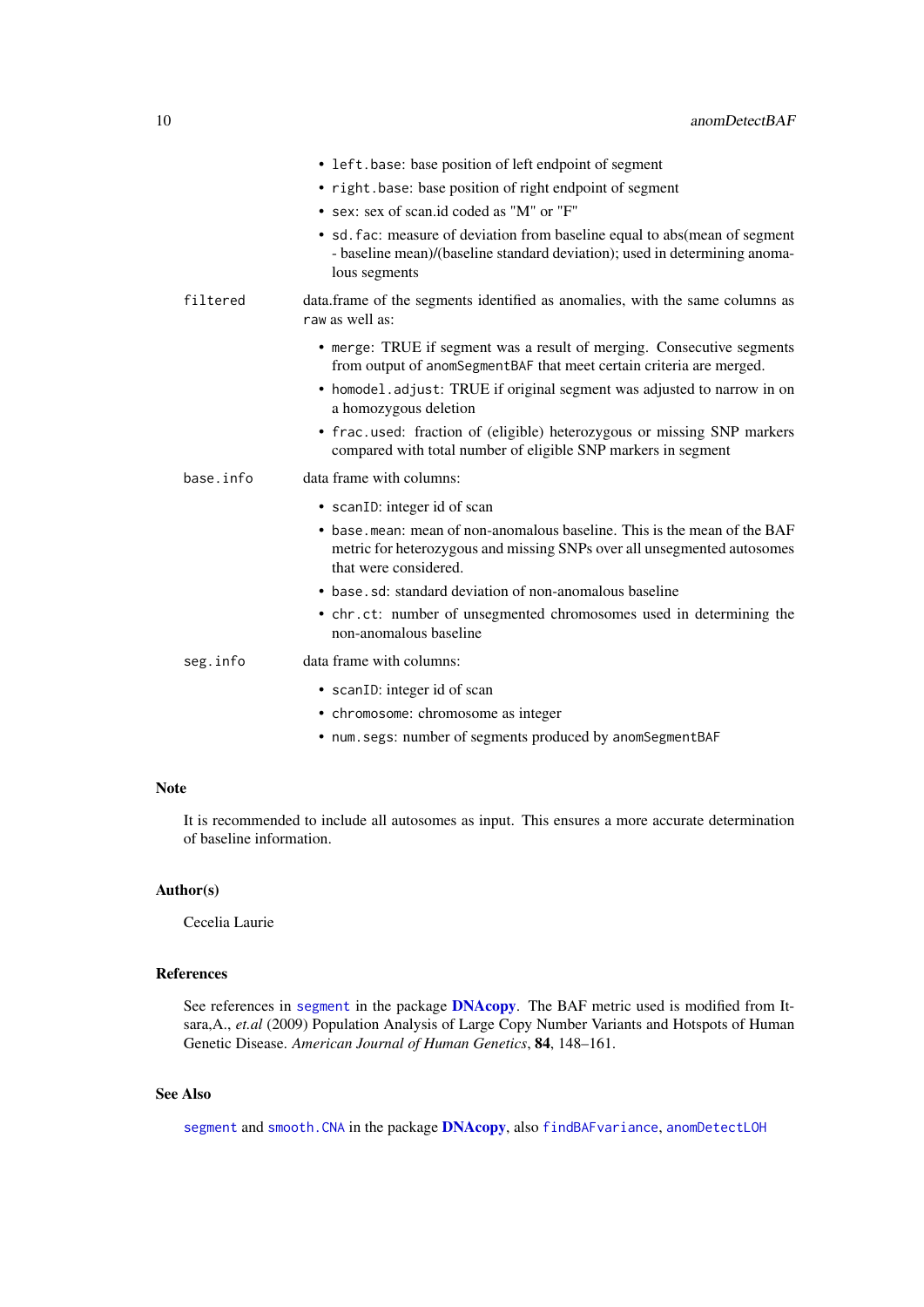- `left.base`: base position of left endpoint of segment
- `right.base`: base position of right endpoint of segment
- `sex`: sex of scan.id coded as "M" or "F"
- `sd.fac`: measure of deviation from baseline equal to abs(mean of segment - baseline mean)/(baseline standard deviation); used in determining anomalous segments

`filtered` data.frame of the segments identified as anomalies, with the same columns as `raw` as well as:

- `merge`: TRUE if segment was a result of merging. Consecutive segments from output of `anomSegmentBAF` that meet certain criteria are merged.
- `homodel.adjust`: TRUE if original segment was adjusted to narrow in on a homozygous deletion
- `frac.used`: fraction of (eligible) heterozygous or missing SNP markers compared with total number of eligible SNP markers in segment

`base.info` data frame with columns:

- `scanID`: integer id of scan
- `base.mean`: mean of non-anomalous baseline. This is the mean of the BAF metric for heterozygous and missing SNPs over all unsegmented autosomes that were considered.
- `base.sd`: standard deviation of non-anomalous baseline
- `chr.ct`: number of unsegmented chromosomes used in determining the non-anomalous baseline

`seg.info` data frame with columns:

- `scanID`: integer id of scan
- `chromosome`: chromosome as integer
- `num.segs`: number of segments produced by `anomSegmentBAF`

### Note

It is recommended to include all autosomes as input. This ensures a more accurate determination of baseline information.

### Author(s)

Cecelia Laurie

### References

See references in `segment` in the package **DNAcopy**. The BAF metric used is modified from Itsara,A., *et.al* (2009) Population Analysis of Large Copy Number Variants and Hotspots of Human Genetic Disease. *American Journal of Human Genetics*, **84**, 148–161.

### See Also

`segment` and `smooth.CNA` in the package **DNAcopy**, also `findBAFvariance`, `anomDetectLOH`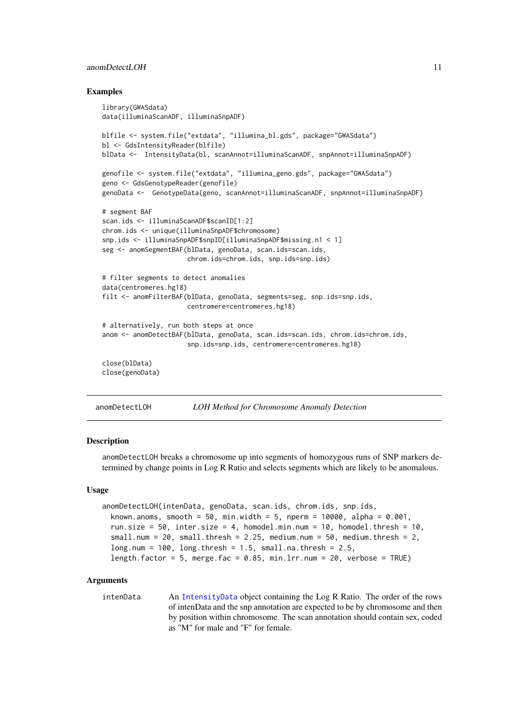### Examples

```
library(GWASdata)
data(illuminaScanADF, illuminaSnpADF)

blfile <- system.file("extdata", "illumina_bl.gds", package="GWASdata")
bl <- GdsIntensityReader(blfile)
blData <-  IntensityData(bl, scanAnnot=illuminaScanADF, snpAnnot=illuminaSnpADF)

genofile <- system.file("extdata", "illumina_geno.gds", package="GWASdata")
geno <- GdsGenotypeReader(genofile)
genoData <-  GenotypeData(geno, scanAnnot=illuminaScanADF, snpAnnot=illuminaSnpADF)

# segment BAF
scan.ids <- illuminaScanADF$scanID[1:2]
chrom.ids <- unique(illuminaSnpADF$chromosome)
snp.ids <- illuminaSnpADF$snpID[illuminaSnpADF$missing.n1 < 1]
seg <- anomSegmentBAF(blData, genoData, scan.ids=scan.ids,
                      chrom.ids=chrom.ids, snp.ids=snp.ids)

# filter segments to detect anomalies
data(centromeres.hg18)
filt <- anomFilterBAF(blData, genoData, segments=seg, snp.ids=snp.ids,
                      centromere=centromeres.hg18)

# alternatively, run both steps at once
anom <- anomDetectBAF(blData, genoData, scan.ids=scan.ids, chrom.ids=chrom.ids,
                      snp.ids=snp.ids, centromere=centromeres.hg18)

close(blData)
close(genoData)
```

---

## anomDetectLOH — *LOH Method for Chromosome Anomaly Detection*

### Description

anomDetectLOH breaks a chromosome up into segments of homozygous runs of SNP markers determined by change points in Log R Ratio and selects segments which are likely to be anomalous.

### Usage

```
anomDetectLOH(intenData, genoData, scan.ids, chrom.ids, snp.ids,
  known.anoms, smooth = 50, min.width = 5, nperm = 10000, alpha = 0.001,
  run.size = 50, inter.size = 4, homodel.min.num = 10, homodel.thresh = 10,
  small.num = 20, small.thresh = 2.25, medium.num = 50, medium.thresh = 2,
  long.num = 100, long.thresh = 1.5, small.na.thresh = 2.5,
  length.factor = 5, merge.fac = 0.85, min.lrr.num = 20, verbose = TRUE)
```

### Arguments

intenData — An IntensityData object containing the Log R Ratio. The order of the rows of intenData and the snp annotation are expected to be by chromosome and then by position within chromosome. The scan annotation should contain sex, coded as "M" for male and "F" for female.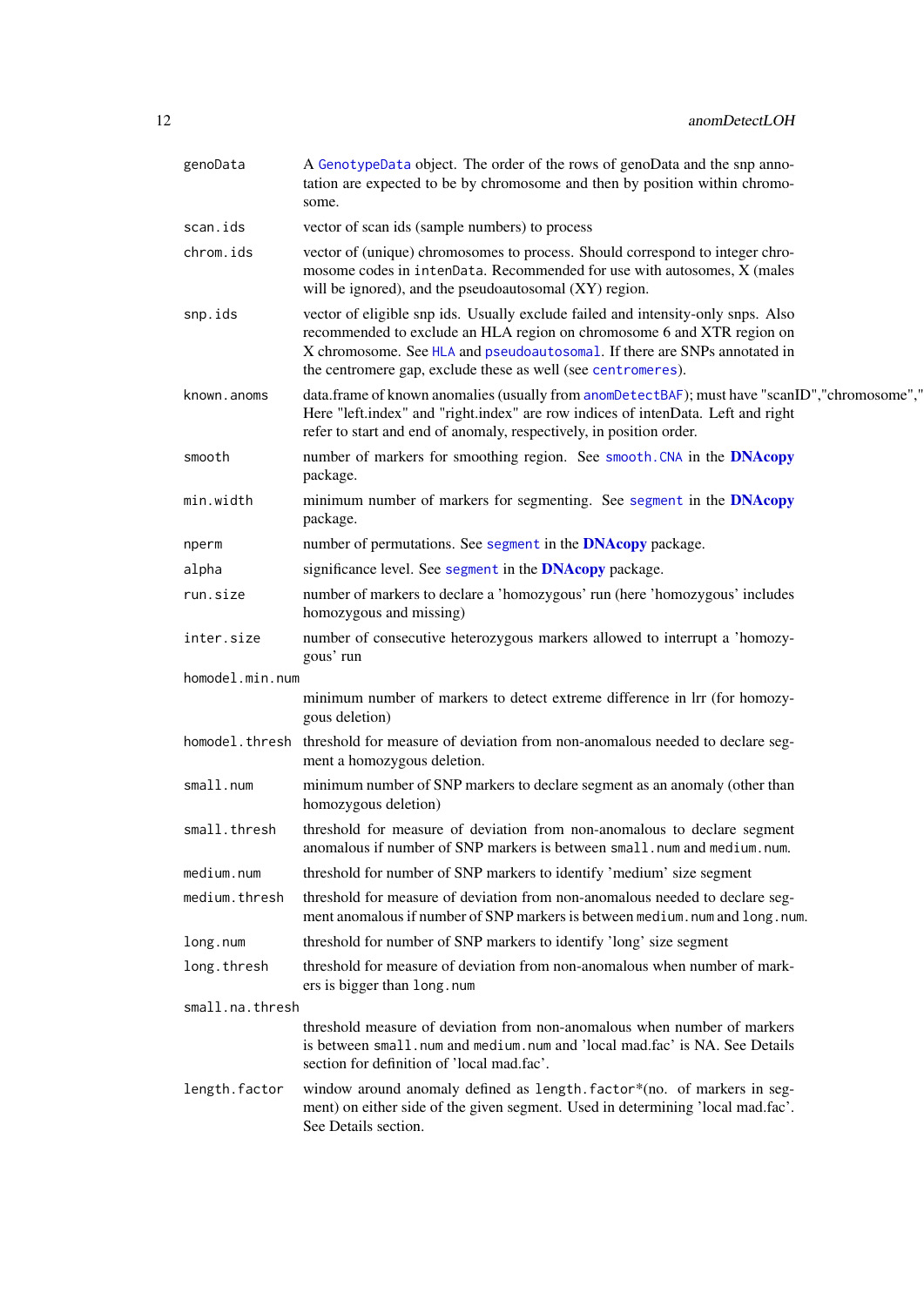| | |
|---|---|
| `genoData` | A GenotypeData object. The order of the rows of genoData and the snp annotation are expected to be by chromosome and then by position within chromosome. |
| `scan.ids` | vector of scan ids (sample numbers) to process |
| `chrom.ids` | vector of (unique) chromosomes to process. Should correspond to integer chromosome codes in `intenData`. Recommended for use with autosomes, X (males will be ignored), and the pseudoautosomal (XY) region. |
| `snp.ids` | vector of eligible snp ids. Usually exclude failed and intensity-only snps. Also recommended to exclude an HLA region on chromosome 6 and XTR region on X chromosome. See HLA and pseudoautosomal. If there are SNPs annotated in the centromere gap, exclude these as well (see centromeres). |
| `known.anoms` | data.frame of known anomalies (usually from anomDetectBAF); must have "scanID","chromosome"," Here "left.index" and "right.index" are row indices of intenData. Left and right refer to start and end of anomaly, respectively, in position order. |
| `smooth` | number of markers for smoothing region. See smooth.CNA in the **DNAcopy** package. |
| `min.width` | minimum number of markers for segmenting. See segment in the **DNAcopy** package. |
| `nperm` | number of permutations. See segment in the **DNAcopy** package. |
| `alpha` | significance level. See segment in the **DNAcopy** package. |
| `run.size` | number of markers to declare a 'homozygous' run (here 'homozygous' includes homozygous and missing) |
| `inter.size` | number of consecutive heterozygous markers allowed to interrupt a 'homozygous' run |
| `homodel.min.num` | minimum number of markers to detect extreme difference in lrr (for homozygous deletion) |
| `homodel.thresh` | threshold for measure of deviation from non-anomalous needed to declare segment a homozygous deletion. |
| `small.num` | minimum number of SNP markers to declare segment as an anomaly (other than homozygous deletion) |
| `small.thresh` | threshold for measure of deviation from non-anomalous to declare segment anomalous if number of SNP markers is between `small.num` and `medium.num`. |
| `medium.num` | threshold for number of SNP markers to identify 'medium' size segment |
| `medium.thresh` | threshold for measure of deviation from non-anomalous needed to declare segment anomalous if number of SNP markers is between `medium.num` and `long.num`. |
| `long.num` | threshold for number of SNP markers to identify 'long' size segment |
| `long.thresh` | threshold for measure of deviation from non-anomalous when number of markers is bigger than `long.num` |
| `small.na.thresh` | threshold measure of deviation from non-anomalous when number of markers is between `small.num` and `medium.num` and 'local mad.fac' is NA. See Details section for definition of 'local mad.fac'. |
| `length.factor` | window around anomaly defined as `length.factor`*(no. of markers in segment) on either side of the given segment. Used in determining 'local mad.fac'. See Details section. |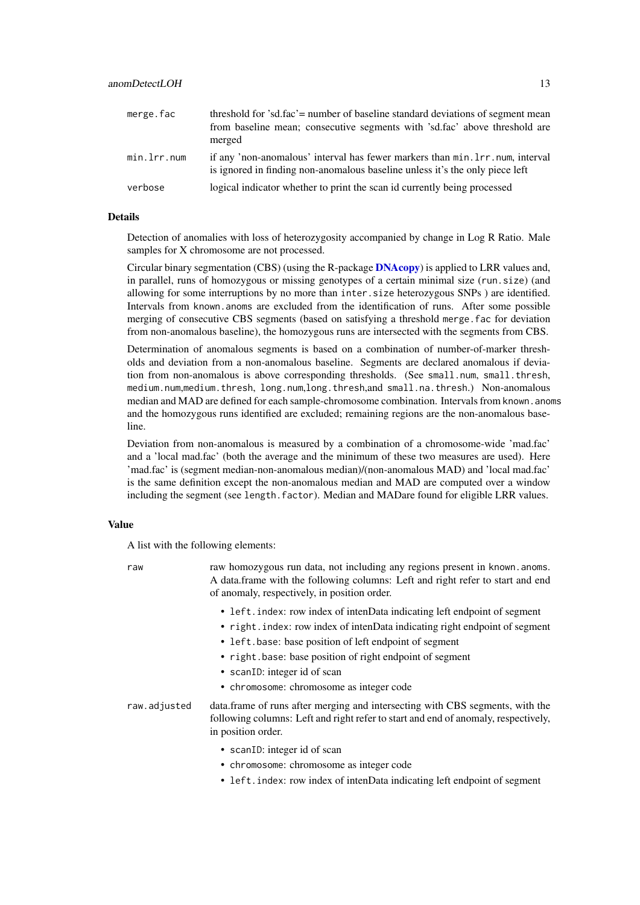| | |
|---|---|
| `merge.fac` | threshold for 'sd.fac'= number of baseline standard deviations of segment mean from baseline mean; consecutive segments with 'sd.fac' above threshold are merged |
| `min.lrr.num` | if any 'non-anomalous' interval has fewer markers than `min.lrr.num`, interval is ignored in finding non-anomalous baseline unless it's the only piece left |
| `verbose` | logical indicator whether to print the scan id currently being processed |

### Details

Detection of anomalies with loss of heterozygosity accompanied by change in Log R Ratio. Male samples for X chromosome are not processed.

Circular binary segmentation (CBS) (using the R-package **DNAcopy**) is applied to LRR values and, in parallel, runs of homozygous or missing genotypes of a certain minimal size (`run.size`) (and allowing for some interruptions by no more than `inter.size` heterozygous SNPs ) are identified. Intervals from `known.anoms` are excluded from the identification of runs. After some possible merging of consecutive CBS segments (based on satisfying a threshold `merge.fac` for deviation from non-anomalous baseline), the homozygous runs are intersected with the segments from CBS.

Determination of anomalous segments is based on a combination of number-of-marker thresholds and deviation from a non-anomalous baseline. Segments are declared anomalous if deviation from non-anomalous is above corresponding thresholds. (See `small.num`, `small.thresh`, `medium.num`,`medium.thresh`, `long.num`,`long.thresh`,and `small.na.thresh`.) Non-anomalous median and MAD are defined for each sample-chromosome combination. Intervals from `known.anoms` and the homozygous runs identified are excluded; remaining regions are the non-anomalous baseline.

Deviation from non-anomalous is measured by a combination of a chromosome-wide 'mad.fac' and a 'local mad.fac' (both the average and the minimum of these two measures are used). Here 'mad.fac' is (segment median-non-anomalous median)/(non-anomalous MAD) and 'local mad.fac' is the same definition except the non-anomalous median and MAD are computed over a window including the segment (see `length.factor`). Median and MADare found for eligible LRR values.

### Value

A list with the following elements:

`raw` raw homozygous run data, not including any regions present in `known.anoms`. A data.frame with the following columns: Left and right refer to start and end of anomaly, respectively, in position order.

- `left.index`: row index of intenData indicating left endpoint of segment
- `right.index`: row index of intenData indicating right endpoint of segment
- `left.base`: base position of left endpoint of segment
- `right.base`: base position of right endpoint of segment
- `scanID`: integer id of scan
- `chromosome`: chromosome as integer code

`raw.adjusted` data.frame of runs after merging and intersecting with CBS segments, with the following columns: Left and right refer to start and end of anomaly, respectively, in position order.

- `scanID`: integer id of scan
- `chromosome`: chromosome as integer code
- `left.index`: row index of intenData indicating left endpoint of segment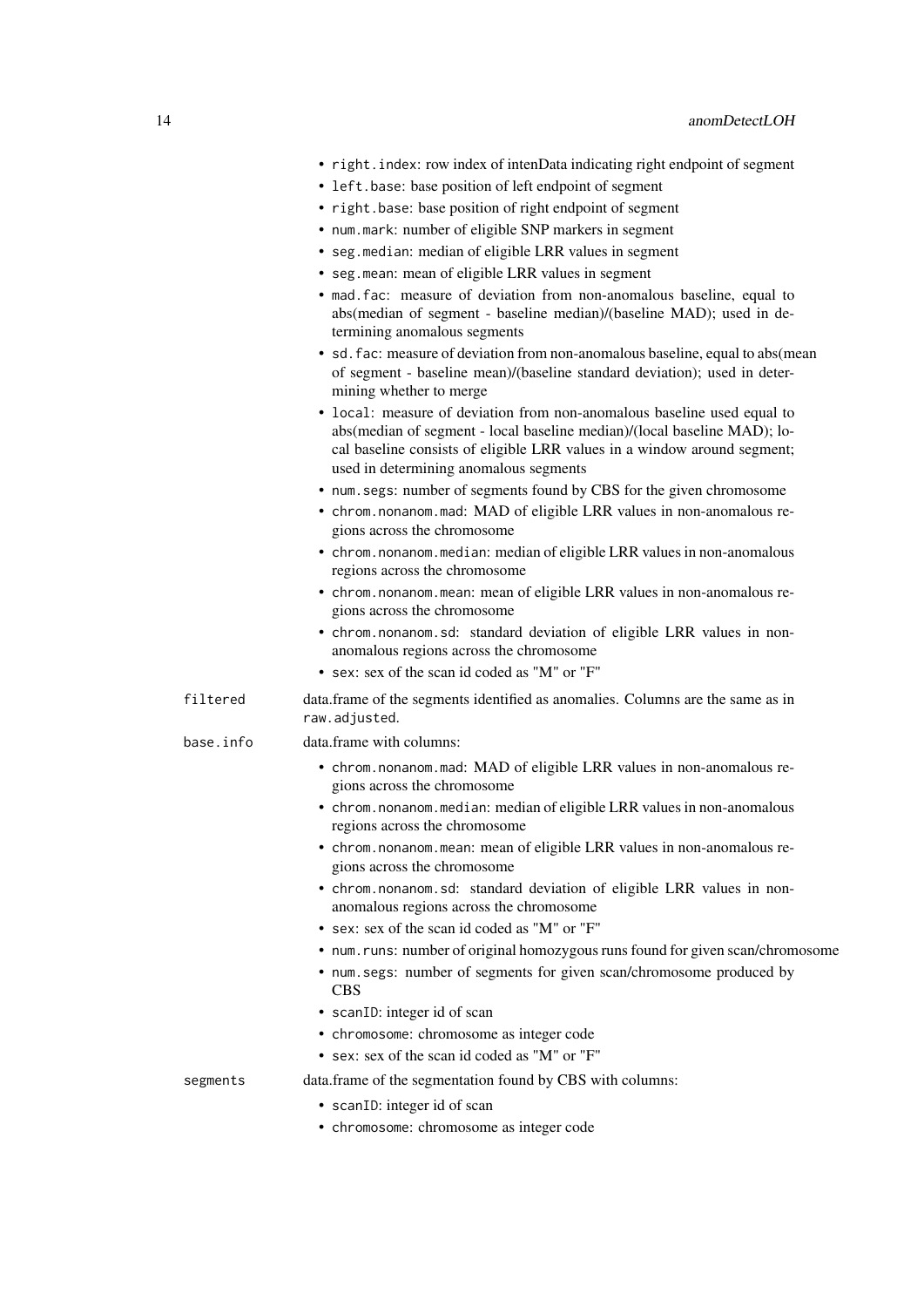- `right.index`: row index of intenData indicating right endpoint of segment
- `left.base`: base position of left endpoint of segment
- `right.base`: base position of right endpoint of segment
- `num.mark`: number of eligible SNP markers in segment
- `seg.median`: median of eligible LRR values in segment
- `seg.mean`: mean of eligible LRR values in segment
- `mad.fac`: measure of deviation from non-anomalous baseline, equal to abs(median of segment - baseline median)/(baseline MAD); used in determining anomalous segments
- `sd.fac`: measure of deviation from non-anomalous baseline, equal to abs(mean of segment - baseline mean)/(baseline standard deviation); used in determining whether to merge
- `local`: measure of deviation from non-anomalous baseline used equal to abs(median of segment - local baseline median)/(local baseline MAD); local baseline consists of eligible LRR values in a window around segment; used in determining anomalous segments
- `num.segs`: number of segments found by CBS for the given chromosome
- `chrom.nonanom.mad`: MAD of eligible LRR values in non-anomalous regions across the chromosome
- `chrom.nonanom.median`: median of eligible LRR values in non-anomalous regions across the chromosome
- `chrom.nonanom.mean`: mean of eligible LRR values in non-anomalous regions across the chromosome
- `chrom.nonanom.sd`: standard deviation of eligible LRR values in non-anomalous regions across the chromosome
- `sex`: sex of the scan id coded as "M" or "F"

`filtered` data.frame of the segments identified as anomalies. Columns are the same as in `raw.adjusted`.

`base.info` data.frame with columns:

- `chrom.nonanom.mad`: MAD of eligible LRR values in non-anomalous regions across the chromosome
- `chrom.nonanom.median`: median of eligible LRR values in non-anomalous regions across the chromosome
- `chrom.nonanom.mean`: mean of eligible LRR values in non-anomalous regions across the chromosome
- `chrom.nonanom.sd`: standard deviation of eligible LRR values in non-anomalous regions across the chromosome
- `sex`: sex of the scan id coded as "M" or "F"
- `num.runs`: number of original homozygous runs found for given scan/chromosome
- `num.segs`: number of segments for given scan/chromosome produced by CBS
- `scanID`: integer id of scan
- `chromosome`: chromosome as integer code
- `sex`: sex of the scan id coded as "M" or "F"

`segments` data.frame of the segmentation found by CBS with columns:

- `scanID`: integer id of scan
- `chromosome`: chromosome as integer code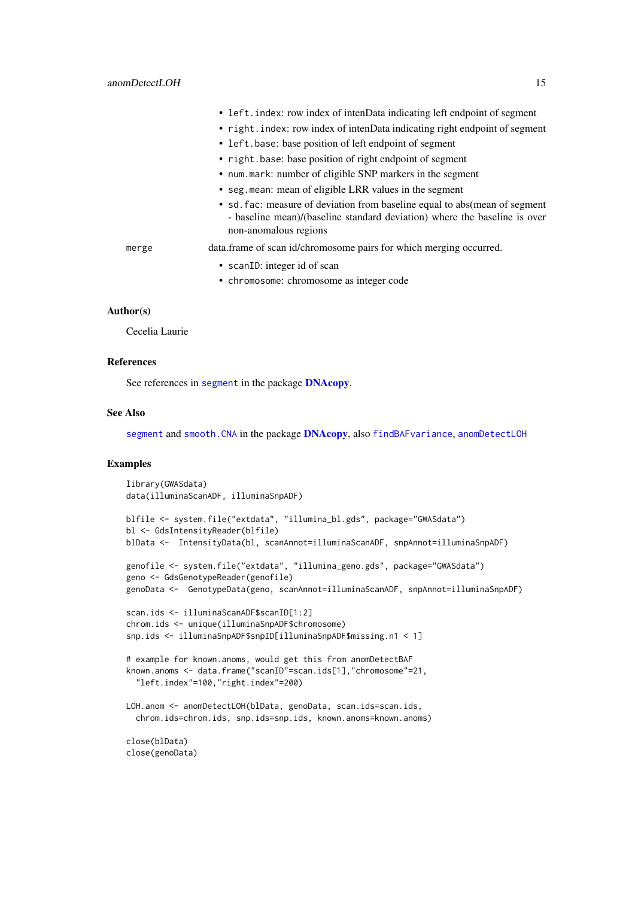- `left.index`: row index of intenData indicating left endpoint of segment
- `right.index`: row index of intenData indicating right endpoint of segment
- `left.base`: base position of left endpoint of segment
- `right.base`: base position of right endpoint of segment
- `num.mark`: number of eligible SNP markers in the segment
- `seg.mean`: mean of eligible LRR values in the segment
- `sd.fac`: measure of deviation from baseline equal to abs(mean of segment - baseline mean)/(baseline standard deviation) where the baseline is over non-anomalous regions

`merge` data.frame of scan id/chromosome pairs for which merging occurred.

- `scanID`: integer id of scan
- `chromosome`: chromosome as integer code

### Author(s)

Cecelia Laurie

### References

See references in `segment` in the package **DNAcopy**.

### See Also

`segment` and `smooth.CNA` in the package **DNAcopy**, also `findBAFvariance`, `anomDetectLOH`

### Examples

```
library(GWASdata)
data(illuminaScanADF, illuminaSnpADF)

blfile <- system.file("extdata", "illumina_bl.gds", package="GWASdata")
bl <- GdsIntensityReader(blfile)
blData <-  IntensityData(bl, scanAnnot=illuminaScanADF, snpAnnot=illuminaSnpADF)

genofile <- system.file("extdata", "illumina_geno.gds", package="GWASdata")
geno <- GdsGenotypeReader(genofile)
genoData <-  GenotypeData(geno, scanAnnot=illuminaScanADF, snpAnnot=illuminaSnpADF)

scan.ids <- illuminaScanADF$scanID[1:2]
chrom.ids <- unique(illuminaSnpADF$chromosome)
snp.ids <- illuminaSnpADF$snpID[illuminaSnpADF$missing.n1 < 1]

# example for known.anoms, would get this from anomDetectBAF
known.anoms <- data.frame("scanID"=scan.ids[1],"chromosome"=21,
  "left.index"=100,"right.index"=200)

LOH.anom <- anomDetectLOH(blData, genoData, scan.ids=scan.ids,
  chrom.ids=chrom.ids, snp.ids=snp.ids, known.anoms=known.anoms)

close(blData)
close(genoData)
```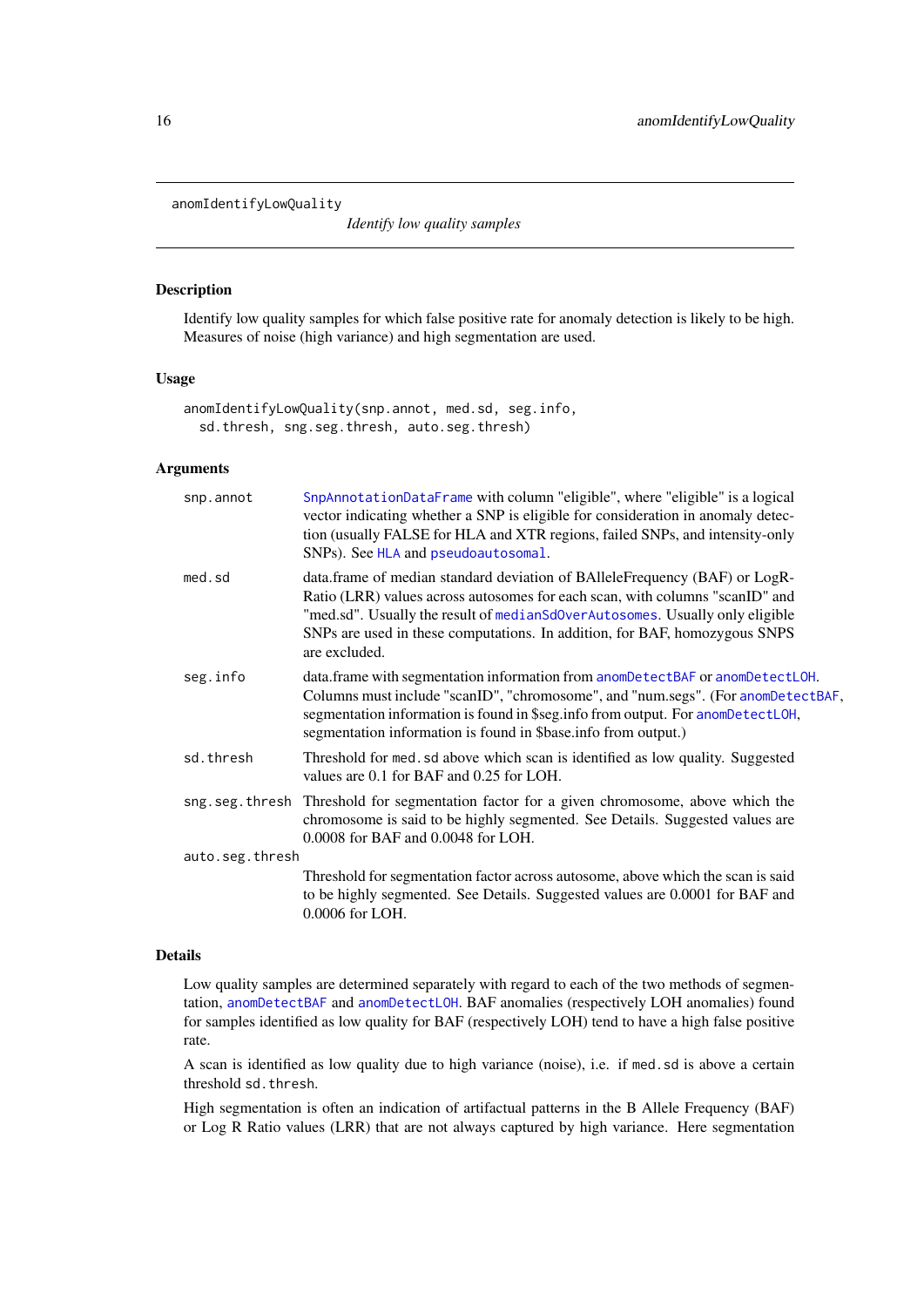`anomIdentifyLowQuality` — *Identify low quality samples*

## Description

Identify low quality samples for which false positive rate for anomaly detection is likely to be high. Measures of noise (high variance) and high segmentation are used.

## Usage

```
anomIdentifyLowQuality(snp.annot, med.sd, seg.info,
  sd.thresh, sng.seg.thresh, auto.seg.thresh)
```

## Arguments

| Argument | Description |
| --- | --- |
| `snp.annot` | SnpAnnotationDataFrame with column "eligible", where "eligible" is a logical vector indicating whether a SNP is eligible for consideration in anomaly detection (usually FALSE for HLA and XTR regions, failed SNPs, and intensity-only SNPs). See HLA and pseudoautosomal. |
| `med.sd` | data.frame of median standard deviation of BAlleleFrequency (BAF) or LogRRatio (LRR) values across autosomes for each scan, with columns "scanID" and "med.sd". Usually the result of medianSdOverAutosomes. Usually only eligible SNPs are used in these computations. In addition, for BAF, homozygous SNPS are excluded. |
| `seg.info` | data.frame with segmentation information from anomDetectBAF or anomDetectLOH. Columns must include "scanID", "chromosome", and "num.segs". (For anomDetectBAF, segmentation information is found in $seg.info from output. For anomDetectLOH, segmentation information is found in $base.info from output.) |
| `sd.thresh` | Threshold for `med.sd` above which scan is identified as low quality. Suggested values are 0.1 for BAF and 0.25 for LOH. |
| `sng.seg.thresh` | Threshold for segmentation factor for a given chromosome, above which the chromosome is said to be highly segmented. See Details. Suggested values are 0.0008 for BAF and 0.0048 for LOH. |
| `auto.seg.thresh` | Threshold for segmentation factor across autosome, above which the scan is said to be highly segmented. See Details. Suggested values are 0.0001 for BAF and 0.0006 for LOH. |

## Details

Low quality samples are determined separately with regard to each of the two methods of segmentation, anomDetectBAF and anomDetectLOH. BAF anomalies (respectively LOH anomalies) found for samples identified as low quality for BAF (respectively LOH) tend to have a high false positive rate.

A scan is identified as low quality due to high variance (noise), i.e. if `med.sd` is above a certain threshold `sd.thresh`.

High segmentation is often an indication of artifactual patterns in the B Allele Frequency (BAF) or Log R Ratio values (LRR) that are not always captured by high variance. Here segmentation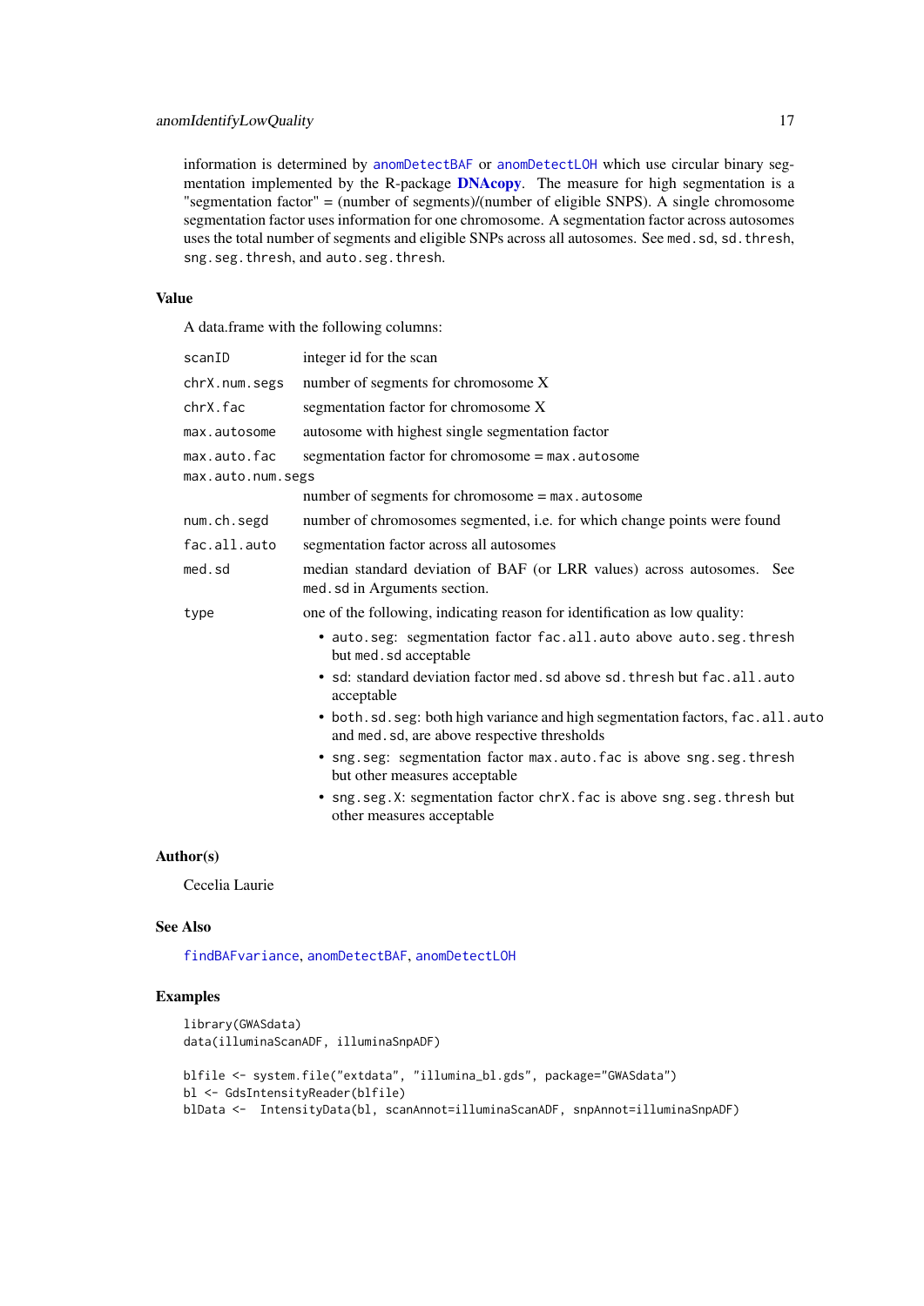information is determined by `anomDetectBAF` or `anomDetectLOH` which use circular binary segmentation implemented by the R-package **DNAcopy**. The measure for high segmentation is a "segmentation factor" = (number of segments)/(number of eligible SNPS). A single chromosome segmentation factor uses information for one chromosome. A segmentation factor across autosomes uses the total number of segments and eligible SNPs across all autosomes. See `med.sd`, `sd.thresh`, `sng.seg.thresh`, and `auto.seg.thresh`.

### Value

A data.frame with the following columns:

| | |
|---|---|
| `scanID` | integer id for the scan |
| `chrX.num.segs` | number of segments for chromosome X |
| `chrX.fac` | segmentation factor for chromosome X |
| `max.autosome` | autosome with highest single segmentation factor |
| `max.auto.fac` | segmentation factor for chromosome = `max.autosome` |
| `max.auto.num.segs` | number of segments for chromosome = `max.autosome` |
| `num.ch.segd` | number of chromosomes segmented, i.e. for which change points were found |
| `fac.all.auto` | segmentation factor across all autosomes |
| `med.sd` | median standard deviation of BAF (or LRR values) across autosomes. See `med.sd` in Arguments section. |
| `type` | one of the following, indicating reason for identification as low quality: |

- `auto.seg`: segmentation factor `fac.all.auto` above `auto.seg.thresh` but `med.sd` acceptable
- `sd`: standard deviation factor `med.sd` above `sd.thresh` but `fac.all.auto` acceptable
- `both.sd.seg`: both high variance and high segmentation factors, `fac.all.auto` and `med.sd`, are above respective thresholds
- `sng.seg`: segmentation factor `max.auto.fac` is above `sng.seg.thresh` but other measures acceptable
- `sng.seg.X`: segmentation factor `chrX.fac` is above `sng.seg.thresh` but other measures acceptable

### Author(s)

Cecelia Laurie

### See Also

`findBAFvariance`, `anomDetectBAF`, `anomDetectLOH`

### Examples

```
library(GWASdata)
data(illuminaScanADF, illuminaSnpADF)

blfile <- system.file("extdata", "illumina_bl.gds", package="GWASdata")
bl <- GdsIntensityReader(blfile)
blData <-  IntensityData(bl, scanAnnot=illuminaScanADF, snpAnnot=illuminaSnpADF)
```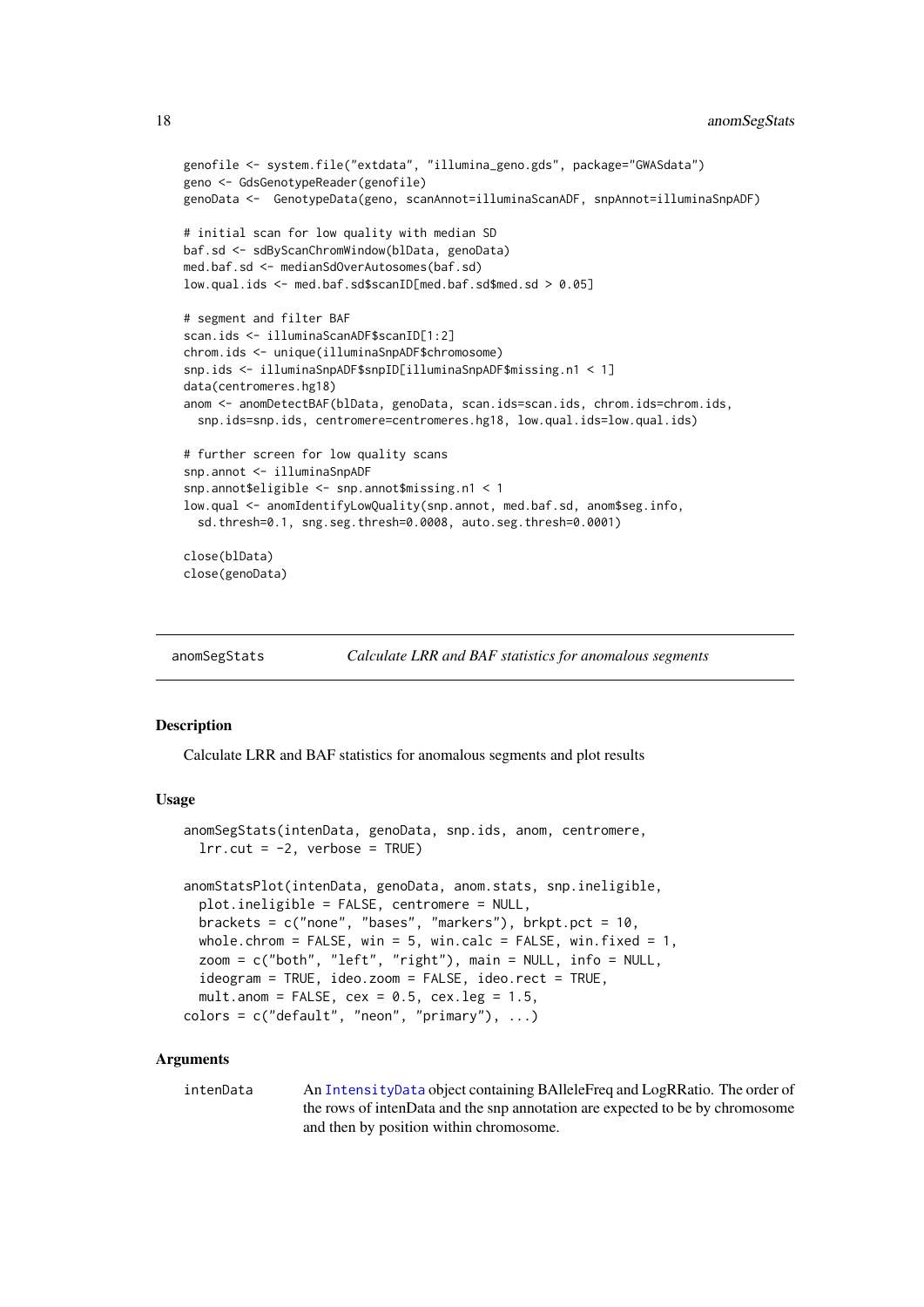```
genofile <- system.file("extdata", "illumina_geno.gds", package="GWASdata")
geno <- GdsGenotypeReader(genofile)
genoData <-  GenotypeData(geno, scanAnnot=illuminaScanADF, snpAnnot=illuminaSnpADF)

# initial scan for low quality with median SD
baf.sd <- sdByScanChromWindow(blData, genoData)
med.baf.sd <- medianSdOverAutosomes(baf.sd)
low.qual.ids <- med.baf.sd$scanID[med.baf.sd$med.sd > 0.05]

# segment and filter BAF
scan.ids <- illuminaScanADF$scanID[1:2]
chrom.ids <- unique(illuminaSnpADF$chromosome)
snp.ids <- illuminaSnpADF$snpID[illuminaSnpADF$missing.n1 < 1]
data(centromeres.hg18)
anom <- anomDetectBAF(blData, genoData, scan.ids=scan.ids, chrom.ids=chrom.ids,
  snp.ids=snp.ids, centromere=centromeres.hg18, low.qual.ids=low.qual.ids)

# further screen for low quality scans
snp.annot <- illuminaSnpADF
snp.annot$eligible <- snp.annot$missing.n1 < 1
low.qual <- anomIdentifyLowQuality(snp.annot, med.baf.sd, anom$seg.info,
  sd.thresh=0.1, sng.seg.thresh=0.0008, auto.seg.thresh=0.0001)

close(blData)
close(genoData)
```

## anomSegStats — *Calculate LRR and BAF statistics for anomalous segments*

### Description

Calculate LRR and BAF statistics for anomalous segments and plot results

### Usage

```
anomSegStats(intenData, genoData, snp.ids, anom, centromere,
  lrr.cut = -2, verbose = TRUE)

anomStatsPlot(intenData, genoData, anom.stats, snp.ineligible,
  plot.ineligible = FALSE, centromere = NULL,
  brackets = c("none", "bases", "markers"), brkpt.pct = 10,
  whole.chrom = FALSE, win = 5, win.calc = FALSE, win.fixed = 1,
  zoom = c("both", "left", "right"), main = NULL, info = NULL,
  ideogram = TRUE, ideo.zoom = FALSE, ideo.rect = TRUE,
  mult.anom = FALSE, cex = 0.5, cex.leg = 1.5,
colors = c("default", "neon", "primary"), ...)
```

### Arguments

`intenData` An `IntensityData` object containing BAlleleFreq and LogRRatio. The order of the rows of intenData and the snp annotation are expected to be by chromosome and then by position within chromosome.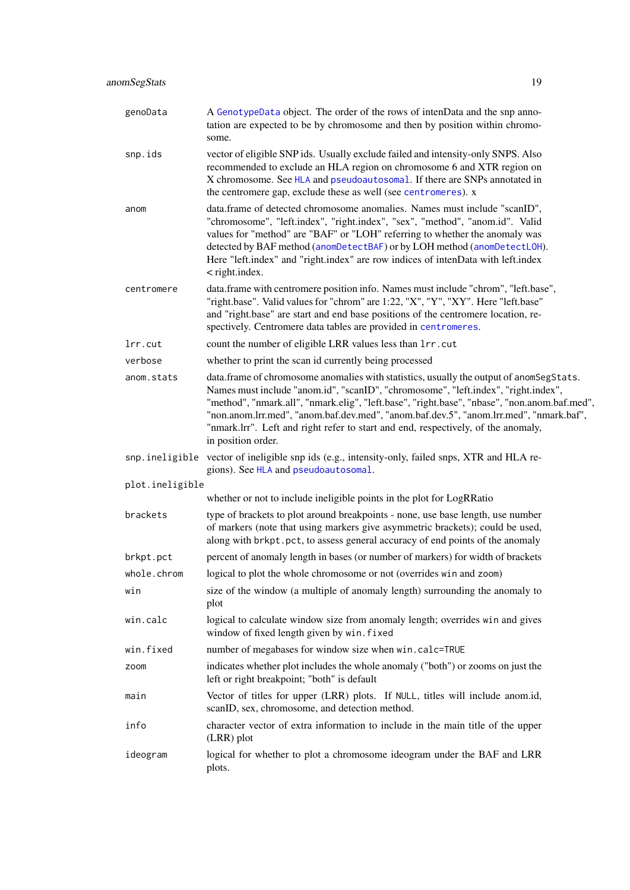| | |
|---|---|
| `genoData` | A GenotypeData object. The order of the rows of intenData and the snp annotation are expected to be by chromosome and then by position within chromosome. |
| `snp.ids` | vector of eligible SNP ids. Usually exclude failed and intensity-only SNPS. Also recommended to exclude an HLA region on chromosome 6 and XTR region on X chromosome. See HLA and pseudoautosomal. If there are SNPs annotated in the centromere gap, exclude these as well (see centromeres). x |
| `anom` | data.frame of detected chromosome anomalies. Names must include "scanID", "chromosome", "left.index", "right.index", "sex", "method", "anom.id". Valid values for "method" are "BAF" or "LOH" referring to whether the anomaly was detected by BAF method (anomDetectBAF) or by LOH method (anomDetectLOH). Here "left.index" and "right.index" are row indices of intenData with left.index < right.index. |
| `centromere` | data.frame with centromere position info. Names must include "chrom", "left.base", "right.base". Valid values for "chrom" are 1:22, "X", "Y", "XY". Here "left.base" and "right.base" are start and end base positions of the centromere location, respectively. Centromere data tables are provided in centromeres. |
| `lrr.cut` | count the number of eligible LRR values less than `lrr.cut` |
| `verbose` | whether to print the scan id currently being processed |
| `anom.stats` | data.frame of chromosome anomalies with statistics, usually the output of `anomSegStats`. Names must include "anom.id", "scanID", "chromosome", "left.index", "right.index", "method", "nmark.all", "nmark.elig", "left.base", "right.base", "nbase", "non.anom.baf.med", "non.anom.lrr.med", "anom.baf.dev.med", "anom.baf.dev.5", "anom.lrr.med", "nmark.baf", "nmark.lrr". Left and right refer to start and end, respectively, of the anomaly, in position order. |
| `snp.ineligible` | vector of ineligible snp ids (e.g., intensity-only, failed snps, XTR and HLA regions). See HLA and pseudoautosomal. |
| `plot.ineligible` | whether or not to include ineligible points in the plot for LogRRatio |
| `brackets` | type of brackets to plot around breakpoints - none, use base length, use number of markers (note that using markers give asymmetric brackets); could be used, along with `brkpt.pct`, to assess general accuracy of end points of the anomaly |
| `brkpt.pct` | percent of anomaly length in bases (or number of markers) for width of brackets |
| `whole.chrom` | logical to plot the whole chromosome or not (overrides `win` and `zoom`) |
| `win` | size of the window (a multiple of anomaly length) surrounding the anomaly to plot |
| `win.calc` | logical to calculate window size from anomaly length; overrides `win` and gives window of fixed length given by `win.fixed` |
| `win.fixed` | number of megabases for window size when `win.calc=TRUE` |
| `zoom` | indicates whether plot includes the whole anomaly ("both") or zooms on just the left or right breakpoint; "both" is default |
| `main` | Vector of titles for upper (LRR) plots. If `NULL`, titles will include anom.id, scanID, sex, chromosome, and detection method. |
| `info` | character vector of extra information to include in the main title of the upper (LRR) plot |
| `ideogram` | logical for whether to plot a chromosome ideogram under the BAF and LRR plots. |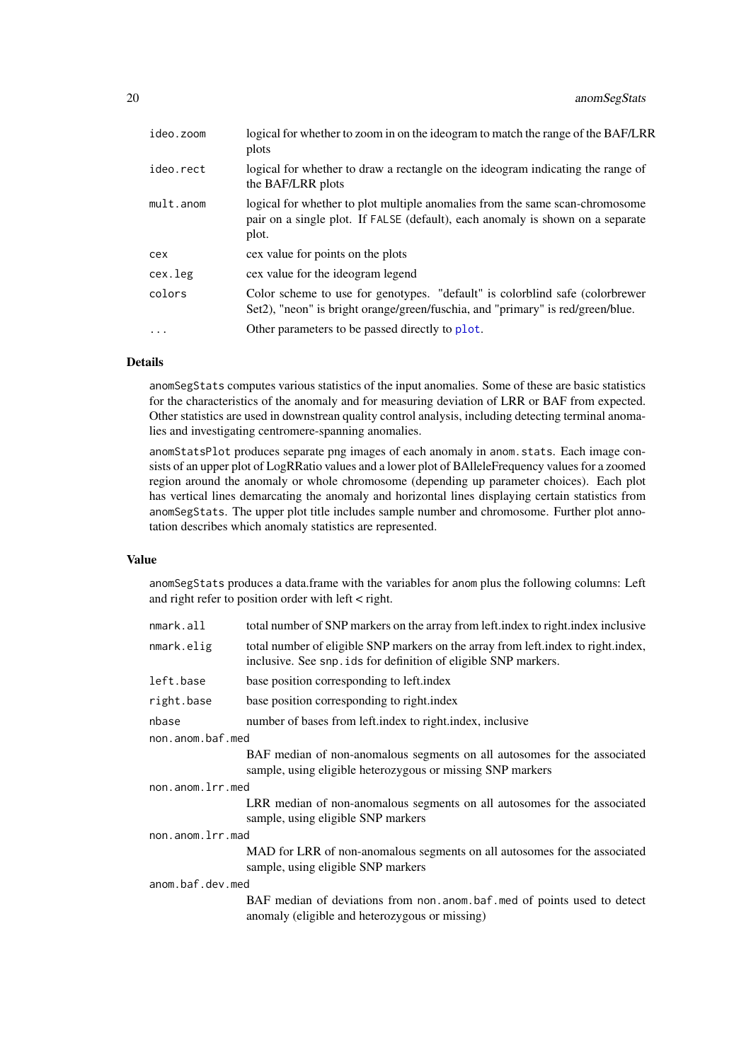| | |
|---|---|
| `ideo.zoom` | logical for whether to zoom in on the ideogram to match the range of the BAF/LRR plots |
| `ideo.rect` | logical for whether to draw a rectangle on the ideogram indicating the range of the BAF/LRR plots |
| `mult.anom` | logical for whether to plot multiple anomalies from the same scan-chromosome pair on a single plot. If `FALSE` (default), each anomaly is shown on a separate plot. |
| `cex` | cex value for points on the plots |
| `cex.leg` | cex value for the ideogram legend |
| `colors` | Color scheme to use for genotypes. "default" is colorblind safe (colorbrewer Set2), "neon" is bright orange/green/fuschia, and "primary" is red/green/blue. |
| `...` | Other parameters to be passed directly to `plot`. |

### Details

`anomSegStats` computes various statistics of the input anomalies. Some of these are basic statistics for the characteristics of the anomaly and for measuring deviation of LRR or BAF from expected. Other statistics are used in downstrean quality control analysis, including detecting terminal anomalies and investigating centromere-spanning anomalies.

`anomStatsPlot` produces separate png images of each anomaly in `anom.stats`. Each image consists of an upper plot of LogRRatio values and a lower plot of BAlleleFrequency values for a zoomed region around the anomaly or whole chromosome (depending up parameter choices). Each plot has vertical lines demarcating the anomaly and horizontal lines displaying certain statistics from `anomSegStats`. The upper plot title includes sample number and chromosome. Further plot annotation describes which anomaly statistics are represented.

### Value

`anomSegStats` produces a data.frame with the variables for `anom` plus the following columns: Left and right refer to position order with left < right.

| | |
|---|---|
| `nmark.all` | total number of SNP markers on the array from left.index to right.index inclusive |
| `nmark.elig` | total number of eligible SNP markers on the array from left.index to right.index, inclusive. See `snp.ids` for definition of eligible SNP markers. |
| `left.base` | base position corresponding to left.index |
| `right.base` | base position corresponding to right.index |
| `nbase` | number of bases from left.index to right.index, inclusive |
| `non.anom.baf.med` | BAF median of non-anomalous segments on all autosomes for the associated sample, using eligible heterozygous or missing SNP markers |
| `non.anom.lrr.med` | LRR median of non-anomalous segments on all autosomes for the associated sample, using eligible SNP markers |
| `non.anom.lrr.mad` | MAD for LRR of non-anomalous segments on all autosomes for the associated sample, using eligible SNP markers |
| `anom.baf.dev.med` | BAF median of deviations from `non.anom.baf.med` of points used to detect anomaly (eligible and heterozygous or missing) |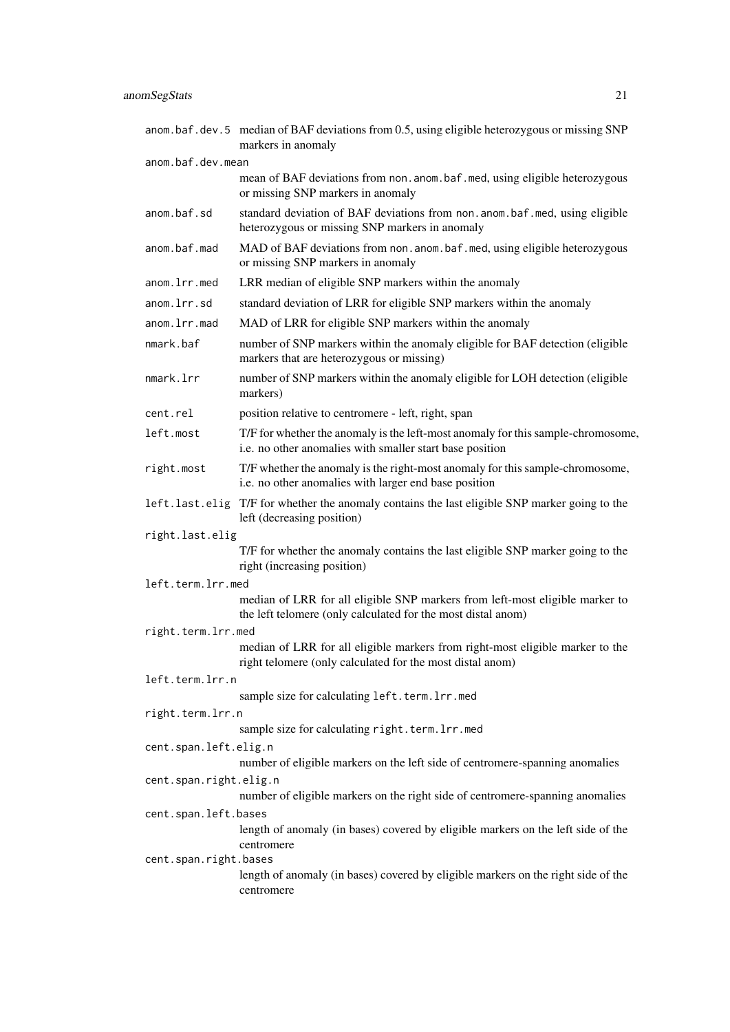`anom.baf.dev.5` median of BAF deviations from 0.5, using eligible heterozygous or missing SNP markers in anomaly

`anom.baf.dev.mean`
: mean of BAF deviations from `non.anom.baf.med`, using eligible heterozygous or missing SNP markers in anomaly

`anom.baf.sd` standard deviation of BAF deviations from `non.anom.baf.med`, using eligible heterozygous or missing SNP markers in anomaly

`anom.baf.mad` MAD of BAF deviations from `non.anom.baf.med`, using eligible heterozygous or missing SNP markers in anomaly

`anom.lrr.med` LRR median of eligible SNP markers within the anomaly

`anom.lrr.sd` standard deviation of LRR for eligible SNP markers within the anomaly

`anom.lrr.mad` MAD of LRR for eligible SNP markers within the anomaly

`nmark.baf` number of SNP markers within the anomaly eligible for BAF detection (eligible markers that are heterozygous or missing)

`nmark.lrr` number of SNP markers within the anomaly eligible for LOH detection (eligible markers)

`cent.rel` position relative to centromere - left, right, span

`left.most` T/F for whether the anomaly is the left-most anomaly for this sample-chromosome, i.e. no other anomalies with smaller start base position

`right.most` T/F whether the anomaly is the right-most anomaly for this sample-chromosome, i.e. no other anomalies with larger end base position

`left.last.elig` T/F for whether the anomaly contains the last eligible SNP marker going to the left (decreasing position)

`right.last.elig`
: T/F for whether the anomaly contains the last eligible SNP marker going to the right (increasing position)

`left.term.lrr.med`
: median of LRR for all eligible SNP markers from left-most eligible marker to the left telomere (only calculated for the most distal anom)

`right.term.lrr.med`
: median of LRR for all eligible markers from right-most eligible marker to the right telomere (only calculated for the most distal anom)

`left.term.lrr.n`
: sample size for calculating `left.term.lrr.med`

`right.term.lrr.n`
: sample size for calculating `right.term.lrr.med`

`cent.span.left.elig.n`
: number of eligible markers on the left side of centromere-spanning anomalies

`cent.span.right.elig.n`
: number of eligible markers on the right side of centromere-spanning anomalies

`cent.span.left.bases`
: length of anomaly (in bases) covered by eligible markers on the left side of the centromere

`cent.span.right.bases`
: length of anomaly (in bases) covered by eligible markers on the right side of the centromere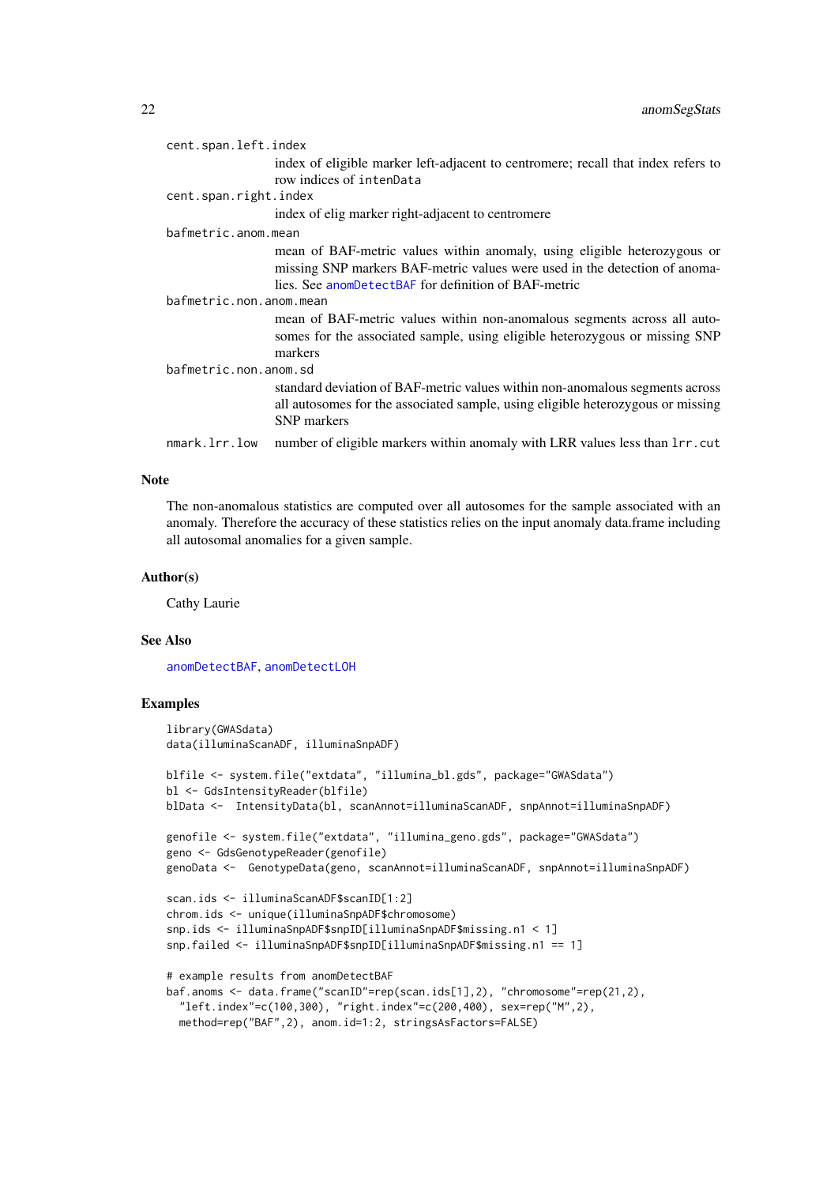`cent.span.left.index`
: index of eligible marker left-adjacent to centromere; recall that index refers to row indices of `intenData`

`cent.span.right.index`
: index of elig marker right-adjacent to centromere

`bafmetric.anom.mean`
: mean of BAF-metric values within anomaly, using eligible heterozygous or missing SNP markers BAF-metric values were used in the detection of anomalies. See `anomDetectBAF` for definition of BAF-metric

`bafmetric.non.anom.mean`
: mean of BAF-metric values within non-anomalous segments across all autosomes for the associated sample, using eligible heterozygous or missing SNP markers

`bafmetric.non.anom.sd`
: standard deviation of BAF-metric values within non-anomalous segments across all autosomes for the associated sample, using eligible heterozygous or missing SNP markers

`nmark.lrr.low`
: number of eligible markers within anomaly with LRR values less than `lrr.cut`

### Note

The non-anomalous statistics are computed over all autosomes for the sample associated with an anomaly. Therefore the accuracy of these statistics relies on the input anomaly data.frame including all autosomal anomalies for a given sample.

### Author(s)

Cathy Laurie

### See Also

`anomDetectBAF`, `anomDetectLOH`

### Examples

```
library(GWASdata)
data(illuminaScanADF, illuminaSnpADF)

blfile <- system.file("extdata", "illumina_bl.gds", package="GWASdata")
bl <- GdsIntensityReader(blfile)
blData <-  IntensityData(bl, scanAnnot=illuminaScanADF, snpAnnot=illuminaSnpADF)

genofile <- system.file("extdata", "illumina_geno.gds", package="GWASdata")
geno <- GdsGenotypeReader(genofile)
genoData <-  GenotypeData(geno, scanAnnot=illuminaScanADF, snpAnnot=illuminaSnpADF)

scan.ids <- illuminaScanADF$scanID[1:2]
chrom.ids <- unique(illuminaSnpADF$chromosome)
snp.ids <- illuminaSnpADF$snpID[illuminaSnpADF$missing.n1 < 1]
snp.failed <- illuminaSnpADF$snpID[illuminaSnpADF$missing.n1 == 1]

# example results from anomDetectBAF
baf.anoms <- data.frame("scanID"=rep(scan.ids[1],2), "chromosome"=rep(21,2),
  "left.index"=c(100,300), "right.index"=c(200,400), sex=rep("M",2),
  method=rep("BAF",2), anom.id=1:2, stringsAsFactors=FALSE)
```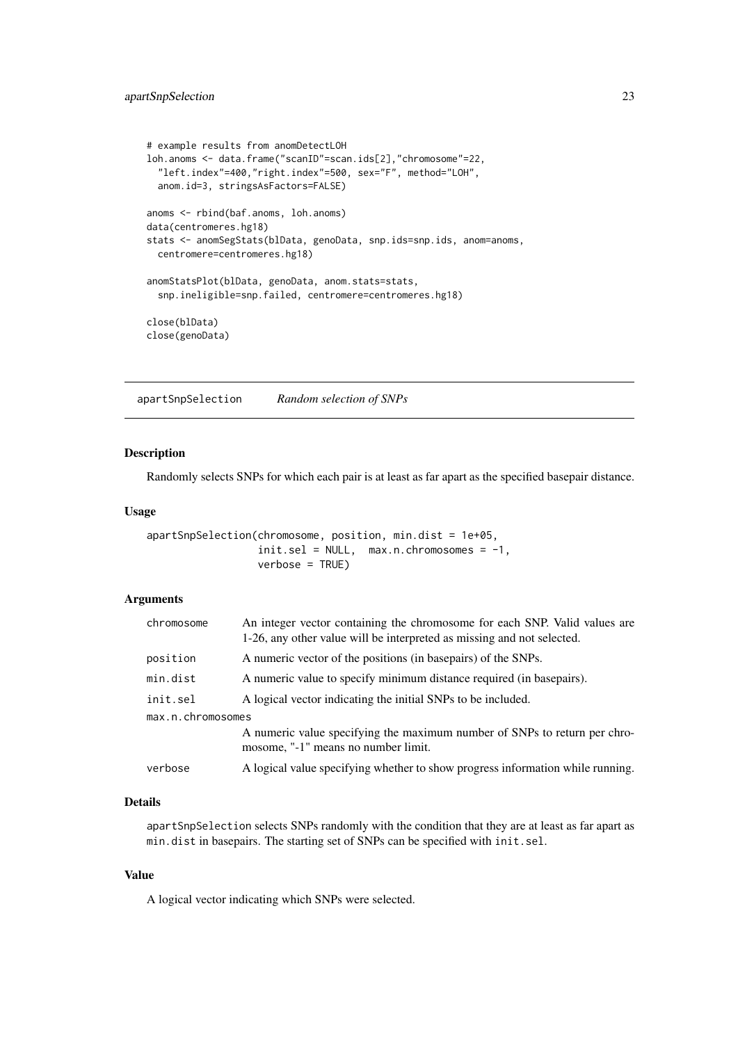```
# example results from anomDetectLOH
loh.anoms <- data.frame("scanID"=scan.ids[2],"chromosome"=22,
  "left.index"=400,"right.index"=500, sex="F", method="LOH",
  anom.id=3, stringsAsFactors=FALSE)

anoms <- rbind(baf.anoms, loh.anoms)
data(centromeres.hg18)
stats <- anomSegStats(blData, genoData, snp.ids=snp.ids, anom=anoms,
  centromere=centromeres.hg18)

anomStatsPlot(blData, genoData, anom.stats=stats,
  snp.ineligible=snp.failed, centromere=centromeres.hg18)

close(blData)
close(genoData)
```

---

## apartSnpSelection *Random selection of SNPs*

---

### Description

Randomly selects SNPs for which each pair is at least as far apart as the specified basepair distance.

### Usage

```
apartSnpSelection(chromosome, position, min.dist = 1e+05,
                  init.sel = NULL,  max.n.chromosomes = -1,
                  verbose = TRUE)
```

### Arguments

| | |
|---|---|
| chromosome | An integer vector containing the chromosome for each SNP. Valid values are 1-26, any other value will be interpreted as missing and not selected. |
| position | A numeric vector of the positions (in basepairs) of the SNPs. |
| min.dist | A numeric value to specify minimum distance required (in basepairs). |
| init.sel | A logical vector indicating the initial SNPs to be included. |
| max.n.chromosomes | A numeric value specifying the maximum number of SNPs to return per chromosome, "-1" means no number limit. |
| verbose | A logical value specifying whether to show progress information while running. |

### Details

`apartSnpSelection` selects SNPs randomly with the condition that they are at least as far apart as `min.dist` in basepairs. The starting set of SNPs can be specified with `init.sel`.

### Value

A logical vector indicating which SNPs were selected.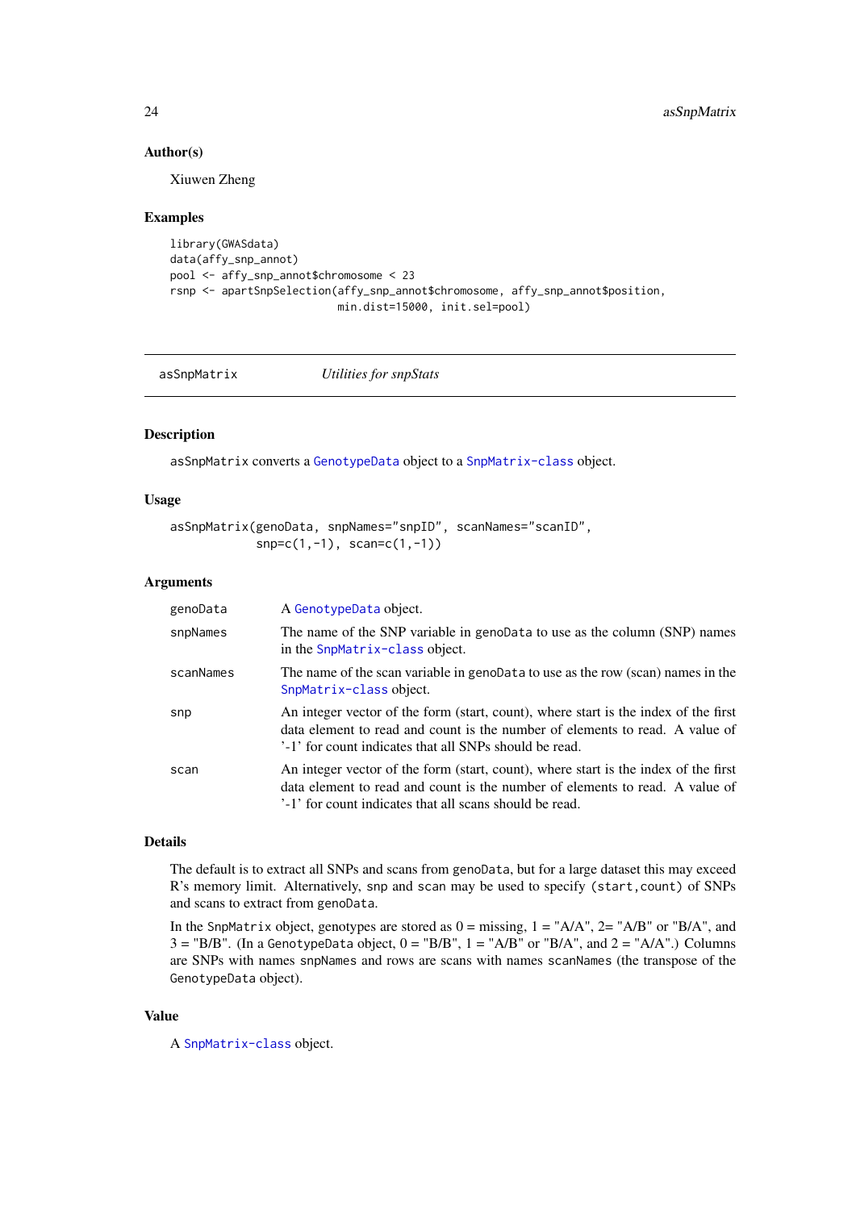### Author(s)

Xiuwen Zheng

### Examples

```
library(GWASdata)
data(affy_snp_annot)
pool <- affy_snp_annot$chromosome < 23
rsnp <- apartSnpSelection(affy_snp_annot$chromosome, affy_snp_annot$position,
                          min.dist=15000, init.sel=pool)
```

---

## asSnpMatrix *Utilities for snpStats*

---

### Description

asSnpMatrix converts a GenotypeData object to a SnpMatrix-class object.

### Usage

```
asSnpMatrix(genoData, snpNames="snpID", scanNames="scanID",
            snp=c(1,-1), scan=c(1,-1))
```

### Arguments

| | |
|---|---|
| genoData | A GenotypeData object. |
| snpNames | The name of the SNP variable in genoData to use as the column (SNP) names in the SnpMatrix-class object. |
| scanNames | The name of the scan variable in genoData to use as the row (scan) names in the SnpMatrix-class object. |
| snp | An integer vector of the form (start, count), where start is the index of the first data element to read and count is the number of elements to read. A value of '-1' for count indicates that all SNPs should be read. |
| scan | An integer vector of the form (start, count), where start is the index of the first data element to read and count is the number of elements to read. A value of '-1' for count indicates that all scans should be read. |

### Details

The default is to extract all SNPs and scans from genoData, but for a large dataset this may exceed R's memory limit. Alternatively, snp and scan may be used to specify (start,count) of SNPs and scans to extract from genoData.

In the SnpMatrix object, genotypes are stored as 0 = missing, 1 = "A/A", 2= "A/B" or "B/A", and 3 = "B/B". (In a GenotypeData object, 0 = "B/B", 1 = "A/B" or "B/A", and 2 = "A/A".) Columns are SNPs with names snpNames and rows are scans with names scanNames (the transpose of the GenotypeData object).

### Value

A SnpMatrix-class object.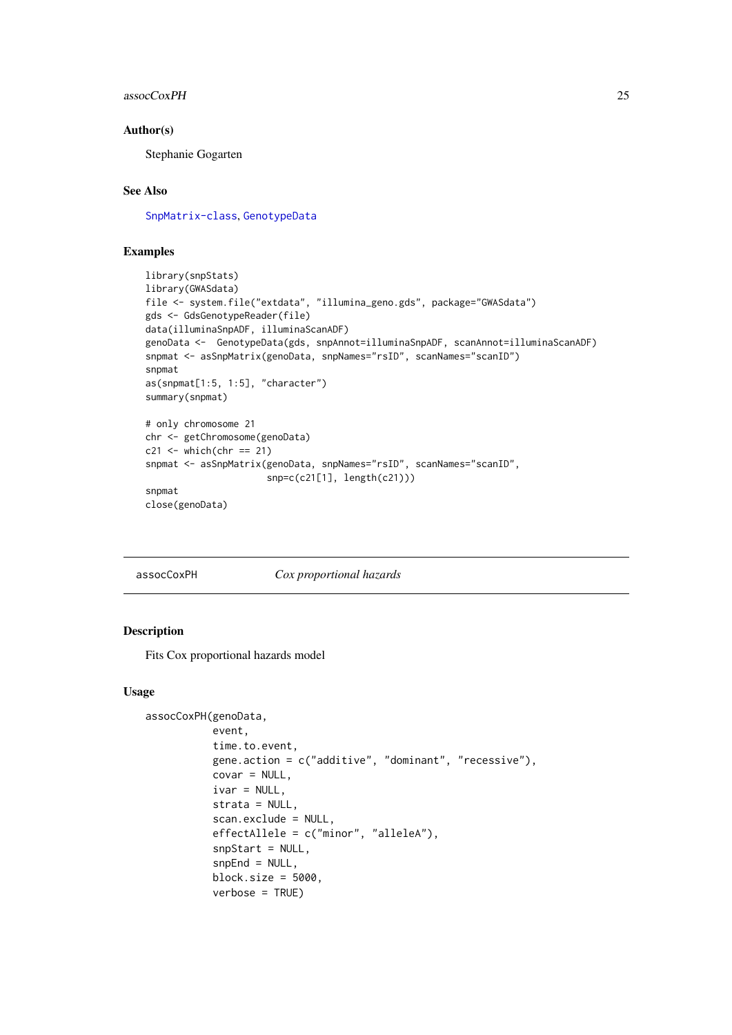### Author(s)

Stephanie Gogarten

### See Also

SnpMatrix-class, GenotypeData

### Examples

```
library(snpStats)
library(GWASdata)
file <- system.file("extdata", "illumina_geno.gds", package="GWASdata")
gds <- GdsGenotypeReader(file)
data(illuminaSnpADF, illuminaScanADF)
genoData <-  GenotypeData(gds, snpAnnot=illuminaSnpADF, scanAnnot=illuminaScanADF)
snpmat <- asSnpMatrix(genoData, snpNames="rsID", scanNames="scanID")
snpmat
as(snpmat[1:5, 1:5], "character")
summary(snpmat)

# only chromosome 21
chr <- getChromosome(genoData)
c21 <- which(chr == 21)
snpmat <- asSnpMatrix(genoData, snpNames="rsID", scanNames="scanID",
                      snp=c(c21[1], length(c21)))
snpmat
close(genoData)
```

---

## assocCoxPH — *Cox proportional hazards*

### Description

Fits Cox proportional hazards model

### Usage

```
assocCoxPH(genoData,
           event,
           time.to.event,
           gene.action = c("additive", "dominant", "recessive"),
           covar = NULL,
           ivar = NULL,
           strata = NULL,
           scan.exclude = NULL,
           effectAllele = c("minor", "alleleA"),
           snpStart = NULL,
           snpEnd = NULL,
           block.size = 5000,
           verbose = TRUE)
```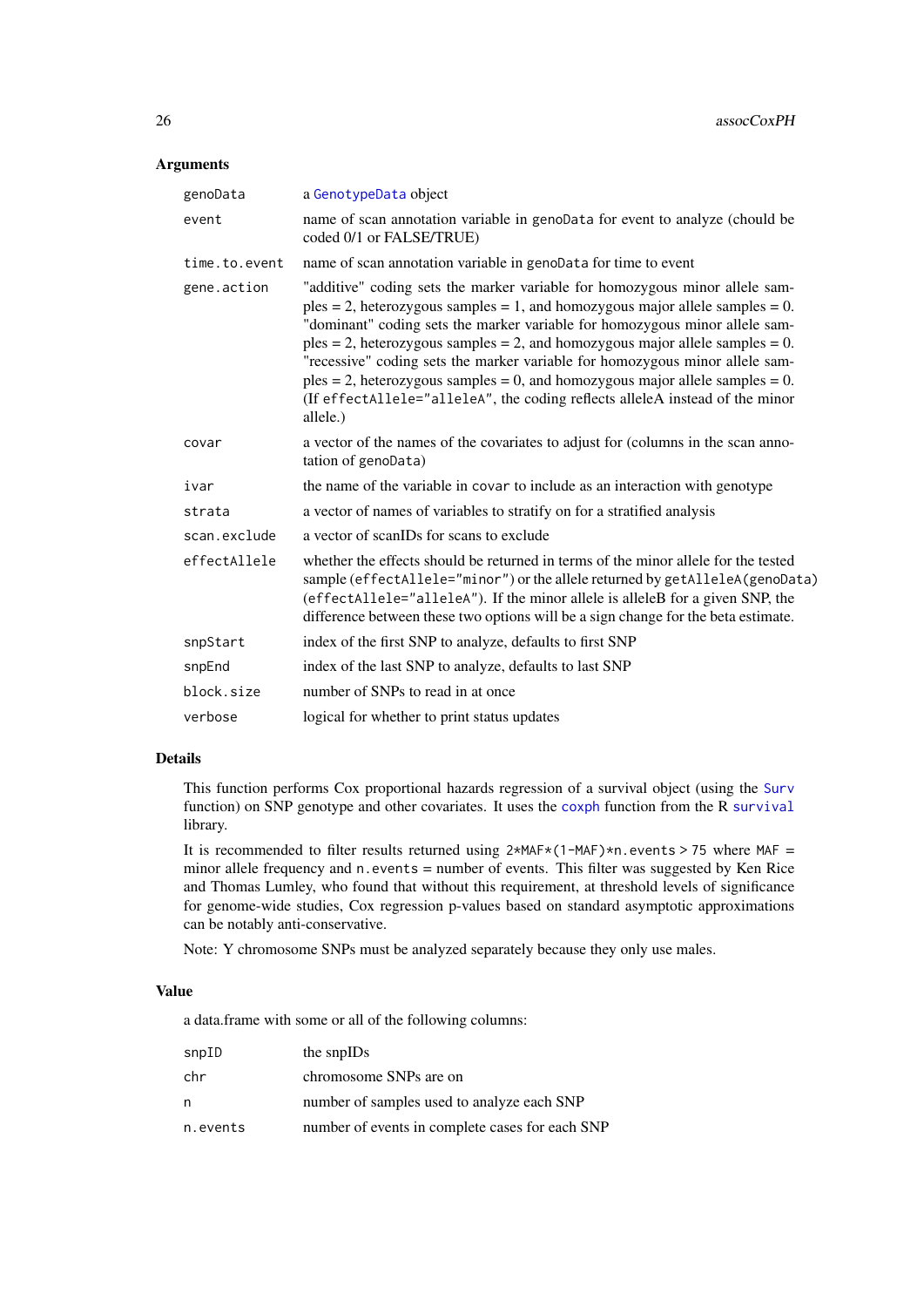## Arguments

| | |
|---|---|
| `genoData` | a `GenotypeData` object |
| `event` | name of scan annotation variable in `genoData` for event to analyze (chould be coded 0/1 or FALSE/TRUE) |
| `time.to.event` | name of scan annotation variable in `genoData` for time to event |
| `gene.action` | "additive" coding sets the marker variable for homozygous minor allele samples = 2, heterozygous samples = 1, and homozygous major allele samples = 0. "dominant" coding sets the marker variable for homozygous minor allele samples = 2, heterozygous samples = 2, and homozygous major allele samples = 0. "recessive" coding sets the marker variable for homozygous minor allele samples = 2, heterozygous samples = 0, and homozygous major allele samples = 0. (If `effectAllele="alleleA"`, the coding reflects alleleA instead of the minor allele.) |
| `covar` | a vector of the names of the covariates to adjust for (columns in the scan annotation of `genoData`) |
| `ivar` | the name of the variable in `covar` to include as an interaction with genotype |
| `strata` | a vector of names of variables to stratify on for a stratified analysis |
| `scan.exclude` | a vector of scanIDs for scans to exclude |
| `effectAllele` | whether the effects should be returned in terms of the minor allele for the tested sample (`effectAllele="minor"`) or the allele returned by `getAlleleA(genoData)` (`effectAllele="alleleA"`). If the minor allele is alleleB for a given SNP, the difference between these two options will be a sign change for the beta estimate. |
| `snpStart` | index of the first SNP to analyze, defaults to first SNP |
| `snpEnd` | index of the last SNP to analyze, defaults to last SNP |
| `block.size` | number of SNPs to read in at once |
| `verbose` | logical for whether to print status updates |

## Details

This function performs Cox proportional hazards regression of a survival object (using the `Surv` function) on SNP genotype and other covariates. It uses the `coxph` function from the R `survival` library.

It is recommended to filter results returned using `2*MAF*(1-MAF)*n.events > 75` where `MAF` = minor allele frequency and `n.events` = number of events. This filter was suggested by Ken Rice and Thomas Lumley, who found that without this requirement, at threshold levels of significance for genome-wide studies, Cox regression p-values based on standard asymptotic approximations can be notably anti-conservative.

Note: Y chromosome SNPs must be analyzed separately because they only use males.

## Value

a data.frame with some or all of the following columns:

| | |
|---|---|
| `snpID` | the snpIDs |
| `chr` | chromosome SNPs are on |
| `n` | number of samples used to analyze each SNP |
| `n.events` | number of events in complete cases for each SNP |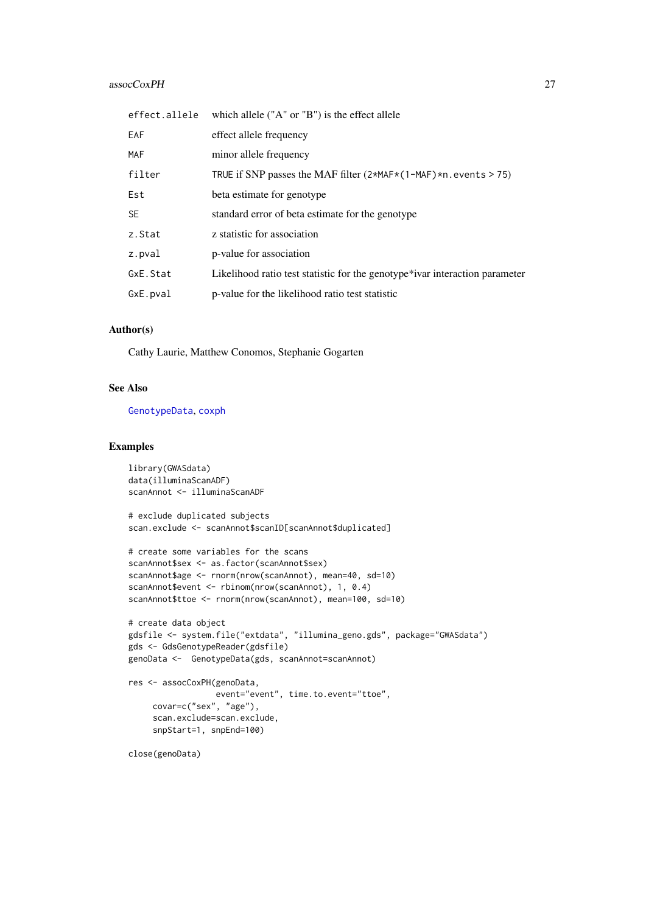| | |
|---|---|
| `effect.allele` | which allele ("A" or "B") is the effect allele |
| `EAF` | effect allele frequency |
| `MAF` | minor allele frequency |
| `filter` | `TRUE` if SNP passes the MAF filter (`2*MAF*(1-MAF)*n.events` > 75) |
| `Est` | beta estimate for genotype |
| `SE` | standard error of beta estimate for the genotype |
| `z.Stat` | z statistic for association |
| `z.pval` | p-value for association |
| `GxE.Stat` | Likelihood ratio test statistic for the genotype*ivar interaction parameter |
| `GxE.pval` | p-value for the likelihood ratio test statistic |

### Author(s)

Cathy Laurie, Matthew Conomos, Stephanie Gogarten

### See Also

`GenotypeData`, `coxph`

### Examples

```
library(GWASdata)
data(illuminaScanADF)
scanAnnot <- illuminaScanADF

# exclude duplicated subjects
scan.exclude <- scanAnnot$scanID[scanAnnot$duplicated]

# create some variables for the scans
scanAnnot$sex <- as.factor(scanAnnot$sex)
scanAnnot$age <- rnorm(nrow(scanAnnot), mean=40, sd=10)
scanAnnot$event <- rbinom(nrow(scanAnnot), 1, 0.4)
scanAnnot$ttoe <- rnorm(nrow(scanAnnot), mean=100, sd=10)

# create data object
gdsfile <- system.file("extdata", "illumina_geno.gds", package="GWASdata")
gds <- GdsGenotypeReader(gdsfile)
genoData <-  GenotypeData(gds, scanAnnot=scanAnnot)

res <- assocCoxPH(genoData,
                  event="event", time.to.event="ttoe",
     covar=c("sex", "age"),
     scan.exclude=scan.exclude,
     snpStart=1, snpEnd=100)

close(genoData)
```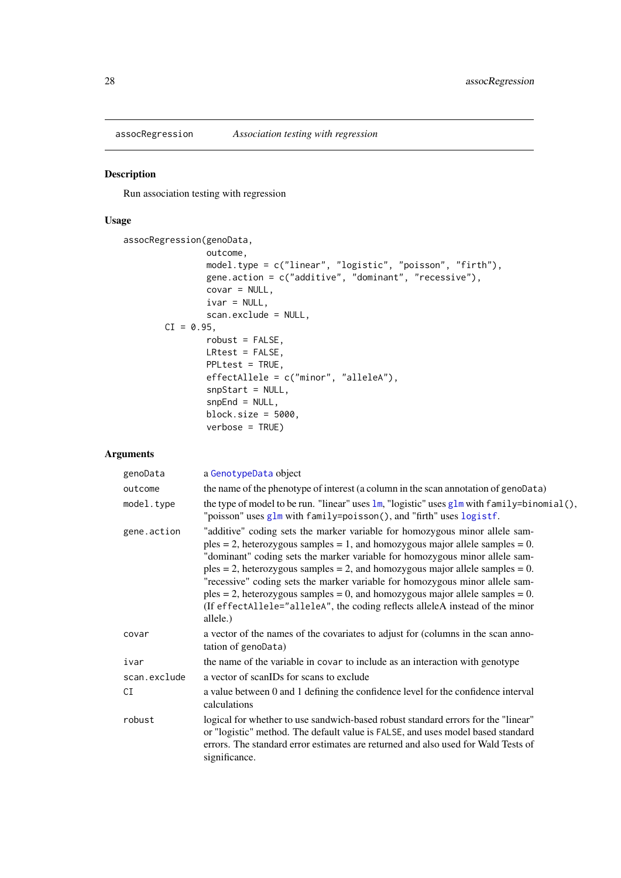assocRegression *Association testing with regression*

## Description

Run association testing with regression

## Usage

```
assocRegression(genoData,
                outcome,
                model.type = c("linear", "logistic", "poisson", "firth"),
                gene.action = c("additive", "dominant", "recessive"),
                covar = NULL,
                ivar = NULL,
                scan.exclude = NULL,
        CI = 0.95,
                robust = FALSE,
                LRtest = FALSE,
                PPLtest = TRUE,
                effectAllele = c("minor", "alleleA"),
                snpStart = NULL,
                snpEnd = NULL,
                block.size = 5000,
                verbose = TRUE)
```

## Arguments

| | |
|---|---|
| genoData | a GenotypeData object |
| outcome | the name of the phenotype of interest (a column in the scan annotation of genoData) |
| model.type | the type of model to be run. "linear" uses lm, "logistic" uses glm with family=binomial(), "poisson" uses glm with family=poisson(), and "firth" uses logistf. |
| gene.action | "additive" coding sets the marker variable for homozygous minor allele samples = 2, heterozygous samples = 1, and homozygous major allele samples = 0. "dominant" coding sets the marker variable for homozygous minor allele samples = 2, heterozygous samples = 2, and homozygous major allele samples = 0. "recessive" coding sets the marker variable for homozygous minor allele samples = 2, heterozygous samples = 0, and homozygous major allele samples = 0. (If effectAllele="alleleA", the coding reflects alleleA instead of the minor allele.) |
| covar | a vector of the names of the covariates to adjust for (columns in the scan annotation of genoData) |
| ivar | the name of the variable in covar to include as an interaction with genotype |
| scan.exclude | a vector of scanIDs for scans to exclude |
| CI | a value between 0 and 1 defining the confidence level for the confidence interval calculations |
| robust | logical for whether to use sandwich-based robust standard errors for the "linear" or "logistic" method. The default value is FALSE, and uses model based standard errors. The standard error estimates are returned and also used for Wald Tests of significance. |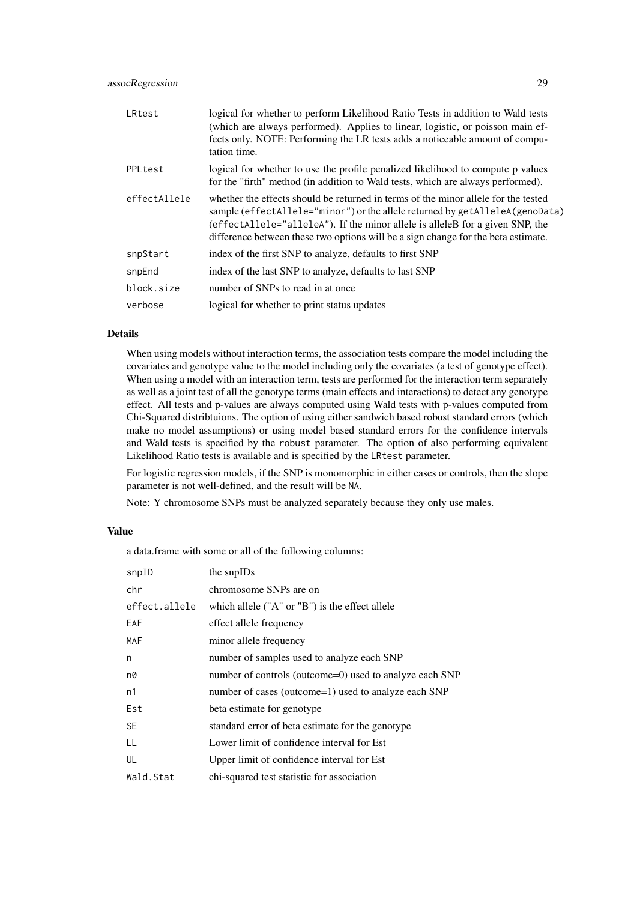| | |
|---|---|
| `LRtest` | logical for whether to perform Likelihood Ratio Tests in addition to Wald tests (which are always performed). Applies to linear, logistic, or poisson main effects only. NOTE: Performing the LR tests adds a noticeable amount of computation time. |
| `PPLtest` | logical for whether to use the profile penalized likelihood to compute p values for the "firth" method (in addition to Wald tests, which are always performed). |
| `effectAllele` | whether the effects should be returned in terms of the minor allele for the tested sample (`effectAllele="minor"`) or the allele returned by `getAlleleA(genoData)` (`effectAllele="alleleA"`). If the minor allele is alleleB for a given SNP, the difference between these two options will be a sign change for the beta estimate. |
| `snpStart` | index of the first SNP to analyze, defaults to first SNP |
| `snpEnd` | index of the last SNP to analyze, defaults to last SNP |
| `block.size` | number of SNPs to read in at once |
| `verbose` | logical for whether to print status updates |

## Details

When using models without interaction terms, the association tests compare the model including the covariates and genotype value to the model including only the covariates (a test of genotype effect). When using a model with an interaction term, tests are performed for the interaction term separately as well as a joint test of all the genotype terms (main effects and interactions) to detect any genotype effect. All tests and p-values are always computed using Wald tests with p-values computed from Chi-Squared distribtuions. The option of using either sandwich based robust standard errors (which make no model assumptions) or using model based standard errors for the confidence intervals and Wald tests is specified by the `robust` parameter. The option of also performing equivalent Likelihood Ratio tests is available and is specified by the `LRtest` parameter.

For logistic regression models, if the SNP is monomorphic in either cases or controls, then the slope parameter is not well-defined, and the result will be `NA`.

Note: Y chromosome SNPs must be analyzed separately because they only use males.

## Value

a data.frame with some or all of the following columns:

| | |
|---|---|
| `snpID` | the snpIDs |
| `chr` | chromosome SNPs are on |
| `effect.allele` | which allele ("A" or "B") is the effect allele |
| `EAF` | effect allele frequency |
| `MAF` | minor allele frequency |
| `n` | number of samples used to analyze each SNP |
| `n0` | number of controls (outcome=0) used to analyze each SNP |
| `n1` | number of cases (outcome=1) used to analyze each SNP |
| `Est` | beta estimate for genotype |
| `SE` | standard error of beta estimate for the genotype |
| `LL` | Lower limit of confidence interval for Est |
| `UL` | Upper limit of confidence interval for Est |
| `Wald.Stat` | chi-squared test statistic for association |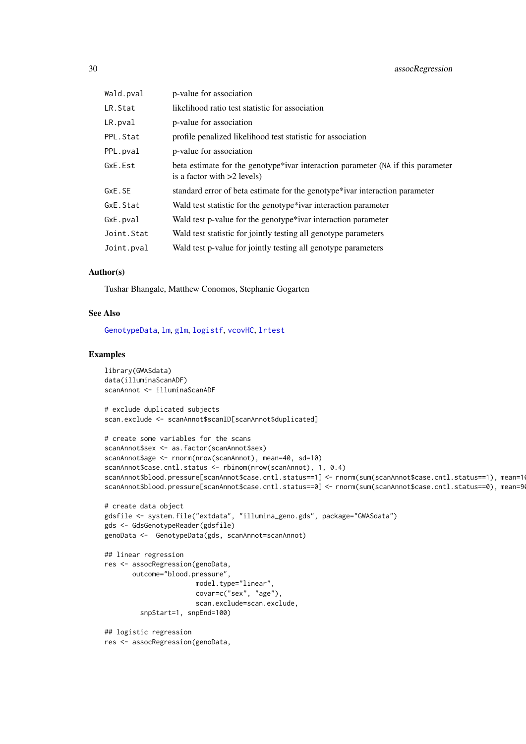| | |
|---|---|
| `Wald.pval` | p-value for association |
| `LR.Stat` | likelihood ratio test statistic for association |
| `LR.pval` | p-value for association |
| `PPL.Stat` | profile penalized likelihood test statistic for association |
| `PPL.pval` | p-value for association |
| `GxE.Est` | beta estimate for the genotype*ivar interaction parameter (`NA` if this parameter is a factor with >2 levels) |
| `GxE.SE` | standard error of beta estimate for the genotype*ivar interaction parameter |
| `GxE.Stat` | Wald test statistic for the genotype*ivar interaction parameter |
| `GxE.pval` | Wald test p-value for the genotype*ivar interaction parameter |
| `Joint.Stat` | Wald test statistic for jointly testing all genotype parameters |
| `Joint.pval` | Wald test p-value for jointly testing all genotype parameters |

### Author(s)

Tushar Bhangale, Matthew Conomos, Stephanie Gogarten

### See Also

`GenotypeData`, `lm`, `glm`, `logistf`, `vcovHC`, `lrtest`

### Examples

```
library(GWASdata)
data(illuminaScanADF)
scanAnnot <- illuminaScanADF

# exclude duplicated subjects
scan.exclude <- scanAnnot$scanID[scanAnnot$duplicated]

# create some variables for the scans
scanAnnot$sex <- as.factor(scanAnnot$sex)
scanAnnot$age <- rnorm(nrow(scanAnnot), mean=40, sd=10)
scanAnnot$case.cntl.status <- rbinom(nrow(scanAnnot), 1, 0.4)
scanAnnot$blood.pressure[scanAnnot$case.cntl.status==1] <- rnorm(sum(scanAnnot$case.cntl.status==1), mean=1
scanAnnot$blood.pressure[scanAnnot$case.cntl.status==0] <- rnorm(sum(scanAnnot$case.cntl.status==0), mean=9

# create data object
gdsfile <- system.file("extdata", "illumina_geno.gds", package="GWASdata")
gds <- GdsGenotypeReader(gdsfile)
genoData <-  GenotypeData(gds, scanAnnot=scanAnnot)

## linear regression
res <- assocRegression(genoData,
       outcome="blood.pressure",
                       model.type="linear",
                       covar=c("sex", "age"),
                       scan.exclude=scan.exclude,
         snpStart=1, snpEnd=100)

## logistic regression
res <- assocRegression(genoData,
```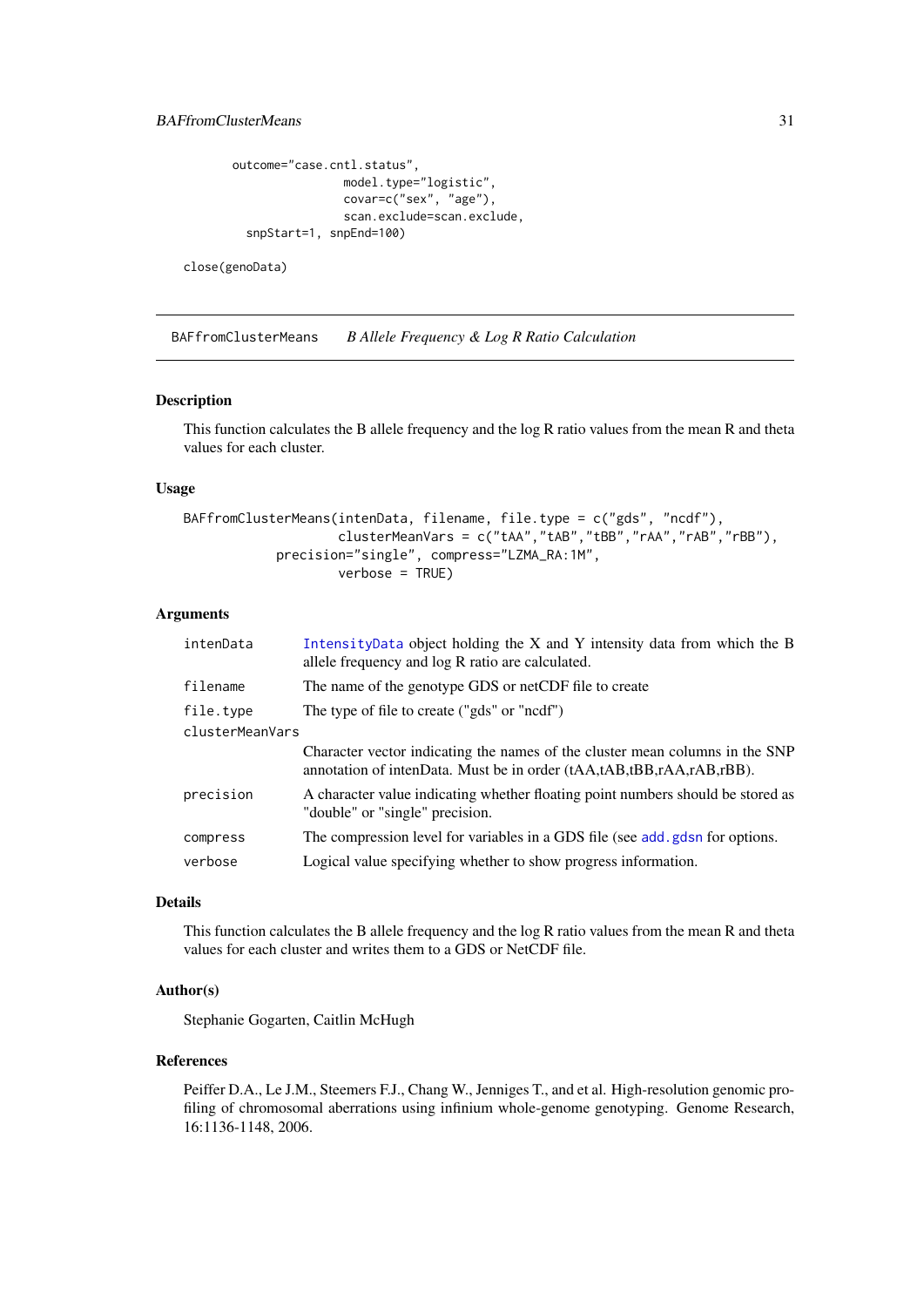```
outcome="case.cntl.status",
                model.type="logistic",
                covar=c("sex", "age"),
                scan.exclude=scan.exclude,
  snpStart=1, snpEnd=100)

close(genoData)
```

## BAFfromClusterMeans *B Allele Frequency & Log R Ratio Calculation*

### Description

This function calculates the B allele frequency and the log R ratio values from the mean R and theta values for each cluster.

### Usage

```
BAFfromClusterMeans(intenData, filename, file.type = c("gds", "ncdf"),
                    clusterMeanVars = c("tAA","tAB","tBB","rAA","rAB","rBB"),
             precision="single", compress="LZMA_RA:1M",
                    verbose = TRUE)
```

### Arguments

| | |
|---|---|
| intenData | IntensityData object holding the X and Y intensity data from which the B allele frequency and log R ratio are calculated. |
| filename | The name of the genotype GDS or netCDF file to create |
| file.type | The type of file to create ("gds" or "ncdf") |
| clusterMeanVars | Character vector indicating the names of the cluster mean columns in the SNP annotation of intenData. Must be in order (tAA,tAB,tBB,rAA,rAB,rBB). |
| precision | A character value indicating whether floating point numbers should be stored as "double" or "single" precision. |
| compress | The compression level for variables in a GDS file (see add.gdsn for options. |
| verbose | Logical value specifying whether to show progress information. |

### Details

This function calculates the B allele frequency and the log R ratio values from the mean R and theta values for each cluster and writes them to a GDS or NetCDF file.

### Author(s)

Stephanie Gogarten, Caitlin McHugh

### References

Peiffer D.A., Le J.M., Steemers F.J., Chang W., Jenniges T., and et al. High-resolution genomic profiling of chromosomal aberrations using infinium whole-genome genotyping. Genome Research, 16:1136-1148, 2006.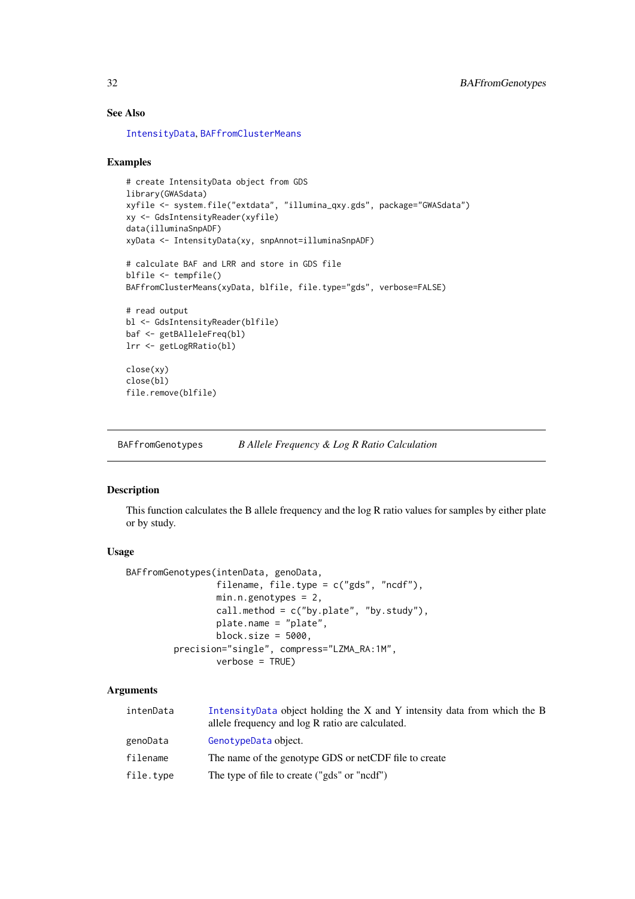### See Also

IntensityData, BAFfromClusterMeans

### Examples

```
# create IntensityData object from GDS
library(GWASdata)
xyfile <- system.file("extdata", "illumina_qxy.gds", package="GWASdata")
xy <- GdsIntensityReader(xyfile)
data(illuminaSnpADF)
xyData <- IntensityData(xy, snpAnnot=illuminaSnpADF)

# calculate BAF and LRR and store in GDS file
blfile <- tempfile()
BAFfromClusterMeans(xyData, blfile, file.type="gds", verbose=FALSE)

# read output
bl <- GdsIntensityReader(blfile)
baf <- getBAlleleFreq(bl)
lrr <- getLogRRatio(bl)

close(xy)
close(bl)
file.remove(blfile)
```

---

## BAFfromGenotypes — *B Allele Frequency & Log R Ratio Calculation*

---

### Description

This function calculates the B allele frequency and the log R ratio values for samples by either plate or by study.

### Usage

```
BAFfromGenotypes(intenData, genoData,
                 filename, file.type = c("gds", "ncdf"),
                 min.n.genotypes = 2,
                 call.method = c("by.plate", "by.study"),
                 plate.name = "plate",
                 block.size = 5000,
          precision="single", compress="LZMA_RA:1M",
                 verbose = TRUE)
```

### Arguments

| | |
|---|---|
| intenData | IntensityData object holding the X and Y intensity data from which the B allele frequency and log R ratio are calculated. |
| genoData | GenotypeData object. |
| filename | The name of the genotype GDS or netCDF file to create |
| file.type | The type of file to create ("gds" or "ncdf") |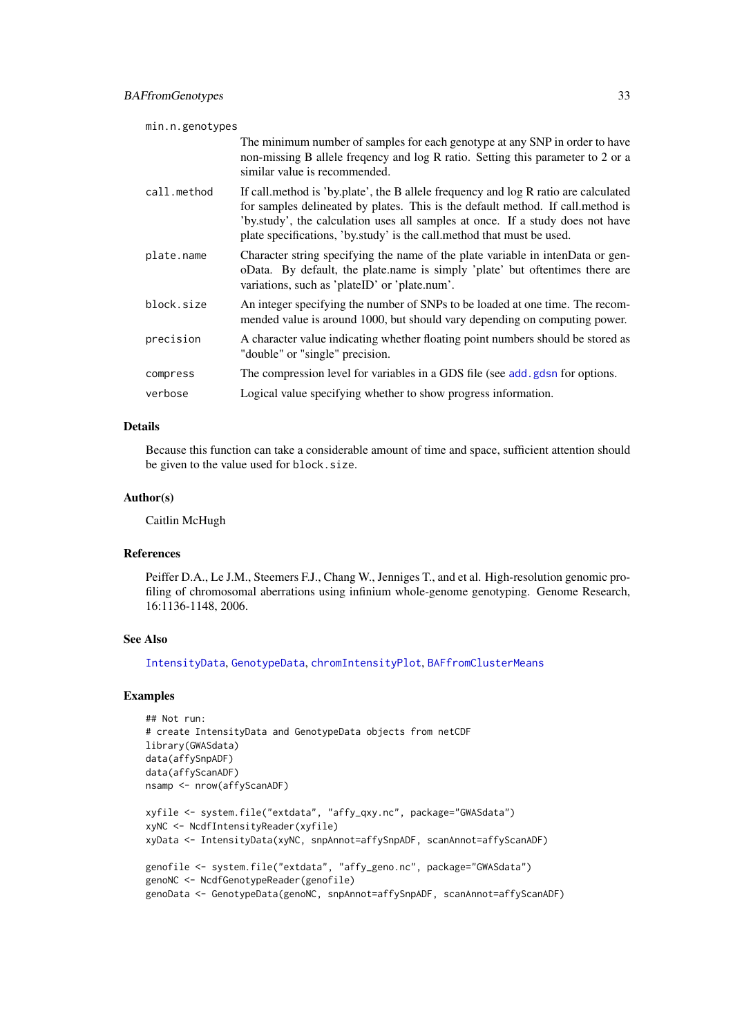min.n.genotypes
: The minimum number of samples for each genotype at any SNP in order to have non-missing B allele freqency and log R ratio. Setting this parameter to 2 or a similar value is recommended.

call.method
: If call.method is 'by.plate', the B allele frequency and log R ratio are calculated for samples delineated by plates. This is the default method. If call.method is 'by.study', the calculation uses all samples at once. If a study does not have plate specifications, 'by.study' is the call.method that must be used.

plate.name
: Character string specifying the name of the plate variable in intenData or genoData. By default, the plate.name is simply 'plate' but oftentimes there are variations, such as 'plateID' or 'plate.num'.

block.size
: An integer specifying the number of SNPs to be loaded at one time. The recommended value is around 1000, but should vary depending on computing power.

precision
: A character value indicating whether floating point numbers should be stored as "double" or "single" precision.

compress
: The compression level for variables in a GDS file (see `add.gdsn` for options.

verbose
: Logical value specifying whether to show progress information.

## Details

Because this function can take a considerable amount of time and space, sufficient attention should be given to the value used for `block.size`.

## Author(s)

Caitlin McHugh

## References

Peiffer D.A., Le J.M., Steemers F.J., Chang W., Jenniges T., and et al. High-resolution genomic profiling of chromosomal aberrations using infinium whole-genome genotyping. Genome Research, 16:1136-1148, 2006.

## See Also

`IntensityData`, `GenotypeData`, `chromIntensityPlot`, `BAFfromClusterMeans`

## Examples

```
## Not run:
# create IntensityData and GenotypeData objects from netCDF
library(GWASdata)
data(affySnpADF)
data(affyScanADF)
nsamp <- nrow(affyScanADF)

xyfile <- system.file("extdata", "affy_qxy.nc", package="GWASdata")
xyNC <- NcdfIntensityReader(xyfile)
xyData <- IntensityData(xyNC, snpAnnot=affySnpADF, scanAnnot=affyScanADF)

genofile <- system.file("extdata", "affy_geno.nc", package="GWASdata")
genoNC <- NcdfGenotypeReader(genofile)
genoData <- GenotypeData(genoNC, snpAnnot=affySnpADF, scanAnnot=affyScanADF)
```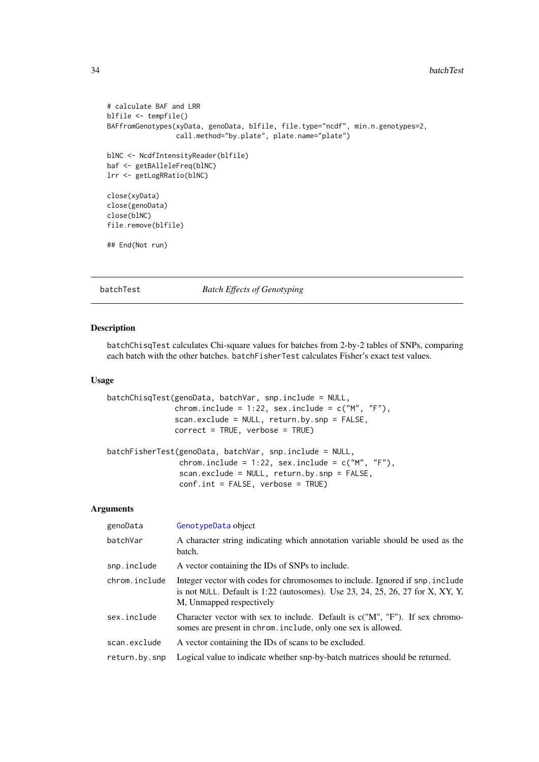```
# calculate BAF and LRR
blfile <- tempfile()
BAFfromGenotypes(xyData, genoData, blfile, file.type="ncdf", min.n.genotypes=2,
                 call.method="by.plate", plate.name="plate")

blNC <- NcdfIntensityReader(blfile)
baf <- getBAlleleFreq(blNC)
lrr <- getLogRRatio(blNC)

close(xyData)
close(genoData)
close(blNC)
file.remove(blfile)

## End(Not run)
```

---

## batchTest *Batch Effects of Genotyping*

---

### Description

batchChisqTest calculates Chi-square values for batches from 2-by-2 tables of SNPs, comparing each batch with the other batches. batchFisherTest calculates Fisher's exact test values.

### Usage

```
batchChisqTest(genoData, batchVar, snp.include = NULL,
               chrom.include = 1:22, sex.include = c("M", "F"),
               scan.exclude = NULL, return.by.snp = FALSE,
               correct = TRUE, verbose = TRUE)

batchFisherTest(genoData, batchVar, snp.include = NULL,
                chrom.include = 1:22, sex.include = c("M", "F"),
                scan.exclude = NULL, return.by.snp = FALSE,
                conf.int = FALSE, verbose = TRUE)
```

### Arguments

| | |
|---|---|
| genoData | GenotypeData object |
| batchVar | A character string indicating which annotation variable should be used as the batch. |
| snp.include | A vector containing the IDs of SNPs to include. |
| chrom.include | Integer vector with codes for chromosomes to include. Ignored if snp.include is not NULL. Default is 1:22 (autosomes). Use 23, 24, 25, 26, 27 for X, XY, Y, M, Unmapped respectively |
| sex.include | Character vector with sex to include. Default is c("M", "F"). If sex chromosomes are present in chrom.include, only one sex is allowed. |
| scan.exclude | A vector containing the IDs of scans to be excluded. |
| return.by.snp | Logical value to indicate whether snp-by-batch matrices should be returned. |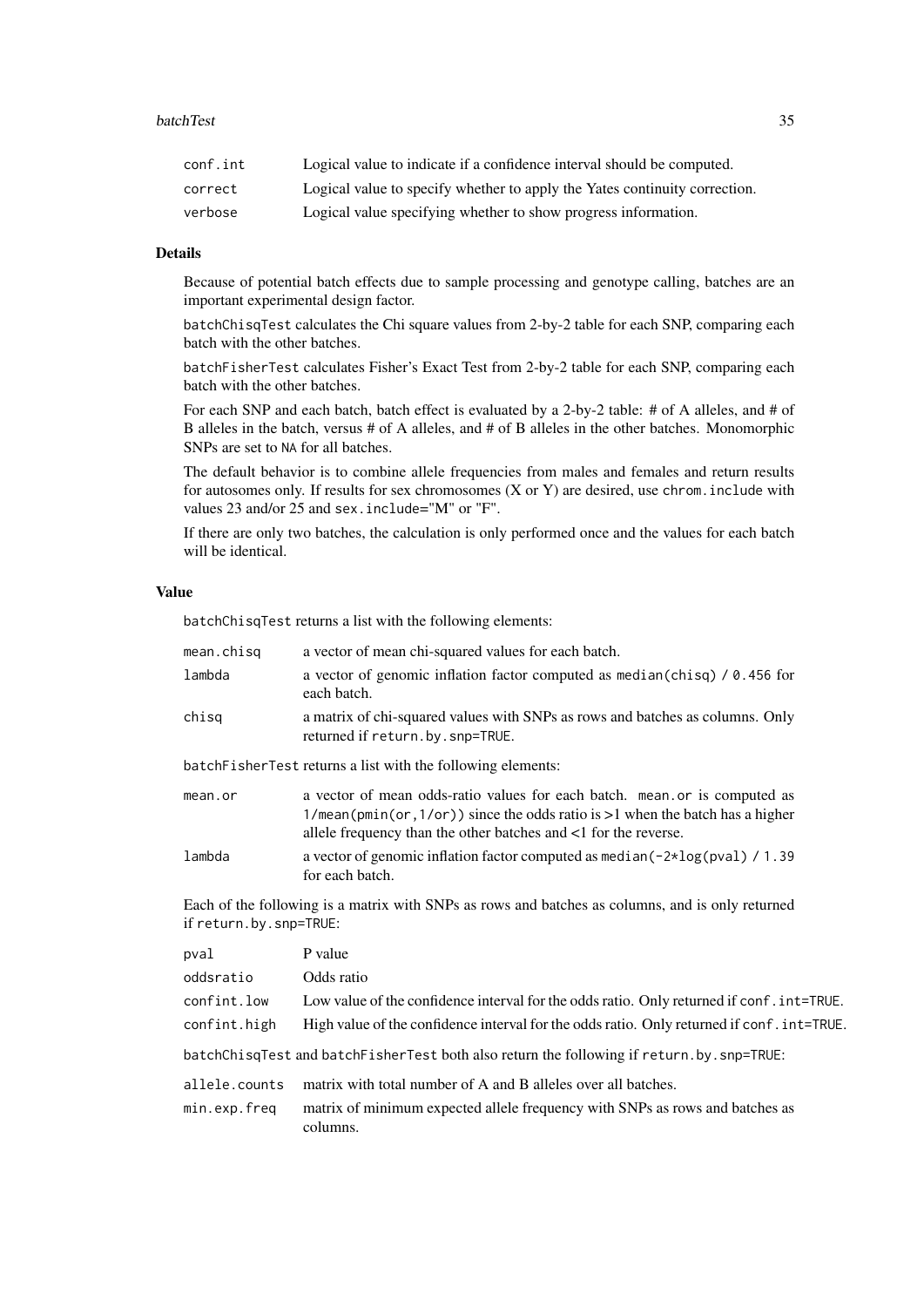| | |
|---|---|
| `conf.int` | Logical value to indicate if a confidence interval should be computed. |
| `correct` | Logical value to specify whether to apply the Yates continuity correction. |
| `verbose` | Logical value specifying whether to show progress information. |

## Details

Because of potential batch effects due to sample processing and genotype calling, batches are an important experimental design factor.

`batchChisqTest` calculates the Chi square values from 2-by-2 table for each SNP, comparing each batch with the other batches.

`batchFisherTest` calculates Fisher's Exact Test from 2-by-2 table for each SNP, comparing each batch with the other batches.

For each SNP and each batch, batch effect is evaluated by a 2-by-2 table: # of A alleles, and # of B alleles in the batch, versus # of A alleles, and # of B alleles in the other batches. Monomorphic SNPs are set to `NA` for all batches.

The default behavior is to combine allele frequencies from males and females and return results for autosomes only. If results for sex chromosomes (X or Y) are desired, use `chrom.include` with values 23 and/or 25 and `sex.include="M"` or "F".

If there are only two batches, the calculation is only performed once and the values for each batch will be identical.

## Value

`batchChisqTest` returns a list with the following elements:

| | |
|---|---|
| `mean.chisq` | a vector of mean chi-squared values for each batch. |
| `lambda` | a vector of genomic inflation factor computed as `median(chisq) / 0.456` for each batch. |
| `chisq` | a matrix of chi-squared values with SNPs as rows and batches as columns. Only returned if `return.by.snp=TRUE`. |

`batchFisherTest` returns a list with the following elements:

| | |
|---|---|
| `mean.or` | a vector of mean odds-ratio values for each batch. `mean.or` is computed as `1/mean(pmin(or,1/or))` since the odds ratio is >1 when the batch has a higher allele frequency than the other batches and <1 for the reverse. |
| `lambda` | a vector of genomic inflation factor computed as `median(-2*log(pval) / 1.39` for each batch. |

Each of the following is a matrix with SNPs as rows and batches as columns, and is only returned if `return.by.snp=TRUE`:

| | |
|---|---|
| `pval` | P value |
| `oddsratio` | Odds ratio |
| `confint.low` | Low value of the confidence interval for the odds ratio. Only returned if `conf.int=TRUE`. |
| `confint.high` | High value of the confidence interval for the odds ratio. Only returned if `conf.int=TRUE`. |

`batchChisqTest` and `batchFisherTest` both also return the following if `return.by.snp=TRUE`:

| | |
|---|---|
| `allele.counts` | matrix with total number of A and B alleles over all batches. |
| `min.exp.freq` | matrix of minimum expected allele frequency with SNPs as rows and batches as columns. |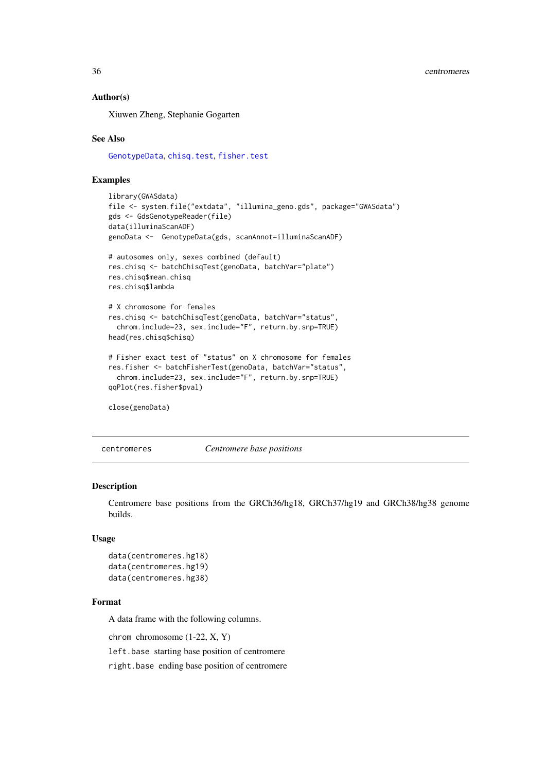### Author(s)

Xiuwen Zheng, Stephanie Gogarten

### See Also

GenotypeData, chisq.test, fisher.test

### Examples

```
library(GWASdata)
file <- system.file("extdata", "illumina_geno.gds", package="GWASdata")
gds <- GdsGenotypeReader(file)
data(illuminaScanADF)
genoData <-  GenotypeData(gds, scanAnnot=illuminaScanADF)

# autosomes only, sexes combined (default)
res.chisq <- batchChisqTest(genoData, batchVar="plate")
res.chisq$mean.chisq
res.chisq$lambda

# X chromosome for females
res.chisq <- batchChisqTest(genoData, batchVar="status",
  chrom.include=23, sex.include="F", return.by.snp=TRUE)
head(res.chisq$chisq)

# Fisher exact test of "status" on X chromosome for females
res.fisher <- batchFisherTest(genoData, batchVar="status",
  chrom.include=23, sex.include="F", return.by.snp=TRUE)
qqPlot(res.fisher$pval)

close(genoData)
```

---

## centromeres *Centromere base positions*

---

### Description

Centromere base positions from the GRCh36/hg18, GRCh37/hg19 and GRCh38/hg38 genome builds.

### Usage

```
data(centromeres.hg18)
data(centromeres.hg19)
data(centromeres.hg38)
```

### Format

A data frame with the following columns.

`chrom` chromosome (1-22, X, Y)

`left.base` starting base position of centromere

`right.base` ending base position of centromere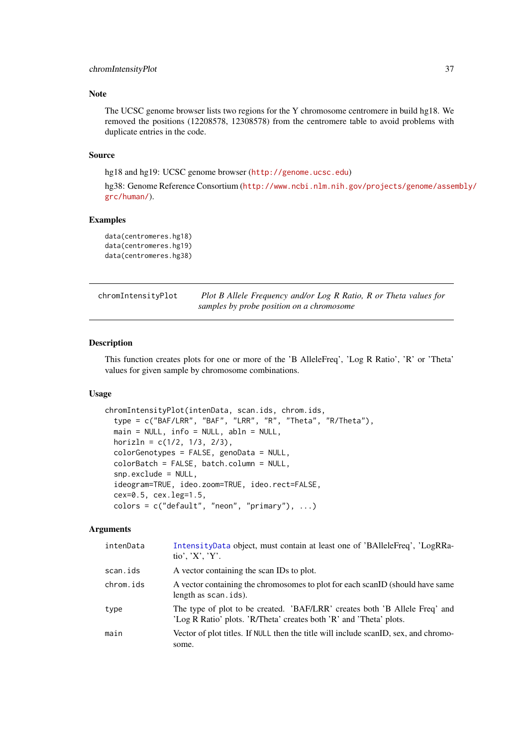### Note

The UCSC genome browser lists two regions for the Y chromosome centromere in build hg18. We removed the positions (12208578, 12308578) from the centromere table to avoid problems with duplicate entries in the code.

### Source

hg18 and hg19: UCSC genome browser (http://genome.ucsc.edu)

hg38: Genome Reference Consortium (http://www.ncbi.nlm.nih.gov/projects/genome/assembly/grc/human/).

### Examples

```
data(centromeres.hg18)
data(centromeres.hg19)
data(centromeres.hg38)
```

---

## chromIntensityPlot — *Plot B Allele Frequency and/or Log R Ratio, R or Theta values for samples by probe position on a chromosome*

---

### Description

This function creates plots for one or more of the 'B AlleleFreq', 'Log R Ratio', 'R' or 'Theta' values for given sample by chromosome combinations.

### Usage

```
chromIntensityPlot(intenData, scan.ids, chrom.ids,
  type = c("BAF/LRR", "BAF", "LRR", "R", "Theta", "R/Theta"),
  main = NULL, info = NULL, abln = NULL,
  horizln = c(1/2, 1/3, 2/3),
  colorGenotypes = FALSE, genoData = NULL,
  colorBatch = FALSE, batch.column = NULL,
  snp.exclude = NULL,
  ideogram=TRUE, ideo.zoom=TRUE, ideo.rect=FALSE,
  cex=0.5, cex.leg=1.5,
  colors = c("default", "neon", "primary"), ...)
```

### Arguments

| | |
|---|---|
| intenData | IntensityData object, must contain at least one of 'BAlleleFreq', 'LogRRatio', 'X', 'Y'. |
| scan.ids | A vector containing the scan IDs to plot. |
| chrom.ids | A vector containing the chromosomes to plot for each scanID (should have same length as scan.ids). |
| type | The type of plot to be created. 'BAF/LRR' creates both 'B Allele Freq' and 'Log R Ratio' plots. 'R/Theta' creates both 'R' and 'Theta' plots. |
| main | Vector of plot titles. If NULL then the title will include scanID, sex, and chromosome. |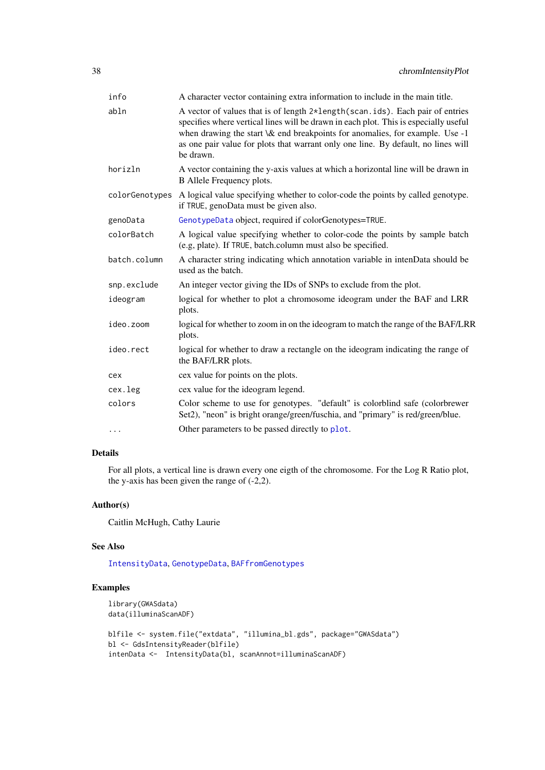| | |
|---|---|
| `info` | A character vector containing extra information to include in the main title. |
| `abln` | A vector of values that is of length `2*length(scan.ids)`. Each pair of entries specifies where vertical lines will be drawn in each plot. This is especially useful when drawing the start \& end breakpoints for anomalies, for example. Use -1 as one pair value for plots that warrant only one line. By default, no lines will be drawn. |
| `horizln` | A vector containing the y-axis values at which a horizontal line will be drawn in B Allele Frequency plots. |
| `colorGenotypes` | A logical value specifying whether to color-code the points by called genotype. if `TRUE`, genoData must be given also. |
| `genoData` | `GenotypeData` object, required if colorGenotypes=`TRUE`. |
| `colorBatch` | A logical value specifying whether to color-code the points by sample batch (e.g, plate). If `TRUE`, batch.column must also be specified. |
| `batch.column` | A character string indicating which annotation variable in intenData should be used as the batch. |
| `snp.exclude` | An integer vector giving the IDs of SNPs to exclude from the plot. |
| `ideogram` | logical for whether to plot a chromosome ideogram under the BAF and LRR plots. |
| `ideo.zoom` | logical for whether to zoom in on the ideogram to match the range of the BAF/LRR plots. |
| `ideo.rect` | logical for whether to draw a rectangle on the ideogram indicating the range of the BAF/LRR plots. |
| `cex` | cex value for points on the plots. |
| `cex.leg` | cex value for the ideogram legend. |
| `colors` | Color scheme to use for genotypes. "default" is colorblind safe (colorbrewer Set2), "neon" is bright orange/green/fuschia, and "primary" is red/green/blue. |
| `...` | Other parameters to be passed directly to `plot`. |

### Details

For all plots, a vertical line is drawn every one eigth of the chromosome. For the Log R Ratio plot, the y-axis has been given the range of (-2,2).

### Author(s)

Caitlin McHugh, Cathy Laurie

### See Also

`IntensityData`, `GenotypeData`, `BAFfromGenotypes`

### Examples

```
library(GWASdata)
data(illuminaScanADF)

blfile <- system.file("extdata", "illumina_bl.gds", package="GWASdata")
bl <- GdsIntensityReader(blfile)
intenData <-  IntensityData(bl, scanAnnot=illuminaScanADF)
```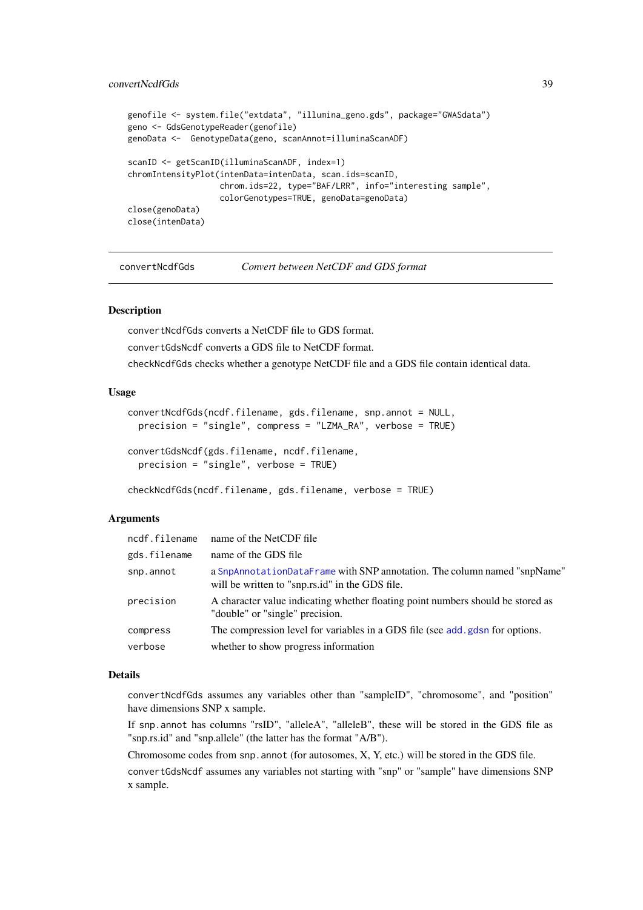```
genofile <- system.file("extdata", "illumina_geno.gds", package="GWASdata")
geno <- GdsGenotypeReader(genofile)
genoData <-  GenotypeData(geno, scanAnnot=illuminaScanADF)

scanID <- getScanID(illuminaScanADF, index=1)
chromIntensityPlot(intenData=intenData, scan.ids=scanID,
                   chrom.ids=22, type="BAF/LRR", info="interesting sample",
                   colorGenotypes=TRUE, genoData=genoData)
close(genoData)
close(intenData)
```

---

convertNcdfGds &nbsp;&nbsp;&nbsp;&nbsp; *Convert between NetCDF and GDS format*

---

## Description

`convertNcdfGds` converts a NetCDF file to GDS format.

`convertGdsNcdf` converts a GDS file to NetCDF format.

`checkNcdfGds` checks whether a genotype NetCDF file and a GDS file contain identical data.

## Usage

```
convertNcdfGds(ncdf.filename, gds.filename, snp.annot = NULL,
  precision = "single", compress = "LZMA_RA", verbose = TRUE)

convertGdsNcdf(gds.filename, ncdf.filename,
  precision = "single", verbose = TRUE)

checkNcdfGds(ncdf.filename, gds.filename, verbose = TRUE)
```

## Arguments

| | |
|---|---|
| `ncdf.filename` | name of the NetCDF file |
| `gds.filename` | name of the GDS file |
| `snp.annot` | a `SnpAnnotationDataFrame` with SNP annotation. The column named "snpName" will be written to "snp.rs.id" in the GDS file. |
| `precision` | A character value indicating whether floating point numbers should be stored as "double" or "single" precision. |
| `compress` | The compression level for variables in a GDS file (see `add.gdsn` for options. |
| `verbose` | whether to show progress information |

## Details

`convertNcdfGds` assumes any variables other than "sampleID", "chromosome", and "position" have dimensions SNP x sample.

If `snp.annot` has columns "rsID", "alleleA", "alleleB", these will be stored in the GDS file as "snp.rs.id" and "snp.allele" (the latter has the format "A/B").

Chromosome codes from `snp.annot` (for autosomes, X, Y, etc.) will be stored in the GDS file.

`convertGdsNcdf` assumes any variables not starting with "snp" or "sample" have dimensions SNP x sample.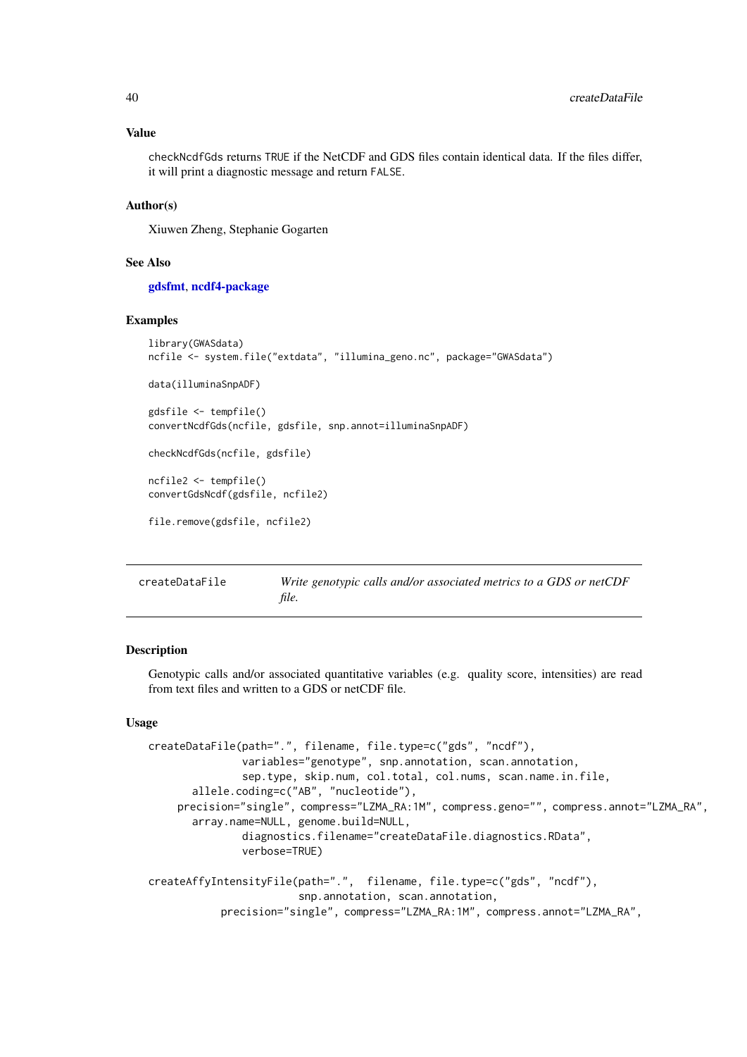### Value

checkNcdfGds returns TRUE if the NetCDF and GDS files contain identical data. If the files differ, it will print a diagnostic message and return FALSE.

### Author(s)

Xiuwen Zheng, Stephanie Gogarten

### See Also

gdsfmt, ncdf4-package

### Examples

```
library(GWASdata)
ncfile <- system.file("extdata", "illumina_geno.nc", package="GWASdata")

data(illuminaSnpADF)

gdsfile <- tempfile()
convertNcdfGds(ncfile, gdsfile, snp.annot=illuminaSnpADF)

checkNcdfGds(ncfile, gdsfile)

ncfile2 <- tempfile()
convertGdsNcdf(gdsfile, ncfile2)

file.remove(gdsfile, ncfile2)
```

---

## createDataFile — *Write genotypic calls and/or associated metrics to a GDS or netCDF file.*

### Description

Genotypic calls and/or associated quantitative variables (e.g. quality score, intensities) are read from text files and written to a GDS or netCDF file.

### Usage

```
createDataFile(path=".", filename, file.type=c("gds", "ncdf"),
               variables="genotype", snp.annotation, scan.annotation,
               sep.type, skip.num, col.total, col.nums, scan.name.in.file,
       allele.coding=c("AB", "nucleotide"),
     precision="single", compress="LZMA_RA:1M", compress.geno="", compress.annot="LZMA_RA",
       array.name=NULL, genome.build=NULL,
               diagnostics.filename="createDataFile.diagnostics.RData",
               verbose=TRUE)

createAffyIntensityFile(path=".",  filename, file.type=c("gds", "ncdf"),
                        snp.annotation, scan.annotation,
            precision="single", compress="LZMA_RA:1M", compress.annot="LZMA_RA",
```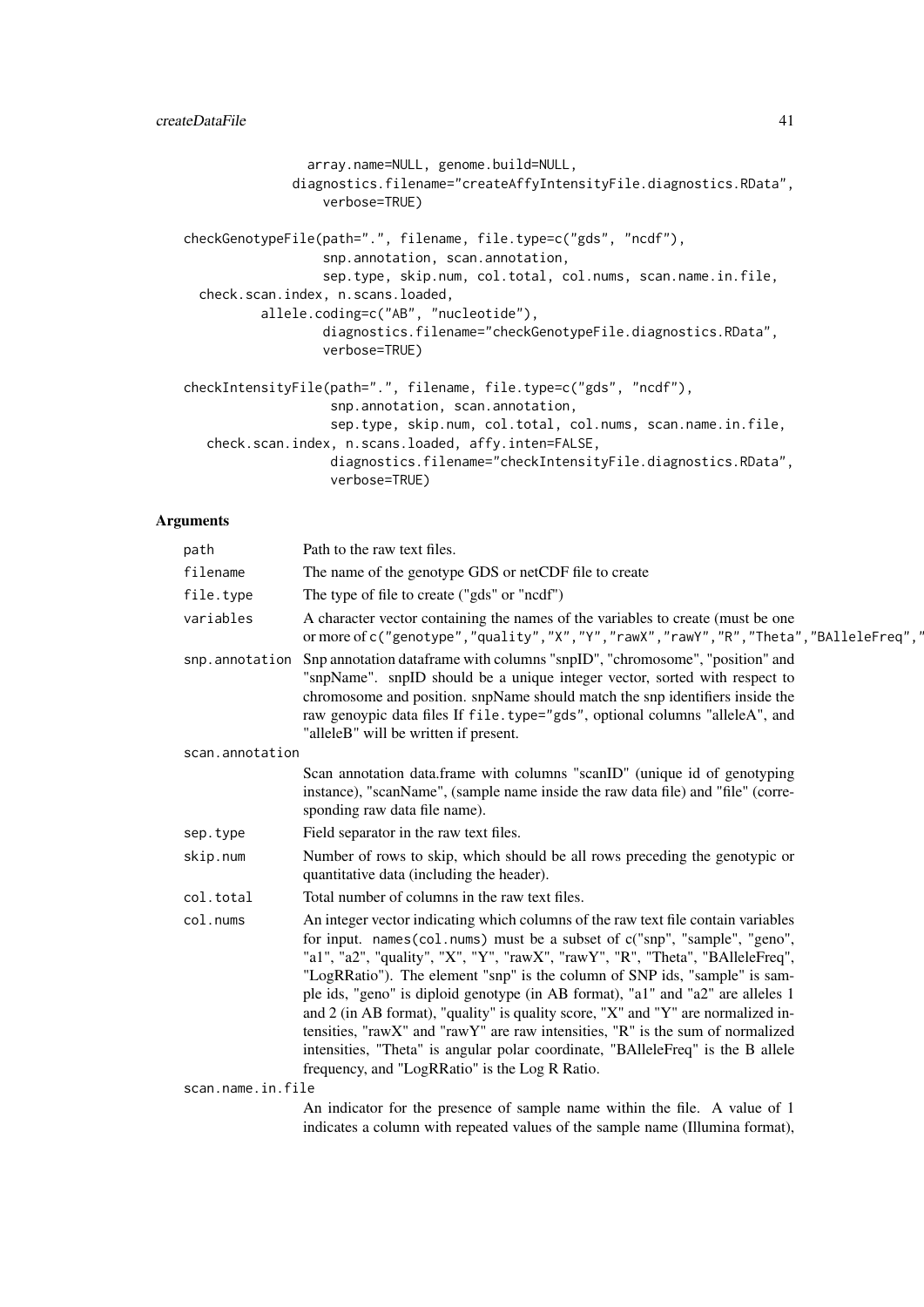```
                array.name=NULL, genome.build=NULL,
              diagnostics.filename="createAffyIntensityFile.diagnostics.RData",
                 verbose=TRUE)

checkGenotypeFile(path=".", filename, file.type=c("gds", "ncdf"),
                  snp.annotation, scan.annotation,
                  sep.type, skip.num, col.total, col.nums, scan.name.in.file,
  check.scan.index, n.scans.loaded,
          allele.coding=c("AB", "nucleotide"),
                  diagnostics.filename="checkGenotypeFile.diagnostics.RData",
                  verbose=TRUE)

checkIntensityFile(path=".", filename, file.type=c("gds", "ncdf"),
                   snp.annotation, scan.annotation,
                   sep.type, skip.num, col.total, col.nums, scan.name.in.file,
   check.scan.index, n.scans.loaded, affy.inten=FALSE,
                   diagnostics.filename="checkIntensityFile.diagnostics.RData",
                   verbose=TRUE)
```

## Arguments

| | |
|---|---|
| `path` | Path to the raw text files. |
| `filename` | The name of the genotype GDS or netCDF file to create |
| `file.type` | The type of file to create ("gds" or "ncdf") |
| `variables` | A character vector containing the names of the variables to create (must be one or more of `c("genotype","quality","X","Y","rawX","rawY","R","Theta","BAlleleFreq","` |
| `snp.annotation` | Snp annotation dataframe with columns "snpID", "chromosome", "position" and "snpName". snpID should be a unique integer vector, sorted with respect to chromosome and position. snpName should match the snp identifiers inside the raw genoypic data files If `file.type="gds"`, optional columns "alleleA", and "alleleB" will be written if present. |
| `scan.annotation` | Scan annotation data.frame with columns "scanID" (unique id of genotyping instance), "scanName", (sample name inside the raw data file) and "file" (corresponding raw data file name). |
| `sep.type` | Field separator in the raw text files. |
| `skip.num` | Number of rows to skip, which should be all rows preceding the genotypic or quantitative data (including the header). |
| `col.total` | Total number of columns in the raw text files. |
| `col.nums` | An integer vector indicating which columns of the raw text file contain variables for input. `names(col.nums)` must be a subset of c("snp", "sample", "geno", "a1", "a2", "quality", "X", "Y", "rawX", "rawY", "R", "Theta", "BAlleleFreq", "LogRRatio"). The element "snp" is the column of SNP ids, "sample" is sample ids, "geno" is diploid genotype (in AB format), "a1" and "a2" are alleles 1 and 2 (in AB format), "quality" is quality score, "X" and "Y" are normalized intensities, "rawX" and "rawY" are raw intensities, "R" is the sum of normalized intensities, "Theta" is angular polar coordinate, "BAlleleFreq" is the B allele frequency, and "LogRRatio" is the Log R Ratio. |
| `scan.name.in.file` | An indicator for the presence of sample name within the file. A value of 1 indicates a column with repeated values of the sample name (Illumina format), |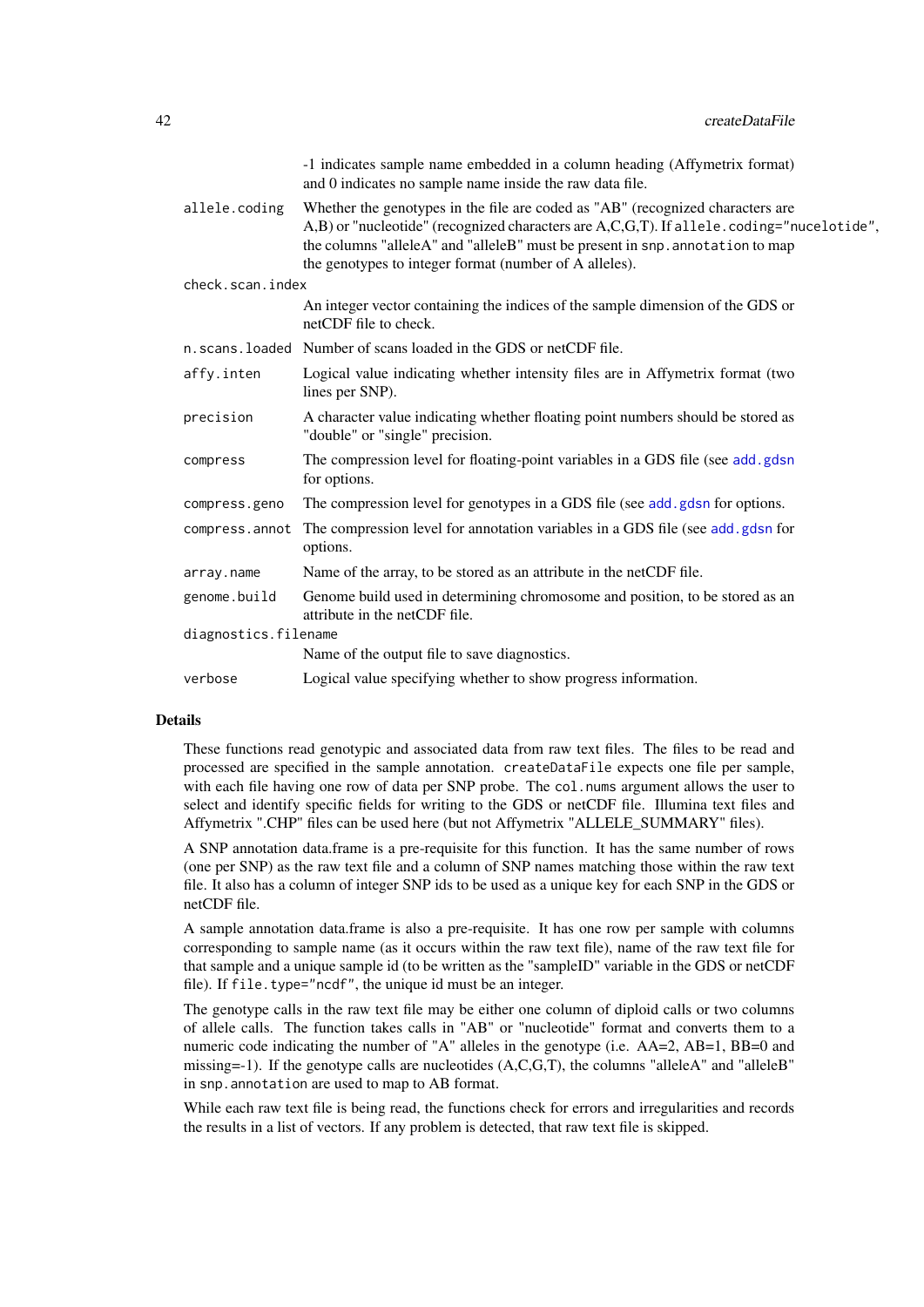-1 indicates sample name embedded in a column heading (Affymetrix format) and 0 indicates no sample name inside the raw data file.

`allele.coding`
: Whether the genotypes in the file are coded as "AB" (recognized characters are A,B) or "nucleotide" (recognized characters are A,C,G,T). If `allele.coding="nucelotide"`, the columns "alleleA" and "alleleB" must be present in `snp.annotation` to map the genotypes to integer format (number of A alleles).

`check.scan.index`
: An integer vector containing the indices of the sample dimension of the GDS or netCDF file to check.

`n.scans.loaded`
: Number of scans loaded in the GDS or netCDF file.

`affy.inten`
: Logical value indicating whether intensity files are in Affymetrix format (two lines per SNP).

`precision`
: A character value indicating whether floating point numbers should be stored as "double" or "single" precision.

`compress`
: The compression level for floating-point variables in a GDS file (see `add.gdsn` for options.

`compress.geno`
: The compression level for genotypes in a GDS file (see `add.gdsn` for options.

`compress.annot`
: The compression level for annotation variables in a GDS file (see `add.gdsn` for options.

`array.name`
: Name of the array, to be stored as an attribute in the netCDF file.

`genome.build`
: Genome build used in determining chromosome and position, to be stored as an attribute in the netCDF file.

`diagnostics.filename`
: Name of the output file to save diagnostics.

`verbose`
: Logical value specifying whether to show progress information.

## Details

These functions read genotypic and associated data from raw text files. The files to be read and processed are specified in the sample annotation. `createDataFile` expects one file per sample, with each file having one row of data per SNP probe. The `col.nums` argument allows the user to select and identify specific fields for writing to the GDS or netCDF file. Illumina text files and Affymetrix ".CHP" files can be used here (but not Affymetrix "ALLELE_SUMMARY" files).

A SNP annotation data.frame is a pre-requisite for this function. It has the same number of rows (one per SNP) as the raw text file and a column of SNP names matching those within the raw text file. It also has a column of integer SNP ids to be used as a unique key for each SNP in the GDS or netCDF file.

A sample annotation data.frame is also a pre-requisite. It has one row per sample with columns corresponding to sample name (as it occurs within the raw text file), name of the raw text file for that sample and a unique sample id (to be written as the "sampleID" variable in the GDS or netCDF file). If `file.type="ncdf"`, the unique id must be an integer.

The genotype calls in the raw text file may be either one column of diploid calls or two columns of allele calls. The function takes calls in "AB" or "nucleotide" format and converts them to a numeric code indicating the number of "A" alleles in the genotype (i.e. AA=2, AB=1, BB=0 and missing=-1). If the genotype calls are nucleotides (A,C,G,T), the columns "alleleA" and "alleleB" in `snp.annotation` are used to map to AB format.

While each raw text file is being read, the functions check for errors and irregularities and records the results in a list of vectors. If any problem is detected, that raw text file is skipped.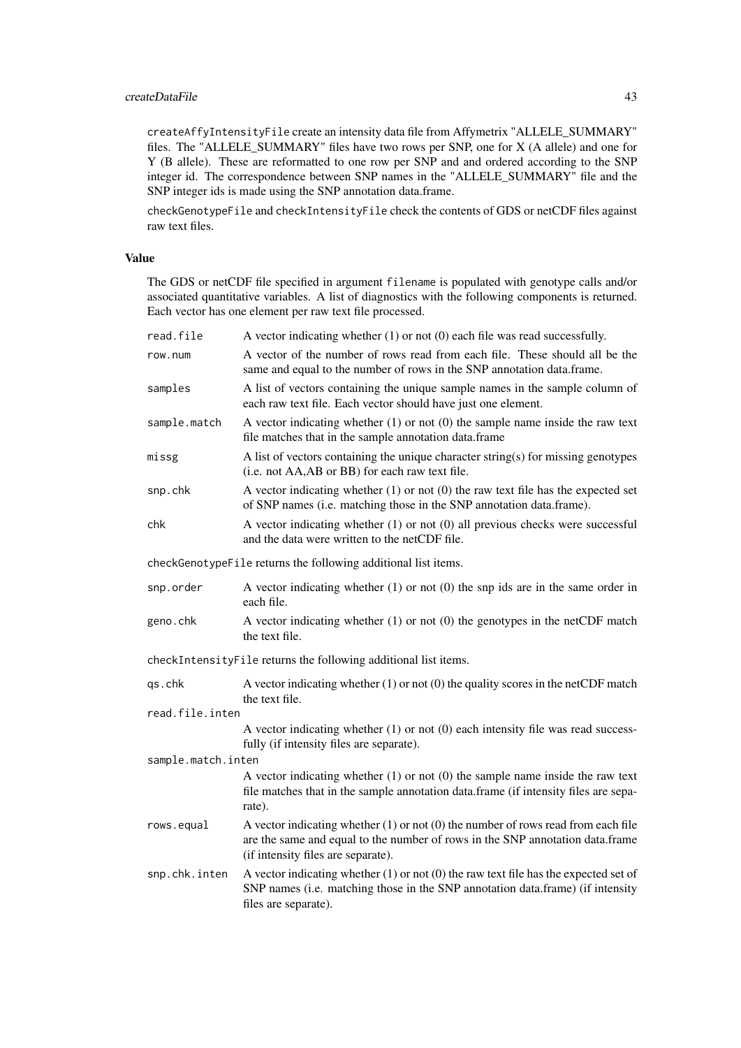`createAffyIntensityFile` create an intensity data file from Affymetrix "ALLELE_SUMMARY" files. The "ALLELE_SUMMARY" files have two rows per SNP, one for X (A allele) and one for Y (B allele). These are reformatted to one row per SNP and and ordered according to the SNP integer id. The correspondence between SNP names in the "ALLELE_SUMMARY" file and the SNP integer ids is made using the SNP annotation data.frame.

`checkGenotypeFile` and `checkIntensityFile` check the contents of GDS or netCDF files against raw text files.

### Value

The GDS or netCDF file specified in argument `filename` is populated with genotype calls and/or associated quantitative variables. A list of diagnostics with the following components is returned. Each vector has one element per raw text file processed.

- `read.file` — A vector indicating whether (1) or not (0) each file was read successfully.
- `row.num` — A vector of the number of rows read from each file. These should all be the same and equal to the number of rows in the SNP annotation data.frame.
- `samples` — A list of vectors containing the unique sample names in the sample column of each raw text file. Each vector should have just one element.
- `sample.match` — A vector indicating whether (1) or not (0) the sample name inside the raw text file matches that in the sample annotation data.frame
- `missg` — A list of vectors containing the unique character string(s) for missing genotypes (i.e. not AA,AB or BB) for each raw text file.
- `snp.chk` — A vector indicating whether (1) or not (0) the raw text file has the expected set of SNP names (i.e. matching those in the SNP annotation data.frame).
- `chk` — A vector indicating whether (1) or not (0) all previous checks were successful and the data were written to the netCDF file.

`checkGenotypeFile` returns the following additional list items.

- `snp.order` — A vector indicating whether (1) or not (0) the snp ids are in the same order in each file.
- `geno.chk` — A vector indicating whether (1) or not (0) the genotypes in the netCDF match the text file.

`checkIntensityFile` returns the following additional list items.

- `qs.chk` — A vector indicating whether (1) or not (0) the quality scores in the netCDF match the text file.
- `read.file.inten` — A vector indicating whether (1) or not (0) each intensity file was read successfully (if intensity files are separate).
- `sample.match.inten` — A vector indicating whether (1) or not (0) the sample name inside the raw text file matches that in the sample annotation data.frame (if intensity files are separate).
- `rows.equal` — A vector indicating whether (1) or not (0) the number of rows read from each file are the same and equal to the number of rows in the SNP annotation data.frame (if intensity files are separate).
- `snp.chk.inten` — A vector indicating whether (1) or not (0) the raw text file has the expected set of SNP names (i.e. matching those in the SNP annotation data.frame) (if intensity files are separate).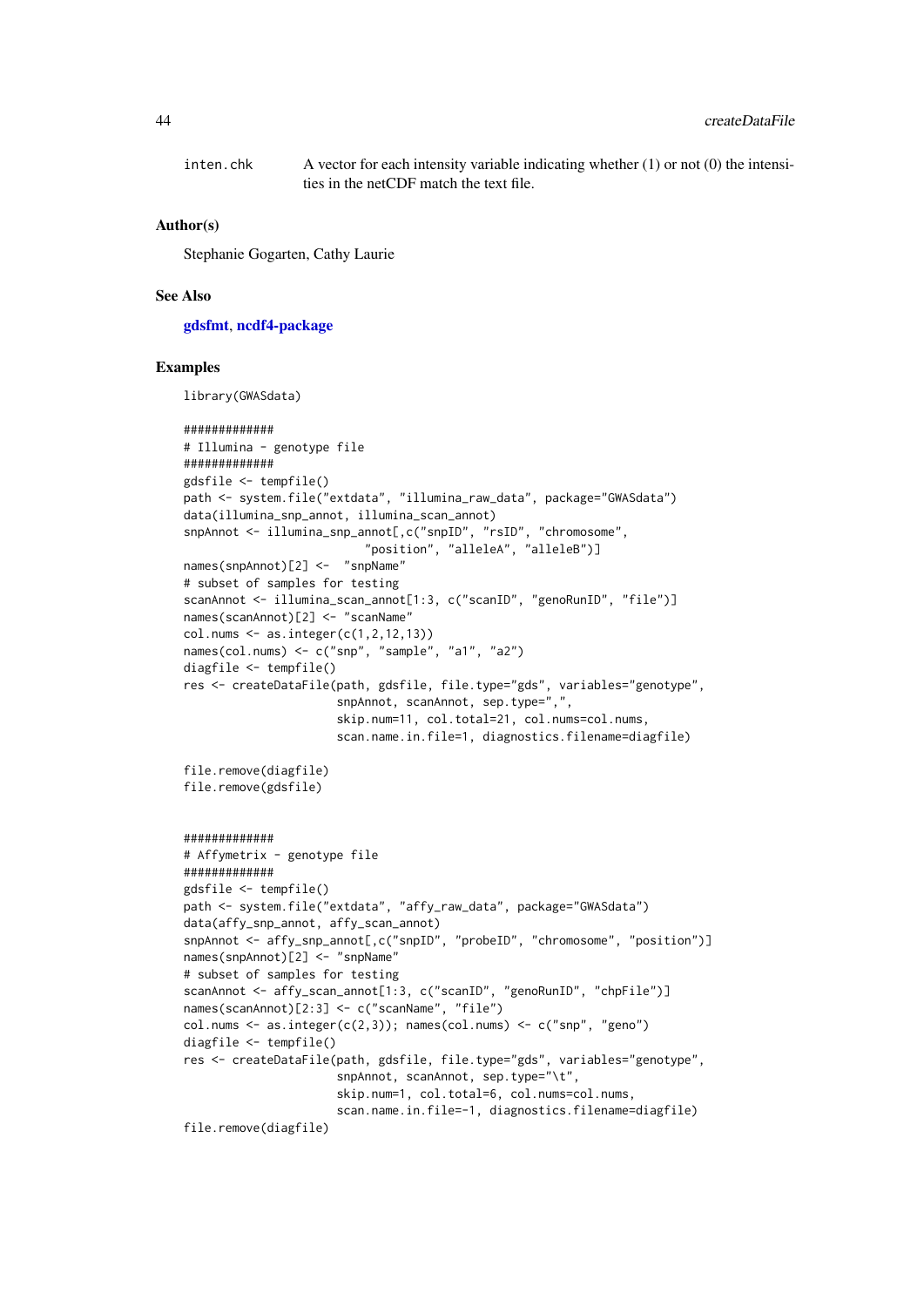inten.chk A vector for each intensity variable indicating whether (1) or not (0) the intensities in the netCDF match the text file.

### Author(s)

Stephanie Gogarten, Cathy Laurie

### See Also

**gdsfmt**, **ncdf4-package**

### Examples

```
library(GWASdata)

#############
# Illumina - genotype file
#############
gdsfile <- tempfile()
path <- system.file("extdata", "illumina_raw_data", package="GWASdata")
data(illumina_snp_annot, illumina_scan_annot)
snpAnnot <- illumina_snp_annot[,c("snpID", "rsID", "chromosome",
                            "position", "alleleA", "alleleB")]
names(snpAnnot)[2] <-  "snpName"
# subset of samples for testing
scanAnnot <- illumina_scan_annot[1:3, c("scanID", "genoRunID", "file")]
names(scanAnnot)[2] <- "scanName"
col.nums <- as.integer(c(1,2,12,13))
names(col.nums) <- c("snp", "sample", "a1", "a2")
diagfile <- tempfile()
res <- createDataFile(path, gdsfile, file.type="gds", variables="genotype",
                      snpAnnot, scanAnnot, sep.type=",",
                      skip.num=11, col.total=21, col.nums=col.nums,
                      scan.name.in.file=1, diagnostics.filename=diagfile)

file.remove(diagfile)
file.remove(gdsfile)


#############
# Affymetrix - genotype file
#############
gdsfile <- tempfile()
path <- system.file("extdata", "affy_raw_data", package="GWASdata")
data(affy_snp_annot, affy_scan_annot)
snpAnnot <- affy_snp_annot[,c("snpID", "probeID", "chromosome", "position")]
names(snpAnnot)[2] <- "snpName"
# subset of samples for testing
scanAnnot <- affy_scan_annot[1:3, c("scanID", "genoRunID", "chpFile")]
names(scanAnnot)[2:3] <- c("scanName", "file")
col.nums <- as.integer(c(2,3)); names(col.nums) <- c("snp", "geno")
diagfile <- tempfile()
res <- createDataFile(path, gdsfile, file.type="gds", variables="genotype",
                      snpAnnot, scanAnnot, sep.type="\t",
                      skip.num=1, col.total=6, col.nums=col.nums,
                      scan.name.in.file=-1, diagnostics.filename=diagfile)
file.remove(diagfile)
```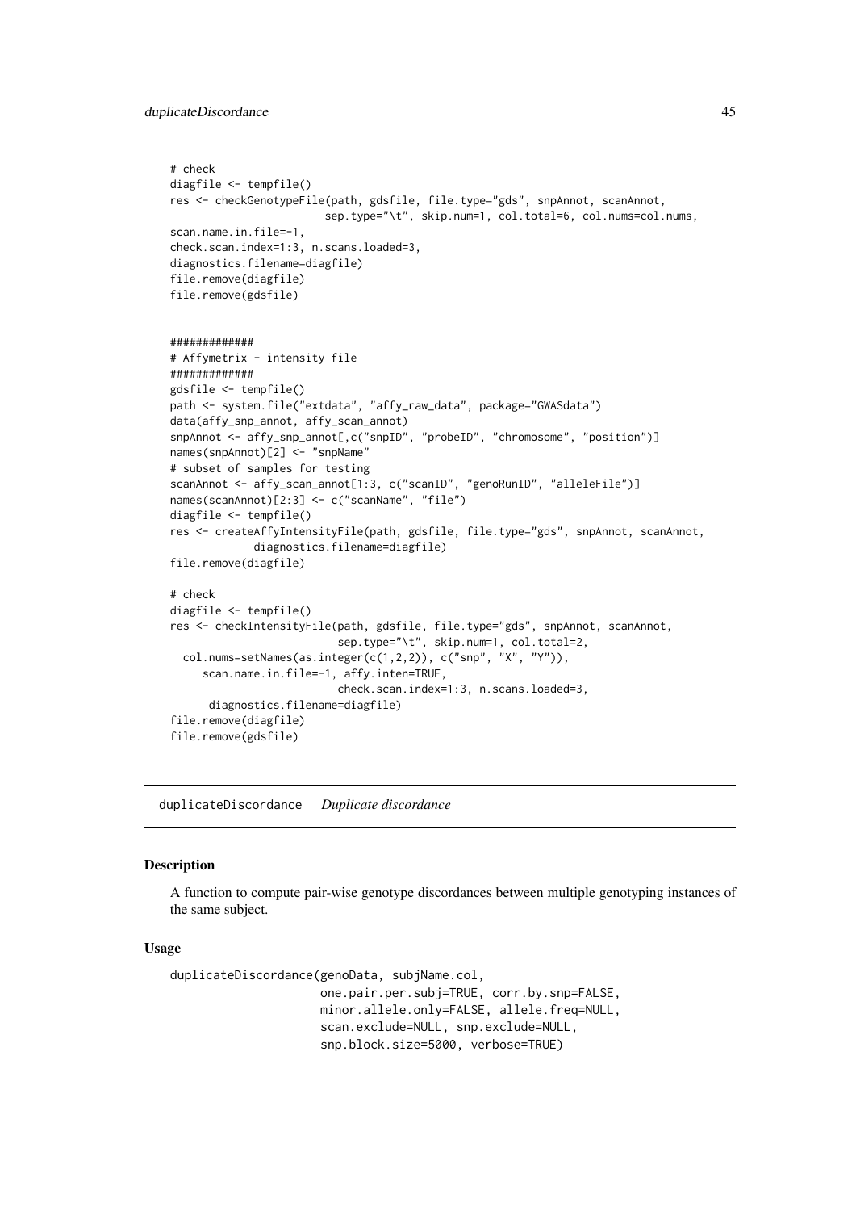```
# check
diagfile <- tempfile()
res <- checkGenotypeFile(path, gdsfile, file.type="gds", snpAnnot, scanAnnot,
                    sep.type="\t", skip.num=1, col.total=6, col.nums=col.nums,
scan.name.in.file=-1,
check.scan.index=1:3, n.scans.loaded=3,
diagnostics.filename=diagfile)
file.remove(diagfile)
file.remove(gdsfile)


#############
# Affymetrix - intensity file
#############
gdsfile <- tempfile()
path <- system.file("extdata", "affy_raw_data", package="GWASdata")
data(affy_snp_annot, affy_scan_annot)
snpAnnot <- affy_snp_annot[,c("snpID", "probeID", "chromosome", "position")]
names(snpAnnot)[2] <- "snpName"
# subset of samples for testing
scanAnnot <- affy_scan_annot[1:3, c("scanID", "genoRunID", "alleleFile")]
names(scanAnnot)[2:3] <- c("scanName", "file")
diagfile <- tempfile()
res <- createAffyIntensityFile(path, gdsfile, file.type="gds", snpAnnot, scanAnnot,
             diagnostics.filename=diagfile)
file.remove(diagfile)

# check
diagfile <- tempfile()
res <- checkIntensityFile(path, gdsfile, file.type="gds", snpAnnot, scanAnnot,
                      sep.type="\t", skip.num=1, col.total=2,
  col.nums=setNames(as.integer(c(1,2,2)), c("snp", "X", "Y")),
     scan.name.in.file=-1, affy.inten=TRUE,
                      check.scan.index=1:3, n.scans.loaded=3,
      diagnostics.filename=diagfile)
file.remove(diagfile)
file.remove(gdsfile)
```

---

## duplicateDiscordance    *Duplicate discordance*

---

### Description

A function to compute pair-wise genotype discordances between multiple genotyping instances of the same subject.

### Usage

```
duplicateDiscordance(genoData, subjName.col,
                     one.pair.per.subj=TRUE, corr.by.snp=FALSE,
                     minor.allele.only=FALSE, allele.freq=NULL,
                     scan.exclude=NULL, snp.exclude=NULL,
                     snp.block.size=5000, verbose=TRUE)
```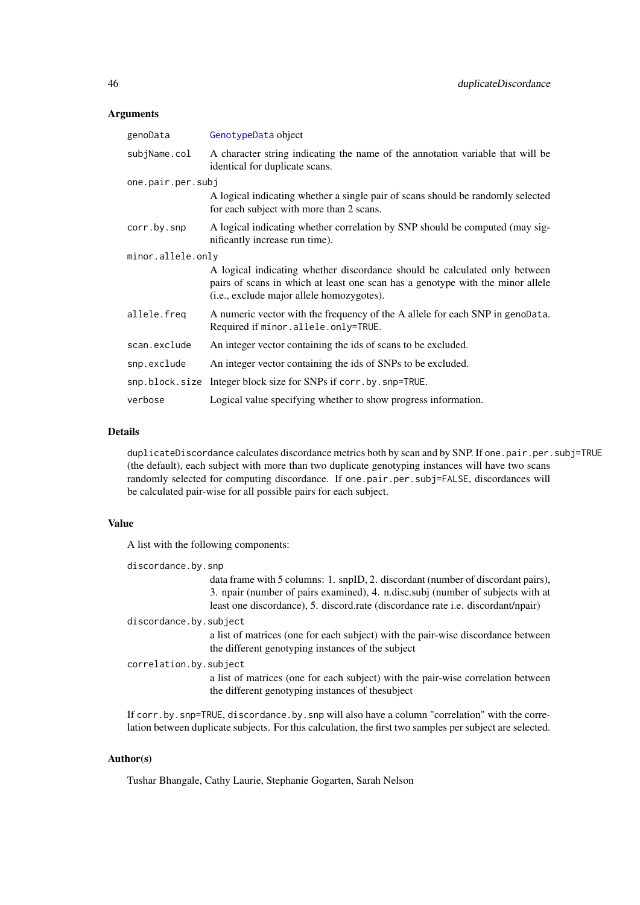### Arguments

- `genoData` — `GenotypeData` object
- `subjName.col` — A character string indicating the name of the annotation variable that will be identical for duplicate scans.
- `one.pair.per.subj` — A logical indicating whether a single pair of scans should be randomly selected for each subject with more than 2 scans.
- `corr.by.snp` — A logical indicating whether correlation by SNP should be computed (may significantly increase run time).
- `minor.allele.only` — A logical indicating whether discordance should be calculated only between pairs of scans in which at least one scan has a genotype with the minor allele (i.e., exclude major allele homozygotes).
- `allele.freq` — A numeric vector with the frequency of the A allele for each SNP in `genoData`. Required if `minor.allele.only=TRUE`.
- `scan.exclude` — An integer vector containing the ids of scans to be excluded.
- `snp.exclude` — An integer vector containing the ids of SNPs to be excluded.
- `snp.block.size` — Integer block size for SNPs if `corr.by.snp=TRUE`.
- `verbose` — Logical value specifying whether to show progress information.

### Details

`duplicateDiscordance` calculates discordance metrics both by scan and by SNP. If `one.pair.per.subj=TRUE` (the default), each subject with more than two duplicate genotyping instances will have two scans randomly selected for computing discordance. If `one.pair.per.subj=FALSE`, discordances will be calculated pair-wise for all possible pairs for each subject.

### Value

A list with the following components:

- `discordance.by.snp` — data frame with 5 columns: 1. snpID, 2. discordant (number of discordant pairs), 3. npair (number of pairs examined), 4. n.disc.subj (number of subjects with at least one discordance), 5. discord.rate (discordance rate i.e. discordant/npair)
- `discordance.by.subject` — a list of matrices (one for each subject) with the pair-wise discordance between the different genotyping instances of the subject
- `correlation.by.subject` — a list of matrices (one for each subject) with the pair-wise correlation between the different genotyping instances of thesubject

If `corr.by.snp=TRUE`, `discordance.by.snp` will also have a column "correlation" with the correlation between duplicate subjects. For this calculation, the first two samples per subject are selected.

### Author(s)

Tushar Bhangale, Cathy Laurie, Stephanie Gogarten, Sarah Nelson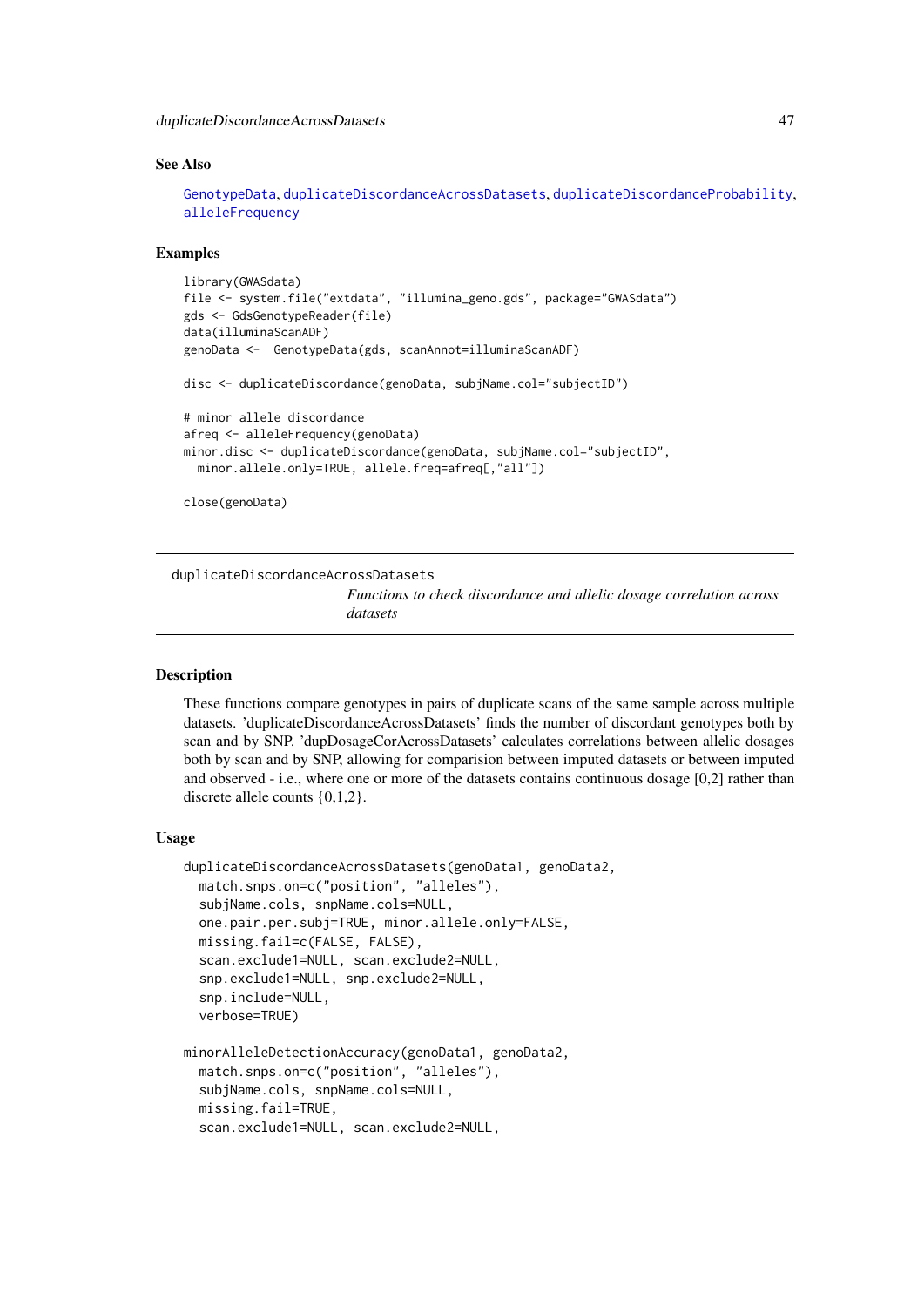## See Also

GenotypeData, duplicateDiscordanceAcrossDatasets, duplicateDiscordanceProbability, alleleFrequency

## Examples

```
library(GWASdata)
file <- system.file("extdata", "illumina_geno.gds", package="GWASdata")
gds <- GdsGenotypeReader(file)
data(illuminaScanADF)
genoData <-  GenotypeData(gds, scanAnnot=illuminaScanADF)

disc <- duplicateDiscordance(genoData, subjName.col="subjectID")

# minor allele discordance
afreq <- alleleFrequency(genoData)
minor.disc <- duplicateDiscordance(genoData, subjName.col="subjectID",
  minor.allele.only=TRUE, allele.freq=afreq[,"all"])

close(genoData)
```

---

# duplicateDiscordanceAcrossDatasets

*Functions to check discordance and allelic dosage correlation across datasets*

---

## Description

These functions compare genotypes in pairs of duplicate scans of the same sample across multiple datasets. 'duplicateDiscordanceAcrossDatasets' finds the number of discordant genotypes both by scan and by SNP. 'dupDosageCorAcrossDatasets' calculates correlations between allelic dosages both by scan and by SNP, allowing for comparision between imputed datasets or between imputed and observed - i.e., where one or more of the datasets contains continuous dosage [0,2] rather than discrete allele counts {0,1,2}.

## Usage

```
duplicateDiscordanceAcrossDatasets(genoData1, genoData2,
  match.snps.on=c("position", "alleles"),
  subjName.cols, snpName.cols=NULL,
  one.pair.per.subj=TRUE, minor.allele.only=FALSE,
  missing.fail=c(FALSE, FALSE),
  scan.exclude1=NULL, scan.exclude2=NULL,
  snp.exclude1=NULL, snp.exclude2=NULL,
  snp.include=NULL,
  verbose=TRUE)

minorAlleleDetectionAccuracy(genoData1, genoData2,
  match.snps.on=c("position", "alleles"),
  subjName.cols, snpName.cols=NULL,
  missing.fail=TRUE,
  scan.exclude1=NULL, scan.exclude2=NULL,
```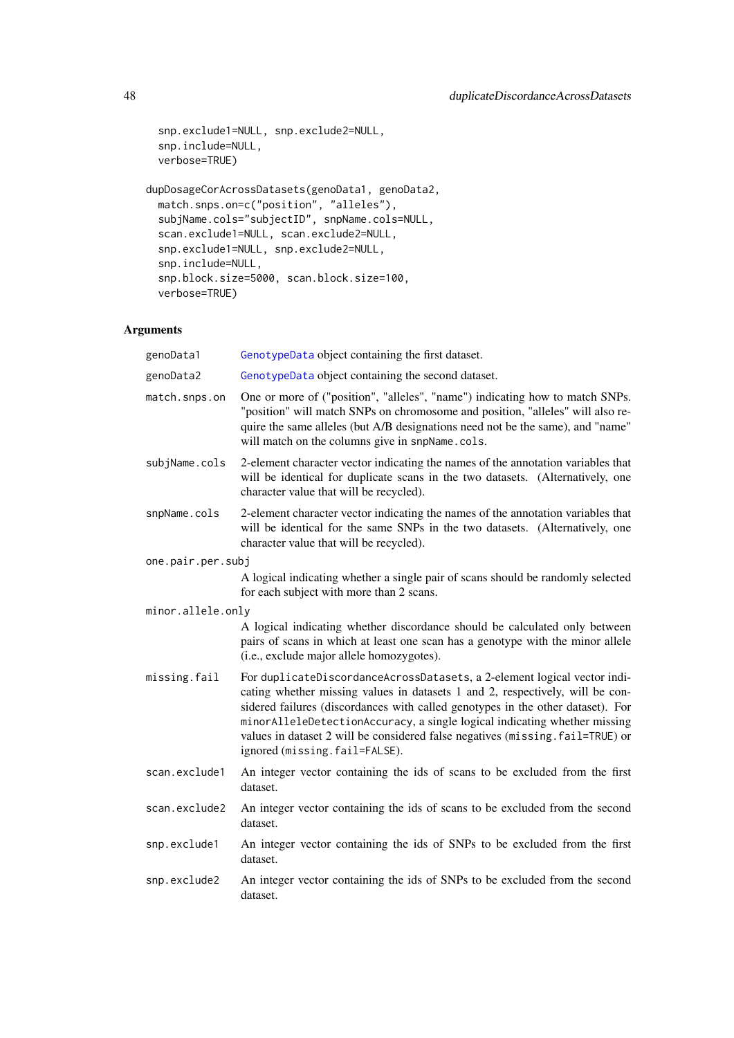```
  snp.exclude1=NULL, snp.exclude2=NULL,
  snp.include=NULL,
  verbose=TRUE)

dupDosageCorAcrossDatasets(genoData1, genoData2,
  match.snps.on=c("position", "alleles"),
  subjName.cols="subjectID", snpName.cols=NULL,
  scan.exclude1=NULL, scan.exclude2=NULL,
  snp.exclude1=NULL, snp.exclude2=NULL,
  snp.include=NULL,
  snp.block.size=5000, scan.block.size=100,
  verbose=TRUE)
```

## Arguments

- `genoData1` — GenotypeData object containing the first dataset.
- `genoData2` — GenotypeData object containing the second dataset.
- `match.snps.on` — One or more of ("position", "alleles", "name") indicating how to match SNPs. "position" will match SNPs on chromosome and position, "alleles" will also require the same alleles (but A/B designations need not be the same), and "name" will match on the columns give in `snpName.cols`.
- `subjName.cols` — 2-element character vector indicating the names of the annotation variables that will be identical for duplicate scans in the two datasets. (Alternatively, one character value that will be recycled).
- `snpName.cols` — 2-element character vector indicating the names of the annotation variables that will be identical for the same SNPs in the two datasets. (Alternatively, one character value that will be recycled).
- `one.pair.per.subj` — A logical indicating whether a single pair of scans should be randomly selected for each subject with more than 2 scans.
- `minor.allele.only` — A logical indicating whether discordance should be calculated only between pairs of scans in which at least one scan has a genotype with the minor allele (i.e., exclude major allele homozygotes).
- `missing.fail` — For `duplicateDiscordanceAcrossDatasets`, a 2-element logical vector indicating whether missing values in datasets 1 and 2, respectively, will be considered failures (discordances with called genotypes in the other dataset). For `minorAlleleDetectionAccuracy`, a single logical indicating whether missing values in dataset 2 will be considered false negatives (`missing.fail=TRUE`) or ignored (`missing.fail=FALSE`).
- `scan.exclude1` — An integer vector containing the ids of scans to be excluded from the first dataset.
- `scan.exclude2` — An integer vector containing the ids of scans to be excluded from the second dataset.
- `snp.exclude1` — An integer vector containing the ids of SNPs to be excluded from the first dataset.
- `snp.exclude2` — An integer vector containing the ids of SNPs to be excluded from the second dataset.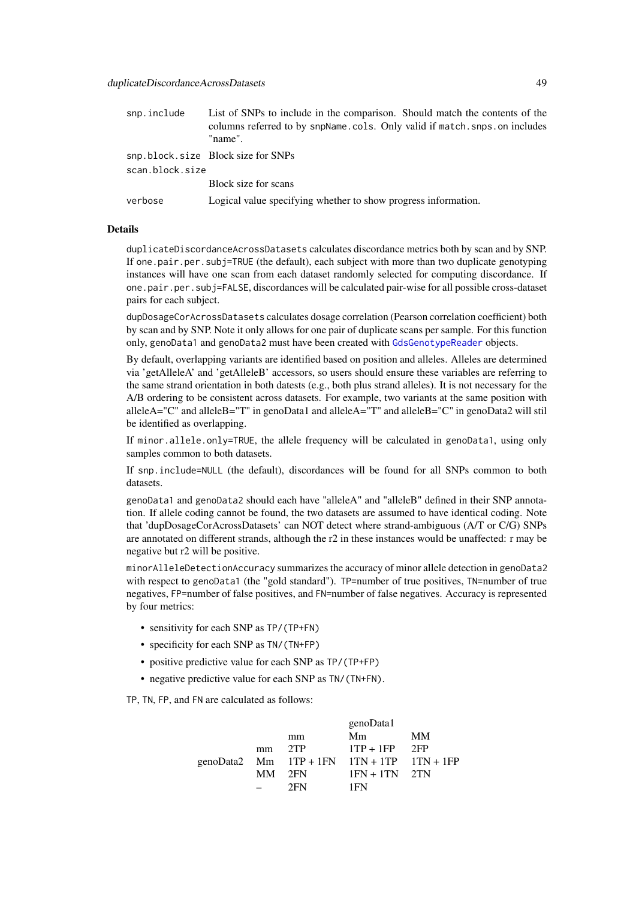| | |
|---|---|
| `snp.include` | List of SNPs to include in the comparison. Should match the contents of the columns referred to by `snpName.cols`. Only valid if `match.snps.on` includes "name". |
| `snp.block.size` | Block size for SNPs |
| `scan.block.size` | Block size for scans |
| `verbose` | Logical value specifying whether to show progress information. |

## Details

`duplicateDiscordanceAcrossDatasets` calculates discordance metrics both by scan and by SNP. If `one.pair.per.subj=TRUE` (the default), each subject with more than two duplicate genotyping instances will have one scan from each dataset randomly selected for computing discordance. If `one.pair.per.subj=FALSE`, discordances will be calculated pair-wise for all possible cross-dataset pairs for each subject.

`dupDosageCorAcrossDatasets` calculates dosage correlation (Pearson correlation coefficient) both by scan and by SNP. Note it only allows for one pair of duplicate scans per sample. For this function only, `genoData1` and `genoData2` must have been created with `GdsGenotypeReader` objects.

By default, overlapping variants are identified based on position and alleles. Alleles are determined via 'getAlleleA' and 'getAlleleB' accessors, so users should ensure these variables are referring to the same strand orientation in both datests (e.g., both plus strand alleles). It is not necessary for the A/B ordering to be consistent across datasets. For example, two variants at the same position with alleleA="C" and alleleB="T" in genoData1 and alleleA="T" and alleleB="C" in genoData2 will stil be identified as overlapping.

If `minor.allele.only=TRUE`, the allele frequency will be calculated in `genoData1`, using only samples common to both datasets.

If `snp.include=NULL` (the default), discordances will be found for all SNPs common to both datasets.

`genoData1` and `genoData2` should each have "alleleA" and "alleleB" defined in their SNP annotation. If allele coding cannot be found, the two datasets are assumed to have identical coding. Note that 'dupDosageCorAcrossDatasets' can NOT detect where strand-ambiguous (A/T or C/G) SNPs are annotated on different strands, although the r2 in these instances would be unaffected: r may be negative but r2 will be positive.

`minorAlleleDetectionAccuracy` summarizes the accuracy of minor allele detection in `genoData2` with respect to `genoData1` (the "gold standard"). `TP`=number of true positives, `TN`=number of true negatives, `FP`=number of false positives, and `FN`=number of false negatives. Accuracy is represented by four metrics:

- sensitivity for each SNP as `TP/(TP+FN)`
- specificity for each SNP as `TN/(TN+FP)`
- positive predictive value for each SNP as `TP/(TP+FP)`
- negative predictive value for each SNP as `TN/(TN+FN)`.

`TP`, `TN`, `FP`, and `FN` are calculated as follows:

| | | genoData1 | | |
|---|---|---|---|---|
| | | mm | Mm | MM |
| genoData2 | mm | 2TP | 1TP + 1FP | 2FP |
| | Mm | 1TP + 1FN | 1TN + 1TP | 1TN + 1FP |
| | MM | 2FN | 1FN + 1TN | 2TN |
| | – | 2FN | 1FN | |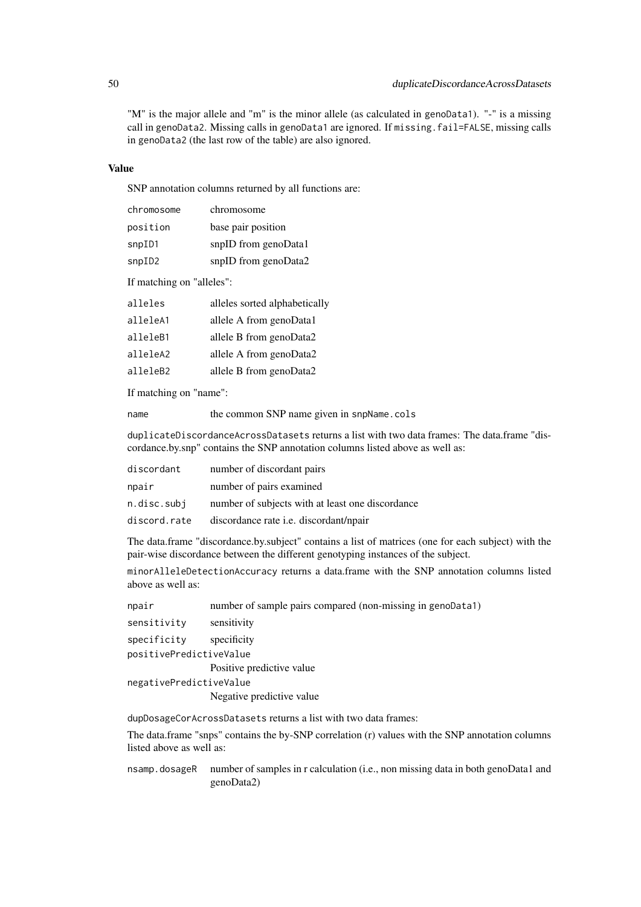"M" is the major allele and "m" is the minor allele (as calculated in `genoData1`). "-" is a missing call in `genoData2`. Missing calls in `genoData1` are ignored. If `missing.fail=FALSE`, missing calls in `genoData2` (the last row of the table) are also ignored.

### Value

SNP annotation columns returned by all functions are:

| | |
|---|---|
| `chromosome` | chromosome |
| `position` | base pair position |
| `snpID1` | snpID from genoData1 |
| `snpID2` | snpID from genoData2 |

If matching on "alleles":

| | |
|---|---|
| `alleles` | alleles sorted alphabetically |
| `alleleA1` | allele A from genoData1 |
| `alleleB1` | allele B from genoData2 |
| `alleleA2` | allele A from genoData2 |
| `alleleB2` | allele B from genoData2 |

If matching on "name":

| | |
|---|---|
| `name` | the common SNP name given in `snpName.cols` |

`duplicateDiscordanceAcrossDatasets` returns a list with two data frames: The data.frame "discordance.by.snp" contains the SNP annotation columns listed above as well as:

| | |
|---|---|
| `discordant` | number of discordant pairs |
| `npair` | number of pairs examined |
| `n.disc.subj` | number of subjects with at least one discordance |
| `discord.rate` | discordance rate i.e. discordant/npair |

The data.frame "discordance.by.subject" contains a list of matrices (one for each subject) with the pair-wise discordance between the different genotyping instances of the subject.

`minorAlleleDetectionAccuracy` returns a data.frame with the SNP annotation columns listed above as well as:

| | |
|---|---|
| `npair` | number of sample pairs compared (non-missing in `genoData1`) |
| `sensitivity` | sensitivity |
| `specificity` | specificity |
| `positivePredictiveValue` | Positive predictive value |
| `negativePredictiveValue` | Negative predictive value |

`dupDosageCorAcrossDatasets` returns a list with two data frames:

The data.frame "snps" contains the by-SNP correlation (r) values with the SNP annotation columns listed above as well as:

| | |
|---|---|
| `nsamp.dosageR` | number of samples in r calculation (i.e., non missing data in both genoData1 and genoData2) |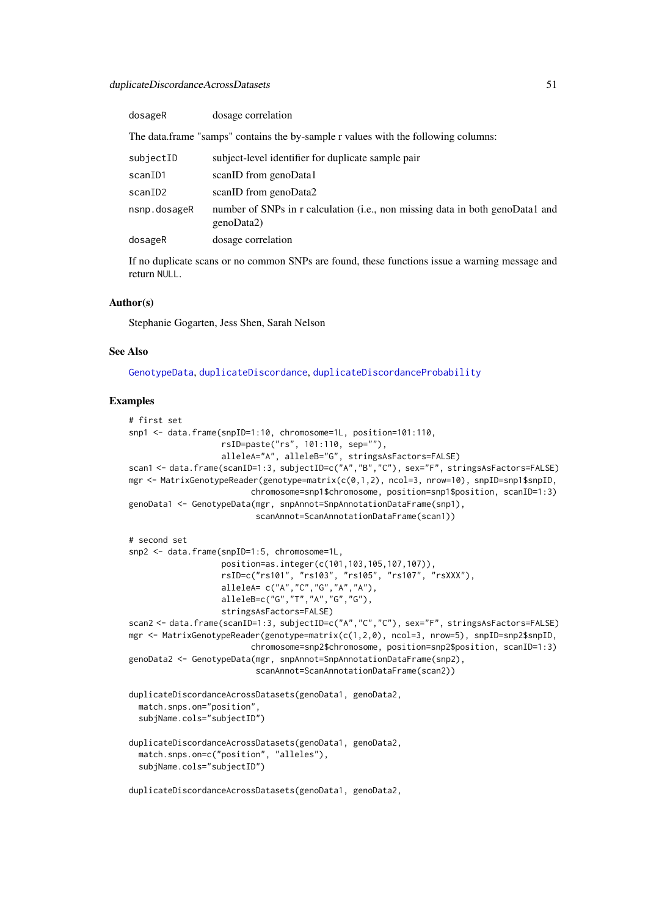| | |
|---|---|
| dosageR | dosage correlation |

The data.frame "samps" contains the by-sample r values with the following columns:

| | |
|---|---|
| subjectID | subject-level identifier for duplicate sample pair |
| scanID1 | scanID from genoData1 |
| scanID2 | scanID from genoData2 |
| nsnp.dosageR | number of SNPs in r calculation (i.e., non missing data in both genoData1 and genoData2) |
| dosageR | dosage correlation |

If no duplicate scans or no common SNPs are found, these functions issue a warning message and return NULL.

### Author(s)

Stephanie Gogarten, Jess Shen, Sarah Nelson

### See Also

GenotypeData, duplicateDiscordance, duplicateDiscordanceProbability

### Examples

```
# first set
snp1 <- data.frame(snpID=1:10, chromosome=1L, position=101:110,
                   rsID=paste("rs", 101:110, sep=""),
                   alleleA="A", alleleB="G", stringsAsFactors=FALSE)
scan1 <- data.frame(scanID=1:3, subjectID=c("A","B","C"), sex="F", stringsAsFactors=FALSE)
mgr <- MatrixGenotypeReader(genotype=matrix(c(0,1,2), ncol=3, nrow=10), snpID=snp1$snpID,
                         chromosome=snp1$chromosome, position=snp1$position, scanID=1:3)
genoData1 <- GenotypeData(mgr, snpAnnot=SnpAnnotationDataFrame(snp1),
                          scanAnnot=ScanAnnotationDataFrame(scan1))

# second set
snp2 <- data.frame(snpID=1:5, chromosome=1L,
                   position=as.integer(c(101,103,105,107,107)),
                   rsID=c("rs101", "rs103", "rs105", "rs107", "rsXXX"),
                   alleleA= c("A","C","G","A","A"),
                   alleleB=c("G","T","A","G","G"),
                   stringsAsFactors=FALSE)
scan2 <- data.frame(scanID=1:3, subjectID=c("A","C","C"), sex="F", stringsAsFactors=FALSE)
mgr <- MatrixGenotypeReader(genotype=matrix(c(1,2,0), ncol=3, nrow=5), snpID=snp2$snpID,
                         chromosome=snp2$chromosome, position=snp2$position, scanID=1:3)
genoData2 <- GenotypeData(mgr, snpAnnot=SnpAnnotationDataFrame(snp2),
                          scanAnnot=ScanAnnotationDataFrame(scan2))

duplicateDiscordanceAcrossDatasets(genoData1, genoData2,
  match.snps.on="position",
  subjName.cols="subjectID")

duplicateDiscordanceAcrossDatasets(genoData1, genoData2,
  match.snps.on=c("position", "alleles"),
  subjName.cols="subjectID")

duplicateDiscordanceAcrossDatasets(genoData1, genoData2,
```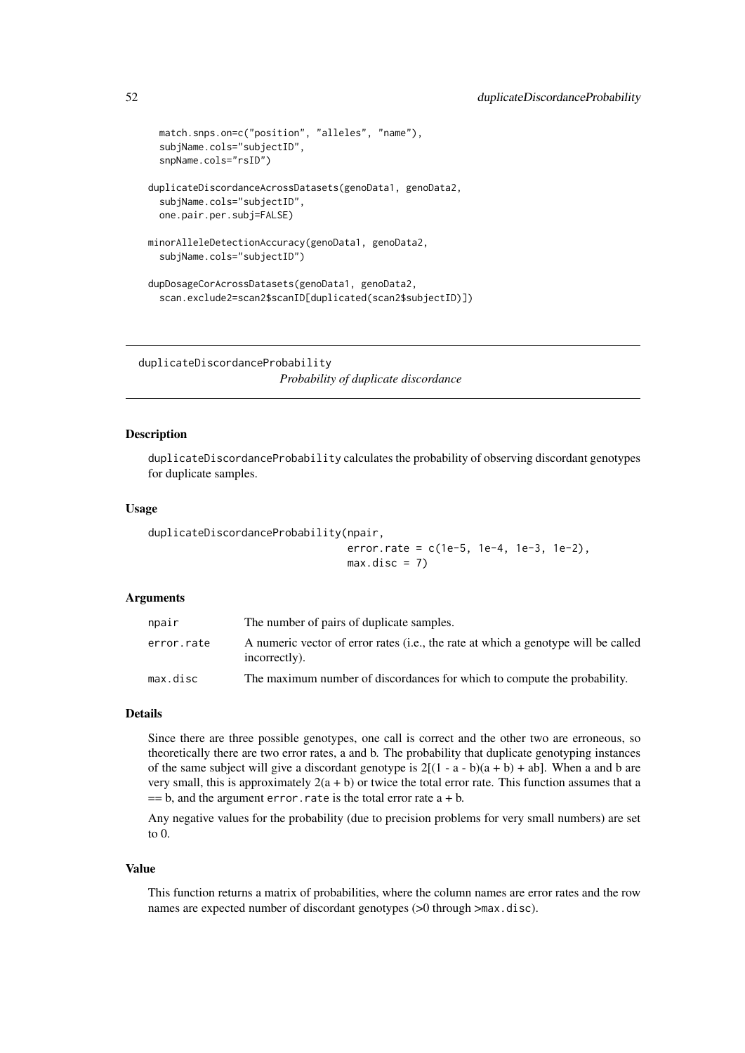```
  match.snps.on=c("position", "alleles", "name"),
  subjName.cols="subjectID",
  snpName.cols="rsID")

duplicateDiscordanceAcrossDatasets(genoData1, genoData2,
  subjName.cols="subjectID",
  one.pair.per.subj=FALSE)

minorAlleleDetectionAccuracy(genoData1, genoData2,
  subjName.cols="subjectID")

dupDosageCorAcrossDatasets(genoData1, genoData2,
  scan.exclude2=scan2$scanID[duplicated(scan2$subjectID)])
```

## duplicateDiscordanceProbability

*Probability of duplicate discordance*

### Description

`duplicateDiscordanceProbability` calculates the probability of observing discordant genotypes for duplicate samples.

### Usage

```
duplicateDiscordanceProbability(npair,
                                error.rate = c(1e-5, 1e-4, 1e-3, 1e-2),
                                max.disc = 7)
```

### Arguments

| | |
|---|---|
| `npair` | The number of pairs of duplicate samples. |
| `error.rate` | A numeric vector of error rates (i.e., the rate at which a genotype will be called incorrectly). |
| `max.disc` | The maximum number of discordances for which to compute the probability. |

### Details

Since there are three possible genotypes, one call is correct and the other two are erroneous, so theoretically there are two error rates, a and b. The probability that duplicate genotyping instances of the same subject will give a discordant genotype is $2[(1 - a - b)(a + b) + ab]$. When a and b are very small, this is approximately $2(a + b)$ or twice the total error rate. This function assumes that a == b, and the argument `error.rate` is the total error rate a + b.

Any negative values for the probability (due to precision problems for very small numbers) are set to 0.

### Value

This function returns a matrix of probabilities, where the column names are error rates and the row names are expected number of discordant genotypes (>0 through >`max.disc`).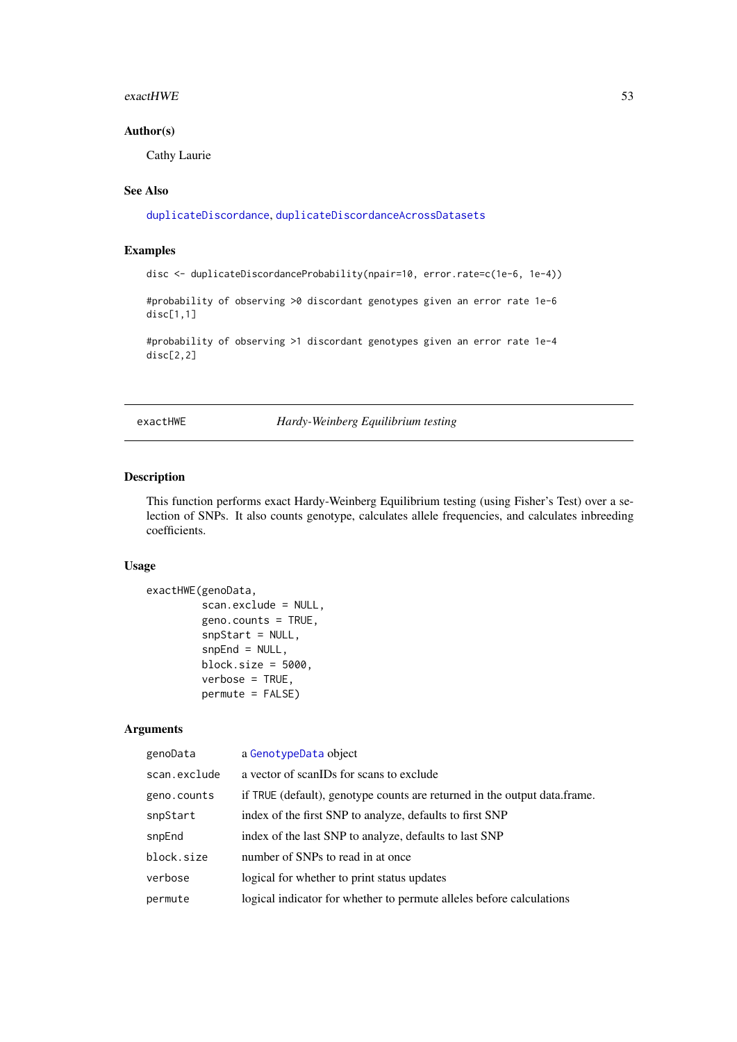### Author(s)

Cathy Laurie

### See Also

duplicateDiscordance, duplicateDiscordanceAcrossDatasets

### Examples

```
disc <- duplicateDiscordanceProbability(npair=10, error.rate=c(1e-6, 1e-4))

#probability of observing >0 discordant genotypes given an error rate 1e-6
disc[1,1]

#probability of observing >1 discordant genotypes given an error rate 1e-4
disc[2,2]
```

---

## exactHWE — *Hardy-Weinberg Equilibrium testing*

---

### Description

This function performs exact Hardy-Weinberg Equilibrium testing (using Fisher's Test) over a selection of SNPs. It also counts genotype, calculates allele frequencies, and calculates inbreeding coefficients.

### Usage

```
exactHWE(genoData,
         scan.exclude = NULL,
         geno.counts = TRUE,
         snpStart = NULL,
         snpEnd = NULL,
         block.size = 5000,
         verbose = TRUE,
         permute = FALSE)
```

### Arguments

| | |
|---|---|
| genoData | a GenotypeData object |
| scan.exclude | a vector of scanIDs for scans to exclude |
| geno.counts | if TRUE (default), genotype counts are returned in the output data.frame. |
| snpStart | index of the first SNP to analyze, defaults to first SNP |
| snpEnd | index of the last SNP to analyze, defaults to last SNP |
| block.size | number of SNPs to read in at once |
| verbose | logical for whether to print status updates |
| permute | logical indicator for whether to permute alleles before calculations |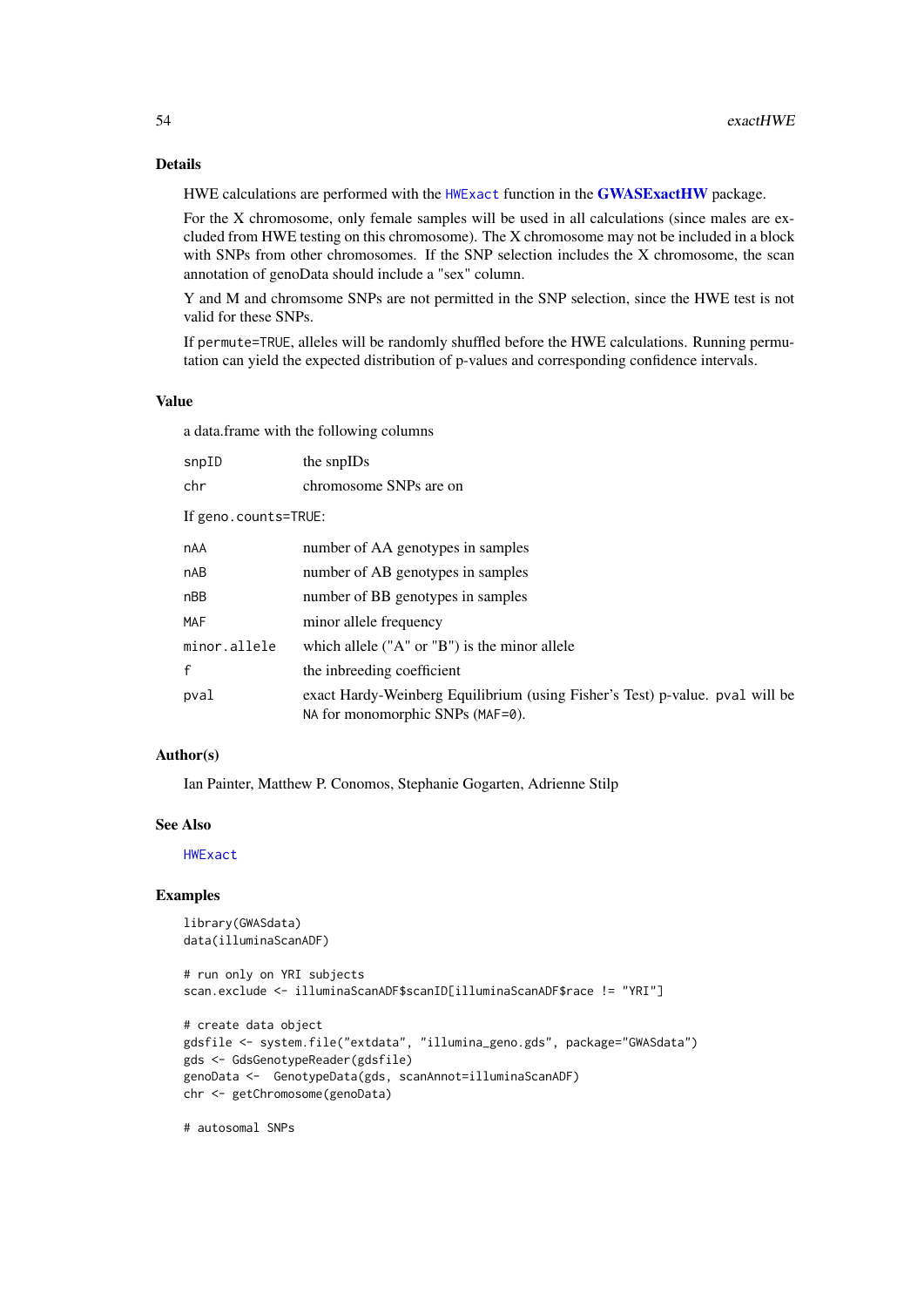## Details

HWE calculations are performed with the `HWExact` function in the **GWASExactHW** package.

For the X chromosome, only female samples will be used in all calculations (since males are excluded from HWE testing on this chromosome). The X chromosome may not be included in a block with SNPs from other chromosomes. If the SNP selection includes the X chromosome, the scan annotation of genoData should include a "sex" column.

Y and M and chromsome SNPs are not permitted in the SNP selection, since the HWE test is not valid for these SNPs.

If `permute=TRUE`, alleles will be randomly shuffled before the HWE calculations. Running permutation can yield the expected distribution of p-values and corresponding confidence intervals.

## Value

a data.frame with the following columns

| | |
|---|---|
| `snpID` | the snpIDs |
| `chr` | chromosome SNPs are on |

If `geno.counts=TRUE`:

| | |
|---|---|
| `nAA` | number of AA genotypes in samples |
| `nAB` | number of AB genotypes in samples |
| `nBB` | number of BB genotypes in samples |
| `MAF` | minor allele frequency |
| `minor.allele` | which allele ("A" or "B") is the minor allele |
| `f` | the inbreeding coefficient |
| `pval` | exact Hardy-Weinberg Equilibrium (using Fisher's Test) p-value. `pval` will be `NA` for monomorphic SNPs (`MAF=0`). |

## Author(s)

Ian Painter, Matthew P. Conomos, Stephanie Gogarten, Adrienne Stilp

## See Also

`HWExact`

## Examples

```
library(GWASdata)
data(illuminaScanADF)

# run only on YRI subjects
scan.exclude <- illuminaScanADF$scanID[illuminaScanADF$race != "YRI"]

# create data object
gdsfile <- system.file("extdata", "illumina_geno.gds", package="GWASdata")
gds <- GdsGenotypeReader(gdsfile)
genoData <-  GenotypeData(gds, scanAnnot=illuminaScanADF)
chr <- getChromosome(genoData)

# autosomal SNPs
```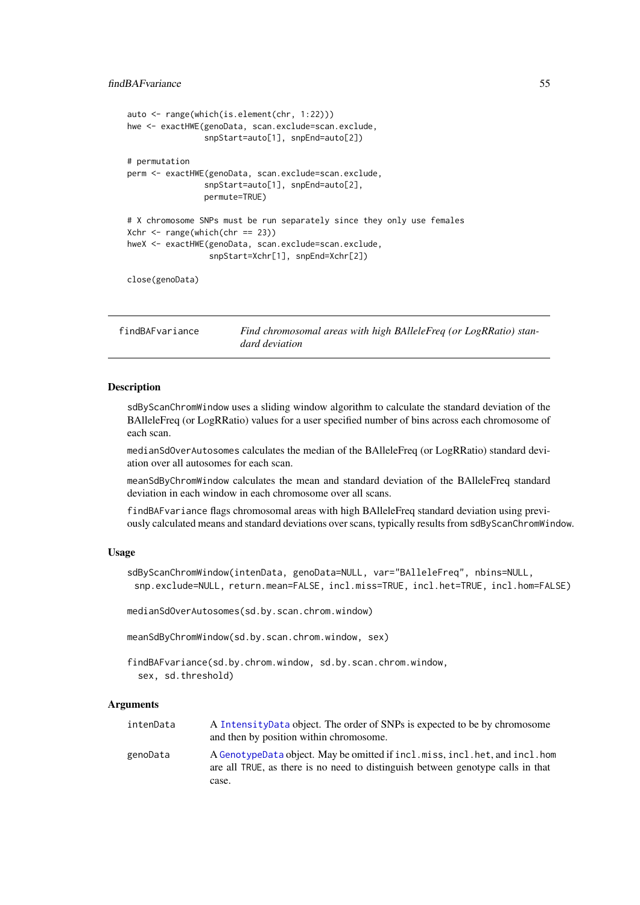```
auto <- range(which(is.element(chr, 1:22)))
hwe <- exactHWE(genoData, scan.exclude=scan.exclude,
                snpStart=auto[1], snpEnd=auto[2])

# permutation
perm <- exactHWE(genoData, scan.exclude=scan.exclude,
                snpStart=auto[1], snpEnd=auto[2],
                permute=TRUE)

# X chromosome SNPs must be run separately since they only use females
Xchr <- range(which(chr == 23))
hweX <- exactHWE(genoData, scan.exclude=scan.exclude,
                 snpStart=Xchr[1], snpEnd=Xchr[2])

close(genoData)
```

## findBAFvariance — *Find chromosomal areas with high BAlleleFreq (or LogRRatio) standard deviation*

### Description

sdByScanChromWindow uses a sliding window algorithm to calculate the standard deviation of the BAlleleFreq (or LogRRatio) values for a user specified number of bins across each chromosome of each scan.

medianSdOverAutosomes calculates the median of the BAlleleFreq (or LogRRatio) standard deviation over all autosomes for each scan.

meanSdByChromWindow calculates the mean and standard deviation of the BAlleleFreq standard deviation in each window in each chromosome over all scans.

findBAFvariance flags chromosomal areas with high BAlleleFreq standard deviation using previously calculated means and standard deviations over scans, typically results from sdByScanChromWindow.

### Usage

```
sdByScanChromWindow(intenData, genoData=NULL, var="BAlleleFreq", nbins=NULL,
  snp.exclude=NULL, return.mean=FALSE, incl.miss=TRUE, incl.het=TRUE, incl.hom=FALSE)

medianSdOverAutosomes(sd.by.scan.chrom.window)

meanSdByChromWindow(sd.by.scan.chrom.window, sex)

findBAFvariance(sd.by.chrom.window, sd.by.scan.chrom.window,
  sex, sd.threshold)
```

### Arguments

| | |
|---|---|
| intenData | A IntensityData object. The order of SNPs is expected to be by chromosome and then by position within chromosome. |
| genoData | A GenotypeData object. May be omitted if incl.miss, incl.het, and incl.hom are all TRUE, as there is no need to distinguish between genotype calls in that case. |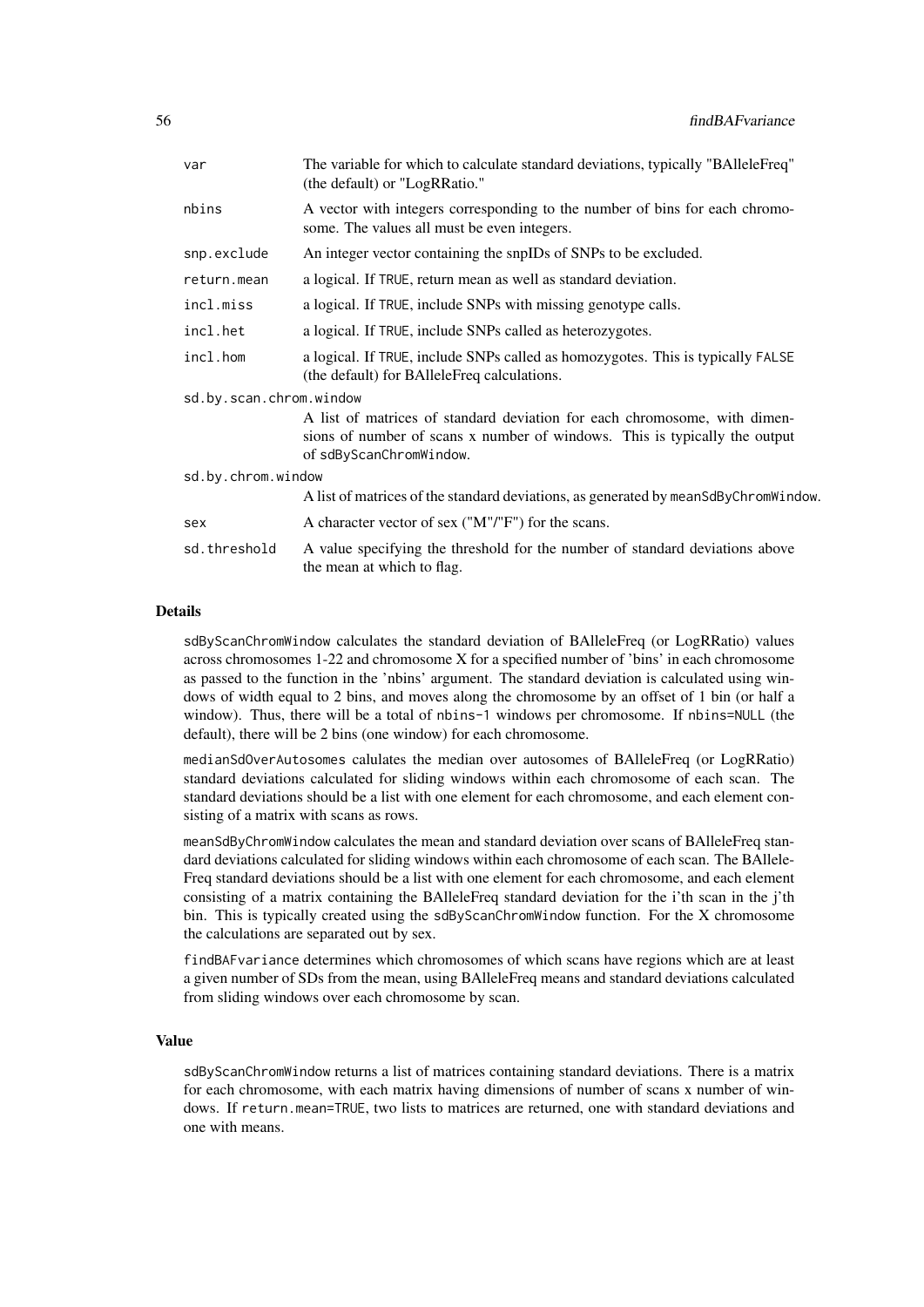| | |
|---|---|
| `var` | The variable for which to calculate standard deviations, typically "BAlleleFreq" (the default) or "LogRRatio." |
| `nbins` | A vector with integers corresponding to the number of bins for each chromosome. The values all must be even integers. |
| `snp.exclude` | An integer vector containing the snpIDs of SNPs to be excluded. |
| `return.mean` | a logical. If `TRUE`, return mean as well as standard deviation. |
| `incl.miss` | a logical. If `TRUE`, include SNPs with missing genotype calls. |
| `incl.het` | a logical. If `TRUE`, include SNPs called as heterozygotes. |
| `incl.hom` | a logical. If `TRUE`, include SNPs called as homozygotes. This is typically `FALSE` (the default) for BAlleleFreq calculations. |
| `sd.by.scan.chrom.window` | A list of matrices of standard deviation for each chromosome, with dimensions of number of scans x number of windows. This is typically the output of `sdByScanChromWindow`. |
| `sd.by.chrom.window` | A list of matrices of the standard deviations, as generated by `meanSdByChromWindow`. |
| `sex` | A character vector of sex ("M"/"F") for the scans. |
| `sd.threshold` | A value specifying the threshold for the number of standard deviations above the mean at which to flag. |

### Details

`sdByScanChromWindow` calculates the standard deviation of BAlleleFreq (or LogRRatio) values across chromosomes 1-22 and chromosome X for a specified number of 'bins' in each chromosome as passed to the function in the 'nbins' argument. The standard deviation is calculated using windows of width equal to 2 bins, and moves along the chromosome by an offset of 1 bin (or half a window). Thus, there will be a total of `nbins-1` windows per chromosome. If `nbins=NULL` (the default), there will be 2 bins (one window) for each chromosome.

`medianSdOverAutosomes` calulates the median over autosomes of BAlleleFreq (or LogRRatio) standard deviations calculated for sliding windows within each chromosome of each scan. The standard deviations should be a list with one element for each chromosome, and each element consisting of a matrix with scans as rows.

`meanSdByChromWindow` calculates the mean and standard deviation over scans of BAlleleFreq standard deviations calculated for sliding windows within each chromosome of each scan. The BAlleleFreq standard deviations should be a list with one element for each chromosome, and each element consisting of a matrix containing the BAlleleFreq standard deviation for the i'th scan in the j'th bin. This is typically created using the `sdByScanChromWindow` function. For the X chromosome the calculations are separated out by sex.

`findBAFvariance` determines which chromosomes of which scans have regions which are at least a given number of SDs from the mean, using BAlleleFreq means and standard deviations calculated from sliding windows over each chromosome by scan.

### Value

`sdByScanChromWindow` returns a list of matrices containing standard deviations. There is a matrix for each chromosome, with each matrix having dimensions of number of scans x number of windows. If `return.mean=TRUE`, two lists to matrices are returned, one with standard deviations and one with means.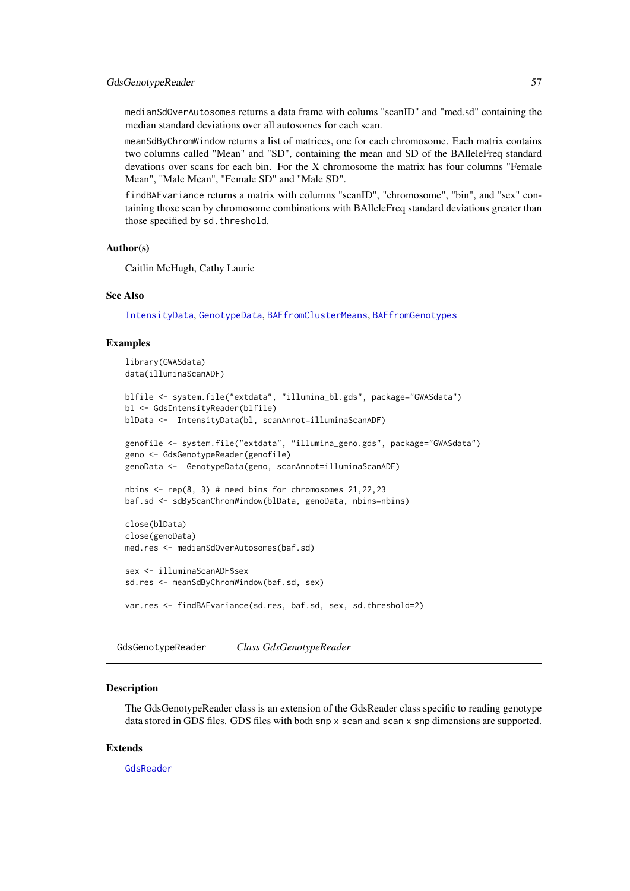medianSdOverAutosomes returns a data frame with colums "scanID" and "med.sd" containing the median standard deviations over all autosomes for each scan.

meanSdByChromWindow returns a list of matrices, one for each chromosome. Each matrix contains two columns called "Mean" and "SD", containing the mean and SD of the BAlleleFreq standard devations over scans for each bin. For the X chromosome the matrix has four columns "Female Mean", "Male Mean", "Female SD" and "Male SD".

findBAFvariance returns a matrix with columns "scanID", "chromosome", "bin", and "sex" containing those scan by chromosome combinations with BAlleleFreq standard deviations greater than those specified by sd.threshold.

### Author(s)

Caitlin McHugh, Cathy Laurie

### See Also

IntensityData, GenotypeData, BAFfromClusterMeans, BAFfromGenotypes

### Examples

```
library(GWASdata)
data(illuminaScanADF)

blfile <- system.file("extdata", "illumina_bl.gds", package="GWASdata")
bl <- GdsIntensityReader(blfile)
blData <-  IntensityData(bl, scanAnnot=illuminaScanADF)

genofile <- system.file("extdata", "illumina_geno.gds", package="GWASdata")
geno <- GdsGenotypeReader(genofile)
genoData <-  GenotypeData(geno, scanAnnot=illuminaScanADF)

nbins <- rep(8, 3) # need bins for chromosomes 21,22,23
baf.sd <- sdByScanChromWindow(blData, genoData, nbins=nbins)

close(blData)
close(genoData)
med.res <- medianSdOverAutosomes(baf.sd)

sex <- illuminaScanADF$sex
sd.res <- meanSdByChromWindow(baf.sd, sex)

var.res <- findBAFvariance(sd.res, baf.sd, sex, sd.threshold=2)
```

---

## GdsGenotypeReader *Class GdsGenotypeReader*

### Description

The GdsGenotypeReader class is an extension of the GdsReader class specific to reading genotype data stored in GDS files. GDS files with both snp x scan and scan x snp dimensions are supported.

### Extends

GdsReader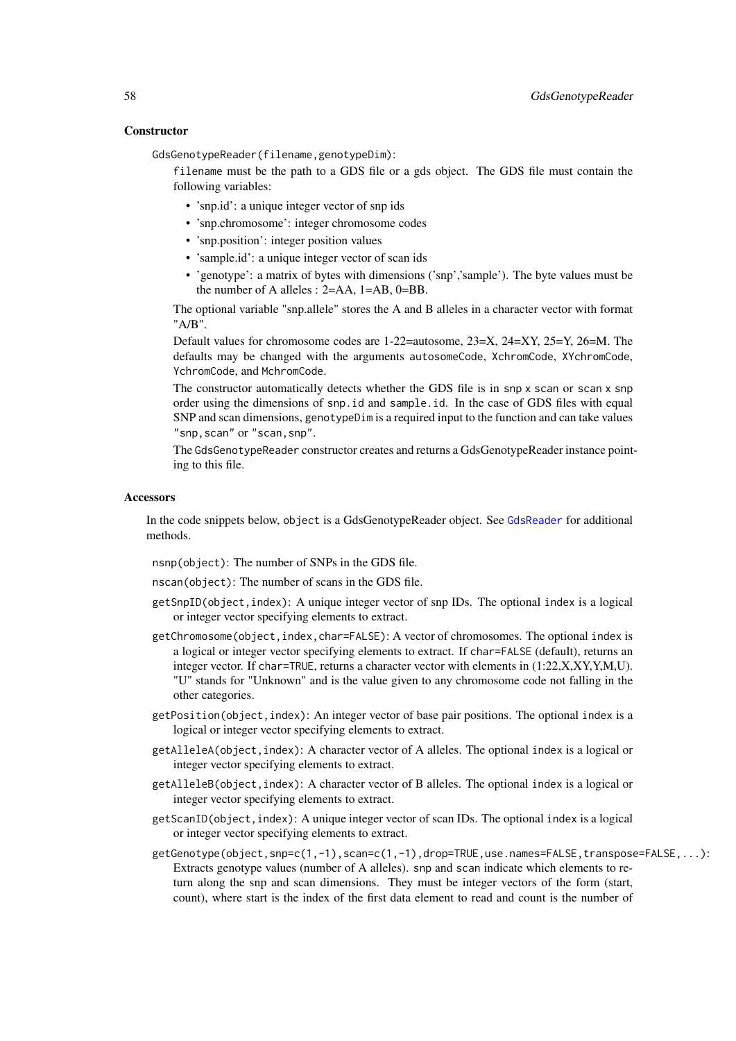### Constructor

`GdsGenotypeReader(filename,genotypeDim)`:

`filename` must be the path to a GDS file or a gds object. The GDS file must contain the following variables:

- 'snp.id': a unique integer vector of snp ids
- 'snp.chromosome': integer chromosome codes
- 'snp.position': integer position values
- 'sample.id': a unique integer vector of scan ids
- 'genotype': a matrix of bytes with dimensions ('snp','sample'). The byte values must be the number of A alleles : 2=AA, 1=AB, 0=BB.

The optional variable "snp.allele" stores the A and B alleles in a character vector with format "A/B".

Default values for chromosome codes are 1-22=autosome, 23=X, 24=XY, 25=Y, 26=M. The defaults may be changed with the arguments `autosomeCode`, `XchromCode`, `XYchromCode`, `YchromCode`, and `MchromCode`.

The constructor automatically detects whether the GDS file is in `snp x scan` or `scan x snp` order using the dimensions of `snp.id` and `sample.id`. In the case of GDS files with equal SNP and scan dimensions, `genotypeDim` is a required input to the function and can take values `"snp,scan"` or `"scan,snp"`.

The `GdsGenotypeReader` constructor creates and returns a GdsGenotypeReader instance pointing to this file.

### Accessors

In the code snippets below, `object` is a GdsGenotypeReader object. See `GdsReader` for additional methods.

`nsnp(object)`: The number of SNPs in the GDS file.

`nscan(object)`: The number of scans in the GDS file.

`getSnpID(object,index)`: A unique integer vector of snp IDs. The optional `index` is a logical or integer vector specifying elements to extract.

`getChromosome(object,index,char=FALSE)`: A vector of chromosomes. The optional `index` is a logical or integer vector specifying elements to extract. If `char=FALSE` (default), returns an integer vector. If `char=TRUE`, returns a character vector with elements in (1:22,X,XY,Y,M,U). "U" stands for "Unknown" and is the value given to any chromosome code not falling in the other categories.

`getPosition(object,index)`: An integer vector of base pair positions. The optional `index` is a logical or integer vector specifying elements to extract.

`getAlleleA(object,index)`: A character vector of A alleles. The optional `index` is a logical or integer vector specifying elements to extract.

`getAlleleB(object,index)`: A character vector of B alleles. The optional `index` is a logical or integer vector specifying elements to extract.

`getScanID(object,index)`: A unique integer vector of scan IDs. The optional `index` is a logical or integer vector specifying elements to extract.

`getGenotype(object,snp=c(1,-1),scan=c(1,-1),drop=TRUE,use.names=FALSE,transpose=FALSE,...)`: Extracts genotype values (number of A alleles). `snp` and `scan` indicate which elements to return along the snp and scan dimensions. They must be integer vectors of the form (start, count), where start is the index of the first data element to read and count is the number of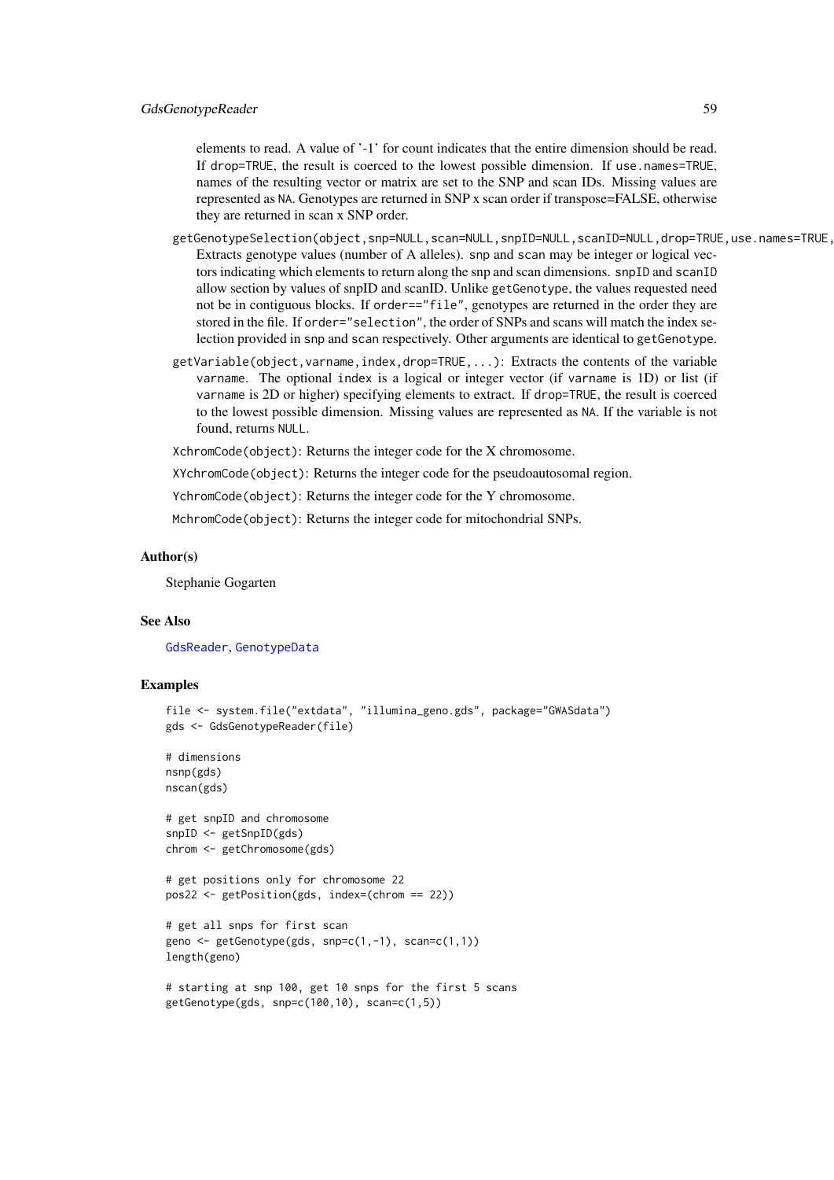elements to read. A value of '-1' for count indicates that the entire dimension should be read. If drop=TRUE, the result is coerced to the lowest possible dimension. If use.names=TRUE, names of the resulting vector or matrix are set to the SNP and scan IDs. Missing values are represented as NA. Genotypes are returned in SNP x scan order if transpose=FALSE, otherwise they are returned in scan x SNP order.

`getGenotypeSelection(object,snp=NULL,scan=NULL,snpID=NULL,scanID=NULL,drop=TRUE,use.names=TRUE,`: Extracts genotype values (number of A alleles). snp and scan may be integer or logical vectors indicating which elements to return along the snp and scan dimensions. snpID and scanID allow section by values of snpID and scanID. Unlike getGenotype, the values requested need not be in contiguous blocks. If order=="file", genotypes are returned in the order they are stored in the file. If order="selection", the order of SNPs and scans will match the index selection provided in snp and scan respectively. Other arguments are identical to getGenotype.

`getVariable(object,varname,index,drop=TRUE,...)`: Extracts the contents of the variable varname. The optional index is a logical or integer vector (if varname is 1D) or list (if varname is 2D or higher) specifying elements to extract. If drop=TRUE, the result is coerced to the lowest possible dimension. Missing values are represented as NA. If the variable is not found, returns NULL.

`XchromCode(object)`: Returns the integer code for the X chromosome.

`XYchromCode(object)`: Returns the integer code for the pseudoautosomal region.

`YchromCode(object)`: Returns the integer code for the Y chromosome.

`MchromCode(object)`: Returns the integer code for mitochondrial SNPs.

### Author(s)

Stephanie Gogarten

### See Also

GdsReader, GenotypeData

### Examples

```
file <- system.file("extdata", "illumina_geno.gds", package="GWASdata")
gds <- GdsGenotypeReader(file)

# dimensions
nsnp(gds)
nscan(gds)

# get snpID and chromosome
snpID <- getSnpID(gds)
chrom <- getChromosome(gds)

# get positions only for chromosome 22
pos22 <- getPosition(gds, index=(chrom == 22))

# get all snps for first scan
geno <- getGenotype(gds, snp=c(1,-1), scan=c(1,1))
length(geno)

# starting at snp 100, get 10 snps for the first 5 scans
getGenotype(gds, snp=c(100,10), scan=c(1,5))
```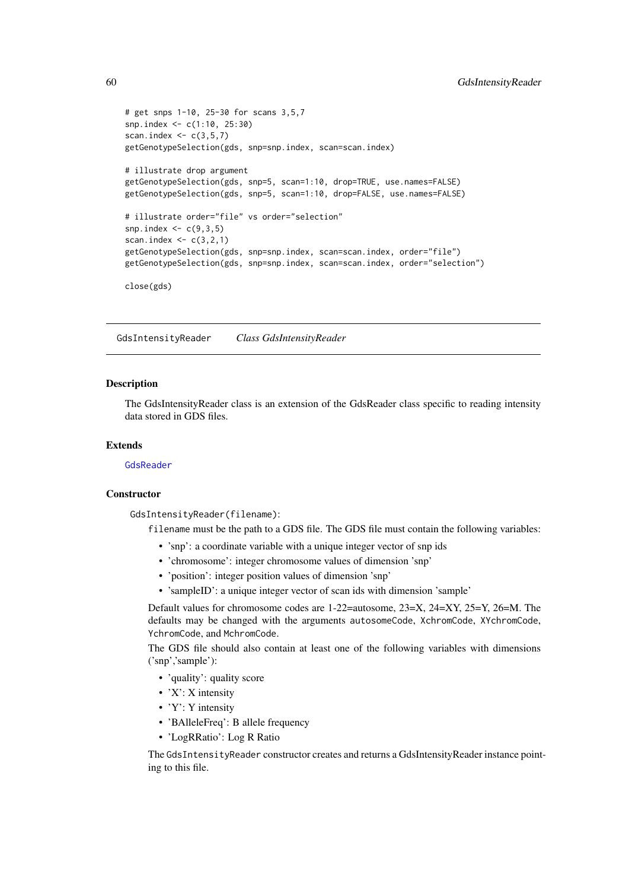```
# get snps 1-10, 25-30 for scans 3,5,7
snp.index <- c(1:10, 25:30)
scan.index <- c(3,5,7)
getGenotypeSelection(gds, snp=snp.index, scan=scan.index)

# illustrate drop argument
getGenotypeSelection(gds, snp=5, scan=1:10, drop=TRUE, use.names=FALSE)
getGenotypeSelection(gds, snp=5, scan=1:10, drop=FALSE, use.names=FALSE)

# illustrate order="file" vs order="selection"
snp.index <- c(9,3,5)
scan.index <- c(3,2,1)
getGenotypeSelection(gds, snp=snp.index, scan=scan.index, order="file")
getGenotypeSelection(gds, snp=snp.index, scan=scan.index, order="selection")

close(gds)
```

---

`GdsIntensityReader` *Class GdsIntensityReader*

---

## Description

The GdsIntensityReader class is an extension of the GdsReader class specific to reading intensity data stored in GDS files.

## Extends

`GdsReader`

## Constructor

`GdsIntensityReader(filename)`:

`filename` must be the path to a GDS file. The GDS file must contain the following variables:

- 'snp': a coordinate variable with a unique integer vector of snp ids
- 'chromosome': integer chromosome values of dimension 'snp'
- 'position': integer position values of dimension 'snp'
- 'sampleID': a unique integer vector of scan ids with dimension 'sample'

Default values for chromosome codes are 1-22=autosome, 23=X, 24=XY, 25=Y, 26=M. The defaults may be changed with the arguments `autosomeCode`, `XchromCode`, `XYchromCode`, `YchromCode`, and `MchromCode`.

The GDS file should also contain at least one of the following variables with dimensions ('snp','sample'):

- 'quality': quality score
- 'X': X intensity
- 'Y': Y intensity
- 'BAlleleFreq': B allele frequency
- 'LogRRatio': Log R Ratio

The `GdsIntensityReader` constructor creates and returns a GdsIntensityReader instance pointing to this file.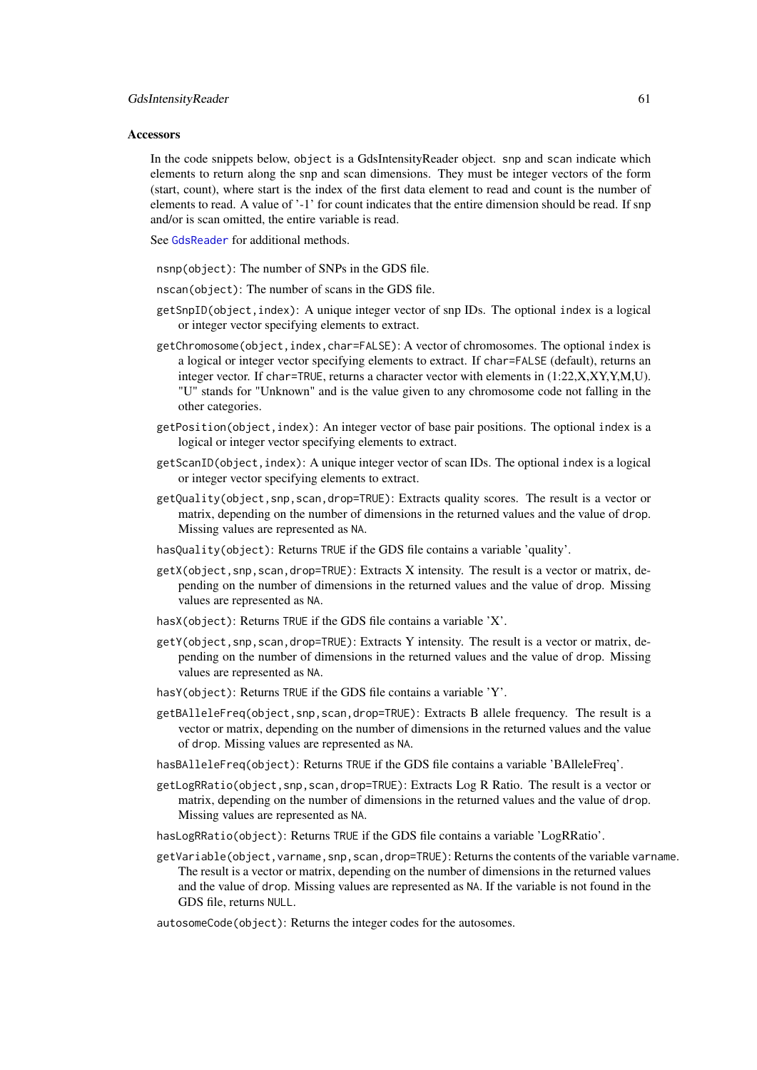### Accessors

In the code snippets below, `object` is a GdsIntensityReader object. `snp` and `scan` indicate which elements to return along the snp and scan dimensions. They must be integer vectors of the form (start, count), where start is the index of the first data element to read and count is the number of elements to read. A value of '-1' for count indicates that the entire dimension should be read. If snp and/or is scan omitted, the entire variable is read.

See `GdsReader` for additional methods.

- `nsnp(object)`: The number of SNPs in the GDS file.
- `nscan(object)`: The number of scans in the GDS file.
- `getSnpID(object,index)`: A unique integer vector of snp IDs. The optional `index` is a logical or integer vector specifying elements to extract.
- `getChromosome(object,index,char=FALSE)`: A vector of chromosomes. The optional `index` is a logical or integer vector specifying elements to extract. If `char=FALSE` (default), returns an integer vector. If `char=TRUE`, returns a character vector with elements in (1:22,X,XY,Y,M,U). "U" stands for "Unknown" and is the value given to any chromosome code not falling in the other categories.
- `getPosition(object,index)`: An integer vector of base pair positions. The optional `index` is a logical or integer vector specifying elements to extract.
- `getScanID(object,index)`: A unique integer vector of scan IDs. The optional `index` is a logical or integer vector specifying elements to extract.
- `getQuality(object,snp,scan,drop=TRUE)`: Extracts quality scores. The result is a vector or matrix, depending on the number of dimensions in the returned values and the value of `drop`. Missing values are represented as `NA`.
- `hasQuality(object)`: Returns `TRUE` if the GDS file contains a variable 'quality'.
- `getX(object,snp,scan,drop=TRUE)`: Extracts X intensity. The result is a vector or matrix, depending on the number of dimensions in the returned values and the value of `drop`. Missing values are represented as `NA`.
- `hasX(object)`: Returns `TRUE` if the GDS file contains a variable 'X'.
- `getY(object,snp,scan,drop=TRUE)`: Extracts Y intensity. The result is a vector or matrix, depending on the number of dimensions in the returned values and the value of `drop`. Missing values are represented as `NA`.
- `hasY(object)`: Returns `TRUE` if the GDS file contains a variable 'Y'.
- `getBAlleleFreq(object,snp,scan,drop=TRUE)`: Extracts B allele frequency. The result is a vector or matrix, depending on the number of dimensions in the returned values and the value of `drop`. Missing values are represented as `NA`.
- `hasBAlleleFreq(object)`: Returns `TRUE` if the GDS file contains a variable 'BAlleleFreq'.
- `getLogRRatio(object,snp,scan,drop=TRUE)`: Extracts Log R Ratio. The result is a vector or matrix, depending on the number of dimensions in the returned values and the value of `drop`. Missing values are represented as `NA`.
- `hasLogRRatio(object)`: Returns `TRUE` if the GDS file contains a variable 'LogRRatio'.
- `getVariable(object,varname,snp,scan,drop=TRUE)`: Returns the contents of the variable `varname`. The result is a vector or matrix, depending on the number of dimensions in the returned values and the value of `drop`. Missing values are represented as `NA`. If the variable is not found in the GDS file, returns `NULL`.
- `autosomeCode(object)`: Returns the integer codes for the autosomes.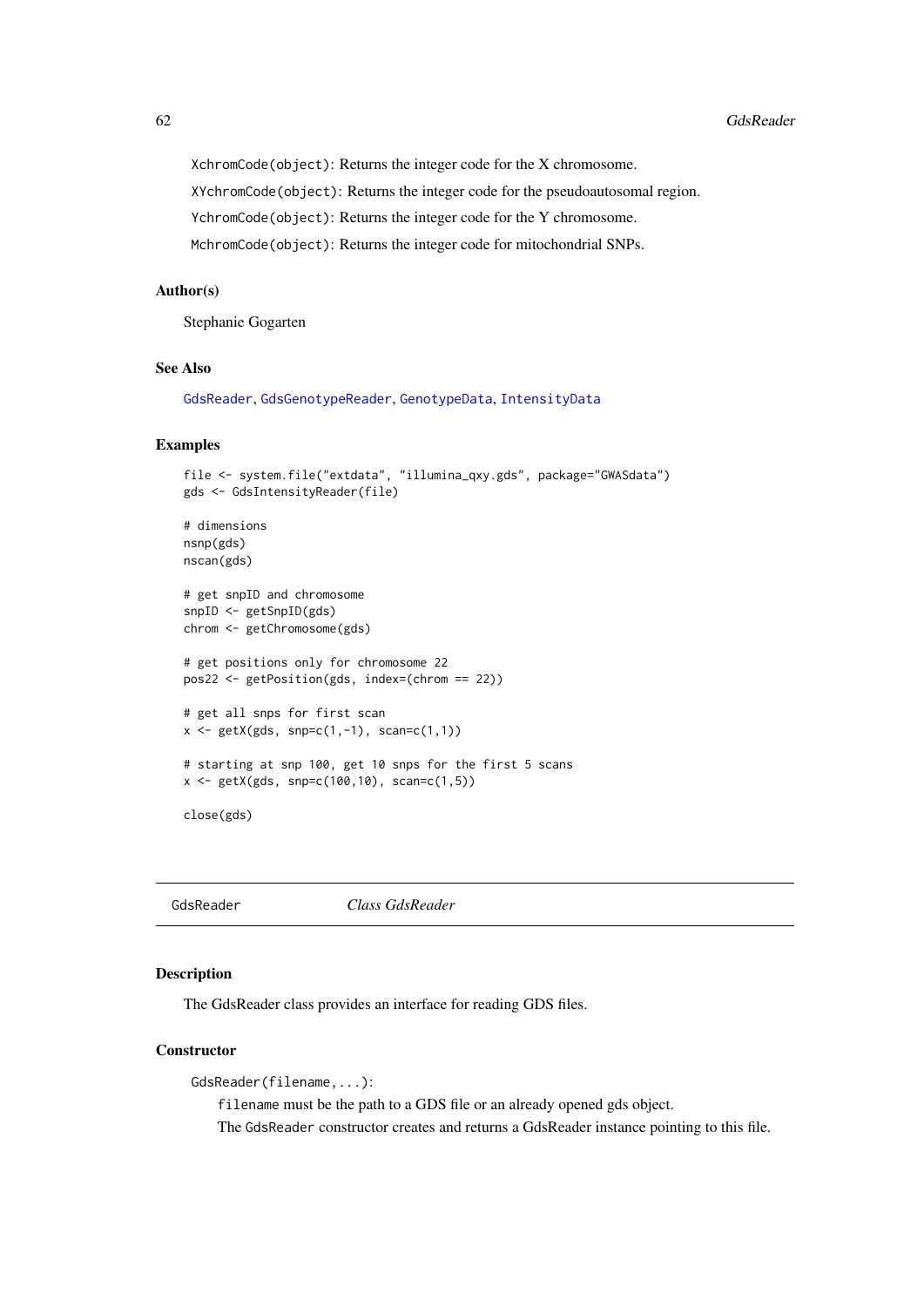`XchromCode(object)`: Returns the integer code for the X chromosome.

`XYchromCode(object)`: Returns the integer code for the pseudoautosomal region.

`YchromCode(object)`: Returns the integer code for the Y chromosome.

`MchromCode(object)`: Returns the integer code for mitochondrial SNPs.

### Author(s)

Stephanie Gogarten

### See Also

GdsReader, GdsGenotypeReader, GenotypeData, IntensityData

### Examples

```
file <- system.file("extdata", "illumina_qxy.gds", package="GWASdata")
gds <- GdsIntensityReader(file)

# dimensions
nsnp(gds)
nscan(gds)

# get snpID and chromosome
snpID <- getSnpID(gds)
chrom <- getChromosome(gds)

# get positions only for chromosome 22
pos22 <- getPosition(gds, index=(chrom == 22))

# get all snps for first scan
x <- getX(gds, snp=c(1,-1), scan=c(1,1))

# starting at snp 100, get 10 snps for the first 5 scans
x <- getX(gds, snp=c(100,10), scan=c(1,5))

close(gds)
```

---

## GdsReader — *Class GdsReader*

---

### Description

The GdsReader class provides an interface for reading GDS files.

### Constructor

`GdsReader(filename,...)`:

`filename` must be the path to a GDS file or an already opened gds object.

The `GdsReader` constructor creates and returns a GdsReader instance pointing to this file.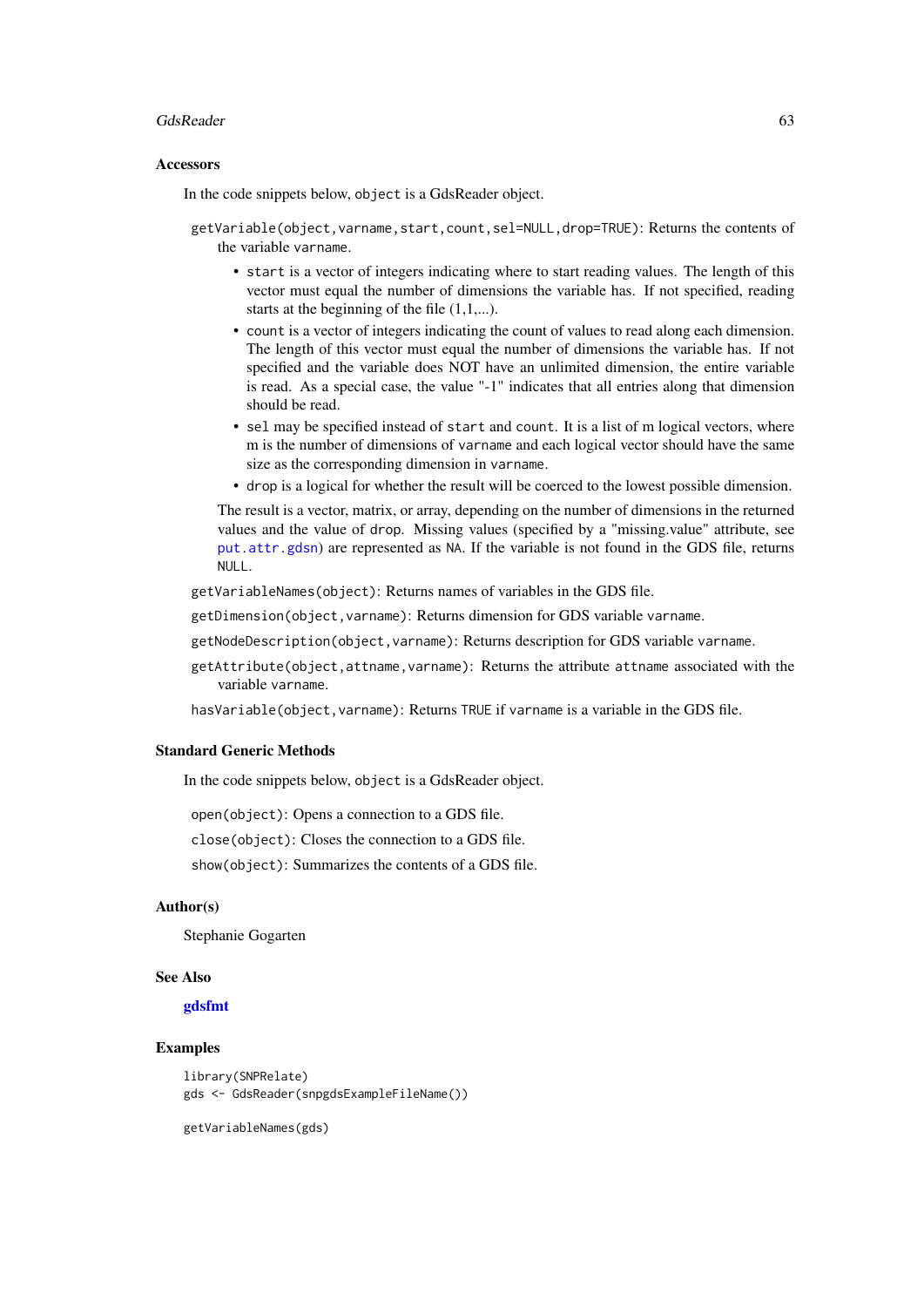## Accessors

In the code snippets below, `object` is a GdsReader object.

`getVariable(object,varname,start,count,sel=NULL,drop=TRUE)`: Returns the contents of the variable `varname`.

- `start` is a vector of integers indicating where to start reading values. The length of this vector must equal the number of dimensions the variable has. If not specified, reading starts at the beginning of the file (1,1,...).
- `count` is a vector of integers indicating the count of values to read along each dimension. The length of this vector must equal the number of dimensions the variable has. If not specified and the variable does NOT have an unlimited dimension, the entire variable is read. As a special case, the value "-1" indicates that all entries along that dimension should be read.
- `sel` may be specified instead of `start` and `count`. It is a list of m logical vectors, where m is the number of dimensions of `varname` and each logical vector should have the same size as the corresponding dimension in `varname`.
- `drop` is a logical for whether the result will be coerced to the lowest possible dimension.

The result is a vector, matrix, or array, depending on the number of dimensions in the returned values and the value of `drop`. Missing values (specified by a "missing.value" attribute, see `put.attr.gdsn`) are represented as `NA`. If the variable is not found in the GDS file, returns `NULL`.

`getVariableNames(object)`: Returns names of variables in the GDS file.

`getDimension(object,varname)`: Returns dimension for GDS variable `varname`.

`getNodeDescription(object,varname)`: Returns description for GDS variable `varname`.

`getAttribute(object,attname,varname)`: Returns the attribute `attname` associated with the variable `varname`.

`hasVariable(object,varname)`: Returns `TRUE` if `varname` is a variable in the GDS file.

## Standard Generic Methods

In the code snippets below, `object` is a GdsReader object.

`open(object)`: Opens a connection to a GDS file.

`close(object)`: Closes the connection to a GDS file.

`show(object)`: Summarizes the contents of a GDS file.

## Author(s)

Stephanie Gogarten

## See Also

**gdsfmt**

## Examples

```
library(SNPRelate)
gds <- GdsReader(snpgdsExampleFileName())

getVariableNames(gds)
```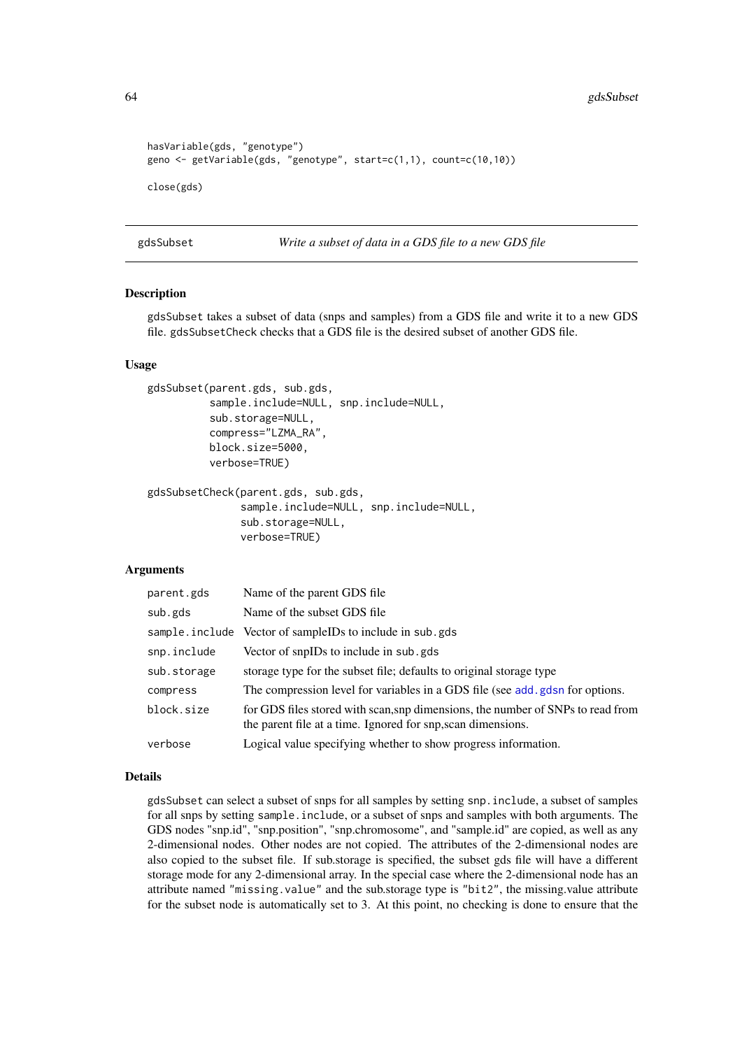```
hasVariable(gds, "genotype")
geno <- getVariable(gds, "genotype", start=c(1,1), count=c(10,10))

close(gds)
```

---

gdsSubset — *Write a subset of data in a GDS file to a new GDS file*

---

### Description

gdsSubset takes a subset of data (snps and samples) from a GDS file and write it to a new GDS file. gdsSubsetCheck checks that a GDS file is the desired subset of another GDS file.

### Usage

```
gdsSubset(parent.gds, sub.gds,
          sample.include=NULL, snp.include=NULL,
          sub.storage=NULL,
          compress="LZMA_RA",
          block.size=5000,
          verbose=TRUE)

gdsSubsetCheck(parent.gds, sub.gds,
               sample.include=NULL, snp.include=NULL,
               sub.storage=NULL,
               verbose=TRUE)
```

### Arguments

| | |
|---|---|
| parent.gds | Name of the parent GDS file |
| sub.gds | Name of the subset GDS file |
| sample.include | Vector of sampleIDs to include in sub.gds |
| snp.include | Vector of snpIDs to include in sub.gds |
| sub.storage | storage type for the subset file; defaults to original storage type |
| compress | The compression level for variables in a GDS file (see add.gdsn for options. |
| block.size | for GDS files stored with scan,snp dimensions, the number of SNPs to read from the parent file at a time. Ignored for snp,scan dimensions. |
| verbose | Logical value specifying whether to show progress information. |

### Details

gdsSubset can select a subset of snps for all samples by setting snp.include, a subset of samples for all snps by setting sample.include, or a subset of snps and samples with both arguments. The GDS nodes "snp.id", "snp.position", "snp.chromosome", and "sample.id" are copied, as well as any 2-dimensional nodes. Other nodes are not copied. The attributes of the 2-dimensional nodes are also copied to the subset file. If sub.storage is specified, the subset gds file will have a different storage mode for any 2-dimensional array. In the special case where the 2-dimensional node has an attribute named "missing.value" and the sub.storage type is "bit2", the missing.value attribute for the subset node is automatically set to 3. At this point, no checking is done to ensure that the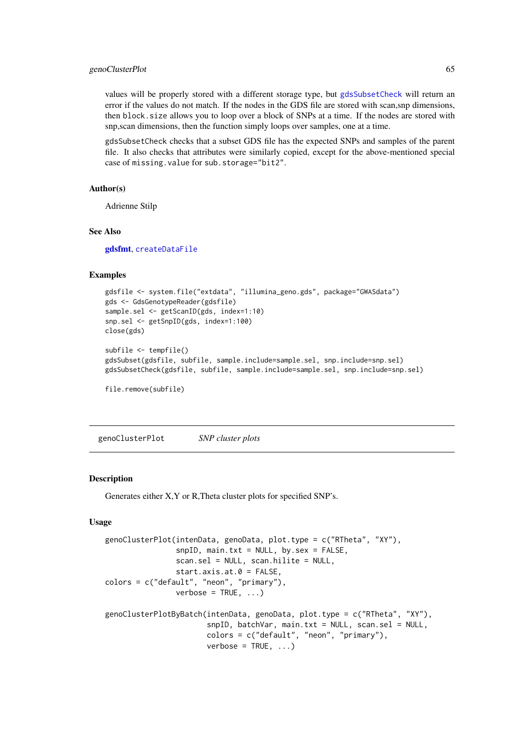values will be properly stored with a different storage type, but gdsSubsetCheck will return an error if the values do not match. If the nodes in the GDS file are stored with scan,snp dimensions, then block.size allows you to loop over a block of SNPs at a time. If the nodes are stored with snp,scan dimensions, then the function simply loops over samples, one at a time.

gdsSubsetCheck checks that a subset GDS file has the expected SNPs and samples of the parent file. It also checks that attributes were similarly copied, except for the above-mentioned special case of missing.value for sub.storage="bit2".

### Author(s)

Adrienne Stilp

### See Also

**gdsfmt**, createDataFile

### Examples

```
gdsfile <- system.file("extdata", "illumina_geno.gds", package="GWASdata")
gds <- GdsGenotypeReader(gdsfile)
sample.sel <- getScanID(gds, index=1:10)
snp.sel <- getSnpID(gds, index=1:100)
close(gds)

subfile <- tempfile()
gdsSubset(gdsfile, subfile, sample.include=sample.sel, snp.include=snp.sel)
gdsSubsetCheck(gdsfile, subfile, sample.include=sample.sel, snp.include=snp.sel)

file.remove(subfile)
```

---

## genoClusterPlot *SNP cluster plots*

### Description

Generates either X,Y or R,Theta cluster plots for specified SNP's.

### Usage

```
genoClusterPlot(intenData, genoData, plot.type = c("RTheta", "XY"),
                snpID, main.txt = NULL, by.sex = FALSE,
                scan.sel = NULL, scan.hilite = NULL,
                start.axis.at.0 = FALSE,
colors = c("default", "neon", "primary"),
                verbose = TRUE, ...)

genoClusterPlotByBatch(intenData, genoData, plot.type = c("RTheta", "XY"),
                       snpID, batchVar, main.txt = NULL, scan.sel = NULL,
                       colors = c("default", "neon", "primary"),
                       verbose = TRUE, ...)
```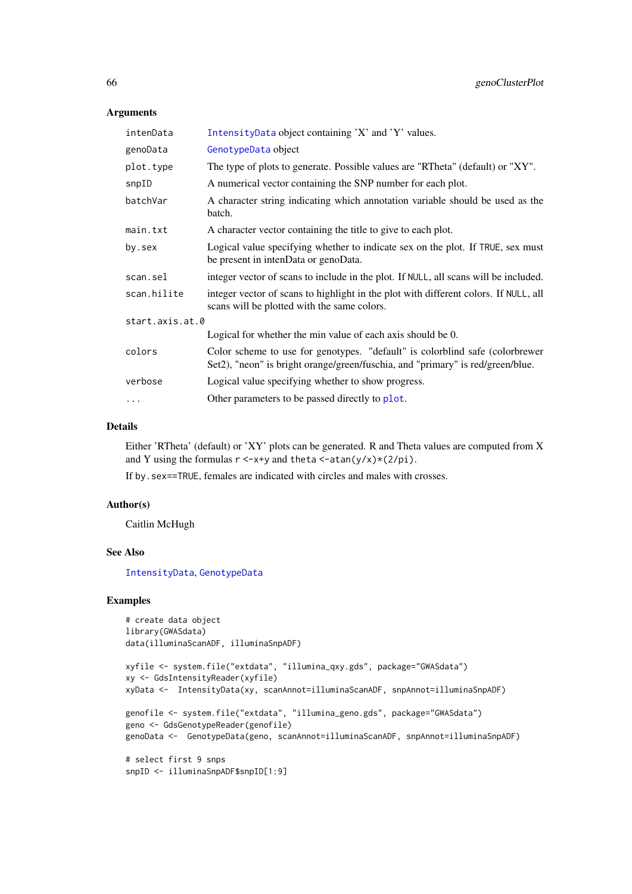## Arguments

| | |
|---|---|
| `intenData` | `IntensityData` object containing 'X' and 'Y' values. |
| `genoData` | `GenotypeData` object |
| `plot.type` | The type of plots to generate. Possible values are "RTheta" (default) or "XY". |
| `snpID` | A numerical vector containing the SNP number for each plot. |
| `batchVar` | A character string indicating which annotation variable should be used as the batch. |
| `main.txt` | A character vector containing the title to give to each plot. |
| `by.sex` | Logical value specifying whether to indicate sex on the plot. If `TRUE`, sex must be present in intenData or genoData. |
| `scan.sel` | integer vector of scans to include in the plot. If `NULL`, all scans will be included. |
| `scan.hilite` | integer vector of scans to highlight in the plot with different colors. If `NULL`, all scans will be plotted with the same colors. |
| `start.axis.at.0` | Logical for whether the min value of each axis should be 0. |
| `colors` | Color scheme to use for genotypes. "default" is colorblind safe (colorbrewer Set2), "neon" is bright orange/green/fuschia, and "primary" is red/green/blue. |
| `verbose` | Logical value specifying whether to show progress. |
| `...` | Other parameters to be passed directly to `plot`. |

## Details

Either 'RTheta' (default) or 'XY' plots can be generated. R and Theta values are computed from X and Y using the formulas `r <-x+y` and `theta <-atan(y/x)*(2/pi)`.

If `by.sex==TRUE`, females are indicated with circles and males with crosses.

## Author(s)

Caitlin McHugh

## See Also

`IntensityData`, `GenotypeData`

## Examples

```
# create data object
library(GWASdata)
data(illuminaScanADF, illuminaSnpADF)

xyfile <- system.file("extdata", "illumina_qxy.gds", package="GWASdata")
xy <- GdsIntensityReader(xyfile)
xyData <-  IntensityData(xy, scanAnnot=illuminaScanADF, snpAnnot=illuminaSnpADF)

genofile <- system.file("extdata", "illumina_geno.gds", package="GWASdata")
geno <- GdsGenotypeReader(genofile)
genoData <-  GenotypeData(geno, scanAnnot=illuminaScanADF, snpAnnot=illuminaSnpADF)

# select first 9 snps
snpID <- illuminaSnpADF$snpID[1:9]
```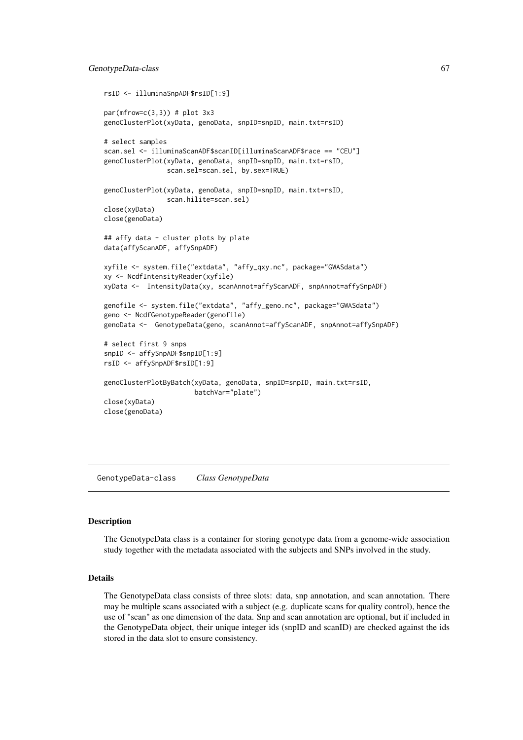```
rsID <- illuminaSnpADF$rsID[1:9]

par(mfrow=c(3,3)) # plot 3x3
genoClusterPlot(xyData, genoData, snpID=snpID, main.txt=rsID)

# select samples
scan.sel <- illuminaScanADF$scanID[illuminaScanADF$race == "CEU"]
genoClusterPlot(xyData, genoData, snpID=snpID, main.txt=rsID,
                scan.sel=scan.sel, by.sex=TRUE)

genoClusterPlot(xyData, genoData, snpID=snpID, main.txt=rsID,
                scan.hilite=scan.sel)
close(xyData)
close(genoData)

## affy data - cluster plots by plate
data(affyScanADF, affySnpADF)

xyfile <- system.file("extdata", "affy_qxy.nc", package="GWASdata")
xy <- NcdfIntensityReader(xyfile)
xyData <-  IntensityData(xy, scanAnnot=affyScanADF, snpAnnot=affySnpADF)

genofile <- system.file("extdata", "affy_geno.nc", package="GWASdata")
geno <- NcdfGenotypeReader(genofile)
genoData <-  GenotypeData(geno, scanAnnot=affyScanADF, snpAnnot=affySnpADF)

# select first 9 snps
snpID <- affySnpADF$snpID[1:9]
rsID <- affySnpADF$rsID[1:9]

genoClusterPlotByBatch(xyData, genoData, snpID=snpID, main.txt=rsID,
                       batchVar="plate")
close(xyData)
close(genoData)
```

---

## GenotypeData-class    *Class GenotypeData*

---

### Description

The GenotypeData class is a container for storing genotype data from a genome-wide association study together with the metadata associated with the subjects and SNPs involved in the study.

### Details

The GenotypeData class consists of three slots: data, snp annotation, and scan annotation. There may be multiple scans associated with a subject (e.g. duplicate scans for quality control), hence the use of "scan" as one dimension of the data. Snp and scan annotation are optional, but if included in the GenotypeData object, their unique integer ids (snpID and scanID) are checked against the ids stored in the data slot to ensure consistency.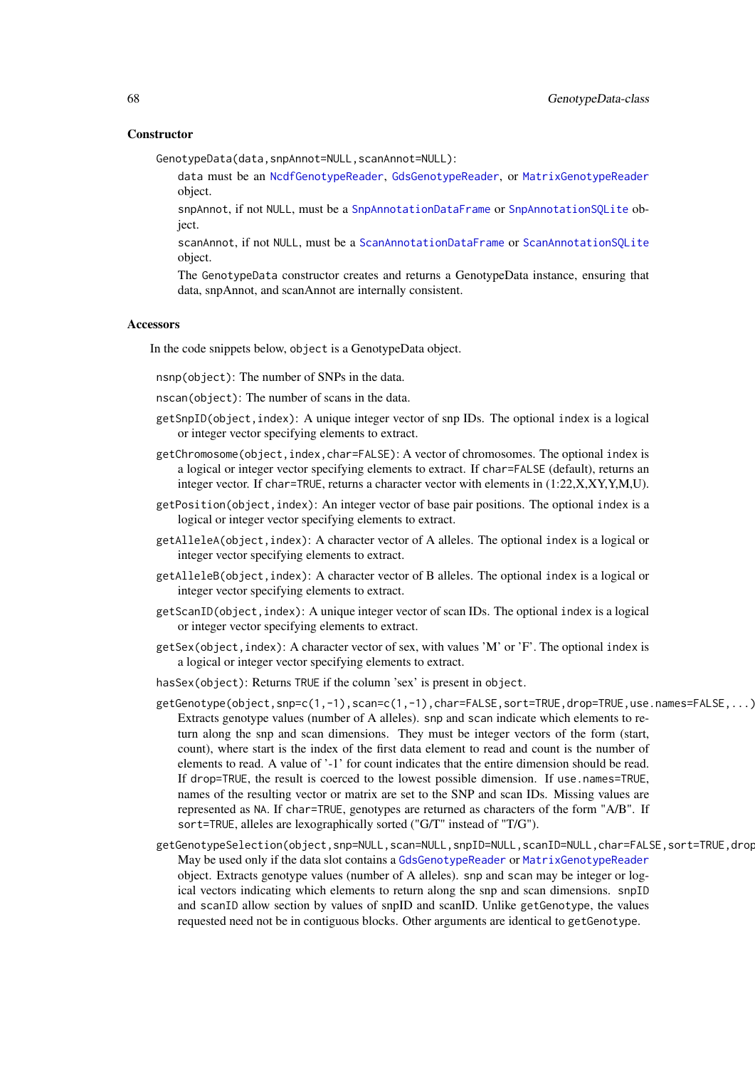### Constructor

`GenotypeData(data,snpAnnot=NULL,scanAnnot=NULL)`:

data must be an NcdfGenotypeReader, GdsGenotypeReader, or MatrixGenotypeReader object.

snpAnnot, if not NULL, must be a SnpAnnotationDataFrame or SnpAnnotationSQLite object.

scanAnnot, if not NULL, must be a ScanAnnotationDataFrame or ScanAnnotationSQLite object.

The GenotypeData constructor creates and returns a GenotypeData instance, ensuring that data, snpAnnot, and scanAnnot are internally consistent.

### Accessors

In the code snippets below, object is a GenotypeData object.

`nsnp(object)`: The number of SNPs in the data.

`nscan(object)`: The number of scans in the data.

`getSnpID(object,index)`: A unique integer vector of snp IDs. The optional index is a logical or integer vector specifying elements to extract.

`getChromosome(object,index,char=FALSE)`: A vector of chromosomes. The optional index is a logical or integer vector specifying elements to extract. If char=FALSE (default), returns an integer vector. If char=TRUE, returns a character vector with elements in (1:22,X,XY,Y,M,U).

`getPosition(object,index)`: An integer vector of base pair positions. The optional index is a logical or integer vector specifying elements to extract.

`getAlleleA(object,index)`: A character vector of A alleles. The optional index is a logical or integer vector specifying elements to extract.

`getAlleleB(object,index)`: A character vector of B alleles. The optional index is a logical or integer vector specifying elements to extract.

`getScanID(object,index)`: A unique integer vector of scan IDs. The optional index is a logical or integer vector specifying elements to extract.

`getSex(object,index)`: A character vector of sex, with values 'M' or 'F'. The optional index is a logical or integer vector specifying elements to extract.

`hasSex(object)`: Returns TRUE if the column 'sex' is present in object.

`getGenotype(object,snp=c(1,-1),scan=c(1,-1),char=FALSE,sort=TRUE,drop=TRUE,use.names=FALSE,...)`: Extracts genotype values (number of A alleles). snp and scan indicate which elements to return along the snp and scan dimensions. They must be integer vectors of the form (start, count), where start is the index of the first data element to read and count is the number of elements to read. A value of '-1' for count indicates that the entire dimension should be read. If drop=TRUE, the result is coerced to the lowest possible dimension. If use.names=TRUE, names of the resulting vector or matrix are set to the SNP and scan IDs. Missing values are represented as NA. If char=TRUE, genotypes are returned as characters of the form "A/B". If sort=TRUE, alleles are lexographically sorted ("G/T" instead of "T/G").

`getGenotypeSelection(object,snp=NULL,scan=NULL,snpID=NULL,scanID=NULL,char=FALSE,sort=TRUE,drop`: May be used only if the data slot contains a GdsGenotypeReader or MatrixGenotypeReader object. Extracts genotype values (number of A alleles). snp and scan may be integer or logical vectors indicating which elements to return along the snp and scan dimensions. snpID and scanID allow section by values of snpID and scanID. Unlike getGenotype, the values requested need not be in contiguous blocks. Other arguments are identical to getGenotype.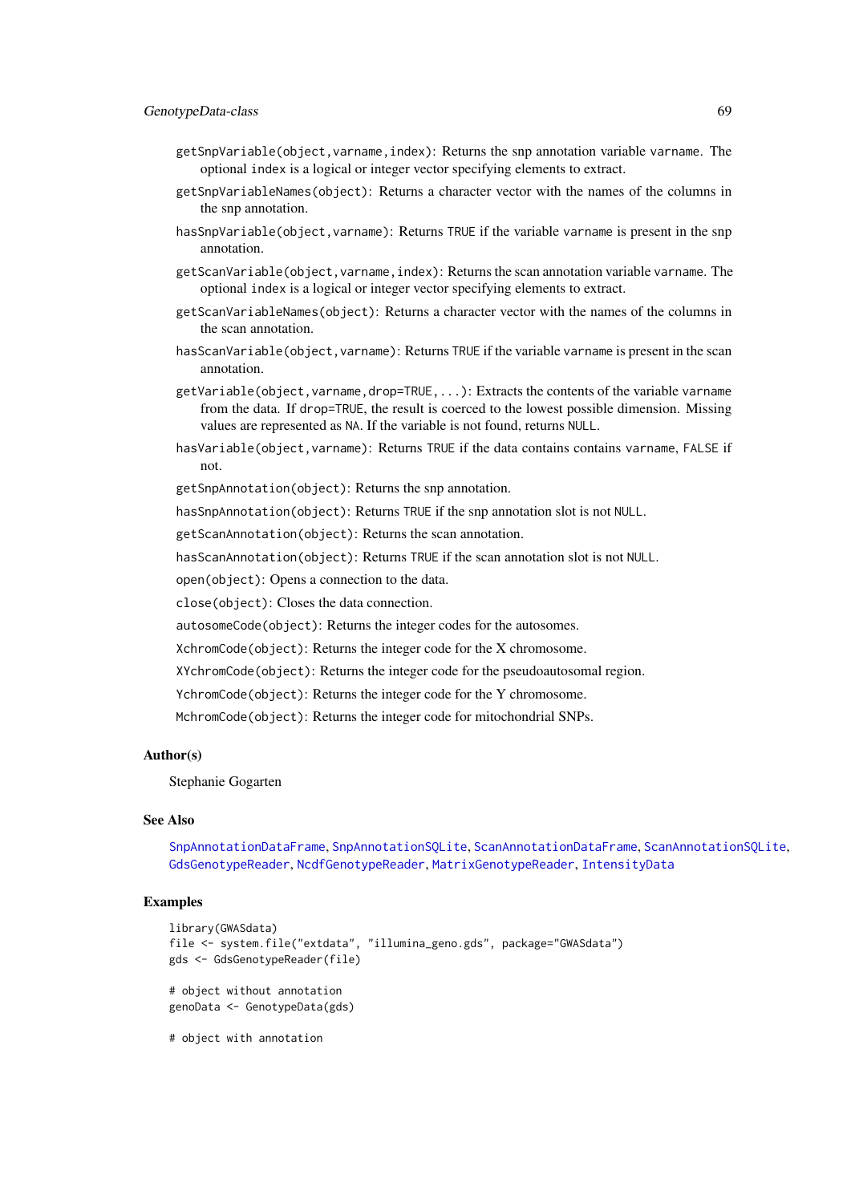`getSnpVariable(object,varname,index)`: Returns the snp annotation variable `varname`. The optional `index` is a logical or integer vector specifying elements to extract.

`getSnpVariableNames(object)`: Returns a character vector with the names of the columns in the snp annotation.

`hasSnpVariable(object,varname)`: Returns `TRUE` if the variable `varname` is present in the snp annotation.

`getScanVariable(object,varname,index)`: Returns the scan annotation variable `varname`. The optional `index` is a logical or integer vector specifying elements to extract.

`getScanVariableNames(object)`: Returns a character vector with the names of the columns in the scan annotation.

`hasScanVariable(object,varname)`: Returns `TRUE` if the variable `varname` is present in the scan annotation.

`getVariable(object,varname,drop=TRUE,...)`: Extracts the contents of the variable `varname` from the data. If `drop=TRUE`, the result is coerced to the lowest possible dimension. Missing values are represented as `NA`. If the variable is not found, returns `NULL`.

`hasVariable(object,varname)`: Returns `TRUE` if the data contains contains `varname`, `FALSE` if not.

`getSnpAnnotation(object)`: Returns the snp annotation.

`hasSnpAnnotation(object)`: Returns `TRUE` if the snp annotation slot is not `NULL`.

`getScanAnnotation(object)`: Returns the scan annotation.

`hasScanAnnotation(object)`: Returns `TRUE` if the scan annotation slot is not `NULL`.

`open(object)`: Opens a connection to the data.

`close(object)`: Closes the data connection.

`autosomeCode(object)`: Returns the integer codes for the autosomes.

`XchromCode(object)`: Returns the integer code for the X chromosome.

`XYchromCode(object)`: Returns the integer code for the pseudoautosomal region.

`YchromCode(object)`: Returns the integer code for the Y chromosome.

`MchromCode(object)`: Returns the integer code for mitochondrial SNPs.

## Author(s)

Stephanie Gogarten

## See Also

SnpAnnotationDataFrame, SnpAnnotationSQLite, ScanAnnotationDataFrame, ScanAnnotationSQLite, GdsGenotypeReader, NcdfGenotypeReader, MatrixGenotypeReader, IntensityData

## Examples

```
library(GWASdata)
file <- system.file("extdata", "illumina_geno.gds", package="GWASdata")
gds <- GdsGenotypeReader(file)

# object without annotation
genoData <- GenotypeData(gds)

# object with annotation
```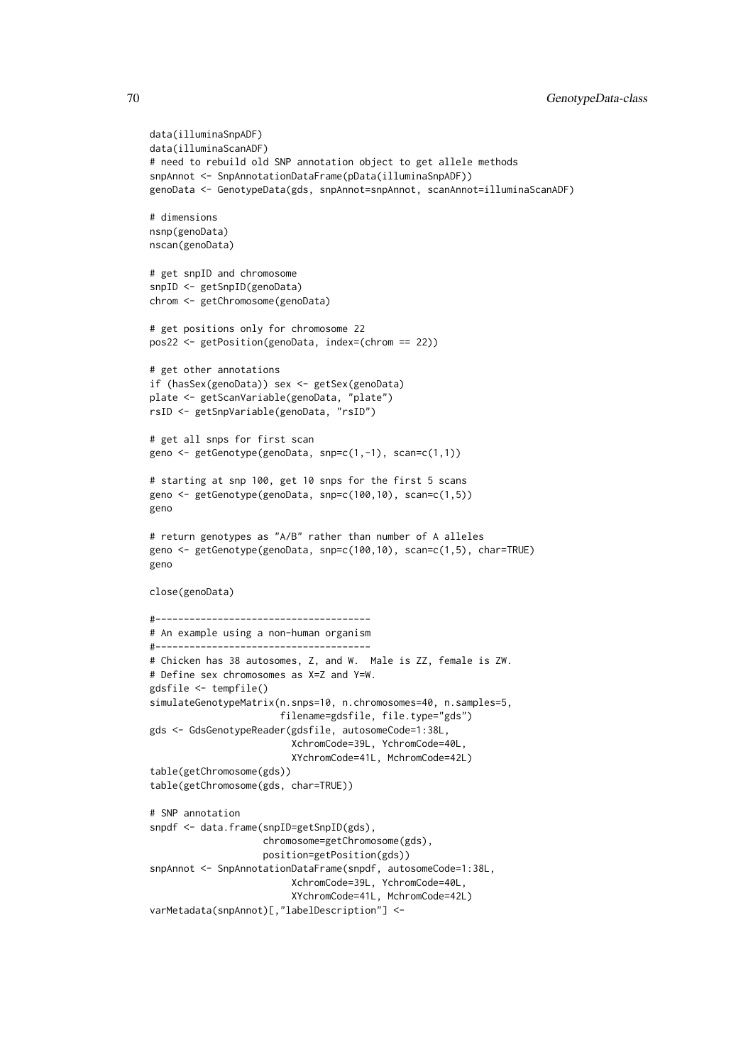```
data(illuminaSnpADF)
data(illuminaScanADF)
# need to rebuild old SNP annotation object to get allele methods
snpAnnot <- SnpAnnotationDataFrame(pData(illuminaSnpADF))
genoData <- GenotypeData(gds, snpAnnot=snpAnnot, scanAnnot=illuminaScanADF)

# dimensions
nsnp(genoData)
nscan(genoData)

# get snpID and chromosome
snpID <- getSnpID(genoData)
chrom <- getChromosome(genoData)

# get positions only for chromosome 22
pos22 <- getPosition(genoData, index=(chrom == 22))

# get other annotations
if (hasSex(genoData)) sex <- getSex(genoData)
plate <- getScanVariable(genoData, "plate")
rsID <- getSnpVariable(genoData, "rsID")

# get all snps for first scan
geno <- getGenotype(genoData, snp=c(1,-1), scan=c(1,1))

# starting at snp 100, get 10 snps for the first 5 scans
geno <- getGenotype(genoData, snp=c(100,10), scan=c(1,5))
geno

# return genotypes as "A/B" rather than number of A alleles
geno <- getGenotype(genoData, snp=c(100,10), scan=c(1,5), char=TRUE)
geno

close(genoData)

#--------------------------------------
# An example using a non-human organism
#--------------------------------------
# Chicken has 38 autosomes, Z, and W.  Male is ZZ, female is ZW.
# Define sex chromosomes as X=Z and Y=W.
gdsfile <- tempfile()
simulateGenotypeMatrix(n.snps=10, n.chromosomes=40, n.samples=5,
                       filename=gdsfile, file.type="gds")
gds <- GdsGenotypeReader(gdsfile, autosomeCode=1:38L,
                         XchromCode=39L, YchromCode=40L,
                         XYchromCode=41L, MchromCode=42L)
table(getChromosome(gds))
table(getChromosome(gds, char=TRUE))

# SNP annotation
snpdf <- data.frame(snpID=getSnpID(gds),
                    chromosome=getChromosome(gds),
                    position=getPosition(gds))
snpAnnot <- SnpAnnotationDataFrame(snpdf, autosomeCode=1:38L,
                         XchromCode=39L, YchromCode=40L,
                         XYchromCode=41L, MchromCode=42L)
varMetadata(snpAnnot)[,"labelDescription"] <-
```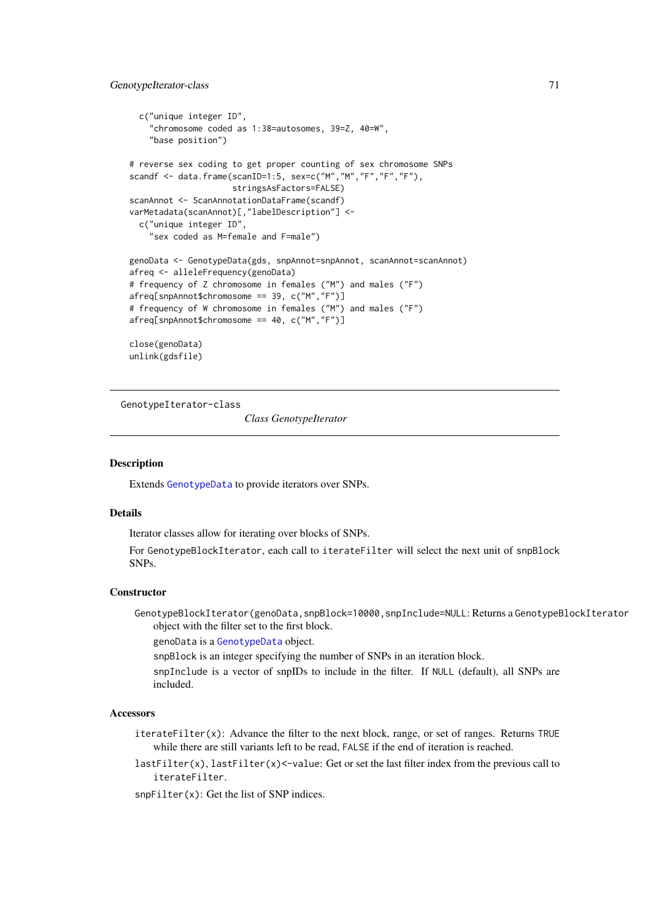```
  c("unique integer ID",
    "chromosome coded as 1:38=autosomes, 39=Z, 40=W",
    "base position")

# reverse sex coding to get proper counting of sex chromosome SNPs
scandf <- data.frame(scanID=1:5, sex=c("M","M","F","F","F"),
                     stringsAsFactors=FALSE)
scanAnnot <- ScanAnnotationDataFrame(scandf)
varMetadata(scanAnnot)[,"labelDescription"] <-
  c("unique integer ID",
    "sex coded as M=female and F=male")

genoData <- GenotypeData(gds, snpAnnot=snpAnnot, scanAnnot=scanAnnot)
afreq <- alleleFrequency(genoData)
# frequency of Z chromosome in females ("M") and males ("F")
afreq[snpAnnot$chromosome == 39, c("M","F")]
# frequency of W chromosome in females ("M") and males ("F")
afreq[snpAnnot$chromosome == 40, c("M","F")]

close(genoData)
unlink(gdsfile)
```

---

GenotypeIterator-class

*Class GenotypeIterator*

---

## Description

Extends GenotypeData to provide iterators over SNPs.

## Details

Iterator classes allow for iterating over blocks of SNPs.

For GenotypeBlockIterator, each call to iterateFilter will select the next unit of snpBlock SNPs.

## Constructor

GenotypeBlockIterator(genoData,snpBlock=10000,snpInclude=NULL: Returns a GenotypeBlockIterator object with the filter set to the first block.

genoData is a GenotypeData object.

snpBlock is an integer specifying the number of SNPs in an iteration block.

snpInclude is a vector of snpIDs to include in the filter. If NULL (default), all SNPs are included.

## Accessors

iterateFilter(x): Advance the filter to the next block, range, or set of ranges. Returns TRUE while there are still variants left to be read, FALSE if the end of iteration is reached.

lastFilter(x), lastFilter(x)<-value: Get or set the last filter index from the previous call to iterateFilter.

snpFilter(x): Get the list of SNP indices.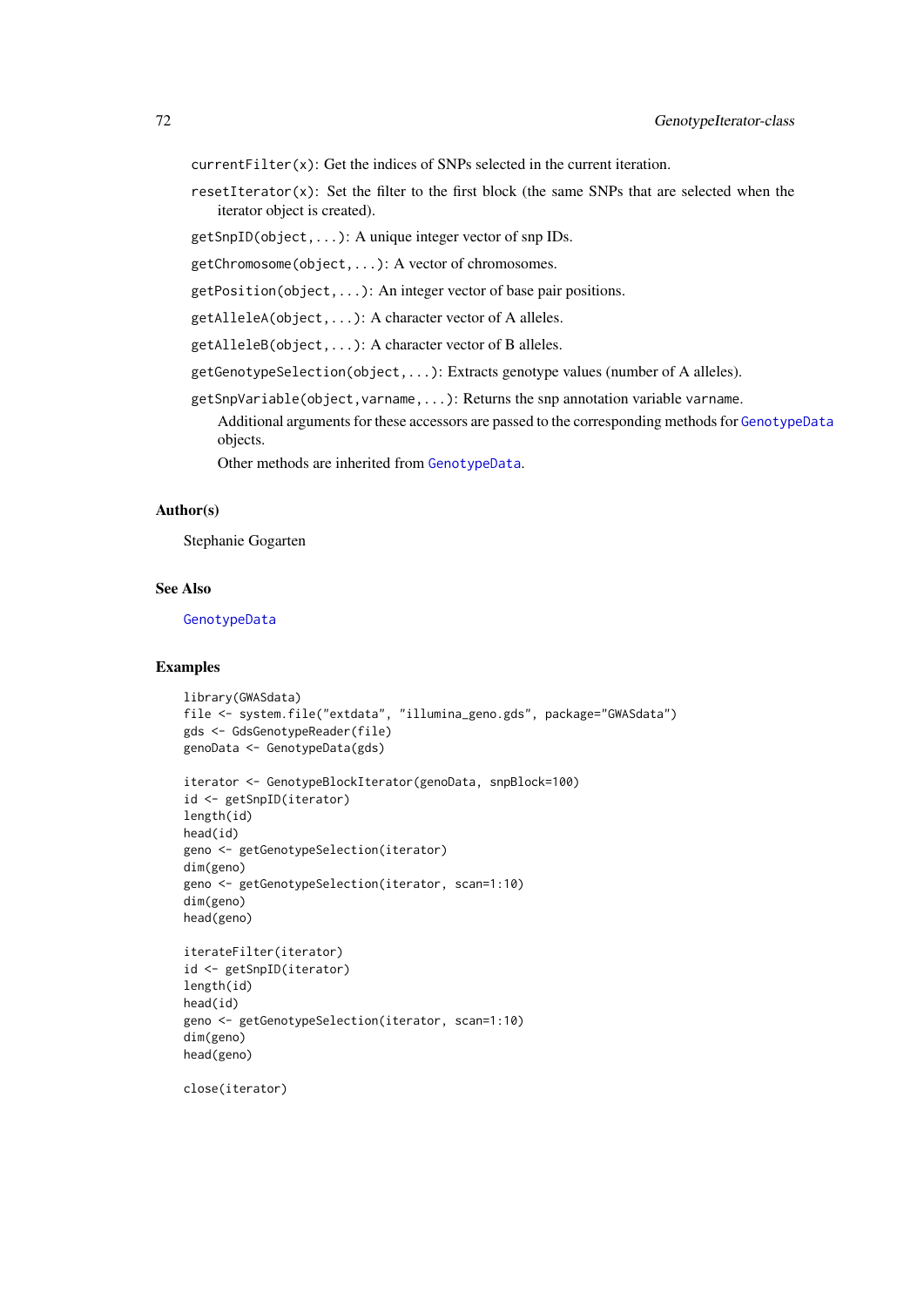`currentFilter(x)`: Get the indices of SNPs selected in the current iteration.

`resetIterator(x)`: Set the filter to the first block (the same SNPs that are selected when the iterator object is created).

`getSnpID(object,...)`: A unique integer vector of snp IDs.

`getChromosome(object,...)`: A vector of chromosomes.

`getPosition(object,...)`: An integer vector of base pair positions.

`getAlleleA(object,...)`: A character vector of A alleles.

`getAlleleB(object,...)`: A character vector of B alleles.

`getGenotypeSelection(object,...)`: Extracts genotype values (number of A alleles).

`getSnpVariable(object,varname,...)`: Returns the snp annotation variable `varname`.

Additional arguments for these accessors are passed to the corresponding methods for `GenotypeData` objects.

Other methods are inherited from `GenotypeData`.

## Author(s)

Stephanie Gogarten

## See Also

`GenotypeData`

## Examples

```
library(GWASdata)
file <- system.file("extdata", "illumina_geno.gds", package="GWASdata")
gds <- GdsGenotypeReader(file)
genoData <- GenotypeData(gds)

iterator <- GenotypeBlockIterator(genoData, snpBlock=100)
id <- getSnpID(iterator)
length(id)
head(id)
geno <- getGenotypeSelection(iterator)
dim(geno)
geno <- getGenotypeSelection(iterator, scan=1:10)
dim(geno)
head(geno)

iterateFilter(iterator)
id <- getSnpID(iterator)
length(id)
head(id)
geno <- getGenotypeSelection(iterator, scan=1:10)
dim(geno)
head(geno)

close(iterator)
```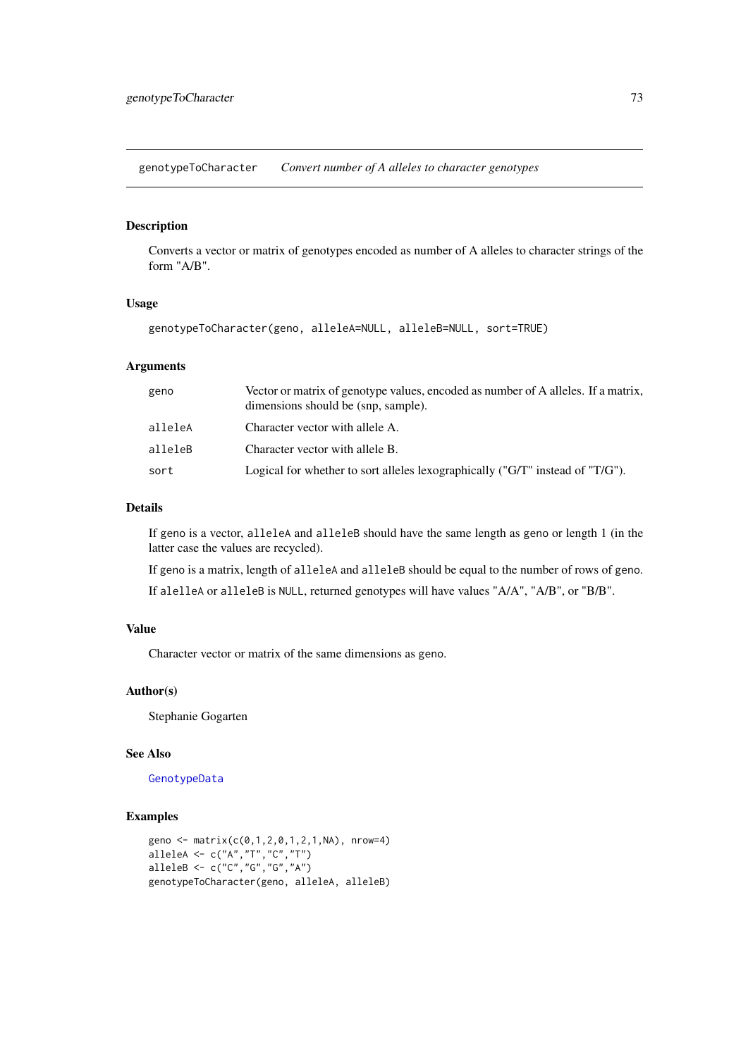# genotypeToCharacter *Convert number of A alleles to character genotypes*

## Description

Converts a vector or matrix of genotypes encoded as number of A alleles to character strings of the form "A/B".

## Usage

```
genotypeToCharacter(geno, alleleA=NULL, alleleB=NULL, sort=TRUE)
```

## Arguments

| | |
|---|---|
| geno | Vector or matrix of genotype values, encoded as number of A alleles. If a matrix, dimensions should be (snp, sample). |
| alleleA | Character vector with allele A. |
| alleleB | Character vector with allele B. |
| sort | Logical for whether to sort alleles lexographically ("G/T" instead of "T/G"). |

## Details

If geno is a vector, alleleA and alleleB should have the same length as geno or length 1 (in the latter case the values are recycled).

If geno is a matrix, length of alleleA and alleleB should be equal to the number of rows of geno.

If alelleA or alleleB is NULL, returned genotypes will have values "A/A", "A/B", or "B/B".

## Value

Character vector or matrix of the same dimensions as geno.

## Author(s)

Stephanie Gogarten

## See Also

GenotypeData

## Examples

```
geno <- matrix(c(0,1,2,0,1,2,1,NA), nrow=4)
alleleA <- c("A","T","C","T")
alleleB <- c("C","G","G","A")
genotypeToCharacter(geno, alleleA, alleleB)
```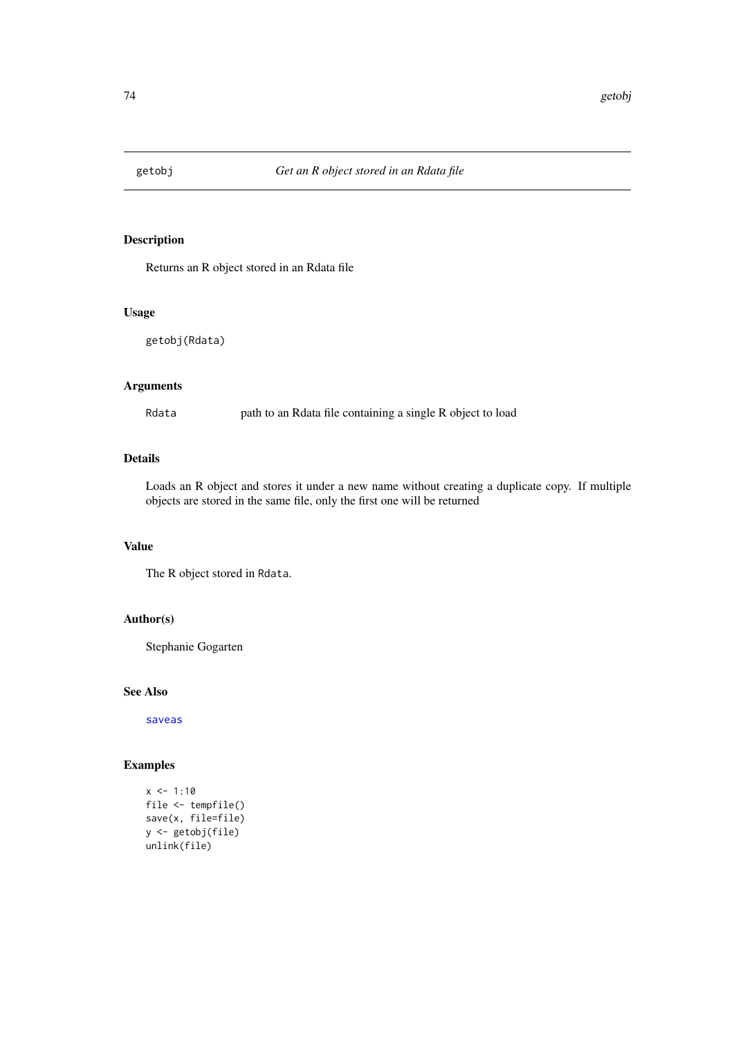getobj *Get an R object stored in an Rdata file*

## Description

Returns an R object stored in an Rdata file

## Usage

```
getobj(Rdata)
```

## Arguments

| | |
|---|---|
| Rdata | path to an Rdata file containing a single R object to load |

## Details

Loads an R object and stores it under a new name without creating a duplicate copy. If multiple objects are stored in the same file, only the first one will be returned

## Value

The R object stored in `Rdata`.

## Author(s)

Stephanie Gogarten

## See Also

saveas

## Examples

```
x <- 1:10
file <- tempfile()
save(x, file=file)
y <- getobj(file)
unlink(file)
```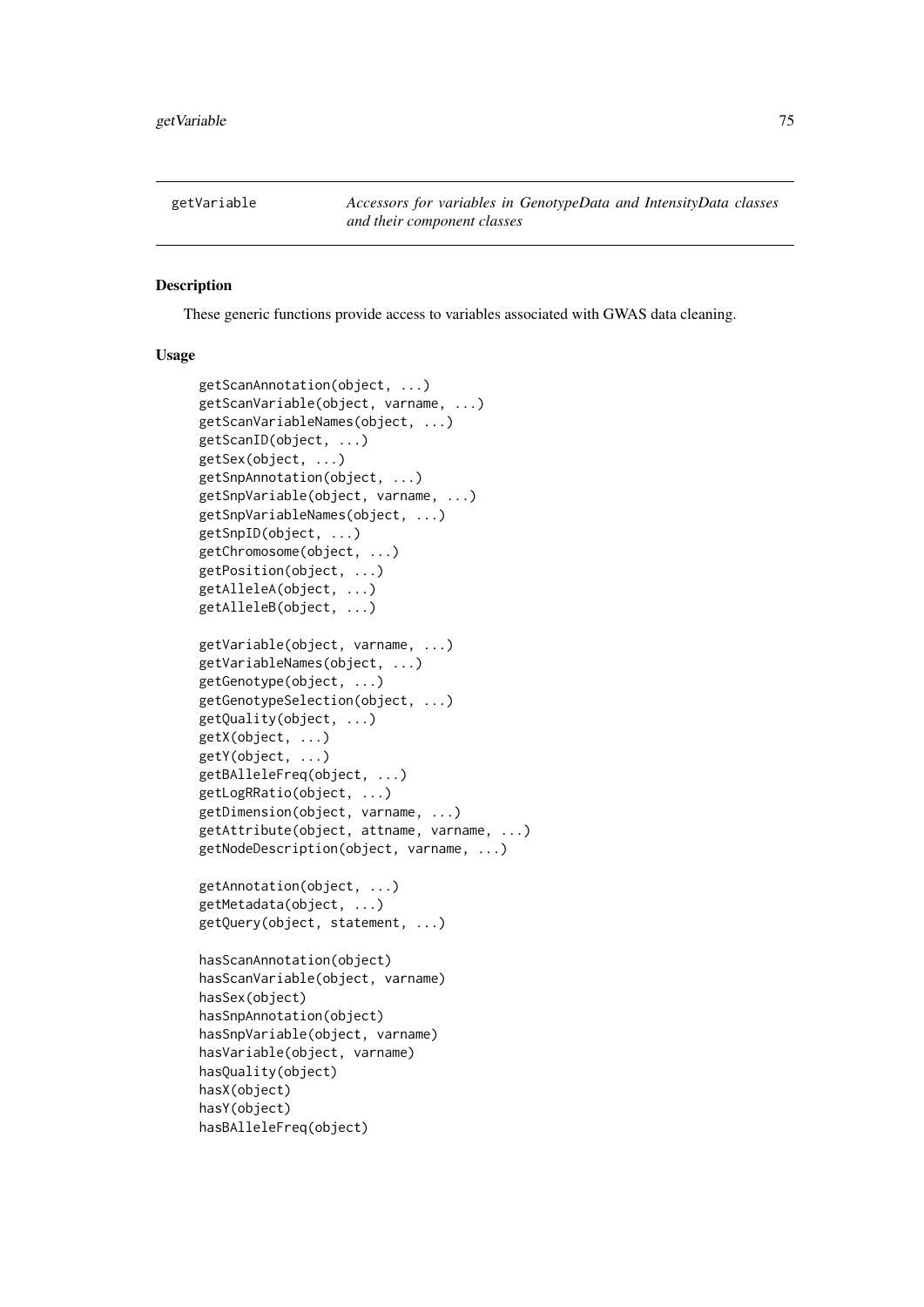getVariable — *Accessors for variables in GenotypeData and IntensityData classes and their component classes*

## Description

These generic functions provide access to variables associated with GWAS data cleaning.

## Usage

```
getScanAnnotation(object, ...)
getScanVariable(object, varname, ...)
getScanVariableNames(object, ...)
getScanID(object, ...)
getSex(object, ...)
getSnpAnnotation(object, ...)
getSnpVariable(object, varname, ...)
getSnpVariableNames(object, ...)
getSnpID(object, ...)
getChromosome(object, ...)
getPosition(object, ...)
getAlleleA(object, ...)
getAlleleB(object, ...)

getVariable(object, varname, ...)
getVariableNames(object, ...)
getGenotype(object, ...)
getGenotypeSelection(object, ...)
getQuality(object, ...)
getX(object, ...)
getY(object, ...)
getBAlleleFreq(object, ...)
getLogRRatio(object, ...)
getDimension(object, varname, ...)
getAttribute(object, attname, varname, ...)
getNodeDescription(object, varname, ...)

getAnnotation(object, ...)
getMetadata(object, ...)
getQuery(object, statement, ...)

hasScanAnnotation(object)
hasScanVariable(object, varname)
hasSex(object)
hasSnpAnnotation(object)
hasSnpVariable(object, varname)
hasVariable(object, varname)
hasQuality(object)
hasX(object)
hasY(object)
hasBAlleleFreq(object)
```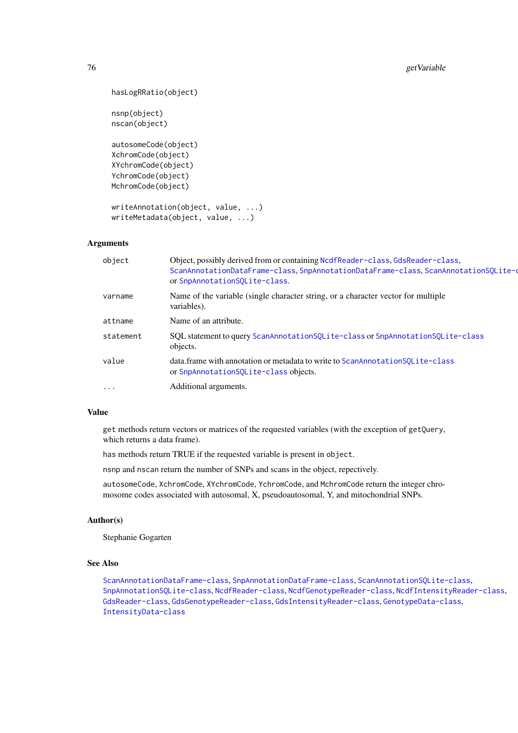```
hasLogRRatio(object)

nsnp(object)
nscan(object)

autosomeCode(object)
XchromCode(object)
XYchromCode(object)
YchromCode(object)
MchromCode(object)

writeAnnotation(object, value, ...)
writeMetadata(object, value, ...)
```

## Arguments

| | |
|---|---|
| `object` | Object, possibly derived from or containing `NcdfReader-class`, `GdsReader-class`, `ScanAnnotationDataFrame-class`, `SnpAnnotationDataFrame-class`, `ScanAnnotationSQLite-class` or `SnpAnnotationSQLite-class`. |
| `varname` | Name of the variable (single character string, or a character vector for multiple variables). |
| `attname` | Name of an attribute. |
| `statement` | SQL statement to query `ScanAnnotationSQLite-class` or `SnpAnnotationSQLite-class` objects. |
| `value` | data.frame with annotation or metadata to write to `ScanAnnotationSQLite-class` or `SnpAnnotationSQLite-class` objects. |
| `...` | Additional arguments. |

## Value

`get` methods return vectors or matrices of the requested variables (with the exception of `getQuery`, which returns a data frame).

`has` methods return TRUE if the requested variable is present in `object`.

`nsnp` and `nscan` return the number of SNPs and scans in the object, repectively.

`autosomeCode`, `XchromCode`, `XYchromCode`, `YchromCode`, and `MchromCode` return the integer chromosome codes associated with autosomal, X, pseudoautosomal, Y, and mitochondrial SNPs.

## Author(s)

Stephanie Gogarten

## See Also

`ScanAnnotationDataFrame-class`, `SnpAnnotationDataFrame-class`, `ScanAnnotationSQLite-class`, `SnpAnnotationSQLite-class`, `NcdfReader-class`, `NcdfGenotypeReader-class`, `NcdfIntensityReader-class`, `GdsReader-class`, `GdsGenotypeReader-class`, `GdsIntensityReader-class`, `GenotypeData-class`, `IntensityData-class`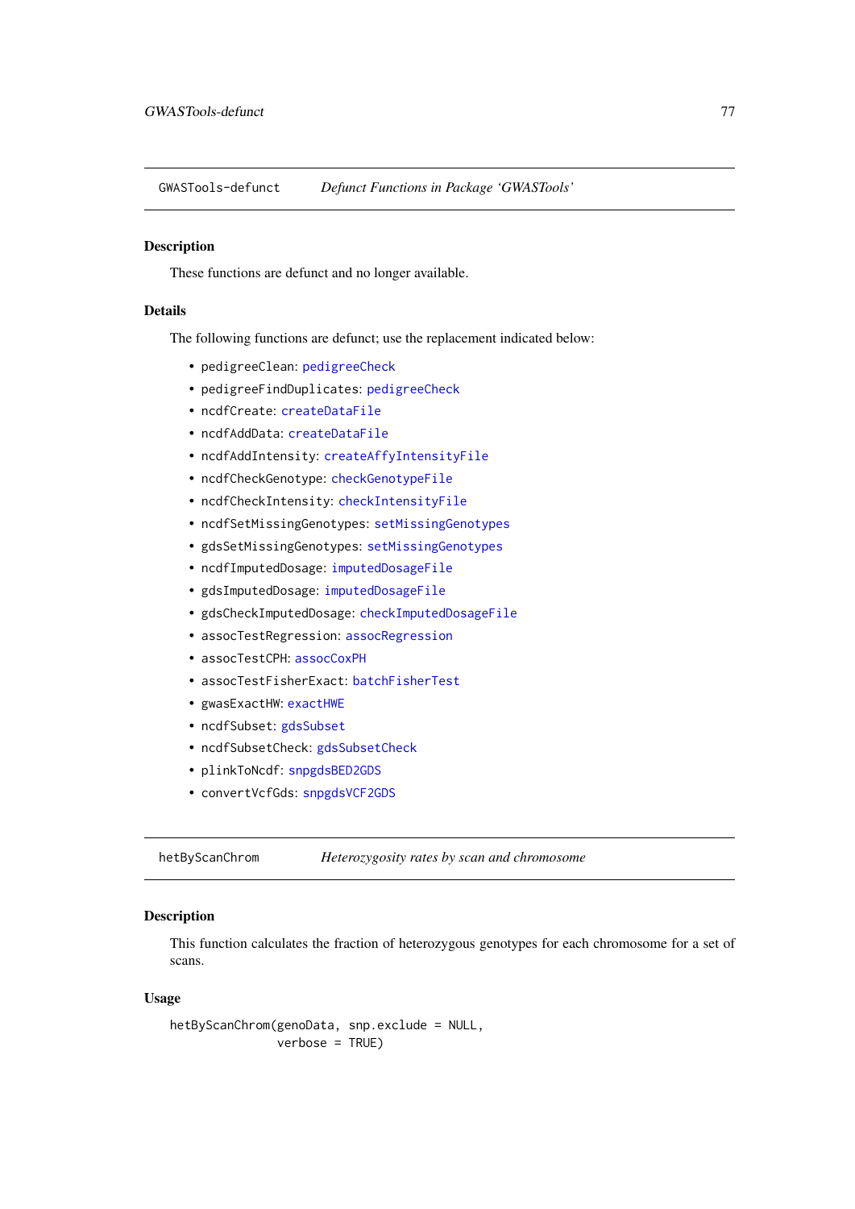## GWASTools-defunct — *Defunct Functions in Package 'GWASTools'*

### Description

These functions are defunct and no longer available.

### Details

The following functions are defunct; use the replacement indicated below:

- `pedigreeClean`: `pedigreeCheck`
- `pedigreeFindDuplicates`: `pedigreeCheck`
- `ncdfCreate`: `createDataFile`
- `ncdfAddData`: `createDataFile`
- `ncdfAddIntensity`: `createAffyIntensityFile`
- `ncdfCheckGenotype`: `checkGenotypeFile`
- `ncdfCheckIntensity`: `checkIntensityFile`
- `ncdfSetMissingGenotypes`: `setMissingGenotypes`
- `gdsSetMissingGenotypes`: `setMissingGenotypes`
- `ncdfImputedDosage`: `imputedDosageFile`
- `gdsImputedDosage`: `imputedDosageFile`
- `gdsCheckImputedDosage`: `checkImputedDosageFile`
- `assocTestRegression`: `assocRegression`
- `assocTestCPH`: `assocCoxPH`
- `assocTestFisherExact`: `batchFisherTest`
- `gwasExactHW`: `exactHWE`
- `ncdfSubset`: `gdsSubset`
- `ncdfSubsetCheck`: `gdsSubsetCheck`
- `plinkToNcdf`: `snpgdsBED2GDS`
- `convertVcfGds`: `snpgdsVCF2GDS`

## hetByScanChrom — *Heterozygosity rates by scan and chromosome*

### Description

This function calculates the fraction of heterozygous genotypes for each chromosome for a set of scans.

### Usage

```
hetByScanChrom(genoData, snp.exclude = NULL,
               verbose = TRUE)
```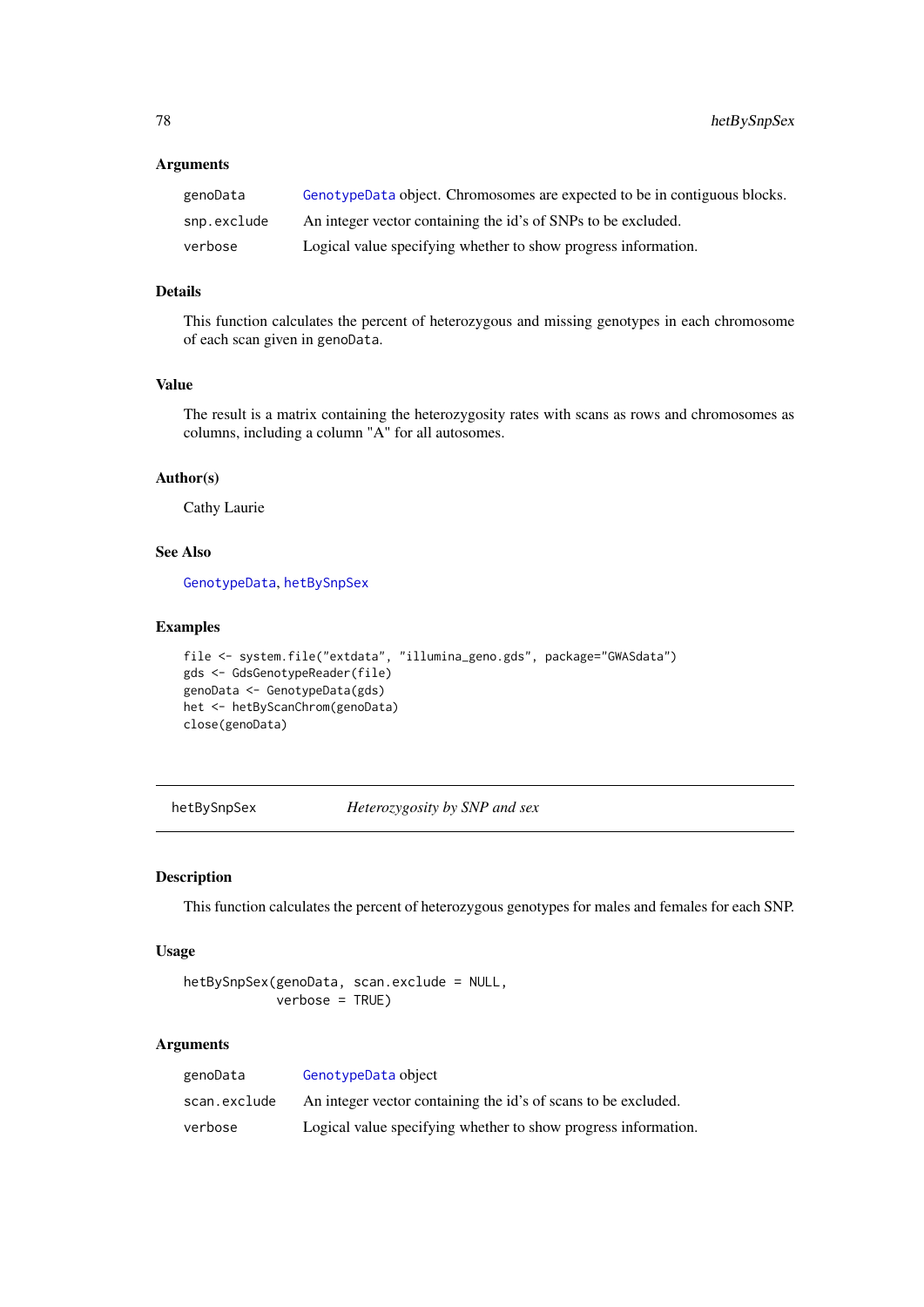### Arguments

| | |
|---|---|
| genoData | GenotypeData object. Chromosomes are expected to be in contiguous blocks. |
| snp.exclude | An integer vector containing the id's of SNPs to be excluded. |
| verbose | Logical value specifying whether to show progress information. |

### Details

This function calculates the percent of heterozygous and missing genotypes in each chromosome of each scan given in genoData.

### Value

The result is a matrix containing the heterozygosity rates with scans as rows and chromosomes as columns, including a column "A" for all autosomes.

### Author(s)

Cathy Laurie

### See Also

GenotypeData, hetBySnpSex

### Examples

```
file <- system.file("extdata", "illumina_geno.gds", package="GWASdata")
gds <- GdsGenotypeReader(file)
genoData <- GenotypeData(gds)
het <- hetByScanChrom(genoData)
close(genoData)
```

---

## hetBySnpSex *Heterozygosity by SNP and sex*

---

### Description

This function calculates the percent of heterozygous genotypes for males and females for each SNP.

### Usage

```
hetBySnpSex(genoData, scan.exclude = NULL,
            verbose = TRUE)
```

### Arguments

| | |
|---|---|
| genoData | GenotypeData object |
| scan.exclude | An integer vector containing the id's of scans to be excluded. |
| verbose | Logical value specifying whether to show progress information. |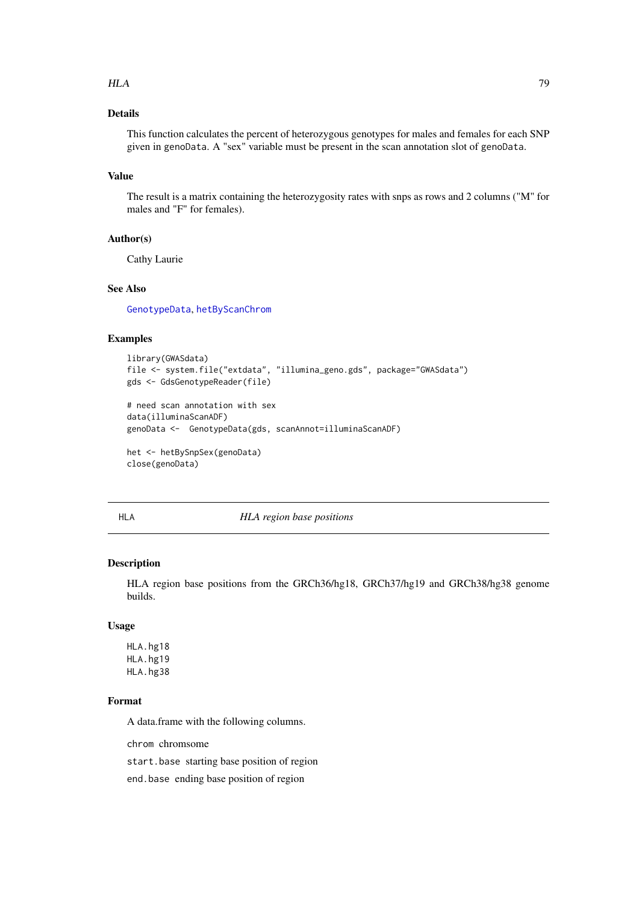## Details

This function calculates the percent of heterozygous genotypes for males and females for each SNP given in `genoData`. A "sex" variable must be present in the scan annotation slot of `genoData`.

## Value

The result is a matrix containing the heterozygosity rates with snps as rows and 2 columns ("M" for males and "F" for females).

## Author(s)

Cathy Laurie

## See Also

`GenotypeData`, `hetByScanChrom`

## Examples

```
library(GWASdata)
file <- system.file("extdata", "illumina_geno.gds", package="GWASdata")
gds <- GdsGenotypeReader(file)

# need scan annotation with sex
data(illuminaScanADF)
genoData <-  GenotypeData(gds, scanAnnot=illuminaScanADF)

het <- hetBySnpSex(genoData)
close(genoData)
```

---

# HLA *HLA region base positions*

## Description

HLA region base positions from the GRCh36/hg18, GRCh37/hg19 and GRCh38/hg38 genome builds.

## Usage

```
HLA.hg18
HLA.hg19
HLA.hg38
```

## Format

A data.frame with the following columns.

`chrom` chromsome

`start.base` starting base position of region

`end.base` ending base position of region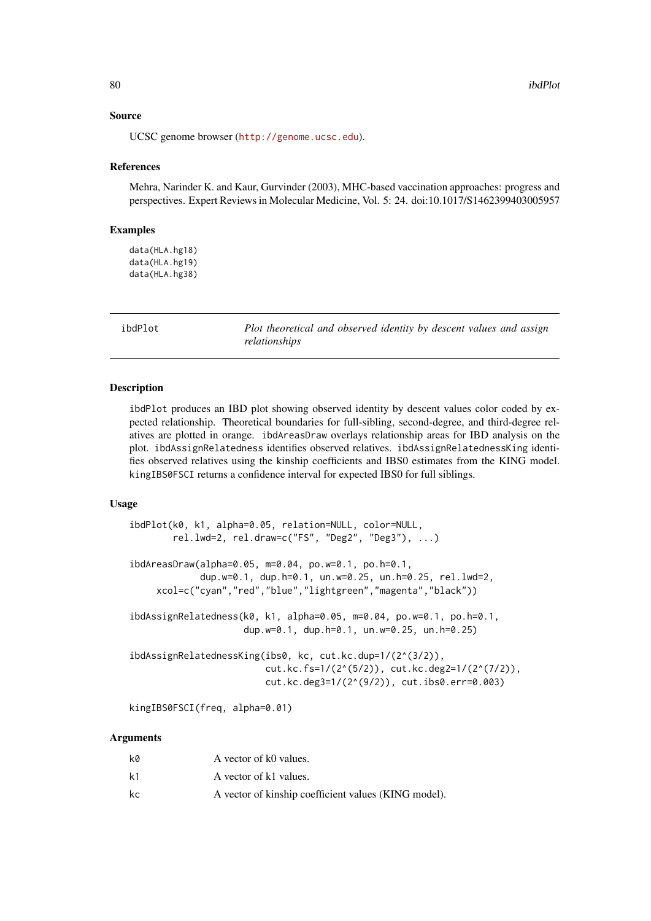### Source

UCSC genome browser (http://genome.ucsc.edu).

### References

Mehra, Narinder K. and Kaur, Gurvinder (2003), MHC-based vaccination approaches: progress and perspectives. Expert Reviews in Molecular Medicine, Vol. 5: 24. doi:10.1017/S1462399403005957

### Examples

```
data(HLA.hg18)
data(HLA.hg19)
data(HLA.hg38)
```

---

## ibdPlot — *Plot theoretical and observed identity by descent values and assign relationships*

### Description

ibdPlot produces an IBD plot showing observed identity by descent values color coded by expected relationship. Theoretical boundaries for full-sibling, second-degree, and third-degree relatives are plotted in orange. ibdAreasDraw overlays relationship areas for IBD analysis on the plot. ibdAssignRelatedness identifies observed relatives. ibdAssignRelatednessKing identifies observed relatives using the kinship coefficients and IBS0 estimates from the KING model. kingIBS0FSCI returns a confidence interval for expected IBS0 for full siblings.

### Usage

```
ibdPlot(k0, k1, alpha=0.05, relation=NULL, color=NULL,
        rel.lwd=2, rel.draw=c("FS", "Deg2", "Deg3"), ...)

ibdAreasDraw(alpha=0.05, m=0.04, po.w=0.1, po.h=0.1,
             dup.w=0.1, dup.h=0.1, un.w=0.25, un.h=0.25, rel.lwd=2,
     xcol=c("cyan","red","blue","lightgreen","magenta","black"))

ibdAssignRelatedness(k0, k1, alpha=0.05, m=0.04, po.w=0.1, po.h=0.1,
                     dup.w=0.1, dup.h=0.1, un.w=0.25, un.h=0.25)

ibdAssignRelatednessKing(ibs0, kc, cut.kc.dup=1/(2^(3/2)),
                         cut.kc.fs=1/(2^(5/2)), cut.kc.deg2=1/(2^(7/2)),
                         cut.kc.deg3=1/(2^(9/2)), cut.ibs0.err=0.003)

kingIBS0FSCI(freq, alpha=0.01)
```

### Arguments

| | |
|---|---|
| k0 | A vector of k0 values. |
| k1 | A vector of k1 values. |
| kc | A vector of kinship coefficient values (KING model). |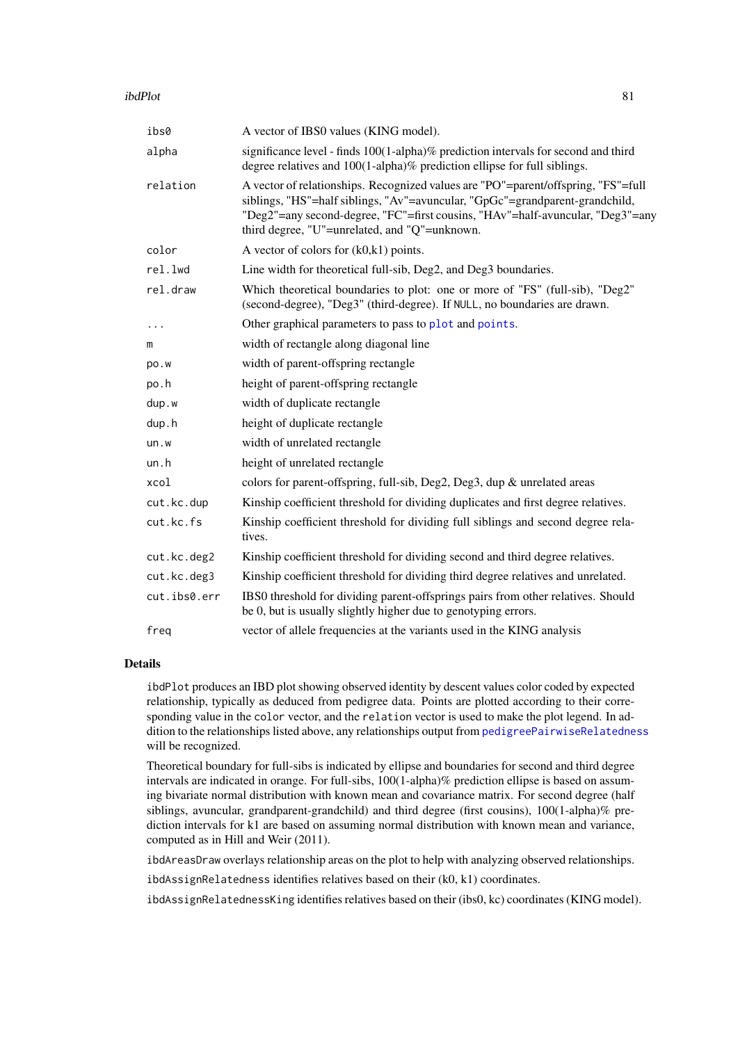| | |
|---|---|
| `ibs0` | A vector of IBS0 values (KING model). |
| `alpha` | significance level - finds 100(1-alpha)% prediction intervals for second and third degree relatives and 100(1-alpha)% prediction ellipse for full siblings. |
| `relation` | A vector of relationships. Recognized values are "PO"=parent/offspring, "FS"=full siblings, "HS"=half siblings, "Av"=avuncular, "GpGc"=grandparent-grandchild, "Deg2"=any second-degree, "FC"=first cousins, "HAv"=half-avuncular, "Deg3"=any third degree, "U"=unrelated, and "Q"=unknown. |
| `color` | A vector of colors for (k0,k1) points. |
| `rel.lwd` | Line width for theoretical full-sib, Deg2, and Deg3 boundaries. |
| `rel.draw` | Which theoretical boundaries to plot: one or more of "FS" (full-sib), "Deg2" (second-degree), "Deg3" (third-degree). If `NULL`, no boundaries are drawn. |
| `...` | Other graphical parameters to pass to `plot` and `points`. |
| `m` | width of rectangle along diagonal line |
| `po.w` | width of parent-offspring rectangle |
| `po.h` | height of parent-offspring rectangle |
| `dup.w` | width of duplicate rectangle |
| `dup.h` | height of duplicate rectangle |
| `un.w` | width of unrelated rectangle |
| `un.h` | height of unrelated rectangle |
| `xcol` | colors for parent-offspring, full-sib, Deg2, Deg3, dup & unrelated areas |
| `cut.kc.dup` | Kinship coefficient threshold for dividing duplicates and first degree relatives. |
| `cut.kc.fs` | Kinship coefficient threshold for dividing full siblings and second degree relatives. |
| `cut.kc.deg2` | Kinship coefficient threshold for dividing second and third degree relatives. |
| `cut.kc.deg3` | Kinship coefficient threshold for dividing third degree relatives and unrelated. |
| `cut.ibs0.err` | IBS0 threshold for dividing parent-offsprings pairs from other relatives. Should be 0, but is usually slightly higher due to genotyping errors. |
| `freq` | vector of allele frequencies at the variants used in the KING analysis |

## Details

`ibdPlot` produces an IBD plot showing observed identity by descent values color coded by expected relationship, typically as deduced from pedigree data. Points are plotted according to their corresponding value in the `color` vector, and the `relation` vector is used to make the plot legend. In addition to the relationships listed above, any relationships output from `pedigreePairwiseRelatedness` will be recognized.

Theoretical boundary for full-sibs is indicated by ellipse and boundaries for second and third degree intervals are indicated in orange. For full-sibs, 100(1-alpha)% prediction ellipse is based on assuming bivariate normal distribution with known mean and covariance matrix. For second degree (half siblings, avuncular, grandparent-grandchild) and third degree (first cousins), 100(1-alpha)% prediction intervals for k1 are based on assuming normal distribution with known mean and variance, computed as in Hill and Weir (2011).

`ibdAreasDraw` overlays relationship areas on the plot to help with analyzing observed relationships.

`ibdAssignRelatedness` identifies relatives based on their (k0, k1) coordinates.

`ibdAssignRelatednessKing` identifies relatives based on their (ibs0, kc) coordinates (KING model).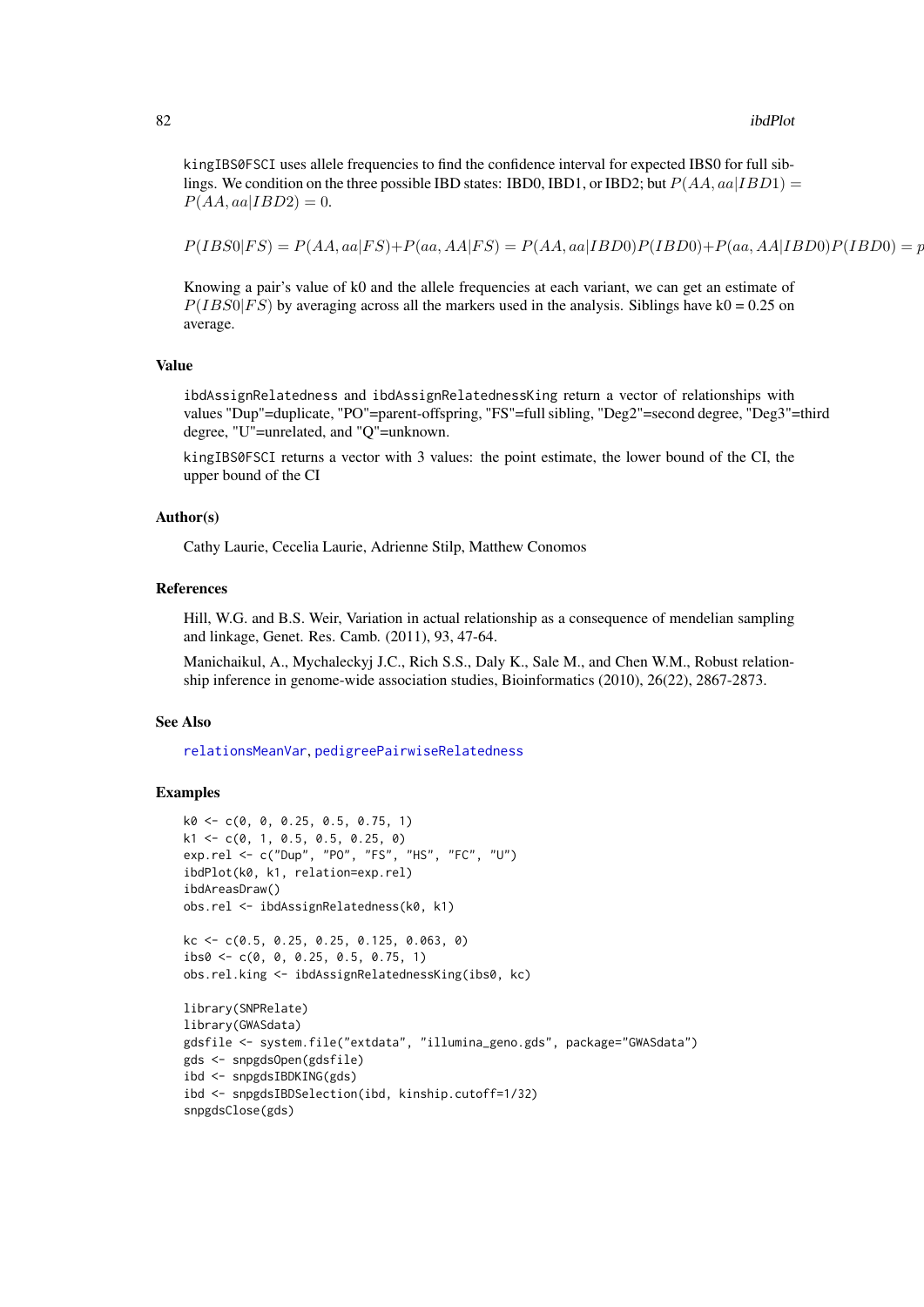kingIBS0FSCI uses allele frequencies to find the confidence interval for expected IBS0 for full siblings. We condition on the three possible IBD states: IBD0, IBD1, or IBD2; but $P(AA, aa|IBD1) = P(AA, aa|IBD2) = 0$.

$$P(IBS0|FS) = P(AA, aa|FS) + P(aa, AA|FS) = P(AA, aa|IBD0)P(IBD0) + P(aa, AA|IBD0)P(IBD0) = p$$

Knowing a pair's value of k0 and the allele frequencies at each variant, we can get an estimate of $P(IBS0|FS)$ by averaging across all the markers used in the analysis. Siblings have k0 = 0.25 on average.

## Value

ibdAssignRelatedness and ibdAssignRelatednessKing return a vector of relationships with values "Dup"=duplicate, "PO"=parent-offspring, "FS"=full sibling, "Deg2"=second degree, "Deg3"=third degree, "U"=unrelated, and "Q"=unknown.

kingIBS0FSCI returns a vector with 3 values: the point estimate, the lower bound of the CI, the upper bound of the CI

## Author(s)

Cathy Laurie, Cecelia Laurie, Adrienne Stilp, Matthew Conomos

## References

Hill, W.G. and B.S. Weir, Variation in actual relationship as a consequence of mendelian sampling and linkage, Genet. Res. Camb. (2011), 93, 47-64.

Manichaikul, A., Mychaleckyj J.C., Rich S.S., Daly K., Sale M., and Chen W.M., Robust relationship inference in genome-wide association studies, Bioinformatics (2010), 26(22), 2867-2873.

## See Also

relationsMeanVar, pedigreePairwiseRelatedness

## Examples

```
k0 <- c(0, 0, 0.25, 0.5, 0.75, 1)
k1 <- c(0, 1, 0.5, 0.5, 0.25, 0)
exp.rel <- c("Dup", "PO", "FS", "HS", "FC", "U")
ibdPlot(k0, k1, relation=exp.rel)
ibdAreasDraw()
obs.rel <- ibdAssignRelatedness(k0, k1)

kc <- c(0.5, 0.25, 0.25, 0.125, 0.063, 0)
ibs0 <- c(0, 0, 0.25, 0.5, 0.75, 1)
obs.rel.king <- ibdAssignRelatednessKing(ibs0, kc)

library(SNPRelate)
library(GWASdata)
gdsfile <- system.file("extdata", "illumina_geno.gds", package="GWASdata")
gds <- snpgdsOpen(gdsfile)
ibd <- snpgdsIBDKING(gds)
ibd <- snpgdsIBDSelection(ibd, kinship.cutoff=1/32)
snpgdsClose(gds)
```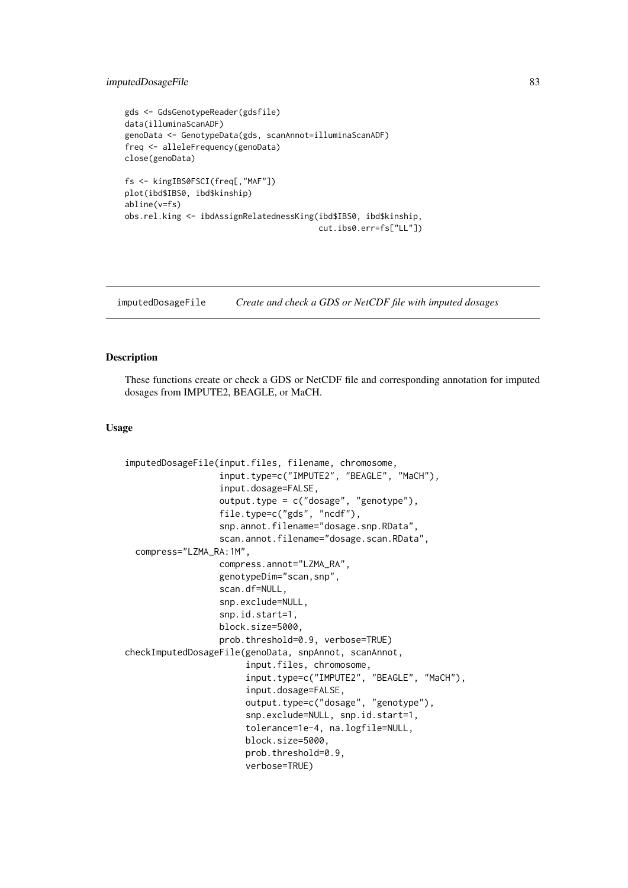```
gds <- GdsGenotypeReader(gdsfile)
data(illuminaScanADF)
genoData <- GenotypeData(gds, scanAnnot=illuminaScanADF)
freq <- alleleFrequency(genoData)
close(genoData)

fs <- kingIBS0FSCI(freq[,"MAF"])
plot(ibd$IBS0, ibd$kinship)
abline(v=fs)
obs.rel.king <- ibdAssignRelatednessKing(ibd$IBS0, ibd$kinship,
                                          cut.ibs0.err=fs["LL"])
```

---

imputedDosageFile    *Create and check a GDS or NetCDF file with imputed dosages*

---

## Description

These functions create or check a GDS or NetCDF file and corresponding annotation for imputed dosages from IMPUTE2, BEAGLE, or MaCH.

## Usage

```
imputedDosageFile(input.files, filename, chromosome,
                  input.type=c("IMPUTE2", "BEAGLE", "MaCH"),
                  input.dosage=FALSE,
                  output.type = c("dosage", "genotype"),
                  file.type=c("gds", "ncdf"),
                  snp.annot.filename="dosage.snp.RData",
                  scan.annot.filename="dosage.scan.RData",
  compress="LZMA_RA:1M",
                  compress.annot="LZMA_RA",
                  genotypeDim="scan,snp",
                  scan.df=NULL,
                  snp.exclude=NULL,
                  snp.id.start=1,
                  block.size=5000,
                  prob.threshold=0.9, verbose=TRUE)
checkImputedDosageFile(genoData, snpAnnot, scanAnnot,
                       input.files, chromosome,
                       input.type=c("IMPUTE2", "BEAGLE", "MaCH"),
                       input.dosage=FALSE,
                       output.type=c("dosage", "genotype"),
                       snp.exclude=NULL, snp.id.start=1,
                       tolerance=1e-4, na.logfile=NULL,
                       block.size=5000,
                       prob.threshold=0.9,
                       verbose=TRUE)
```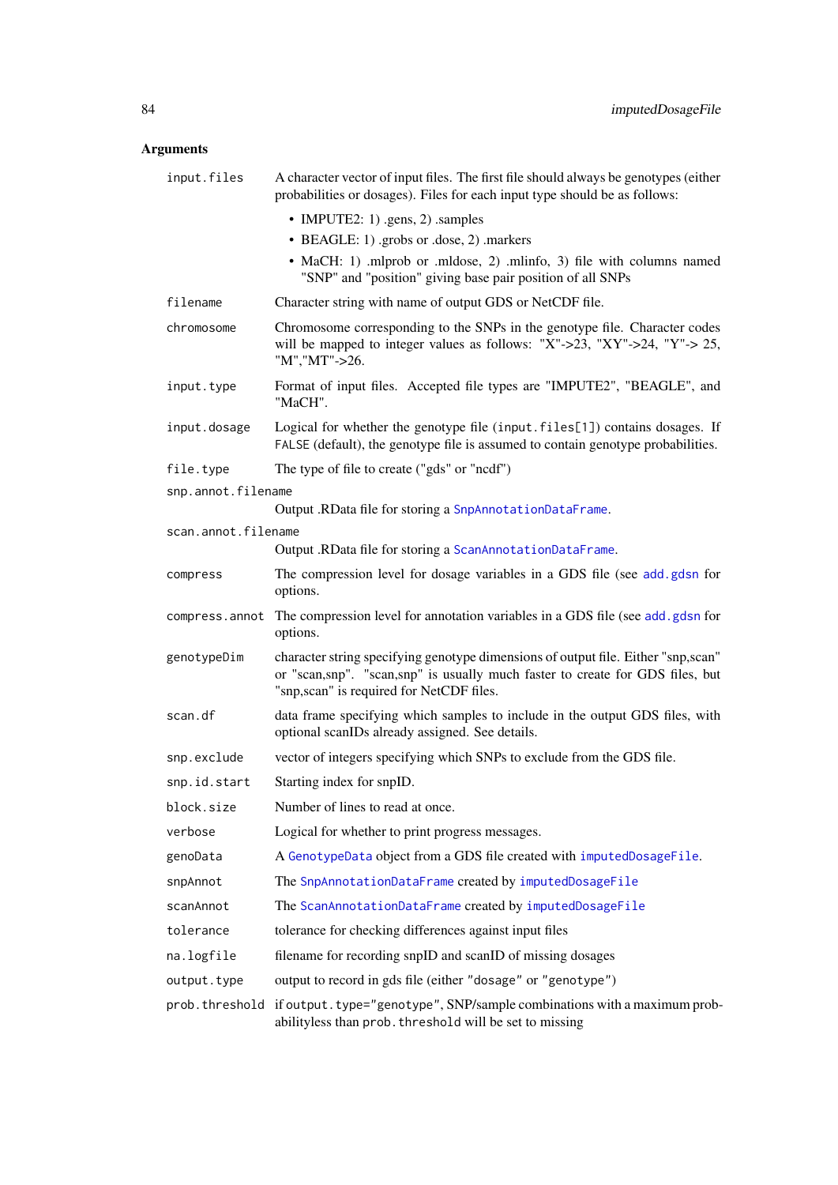## Arguments

`input.files`
: A character vector of input files. The first file should always be genotypes (either probabilities or dosages). Files for each input type should be as follows:
  - IMPUTE2: 1) .gens, 2) .samples
  - BEAGLE: 1) .grobs or .dose, 2) .markers
  - MaCH: 1) .mlprob or .mldose, 2) .mlinfo, 3) file with columns named "SNP" and "position" giving base pair position of all SNPs

`filename`
: Character string with name of output GDS or NetCDF file.

`chromosome`
: Chromosome corresponding to the SNPs in the genotype file. Character codes will be mapped to integer values as follows: "X"->23, "XY"->24, "Y"-> 25, "M","MT"->26.

`input.type`
: Format of input files. Accepted file types are "IMPUTE2", "BEAGLE", and "MaCH".

`input.dosage`
: Logical for whether the genotype file (`input.files[1]`) contains dosages. If `FALSE` (default), the genotype file is assumed to contain genotype probabilities.

`file.type`
: The type of file to create ("gds" or "ncdf")

`snp.annot.filename`
: Output .RData file for storing a `SnpAnnotationDataFrame`.

`scan.annot.filename`
: Output .RData file for storing a `ScanAnnotationDataFrame`.

`compress`
: The compression level for dosage variables in a GDS file (see `add.gdsn` for options.

`compress.annot`
: The compression level for annotation variables in a GDS file (see `add.gdsn` for options.

`genotypeDim`
: character string specifying genotype dimensions of output file. Either "snp,scan" or "scan,snp". "scan,snp" is usually much faster to create for GDS files, but "snp,scan" is required for NetCDF files.

`scan.df`
: data frame specifying which samples to include in the output GDS files, with optional scanIDs already assigned. See details.

`snp.exclude`
: vector of integers specifying which SNPs to exclude from the GDS file.

`snp.id.start`
: Starting index for snpID.

`block.size`
: Number of lines to read at once.

`verbose`
: Logical for whether to print progress messages.

`genoData`
: A `GenotypeData` object from a GDS file created with `imputedDosageFile`.

`snpAnnot`
: The `SnpAnnotationDataFrame` created by `imputedDosageFile`

`scanAnnot`
: The `ScanAnnotationDataFrame` created by `imputedDosageFile`

`tolerance`
: tolerance for checking differences against input files

`na.logfile`
: filename for recording snpID and scanID of missing dosages

`output.type`
: output to record in gds file (either `"dosage"` or `"genotype"`)

`prob.threshold`
: if `output.type="genotype"`, SNP/sample combinations with a maximum probabilityless than `prob.threshold` will be set to missing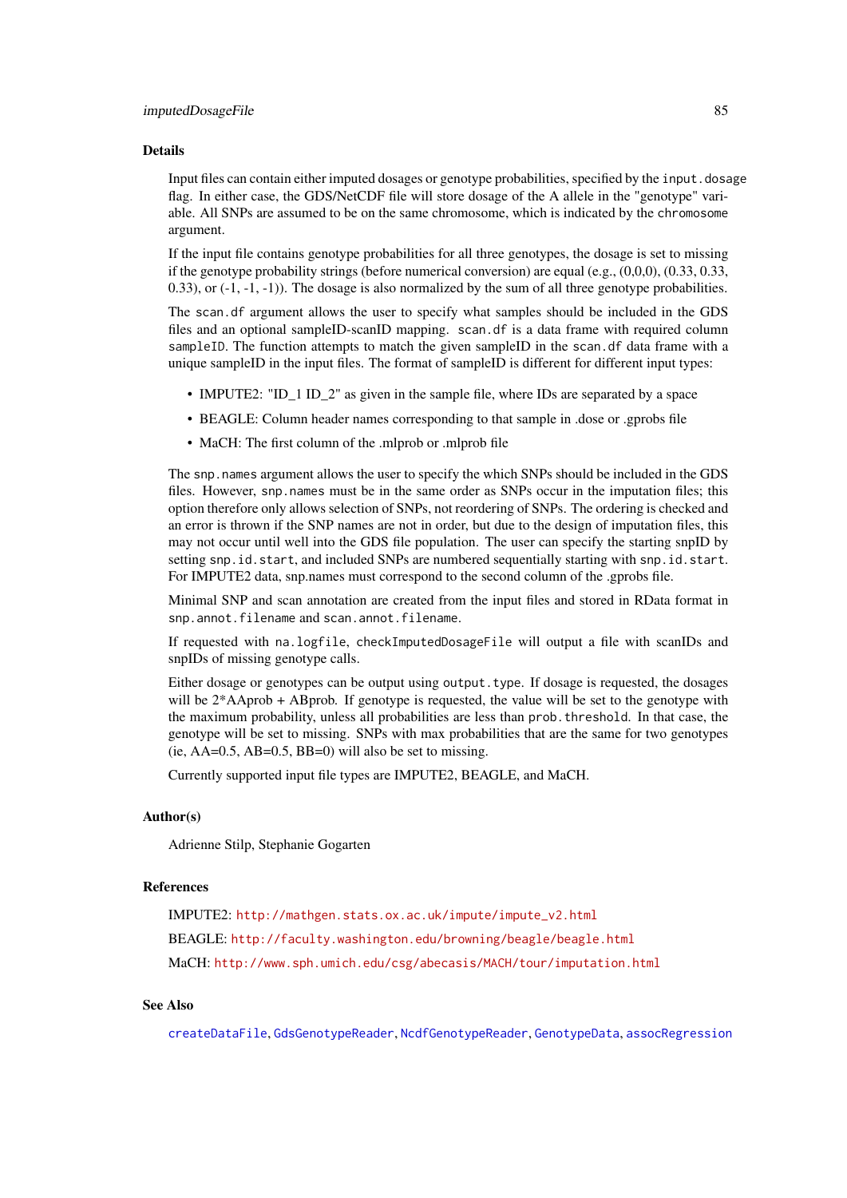## Details

Input files can contain either imputed dosages or genotype probabilities, specified by the `input.dosage` flag. In either case, the GDS/NetCDF file will store dosage of the A allele in the "genotype" variable. All SNPs are assumed to be on the same chromosome, which is indicated by the `chromosome` argument.

If the input file contains genotype probabilities for all three genotypes, the dosage is set to missing if the genotype probability strings (before numerical conversion) are equal (e.g., (0,0,0), (0.33, 0.33, 0.33), or (-1, -1, -1)). The dosage is also normalized by the sum of all three genotype probabilities.

The `scan.df` argument allows the user to specify what samples should be included in the GDS files and an optional sampleID-scanID mapping. `scan.df` is a data frame with required column `sampleID`. The function attempts to match the given sampleID in the `scan.df` data frame with a unique sampleID in the input files. The format of sampleID is different for different input types:

- IMPUTE2: "ID_1 ID_2" as given in the sample file, where IDs are separated by a space
- BEAGLE: Column header names corresponding to that sample in .dose or .gprobs file
- MaCH: The first column of the .mlprob or .mlprob file

The `snp.names` argument allows the user to specify the which SNPs should be included in the GDS files. However, `snp.names` must be in the same order as SNPs occur in the imputation files; this option therefore only allows selection of SNPs, not reordering of SNPs. The ordering is checked and an error is thrown if the SNP names are not in order, but due to the design of imputation files, this may not occur until well into the GDS file population. The user can specify the starting snpID by setting `snp.id.start`, and included SNPs are numbered sequentially starting with `snp.id.start`. For IMPUTE2 data, snp.names must correspond to the second column of the .gprobs file.

Minimal SNP and scan annotation are created from the input files and stored in RData format in `snp.annot.filename` and `scan.annot.filename`.

If requested with `na.logfile`, `checkImputedDosageFile` will output a file with scanIDs and snpIDs of missing genotype calls.

Either dosage or genotypes can be output using `output.type`. If dosage is requested, the dosages will be 2*AAprob + ABprob. If genotype is requested, the value will be set to the genotype with the maximum probability, unless all probabilities are less than `prob.threshold`. In that case, the genotype will be set to missing. SNPs with max probabilities that are the same for two genotypes (ie, AA=0.5, AB=0.5, BB=0) will also be set to missing.

Currently supported input file types are IMPUTE2, BEAGLE, and MaCH.

## Author(s)

Adrienne Stilp, Stephanie Gogarten

## References

IMPUTE2: http://mathgen.stats.ox.ac.uk/impute/impute_v2.html

BEAGLE: http://faculty.washington.edu/browning/beagle/beagle.html

MaCH: http://www.sph.umich.edu/csg/abecasis/MACH/tour/imputation.html

## See Also

`createDataFile`, `GdsGenotypeReader`, `NcdfGenotypeReader`, `GenotypeData`, `assocRegression`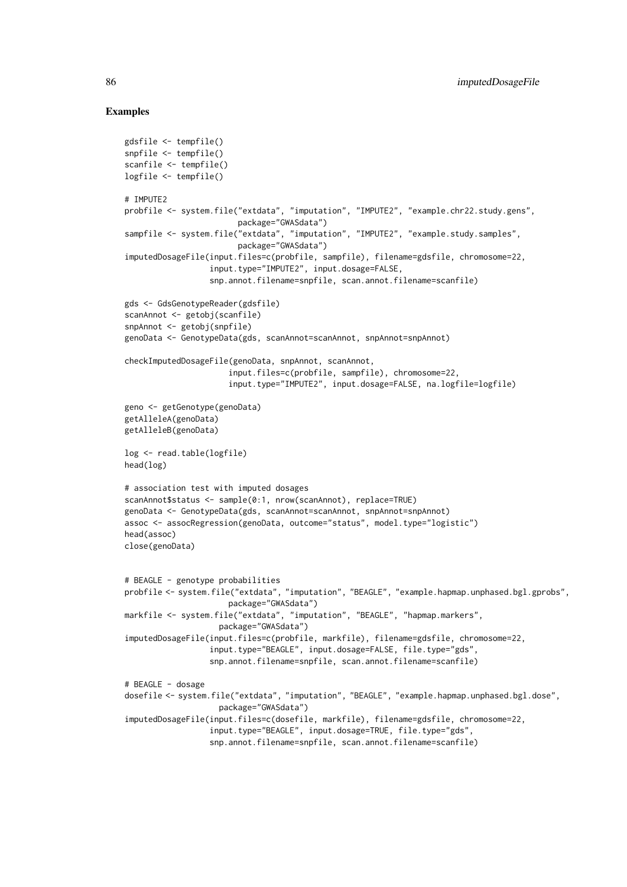## Examples

```
gdsfile <- tempfile()
snpfile <- tempfile()
scanfile <- tempfile()
logfile <- tempfile()

# IMPUTE2
probfile <- system.file("extdata", "imputation", "IMPUTE2", "example.chr22.study.gens",
                        package="GWASdata")
sampfile <- system.file("extdata", "imputation", "IMPUTE2", "example.study.samples",
                        package="GWASdata")
imputedDosageFile(input.files=c(probfile, sampfile), filename=gdsfile, chromosome=22,
                  input.type="IMPUTE2", input.dosage=FALSE,
                  snp.annot.filename=snpfile, scan.annot.filename=scanfile)

gds <- GdsGenotypeReader(gdsfile)
scanAnnot <- getobj(scanfile)
snpAnnot <- getobj(snpfile)
genoData <- GenotypeData(gds, scanAnnot=scanAnnot, snpAnnot=snpAnnot)

checkImputedDosageFile(genoData, snpAnnot, scanAnnot,
                       input.files=c(probfile, sampfile), chromosome=22,
                       input.type="IMPUTE2", input.dosage=FALSE, na.logfile=logfile)

geno <- getGenotype(genoData)
getAlleleA(genoData)
getAlleleB(genoData)

log <- read.table(logfile)
head(log)

# association test with imputed dosages
scanAnnot$status <- sample(0:1, nrow(scanAnnot), replace=TRUE)
genoData <- GenotypeData(gds, scanAnnot=scanAnnot, snpAnnot=snpAnnot)
assoc <- assocRegression(genoData, outcome="status", model.type="logistic")
head(assoc)
close(genoData)


# BEAGLE - genotype probabilities
probfile <- system.file("extdata", "imputation", "BEAGLE", "example.hapmap.unphased.bgl.gprobs",
                       package="GWASdata")
markfile <- system.file("extdata", "imputation", "BEAGLE", "hapmap.markers",
                       package="GWASdata")
imputedDosageFile(input.files=c(probfile, markfile), filename=gdsfile, chromosome=22,
                  input.type="BEAGLE", input.dosage=FALSE, file.type="gds",
                  snp.annot.filename=snpfile, scan.annot.filename=scanfile)

# BEAGLE - dosage
dosefile <- system.file("extdata", "imputation", "BEAGLE", "example.hapmap.unphased.bgl.dose",
                       package="GWASdata")
imputedDosageFile(input.files=c(dosefile, markfile), filename=gdsfile, chromosome=22,
                  input.type="BEAGLE", input.dosage=TRUE, file.type="gds",
                  snp.annot.filename=snpfile, scan.annot.filename=scanfile)
```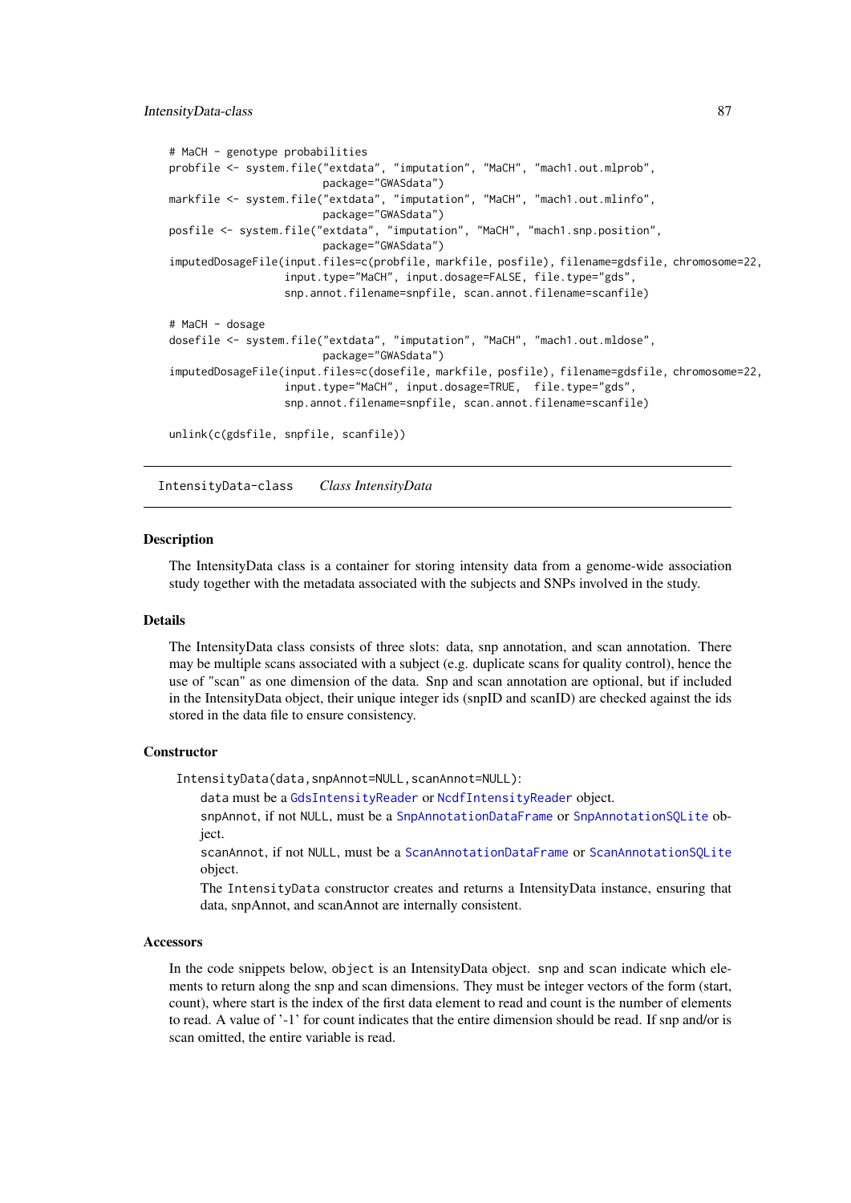```
# MaCH - genotype probabilities
probfile <- system.file("extdata", "imputation", "MaCH", "mach1.out.mlprob",
                        package="GWASdata")
markfile <- system.file("extdata", "imputation", "MaCH", "mach1.out.mlinfo",
                        package="GWASdata")
posfile <- system.file("extdata", "imputation", "MaCH", "mach1.snp.position",
                        package="GWASdata")
imputedDosageFile(input.files=c(probfile, markfile, posfile), filename=gdsfile, chromosome=22,
                  input.type="MaCH", input.dosage=FALSE, file.type="gds",
                  snp.annot.filename=snpfile, scan.annot.filename=scanfile)

# MaCH - dosage
dosefile <- system.file("extdata", "imputation", "MaCH", "mach1.out.mldose",
                        package="GWASdata")
imputedDosageFile(input.files=c(dosefile, markfile, posfile), filename=gdsfile, chromosome=22,
                  input.type="MaCH", input.dosage=TRUE,  file.type="gds",
                  snp.annot.filename=snpfile, scan.annot.filename=scanfile)

unlink(c(gdsfile, snpfile, scanfile))
```

---

## IntensityData-class    *Class IntensityData*

---

### Description

The IntensityData class is a container for storing intensity data from a genome-wide association study together with the metadata associated with the subjects and SNPs involved in the study.

### Details

The IntensityData class consists of three slots: data, snp annotation, and scan annotation. There may be multiple scans associated with a subject (e.g. duplicate scans for quality control), hence the use of "scan" as one dimension of the data. Snp and scan annotation are optional, but if included in the IntensityData object, their unique integer ids (snpID and scanID) are checked against the ids stored in the data file to ensure consistency.

### Constructor

`IntensityData(data,snpAnnot=NULL,scanAnnot=NULL)`:

`data` must be a `GdsIntensityReader` or `NcdfIntensityReader` object.

`snpAnnot`, if not `NULL`, must be a `SnpAnnotationDataFrame` or `SnpAnnotationSQLite` object.

`scanAnnot`, if not `NULL`, must be a `ScanAnnotationDataFrame` or `ScanAnnotationSQLite` object.

The `IntensityData` constructor creates and returns a IntensityData instance, ensuring that data, snpAnnot, and scanAnnot are internally consistent.

### Accessors

In the code snippets below, `object` is an IntensityData object. `snp` and `scan` indicate which elements to return along the snp and scan dimensions. They must be integer vectors of the form (start, count), where start is the index of the first data element to read and count is the number of elements to read. A value of '-1' for count indicates that the entire dimension should be read. If snp and/or is scan omitted, the entire variable is read.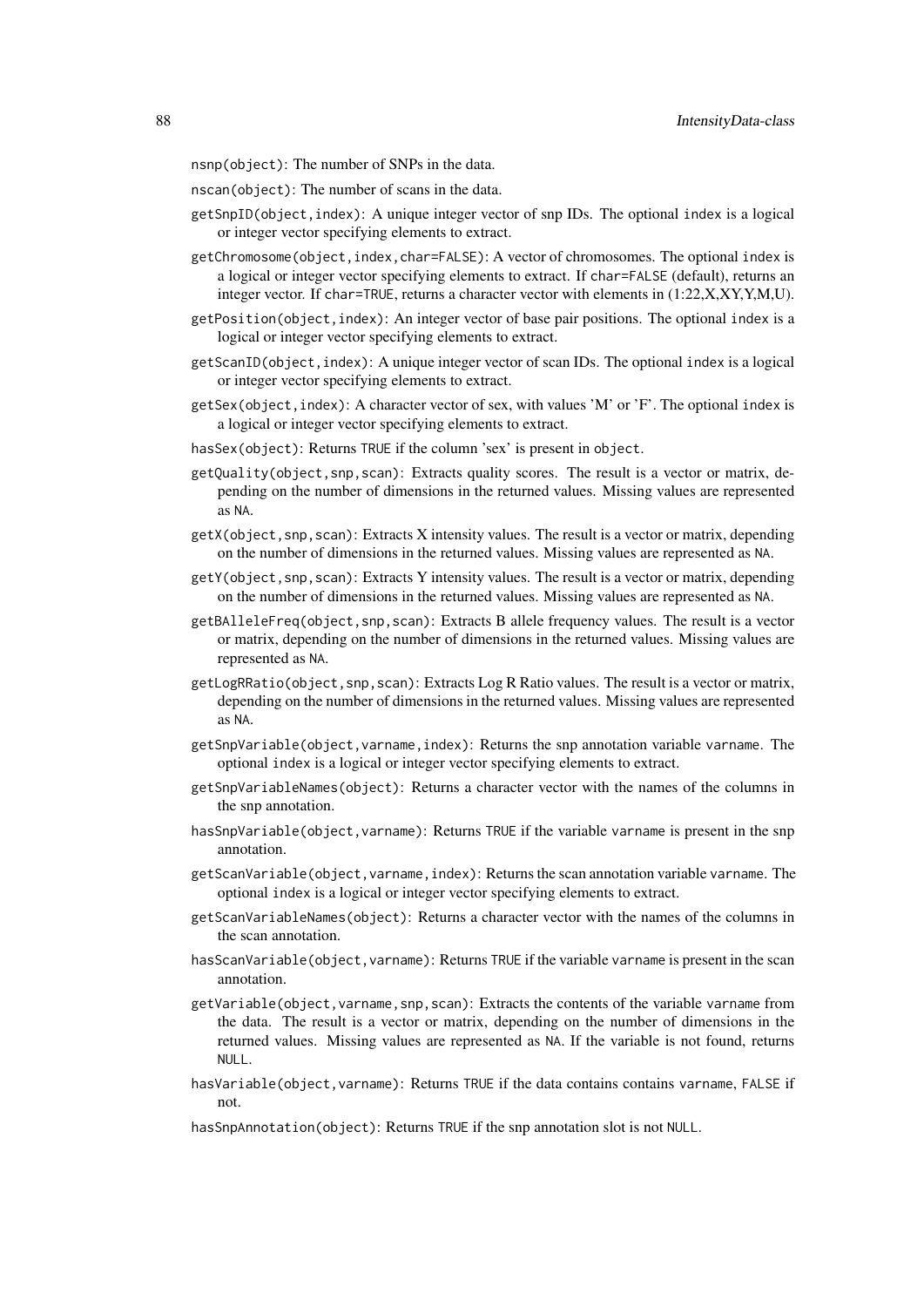`nsnp(object)`: The number of SNPs in the data.

`nscan(object)`: The number of scans in the data.

`getSnpID(object,index)`: A unique integer vector of snp IDs. The optional `index` is a logical or integer vector specifying elements to extract.

`getChromosome(object,index,char=FALSE)`: A vector of chromosomes. The optional `index` is a logical or integer vector specifying elements to extract. If `char=FALSE` (default), returns an integer vector. If `char=TRUE`, returns a character vector with elements in (1:22,X,XY,Y,M,U).

`getPosition(object,index)`: An integer vector of base pair positions. The optional `index` is a logical or integer vector specifying elements to extract.

`getScanID(object,index)`: A unique integer vector of scan IDs. The optional `index` is a logical or integer vector specifying elements to extract.

`getSex(object,index)`: A character vector of sex, with values 'M' or 'F'. The optional `index` is a logical or integer vector specifying elements to extract.

`hasSex(object)`: Returns `TRUE` if the column 'sex' is present in `object`.

`getQuality(object,snp,scan)`: Extracts quality scores. The result is a vector or matrix, depending on the number of dimensions in the returned values. Missing values are represented as `NA`.

`getX(object,snp,scan)`: Extracts X intensity values. The result is a vector or matrix, depending on the number of dimensions in the returned values. Missing values are represented as `NA`.

`getY(object,snp,scan)`: Extracts Y intensity values. The result is a vector or matrix, depending on the number of dimensions in the returned values. Missing values are represented as `NA`.

`getBAlleleFreq(object,snp,scan)`: Extracts B allele frequency values. The result is a vector or matrix, depending on the number of dimensions in the returned values. Missing values are represented as `NA`.

`getLogRRatio(object,snp,scan)`: Extracts Log R Ratio values. The result is a vector or matrix, depending on the number of dimensions in the returned values. Missing values are represented as `NA`.

`getSnpVariable(object,varname,index)`: Returns the snp annotation variable `varname`. The optional `index` is a logical or integer vector specifying elements to extract.

`getSnpVariableNames(object)`: Returns a character vector with the names of the columns in the snp annotation.

`hasSnpVariable(object,varname)`: Returns `TRUE` if the variable `varname` is present in the snp annotation.

`getScanVariable(object,varname,index)`: Returns the scan annotation variable `varname`. The optional `index` is a logical or integer vector specifying elements to extract.

`getScanVariableNames(object)`: Returns a character vector with the names of the columns in the scan annotation.

`hasScanVariable(object,varname)`: Returns `TRUE` if the variable `varname` is present in the scan annotation.

`getVariable(object,varname,snp,scan)`: Extracts the contents of the variable `varname` from the data. The result is a vector or matrix, depending on the number of dimensions in the returned values. Missing values are represented as `NA`. If the variable is not found, returns `NULL`.

`hasVariable(object,varname)`: Returns `TRUE` if the data contains contains `varname`, `FALSE` if not.

`hasSnpAnnotation(object)`: Returns `TRUE` if the snp annotation slot is not `NULL`.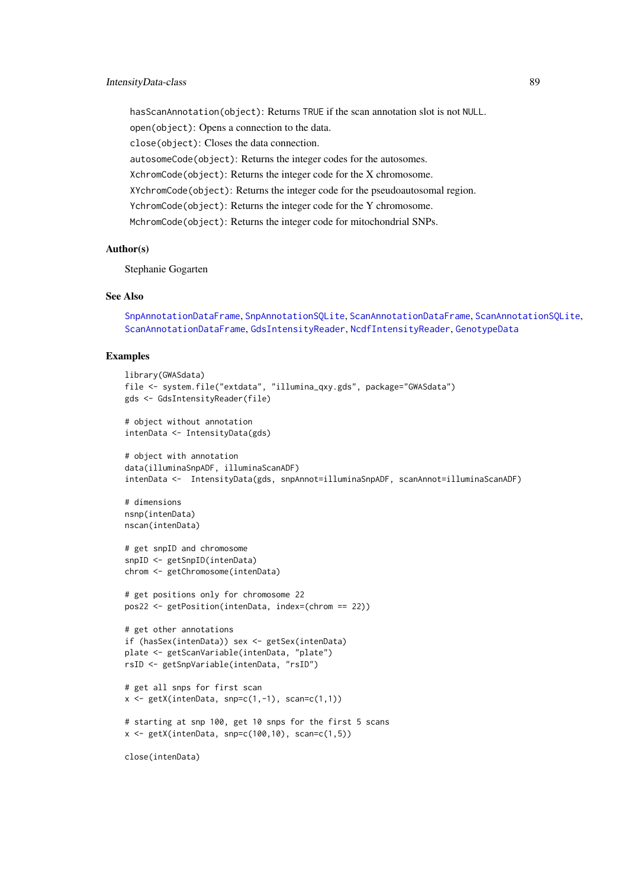`hasScanAnnotation(object)`: Returns `TRUE` if the scan annotation slot is not `NULL`.

`open(object)`: Opens a connection to the data.

`close(object)`: Closes the data connection.

`autosomeCode(object)`: Returns the integer codes for the autosomes.

`XchromCode(object)`: Returns the integer code for the X chromosome.

`XYchromCode(object)`: Returns the integer code for the pseudoautosomal region.

`YchromCode(object)`: Returns the integer code for the Y chromosome.

`MchromCode(object)`: Returns the integer code for mitochondrial SNPs.

## Author(s)

Stephanie Gogarten

## See Also

`SnpAnnotationDataFrame`, `SnpAnnotationSQLite`, `ScanAnnotationDataFrame`, `ScanAnnotationSQLite`, `ScanAnnotationDataFrame`, `GdsIntensityReader`, `NcdfIntensityReader`, `GenotypeData`

## Examples

```
library(GWASdata)
file <- system.file("extdata", "illumina_qxy.gds", package="GWASdata")
gds <- GdsIntensityReader(file)

# object without annotation
intenData <- IntensityData(gds)

# object with annotation
data(illuminaSnpADF, illuminaScanADF)
intenData <-  IntensityData(gds, snpAnnot=illuminaSnpADF, scanAnnot=illuminaScanADF)

# dimensions
nsnp(intenData)
nscan(intenData)

# get snpID and chromosome
snpID <- getSnpID(intenData)
chrom <- getChromosome(intenData)

# get positions only for chromosome 22
pos22 <- getPosition(intenData, index=(chrom == 22))

# get other annotations
if (hasSex(intenData)) sex <- getSex(intenData)
plate <- getScanVariable(intenData, "plate")
rsID <- getSnpVariable(intenData, "rsID")

# get all snps for first scan
x <- getX(intenData, snp=c(1,-1), scan=c(1,1))

# starting at snp 100, get 10 snps for the first 5 scans
x <- getX(intenData, snp=c(100,10), scan=c(1,5))

close(intenData)
```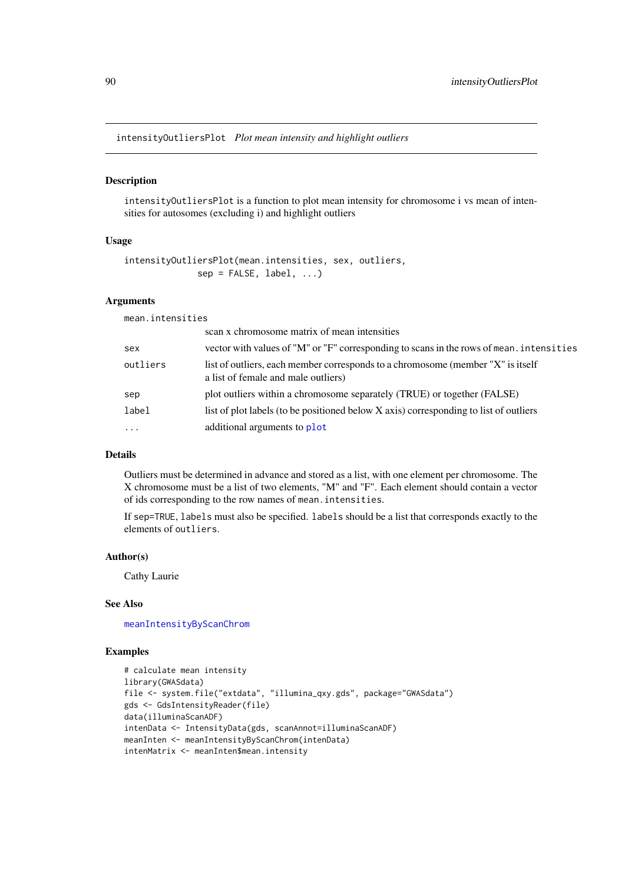intensityOutliersPlot *Plot mean intensity and highlight outliers*

### Description

intensityOutliersPlot is a function to plot mean intensity for chromosome i vs mean of intensities for autosomes (excluding i) and highlight outliers

### Usage

```
intensityOutliersPlot(mean.intensities, sex, outliers,
             sep = FALSE, label, ...)
```

### Arguments

| | |
|---|---|
| mean.intensities | scan x chromosome matrix of mean intensities |
| sex | vector with values of "M" or "F" corresponding to scans in the rows of mean.intensities |
| outliers | list of outliers, each member corresponds to a chromosome (member "X" is itself a list of female and male outliers) |
| sep | plot outliers within a chromosome separately (TRUE) or together (FALSE) |
| label | list of plot labels (to be positioned below X axis) corresponding to list of outliers |
| ... | additional arguments to plot |

### Details

Outliers must be determined in advance and stored as a list, with one element per chromosome. The X chromosome must be a list of two elements, "M" and "F". Each element should contain a vector of ids corresponding to the row names of mean.intensities.

If sep=TRUE, labels must also be specified. labels should be a list that corresponds exactly to the elements of outliers.

### Author(s)

Cathy Laurie

### See Also

meanIntensityByScanChrom

### Examples

```
# calculate mean intensity
library(GWASdata)
file <- system.file("extdata", "illumina_qxy.gds", package="GWASdata")
gds <- GdsIntensityReader(file)
data(illuminaScanADF)
intenData <- IntensityData(gds, scanAnnot=illuminaScanADF)
meanInten <- meanIntensityByScanChrom(intenData)
intenMatrix <- meanInten$mean.intensity
```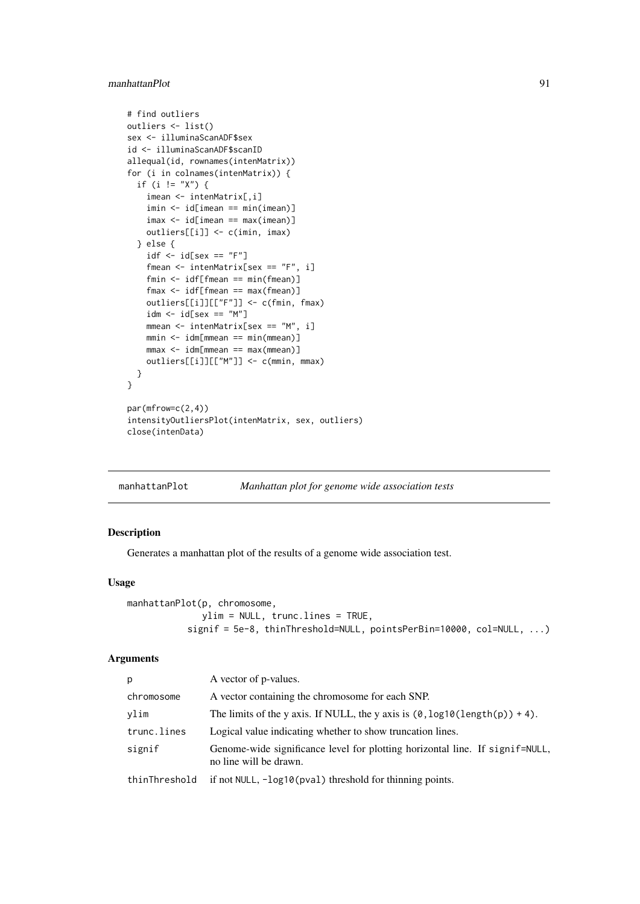```
# find outliers
outliers <- list()
sex <- illuminaScanADF$sex
id <- illuminaScanADF$scanID
allequal(id, rownames(intenMatrix))
for (i in colnames(intenMatrix)) {
  if (i != "X") {
    imean <- intenMatrix[,i]
    imin <- id[imean == min(imean)]
    imax <- id[imean == max(imean)]
    outliers[[i]] <- c(imin, imax)
  } else {
    idf <- id[sex == "F"]
    fmean <- intenMatrix[sex == "F", i]
    fmin <- idf[fmean == min(fmean)]
    fmax <- idf[fmean == max(fmean)]
    outliers[[i]][["F"]] <- c(fmin, fmax)
    idm <- id[sex == "M"]
    mmean <- intenMatrix[sex == "M", i]
    mmin <- idm[mmean == min(mmean)]
    mmax <- idm[mmean == max(mmean)]
    outliers[[i]][["M"]] <- c(mmin, mmax)
  }
}

par(mfrow=c(2,4))
intensityOutliersPlot(intenMatrix, sex, outliers)
close(intenData)
```

---

## manhattanPlot — *Manhattan plot for genome wide association tests*

### Description

Generates a manhattan plot of the results of a genome wide association test.

### Usage

```
manhattanPlot(p, chromosome,
              ylim = NULL, trunc.lines = TRUE,
           signif = 5e-8, thinThreshold=NULL, pointsPerBin=10000, col=NULL, ...)
```

### Arguments

| | |
|---|---|
| p | A vector of p-values. |
| chromosome | A vector containing the chromosome for each SNP. |
| ylim | The limits of the y axis. If NULL, the y axis is `(0,log10(length(p)) + 4)`. |
| trunc.lines | Logical value indicating whether to show truncation lines. |
| signif | Genome-wide significance level for plotting horizontal line. If `signif=NULL`, no line will be drawn. |
| thinThreshold | if not `NULL`, `-log10(pval)` threshold for thinning points. |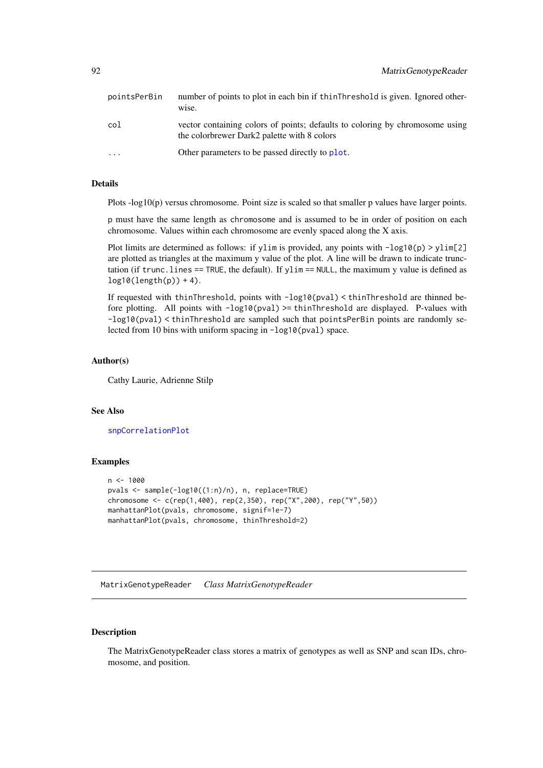| | |
|---|---|
| pointsPerBin | number of points to plot in each bin if `thinThreshold` is given. Ignored otherwise. |
| col | vector containing colors of points; defaults to coloring by chromosome using the colorbrewer Dark2 palette with 8 colors |
| ... | Other parameters to be passed directly to `plot`. |

### Details

Plots -log10(p) versus chromosome. Point size is scaled so that smaller p values have larger points.

`p` must have the same length as `chromosome` and is assumed to be in order of position on each chromosome. Values within each chromosome are evenly spaced along the X axis.

Plot limits are determined as follows: if `ylim` is provided, any points with `-log10(p) > ylim[2]` are plotted as triangles at the maximum y value of the plot. A line will be drawn to indicate trunctation (if `trunc.lines == TRUE`, the default). If `ylim == NULL`, the maximum y value is defined as `log10(length(p)) + 4)`.

If requested with `thinThreshold`, points with `-log10(pval) < thinThreshold` are thinned before plotting. All points with `-log10(pval) >= thinThreshold` are displayed. P-values with `-log10(pval) < thinThreshold` are sampled such that `pointsPerBin` points are randomly selected from 10 bins with uniform spacing in `-log10(pval)` space.

### Author(s)

Cathy Laurie, Adrienne Stilp

### See Also

`snpCorrelationPlot`

### Examples

```
n <- 1000
pvals <- sample(-log10((1:n)/n), n, replace=TRUE)
chromosome <- c(rep(1,400), rep(2,350), rep("X",200), rep("Y",50))
manhattanPlot(pvals, chromosome, signif=1e-7)
manhattanPlot(pvals, chromosome, thinThreshold=2)
```

---

## MatrixGenotypeReader *Class MatrixGenotypeReader*

### Description

The MatrixGenotypeReader class stores a matrix of genotypes as well as SNP and scan IDs, chromosome, and position.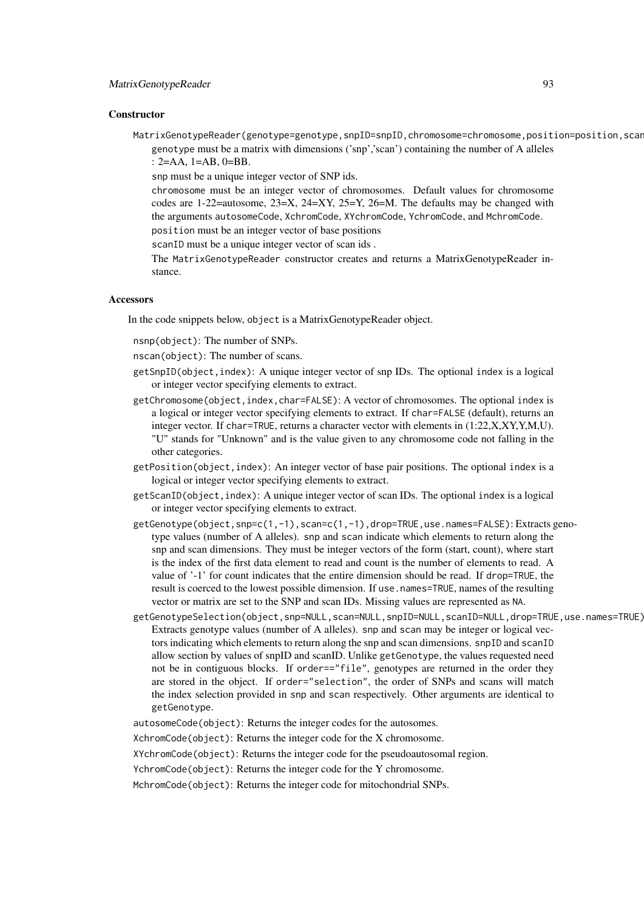## Constructor

`MatrixGenotypeReader(genotype=genotype,snpID=snpID,chromosome=chromosome,position=position,scan`

genotype must be a matrix with dimensions ('snp','scan') containing the number of A alleles : 2=AA, 1=AB, 0=BB.

snp must be a unique integer vector of SNP ids.

chromosome must be an integer vector of chromosomes. Default values for chromosome codes are 1-22=autosome, 23=X, 24=XY, 25=Y, 26=M. The defaults may be changed with the arguments autosomeCode, XchromCode, XYchromCode, YchromCode, and MchromCode.

position must be an integer vector of base positions

scanID must be a unique integer vector of scan ids .

The MatrixGenotypeReader constructor creates and returns a MatrixGenotypeReader instance.

## Accessors

In the code snippets below, object is a MatrixGenotypeReader object.

`nsnp(object)`: The number of SNPs.

`nscan(object)`: The number of scans.

`getSnpID(object,index)`: A unique integer vector of snp IDs. The optional index is a logical or integer vector specifying elements to extract.

`getChromosome(object,index,char=FALSE)`: A vector of chromosomes. The optional index is a logical or integer vector specifying elements to extract. If char=FALSE (default), returns an integer vector. If char=TRUE, returns a character vector with elements in (1:22,X,XY,Y,M,U). "U" stands for "Unknown" and is the value given to any chromosome code not falling in the other categories.

`getPosition(object,index)`: An integer vector of base pair positions. The optional index is a logical or integer vector specifying elements to extract.

`getScanID(object,index)`: A unique integer vector of scan IDs. The optional index is a logical or integer vector specifying elements to extract.

`getGenotype(object,snp=c(1,-1),scan=c(1,-1),drop=TRUE,use.names=FALSE)`: Extracts genotype values (number of A alleles). snp and scan indicate which elements to return along the snp and scan dimensions. They must be integer vectors of the form (start, count), where start is the index of the first data element to read and count is the number of elements to read. A value of '-1' for count indicates that the entire dimension should be read. If drop=TRUE, the result is coerced to the lowest possible dimension. If use.names=TRUE, names of the resulting vector or matrix are set to the SNP and scan IDs. Missing values are represented as NA.

`getGenotypeSelection(object,snp=NULL,scan=NULL,snpID=NULL,scanID=NULL,drop=TRUE,use.names=TRUE)`: Extracts genotype values (number of A alleles). snp and scan may be integer or logical vectors indicating which elements to return along the snp and scan dimensions. snpID and scanID allow section by values of snpID and scanID. Unlike getGenotype, the values requested need not be in contiguous blocks. If order=="file", genotypes are returned in the order they are stored in the object. If order="selection", the order of SNPs and scans will match the index selection provided in snp and scan respectively. Other arguments are identical to getGenotype.

`autosomeCode(object)`: Returns the integer codes for the autosomes.

`XchromCode(object)`: Returns the integer code for the X chromosome.

`XYchromCode(object)`: Returns the integer code for the pseudoautosomal region.

`YchromCode(object)`: Returns the integer code for the Y chromosome.

`MchromCode(object)`: Returns the integer code for mitochondrial SNPs.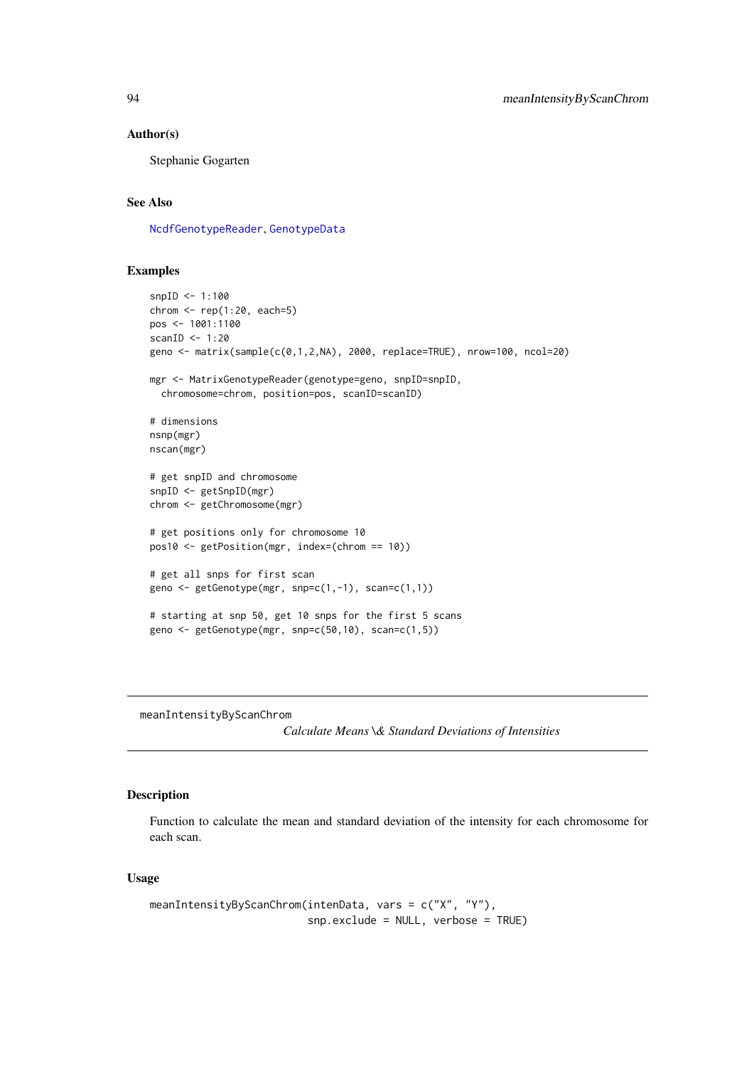### Author(s)

Stephanie Gogarten

### See Also

NcdfGenotypeReader, GenotypeData

### Examples

```
snpID <- 1:100
chrom <- rep(1:20, each=5)
pos <- 1001:1100
scanID <- 1:20
geno <- matrix(sample(c(0,1,2,NA), 2000, replace=TRUE), nrow=100, ncol=20)

mgr <- MatrixGenotypeReader(genotype=geno, snpID=snpID,
  chromosome=chrom, position=pos, scanID=scanID)

# dimensions
nsnp(mgr)
nscan(mgr)

# get snpID and chromosome
snpID <- getSnpID(mgr)
chrom <- getChromosome(mgr)

# get positions only for chromosome 10
pos10 <- getPosition(mgr, index=(chrom == 10))

# get all snps for first scan
geno <- getGenotype(mgr, snp=c(1,-1), scan=c(1,1))

# starting at snp 50, get 10 snps for the first 5 scans
geno <- getGenotype(mgr, snp=c(50,10), scan=c(1,5))
```

---

## meanIntensityByScanChrom — *Calculate Means \& Standard Deviations of Intensities*

---

### Description

Function to calculate the mean and standard deviation of the intensity for each chromosome for each scan.

### Usage

```
meanIntensityByScanChrom(intenData, vars = c("X", "Y"),
                         snp.exclude = NULL, verbose = TRUE)
```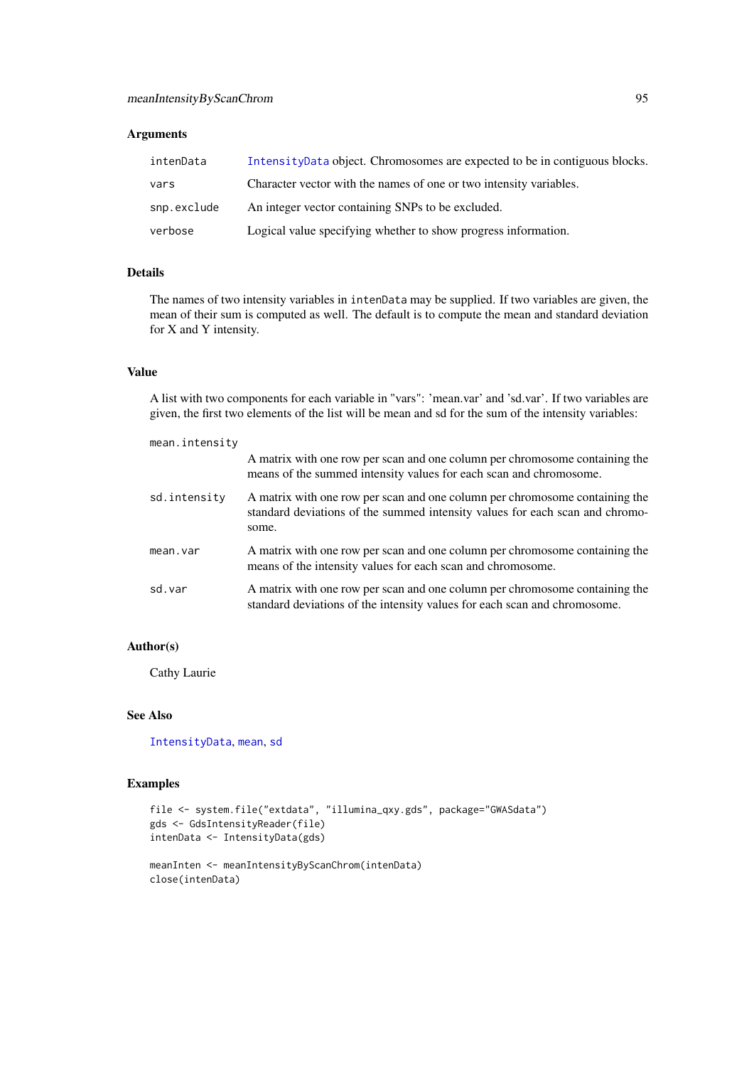### Arguments

| | |
|---|---|
| `intenData` | `IntensityData` object. Chromosomes are expected to be in contiguous blocks. |
| `vars` | Character vector with the names of one or two intensity variables. |
| `snp.exclude` | An integer vector containing SNPs to be excluded. |
| `verbose` | Logical value specifying whether to show progress information. |

### Details

The names of two intensity variables in `intenData` may be supplied. If two variables are given, the mean of their sum is computed as well. The default is to compute the mean and standard deviation for X and Y intensity.

### Value

A list with two components for each variable in "vars": 'mean.var' and 'sd.var'. If two variables are given, the first two elements of the list will be mean and sd for the sum of the intensity variables:

| | |
|---|---|
| `mean.intensity` | A matrix with one row per scan and one column per chromosome containing the means of the summed intensity values for each scan and chromosome. |
| `sd.intensity` | A matrix with one row per scan and one column per chromosome containing the standard deviations of the summed intensity values for each scan and chromosome. |
| `mean.var` | A matrix with one row per scan and one column per chromosome containing the means of the intensity values for each scan and chromosome. |
| `sd.var` | A matrix with one row per scan and one column per chromosome containing the standard deviations of the intensity values for each scan and chromosome. |

### Author(s)

Cathy Laurie

### See Also

`IntensityData`, `mean`, `sd`

### Examples

```
file <- system.file("extdata", "illumina_qxy.gds", package="GWASdata")
gds <- GdsIntensityReader(file)
intenData <- IntensityData(gds)

meanInten <- meanIntensityByScanChrom(intenData)
close(intenData)
```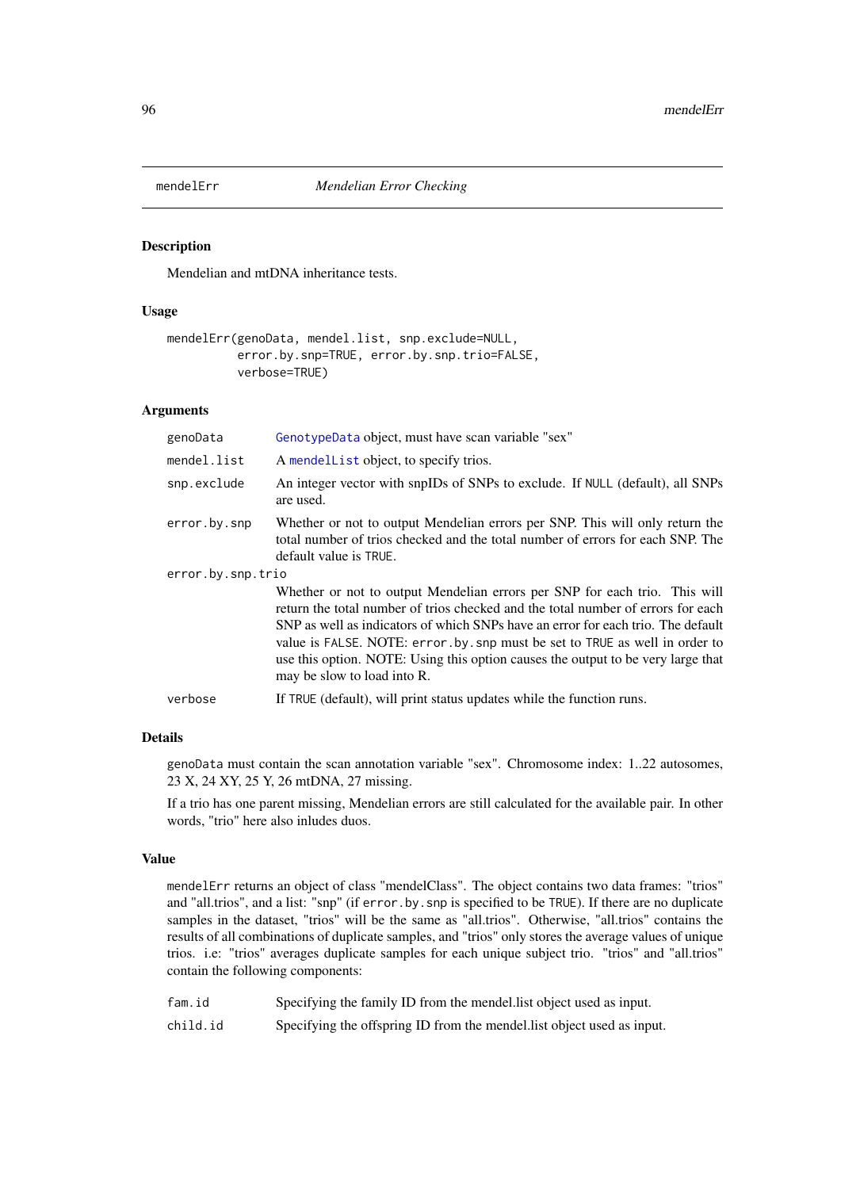mendelErr — *Mendelian Error Checking*

## Description

Mendelian and mtDNA inheritance tests.

## Usage

```
mendelErr(genoData, mendel.list, snp.exclude=NULL,
          error.by.snp=TRUE, error.by.snp.trio=FALSE,
          verbose=TRUE)
```

## Arguments

- `genoData` — GenotypeData object, must have scan variable "sex"
- `mendel.list` — A mendelList object, to specify trios.
- `snp.exclude` — An integer vector with snpIDs of SNPs to exclude. If `NULL` (default), all SNPs are used.
- `error.by.snp` — Whether or not to output Mendelian errors per SNP. This will only return the total number of trios checked and the total number of errors for each SNP. The default value is `TRUE`.
- `error.by.snp.trio` — Whether or not to output Mendelian errors per SNP for each trio. This will return the total number of trios checked and the total number of errors for each SNP as well as indicators of which SNPs have an error for each trio. The default value is `FALSE`. NOTE: `error.by.snp` must be set to `TRUE` as well in order to use this option. NOTE: Using this option causes the output to be very large that may be slow to load into R.
- `verbose` — If `TRUE` (default), will print status updates while the function runs.

## Details

`genoData` must contain the scan annotation variable "sex". Chromosome index: 1..22 autosomes, 23 X, 24 XY, 25 Y, 26 mtDNA, 27 missing.

If a trio has one parent missing, Mendelian errors are still calculated for the available pair. In other words, "trio" here also inludes duos.

## Value

`mendelErr` returns an object of class "mendelClass". The object contains two data frames: "trios" and "all.trios", and a list: "snp" (if `error.by.snp` is specified to be `TRUE`). If there are no duplicate samples in the dataset, "trios" will be the same as "all.trios". Otherwise, "all.trios" contains the results of all combinations of duplicate samples, and "trios" only stores the average values of unique trios. i.e: "trios" averages duplicate samples for each unique subject trio. "trios" and "all.trios" contain the following components:

- `fam.id` — Specifying the family ID from the mendel.list object used as input.
- `child.id` — Specifying the offspring ID from the mendel.list object used as input.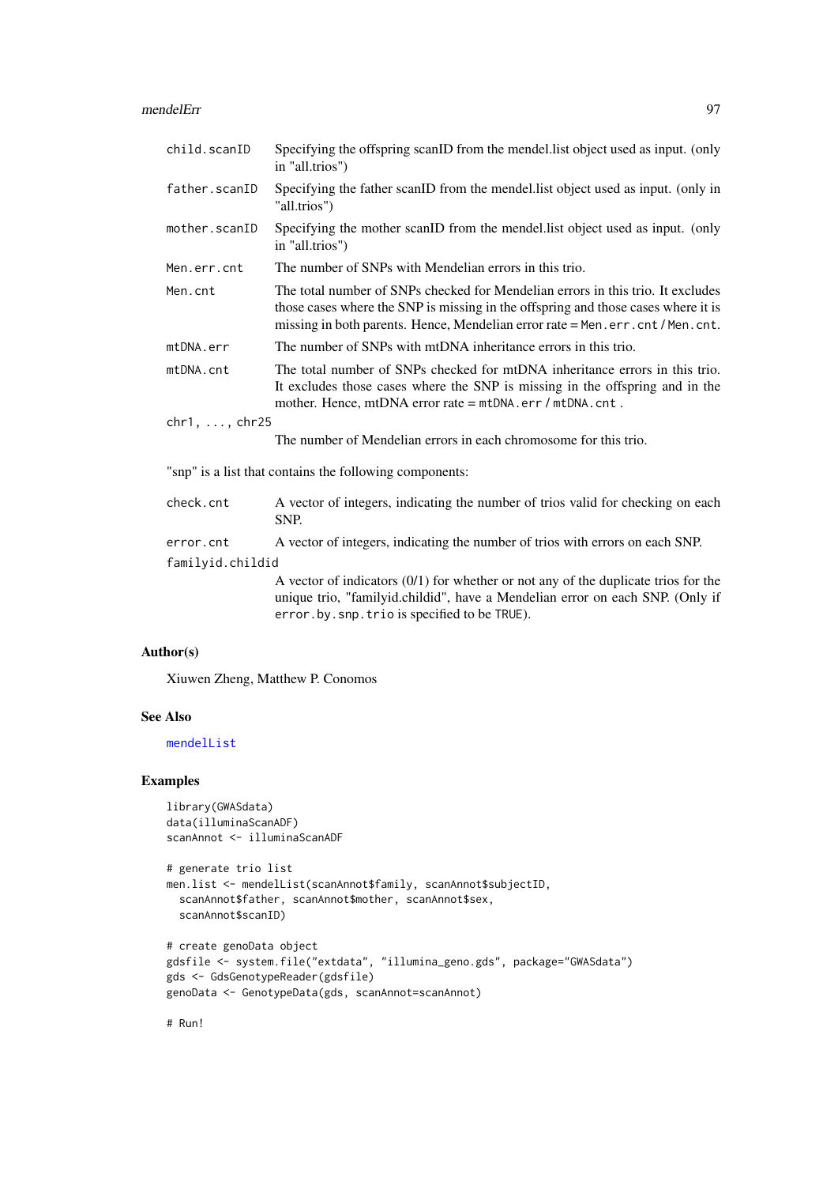child.scanID
: Specifying the offspring scanID from the mendel.list object used as input. (only in "all.trios")

father.scanID
: Specifying the father scanID from the mendel.list object used as input. (only in "all.trios")

mother.scanID
: Specifying the mother scanID from the mendel.list object used as input. (only in "all.trios")

Men.err.cnt
: The number of SNPs with Mendelian errors in this trio.

Men.cnt
: The total number of SNPs checked for Mendelian errors in this trio. It excludes those cases where the SNP is missing in the offspring and those cases where it is missing in both parents. Hence, Mendelian error rate = `Men.err.cnt` / `Men.cnt`.

mtDNA.err
: The number of SNPs with mtDNA inheritance errors in this trio.

mtDNA.cnt
: The total number of SNPs checked for mtDNA inheritance errors in this trio. It excludes those cases where the SNP is missing in the offspring and in the mother. Hence, mtDNA error rate = `mtDNA.err` / `mtDNA.cnt` .

chr1, ..., chr25
: The number of Mendelian errors in each chromosome for this trio.

"snp" is a list that contains the following components:

check.cnt
: A vector of integers, indicating the number of trios valid for checking on each SNP.

error.cnt
: A vector of integers, indicating the number of trios with errors on each SNP.

familyid.childid
: A vector of indicators (0/1) for whether or not any of the duplicate trios for the unique trio, "familyid.childid", have a Mendelian error on each SNP. (Only if `error.by.snp.trio` is specified to be `TRUE`).

## Author(s)

Xiuwen Zheng, Matthew P. Conomos

## See Also

mendelList

## Examples

```
library(GWASdata)
data(illuminaScanADF)
scanAnnot <- illuminaScanADF

# generate trio list
men.list <- mendelList(scanAnnot$family, scanAnnot$subjectID,
  scanAnnot$father, scanAnnot$mother, scanAnnot$sex,
  scanAnnot$scanID)

# create genoData object
gdsfile <- system.file("extdata", "illumina_geno.gds", package="GWASdata")
gds <- GdsGenotypeReader(gdsfile)
genoData <- GenotypeData(gds, scanAnnot=scanAnnot)

# Run!
```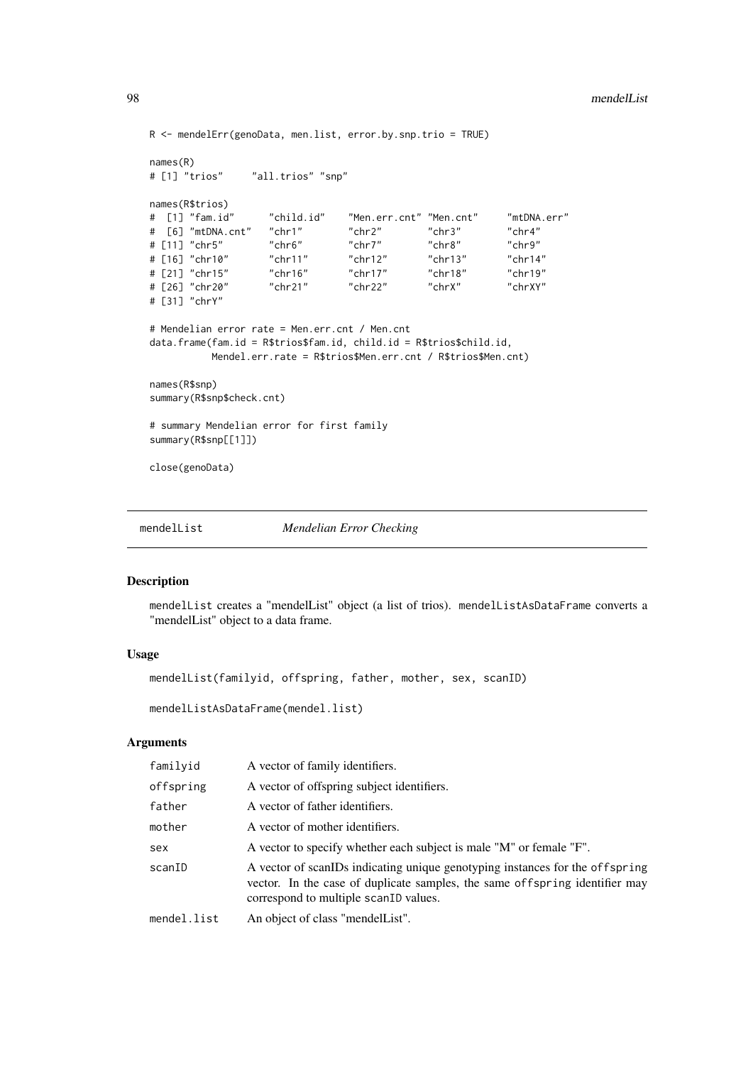```
R <- mendelErr(genoData, men.list, error.by.snp.trio = TRUE)

names(R)
# [1] "trios"     "all.trios" "snp"

names(R$trios)
#  [1] "fam.id"      "child.id"    "Men.err.cnt" "Men.cnt"     "mtDNA.err"
#  [6] "mtDNA.cnt"   "chr1"        "chr2"        "chr3"        "chr4"
# [11] "chr5"        "chr6"        "chr7"        "chr8"        "chr9"
# [16] "chr10"       "chr11"       "chr12"       "chr13"       "chr14"
# [21] "chr15"       "chr16"       "chr17"       "chr18"       "chr19"
# [26] "chr20"       "chr21"       "chr22"       "chrX"        "chrXY"
# [31] "chrY"

# Mendelian error rate = Men.err.cnt / Men.cnt
data.frame(fam.id = R$trios$fam.id, child.id = R$trios$child.id,
           Mendel.err.rate = R$trios$Men.err.cnt / R$trios$Men.cnt)

names(R$snp)
summary(R$snp$check.cnt)

# summary Mendelian error for first family
summary(R$snp[[1]])

close(genoData)
```

## mendelList — *Mendelian Error Checking*

### Description

mendelList creates a "mendelList" object (a list of trios). mendelListAsDataFrame converts a "mendelList" object to a data frame.

### Usage

```
mendelList(familyid, offspring, father, mother, sex, scanID)

mendelListAsDataFrame(mendel.list)
```

### Arguments

| Argument | Description |
|---|---|
| familyid | A vector of family identifiers. |
| offspring | A vector of offspring subject identifiers. |
| father | A vector of father identifiers. |
| mother | A vector of mother identifiers. |
| sex | A vector to specify whether each subject is male "M" or female "F". |
| scanID | A vector of scanIDs indicating unique genotyping instances for the offspring vector. In the case of duplicate samples, the same offspring identifier may correspond to multiple scanID values. |
| mendel.list | An object of class "mendelList". |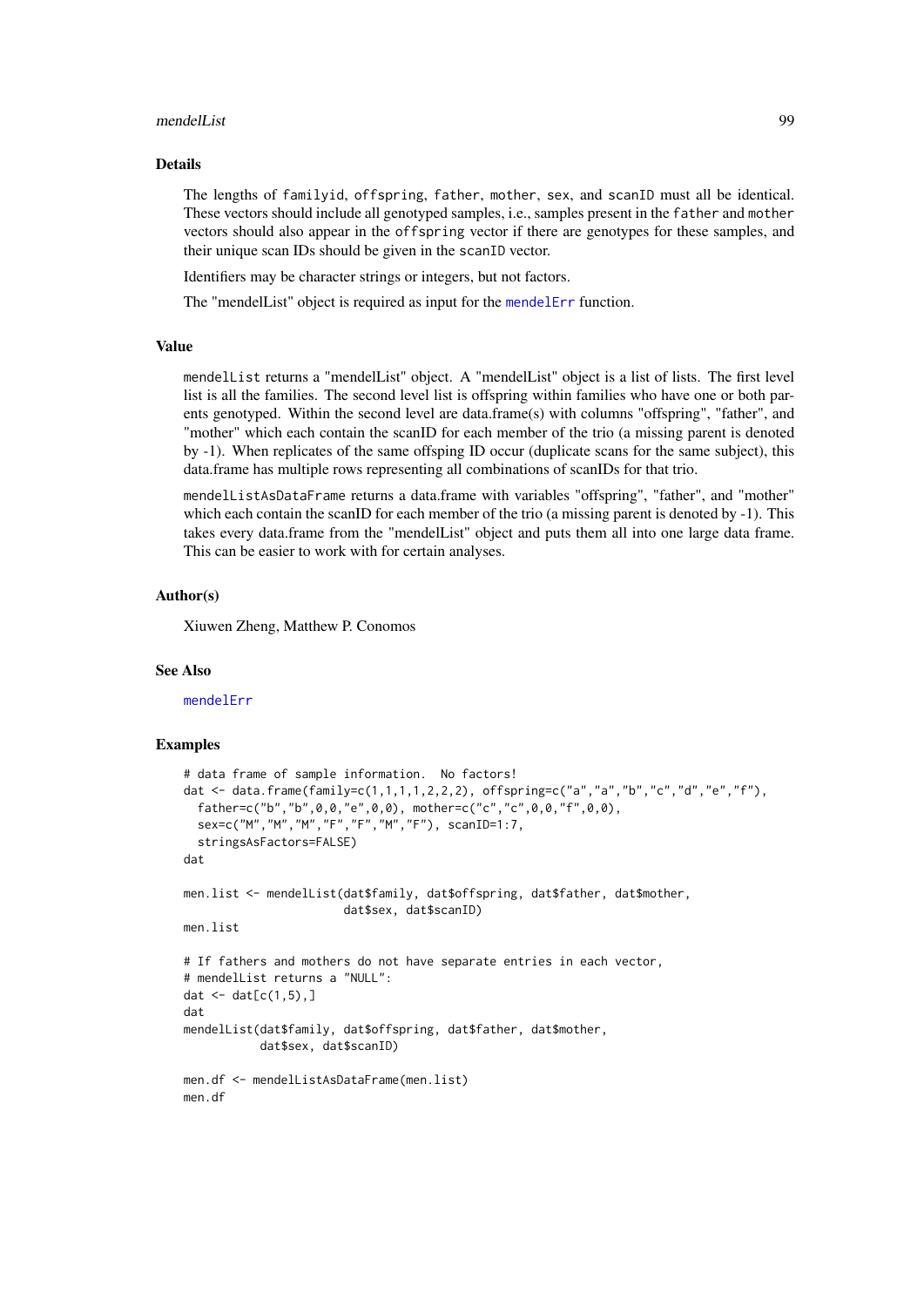### Details

The lengths of `familyid`, `offspring`, `father`, `mother`, `sex`, and `scanID` must all be identical. These vectors should include all genotyped samples, i.e., samples present in the `father` and `mother` vectors should also appear in the `offspring` vector if there are genotypes for these samples, and their unique scan IDs should be given in the `scanID` vector.

Identifiers may be character strings or integers, but not factors.

The "mendelList" object is required as input for the `mendelErr` function.

### Value

`mendelList` returns a "mendelList" object. A "mendelList" object is a list of lists. The first level list is all the families. The second level list is offspring within families who have one or both parents genotyped. Within the second level are data.frame(s) with columns "offspring", "father", and "mother" which each contain the scanID for each member of the trio (a missing parent is denoted by -1). When replicates of the same offsping ID occur (duplicate scans for the same subject), this data.frame has multiple rows representing all combinations of scanIDs for that trio.

`mendelListAsDataFrame` returns a data.frame with variables "offspring", "father", and "mother" which each contain the scanID for each member of the trio (a missing parent is denoted by -1). This takes every data.frame from the "mendelList" object and puts them all into one large data frame. This can be easier to work with for certain analyses.

### Author(s)

Xiuwen Zheng, Matthew P. Conomos

### See Also

`mendelErr`

### Examples

```
# data frame of sample information.  No factors!
dat <- data.frame(family=c(1,1,1,1,2,2,2), offspring=c("a","a","b","c","d","e","f"),
  father=c("b","b",0,0,"e",0,0), mother=c("c","c",0,0,"f",0,0),
  sex=c("M","M","M","F","F","M","F"), scanID=1:7,
  stringsAsFactors=FALSE)
dat

men.list <- mendelList(dat$family, dat$offspring, dat$father, dat$mother,
                       dat$sex, dat$scanID)
men.list

# If fathers and mothers do not have separate entries in each vector,
# mendelList returns a "NULL":
dat <- dat[c(1,5),]
dat
mendelList(dat$family, dat$offspring, dat$father, dat$mother,
           dat$sex, dat$scanID)

men.df <- mendelListAsDataFrame(men.list)
men.df
```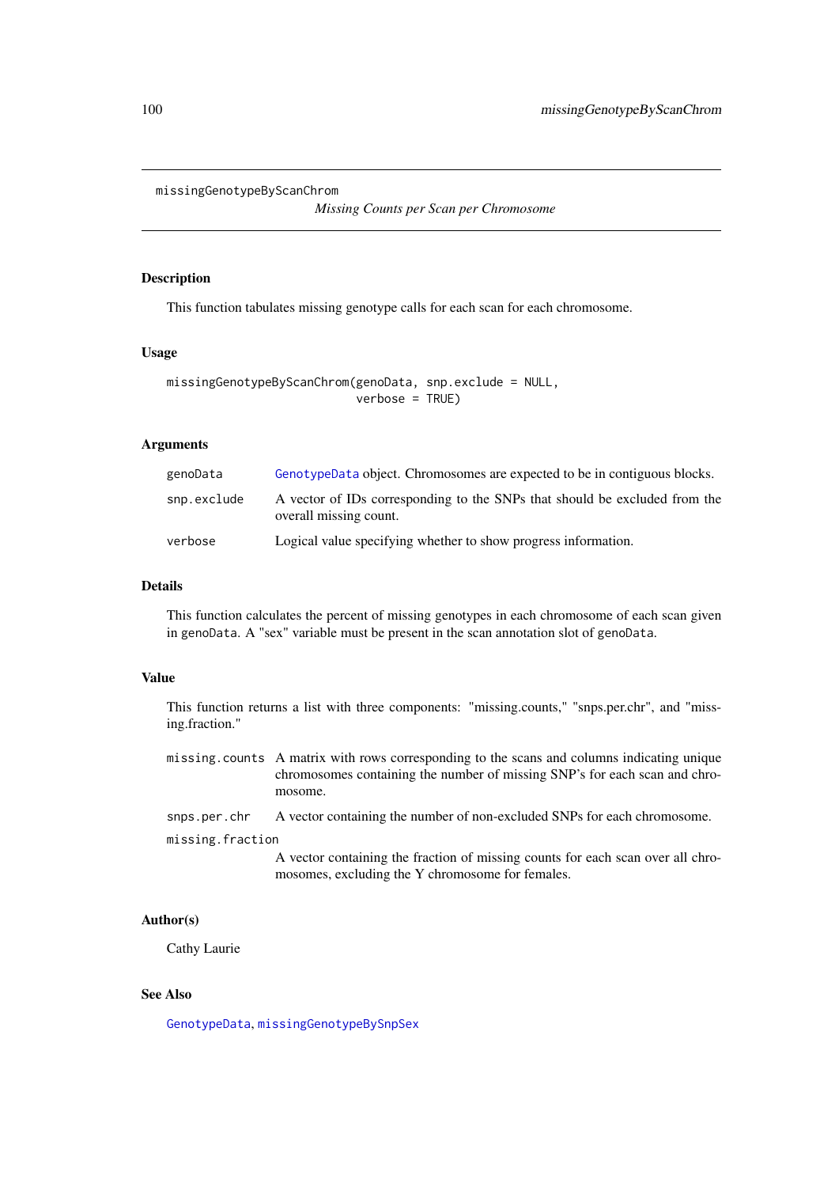missingGenotypeByScanChrom

*Missing Counts per Scan per Chromosome*

## Description

This function tabulates missing genotype calls for each scan for each chromosome.

## Usage

```
missingGenotypeByScanChrom(genoData, snp.exclude = NULL,
                           verbose = TRUE)
```

## Arguments

| | |
|---|---|
| genoData | GenotypeData object. Chromosomes are expected to be in contiguous blocks. |
| snp.exclude | A vector of IDs corresponding to the SNPs that should be excluded from the overall missing count. |
| verbose | Logical value specifying whether to show progress information. |

## Details

This function calculates the percent of missing genotypes in each chromosome of each scan given in genoData. A "sex" variable must be present in the scan annotation slot of genoData.

## Value

This function returns a list with three components: "missing.counts," "snps.per.chr", and "missing.fraction."

| | |
|---|---|
| missing.counts | A matrix with rows corresponding to the scans and columns indicating unique chromosomes containing the number of missing SNP's for each scan and chromosome. |
| snps.per.chr | A vector containing the number of non-excluded SNPs for each chromosome. |
| missing.fraction | A vector containing the fraction of missing counts for each scan over all chromosomes, excluding the Y chromosome for females. |

## Author(s)

Cathy Laurie

## See Also

GenotypeData, missingGenotypeBySnpSex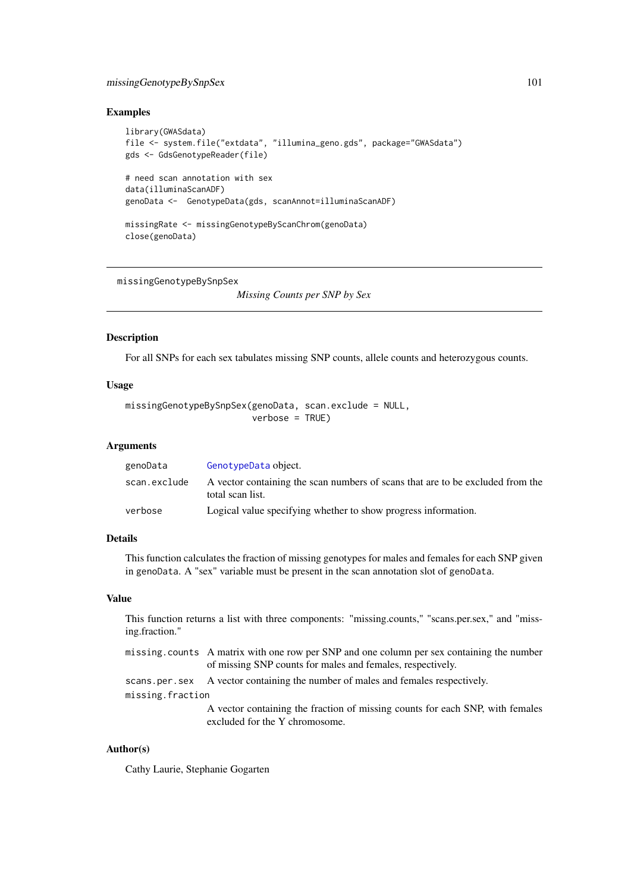## Examples

```
library(GWASdata)
file <- system.file("extdata", "illumina_geno.gds", package="GWASdata")
gds <- GdsGenotypeReader(file)

# need scan annotation with sex
data(illuminaScanADF)
genoData <-  GenotypeData(gds, scanAnnot=illuminaScanADF)

missingRate <- missingGenotypeByScanChrom(genoData)
close(genoData)
```

---

# missingGenotypeBySnpSex    *Missing Counts per SNP by Sex*

---

## Description

For all SNPs for each sex tabulates missing SNP counts, allele counts and heterozygous counts.

## Usage

```
missingGenotypeBySnpSex(genoData, scan.exclude = NULL,
                        verbose = TRUE)
```

## Arguments

| | |
|---|---|
| genoData | GenotypeData object. |
| scan.exclude | A vector containing the scan numbers of scans that are to be excluded from the total scan list. |
| verbose | Logical value specifying whether to show progress information. |

## Details

This function calculates the fraction of missing genotypes for males and females for each SNP given in genoData. A "sex" variable must be present in the scan annotation slot of genoData.

## Value

This function returns a list with three components: "missing.counts," "scans.per.sex," and "missing.fraction."

| | |
|---|---|
| missing.counts | A matrix with one row per SNP and one column per sex containing the number of missing SNP counts for males and females, respectively. |
| scans.per.sex | A vector containing the number of males and females respectively. |
| missing.fraction | A vector containing the fraction of missing counts for each SNP, with females excluded for the Y chromosome. |

## Author(s)

Cathy Laurie, Stephanie Gogarten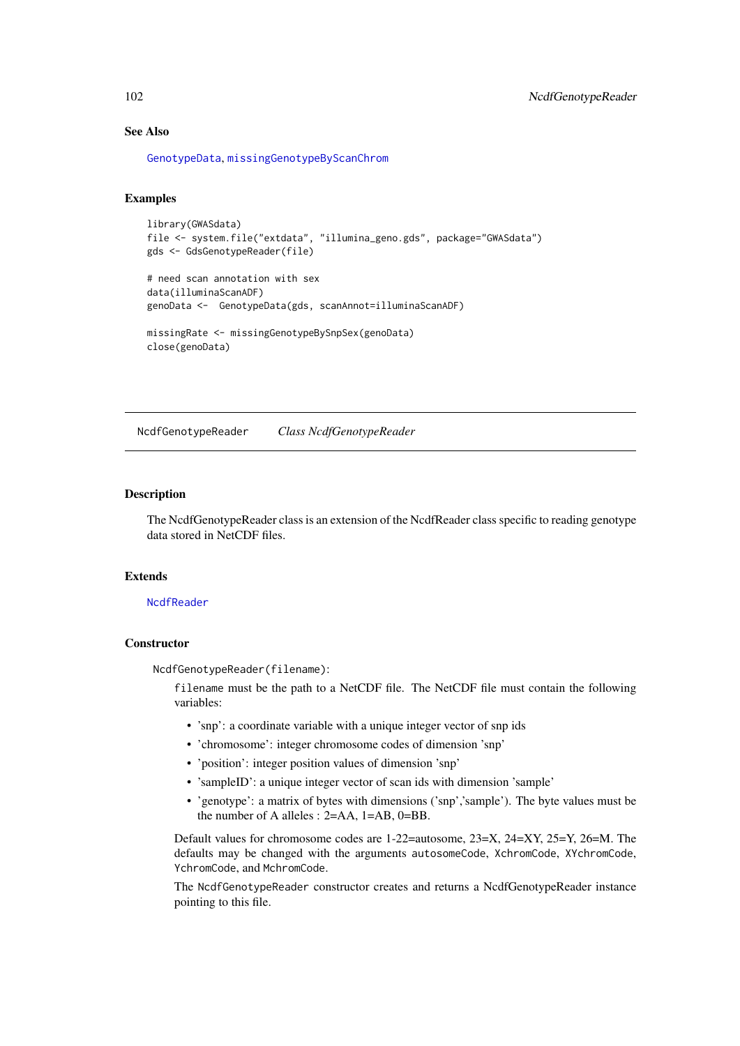### See Also

GenotypeData, missingGenotypeByScanChrom

### Examples

```
library(GWASdata)
file <- system.file("extdata", "illumina_geno.gds", package="GWASdata")
gds <- GdsGenotypeReader(file)

# need scan annotation with sex
data(illuminaScanADF)
genoData <-  GenotypeData(gds, scanAnnot=illuminaScanADF)

missingRate <- missingGenotypeBySnpSex(genoData)
close(genoData)
```

---

## NcdfGenotypeReader        *Class NcdfGenotypeReader*

---

### Description

The NcdfGenotypeReader class is an extension of the NcdfReader class specific to reading genotype data stored in NetCDF files.

### Extends

NcdfReader

### Constructor

`NcdfGenotypeReader(filename)`:

`filename` must be the path to a NetCDF file. The NetCDF file must contain the following variables:

- 'snp': a coordinate variable with a unique integer vector of snp ids
- 'chromosome': integer chromosome codes of dimension 'snp'
- 'position': integer position values of dimension 'snp'
- 'sampleID': a unique integer vector of scan ids with dimension 'sample'
- 'genotype': a matrix of bytes with dimensions ('snp','sample'). The byte values must be the number of A alleles : 2=AA, 1=AB, 0=BB.

Default values for chromosome codes are 1-22=autosome, 23=X, 24=XY, 25=Y, 26=M. The defaults may be changed with the arguments `autosomeCode`, `XchromCode`, `XYchromCode`, `YchromCode`, and `MchromCode`.

The `NcdfGenotypeReader` constructor creates and returns a NcdfGenotypeReader instance pointing to this file.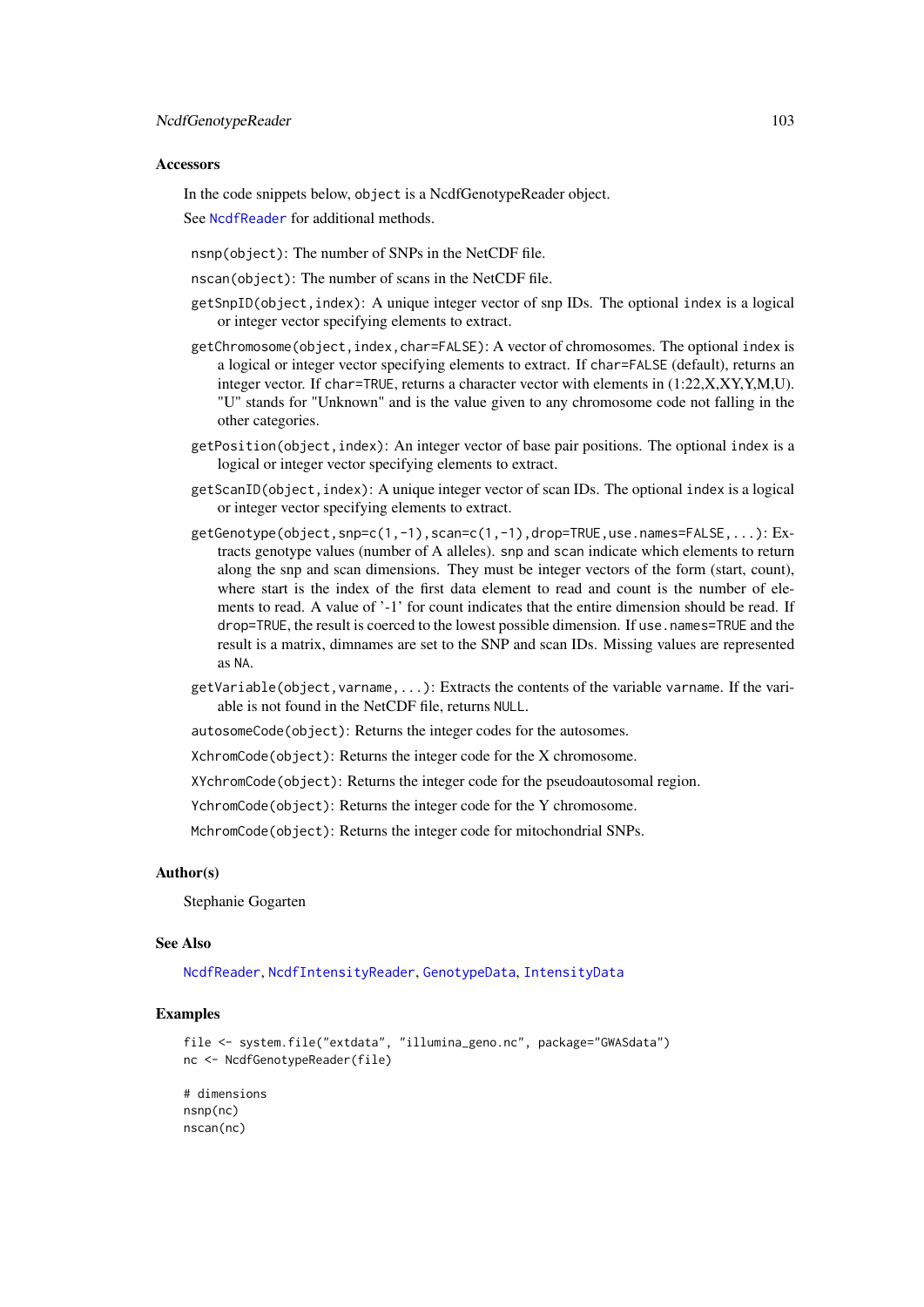## Accessors

In the code snippets below, `object` is a NcdfGenotypeReader object.

See `NcdfReader` for additional methods.

`nsnp(object)`: The number of SNPs in the NetCDF file.

`nscan(object)`: The number of scans in the NetCDF file.

`getSnpID(object,index)`: A unique integer vector of snp IDs. The optional `index` is a logical or integer vector specifying elements to extract.

`getChromosome(object,index,char=FALSE)`: A vector of chromosomes. The optional `index` is a logical or integer vector specifying elements to extract. If `char=FALSE` (default), returns an integer vector. If `char=TRUE`, returns a character vector with elements in (1:22,X,XY,Y,M,U). "U" stands for "Unknown" and is the value given to any chromosome code not falling in the other categories.

`getPosition(object,index)`: An integer vector of base pair positions. The optional `index` is a logical or integer vector specifying elements to extract.

`getScanID(object,index)`: A unique integer vector of scan IDs. The optional `index` is a logical or integer vector specifying elements to extract.

`getGenotype(object,snp=c(1,-1),scan=c(1,-1),drop=TRUE,use.names=FALSE,...)`: Extracts genotype values (number of A alleles). `snp` and `scan` indicate which elements to return along the snp and scan dimensions. They must be integer vectors of the form (start, count), where start is the index of the first data element to read and count is the number of elements to read. A value of '-1' for count indicates that the entire dimension should be read. If `drop=TRUE`, the result is coerced to the lowest possible dimension. If `use.names=TRUE` and the result is a matrix, dimnames are set to the SNP and scan IDs. Missing values are represented as `NA`.

`getVariable(object,varname,...)`: Extracts the contents of the variable `varname`. If the variable is not found in the NetCDF file, returns `NULL`.

`autosomeCode(object)`: Returns the integer codes for the autosomes.

`XchromCode(object)`: Returns the integer code for the X chromosome.

`XYchromCode(object)`: Returns the integer code for the pseudoautosomal region.

`YchromCode(object)`: Returns the integer code for the Y chromosome.

`MchromCode(object)`: Returns the integer code for mitochondrial SNPs.

## Author(s)

Stephanie Gogarten

## See Also

`NcdfReader`, `NcdfIntensityReader`, `GenotypeData`, `IntensityData`

## Examples

```
file <- system.file("extdata", "illumina_geno.nc", package="GWASdata")
nc <- NcdfGenotypeReader(file)

# dimensions
nsnp(nc)
nscan(nc)
```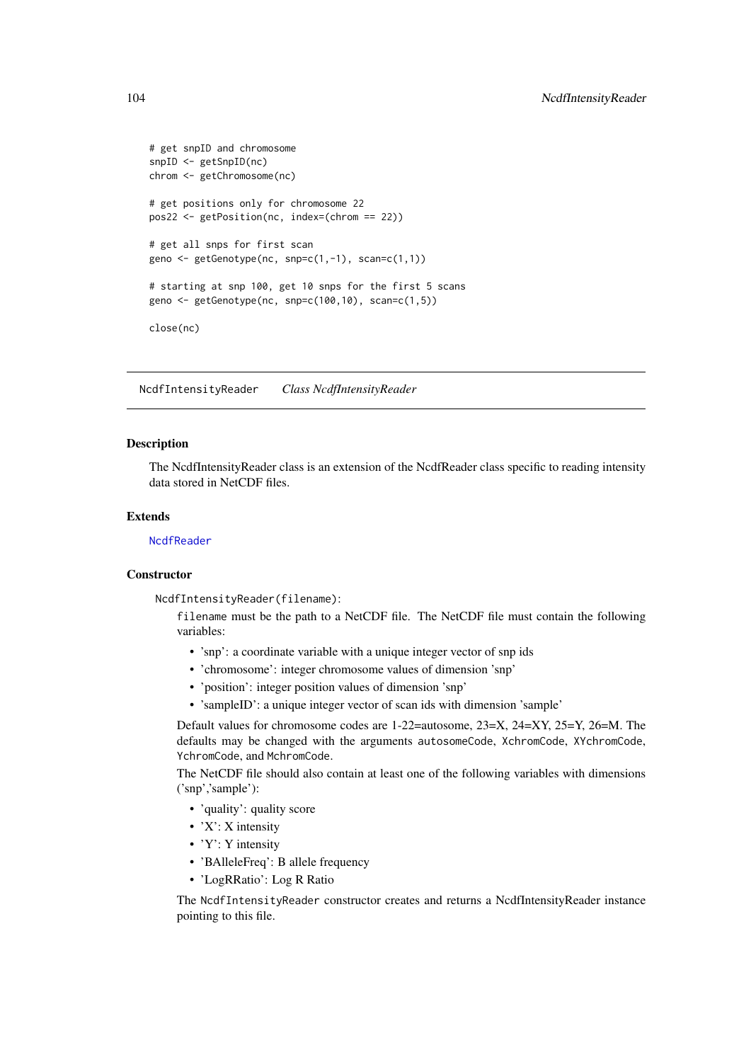```
# get snpID and chromosome
snpID <- getSnpID(nc)
chrom <- getChromosome(nc)

# get positions only for chromosome 22
pos22 <- getPosition(nc, index=(chrom == 22))

# get all snps for first scan
geno <- getGenotype(nc, snp=c(1,-1), scan=c(1,1))

# starting at snp 100, get 10 snps for the first 5 scans
geno <- getGenotype(nc, snp=c(100,10), scan=c(1,5))

close(nc)
```

---

NcdfIntensityReader &nbsp;&nbsp;&nbsp; *Class NcdfIntensityReader*

---

## Description

The NcdfIntensityReader class is an extension of the NcdfReader class specific to reading intensity data stored in NetCDF files.

## Extends

NcdfReader

## Constructor

`NcdfIntensityReader(filename)`:

`filename` must be the path to a NetCDF file. The NetCDF file must contain the following variables:

- 'snp': a coordinate variable with a unique integer vector of snp ids
- 'chromosome': integer chromosome values of dimension 'snp'
- 'position': integer position values of dimension 'snp'
- 'sampleID': a unique integer vector of scan ids with dimension 'sample'

Default values for chromosome codes are 1-22=autosome, 23=X, 24=XY, 25=Y, 26=M. The defaults may be changed with the arguments `autosomeCode`, `XchromCode`, `XYchromCode`, `YchromCode`, and `MchromCode`.

The NetCDF file should also contain at least one of the following variables with dimensions ('snp','sample'):

- 'quality': quality score
- 'X': X intensity
- 'Y': Y intensity
- 'BAlleleFreq': B allele frequency
- 'LogRRatio': Log R Ratio

The `NcdfIntensityReader` constructor creates and returns a NcdfIntensityReader instance pointing to this file.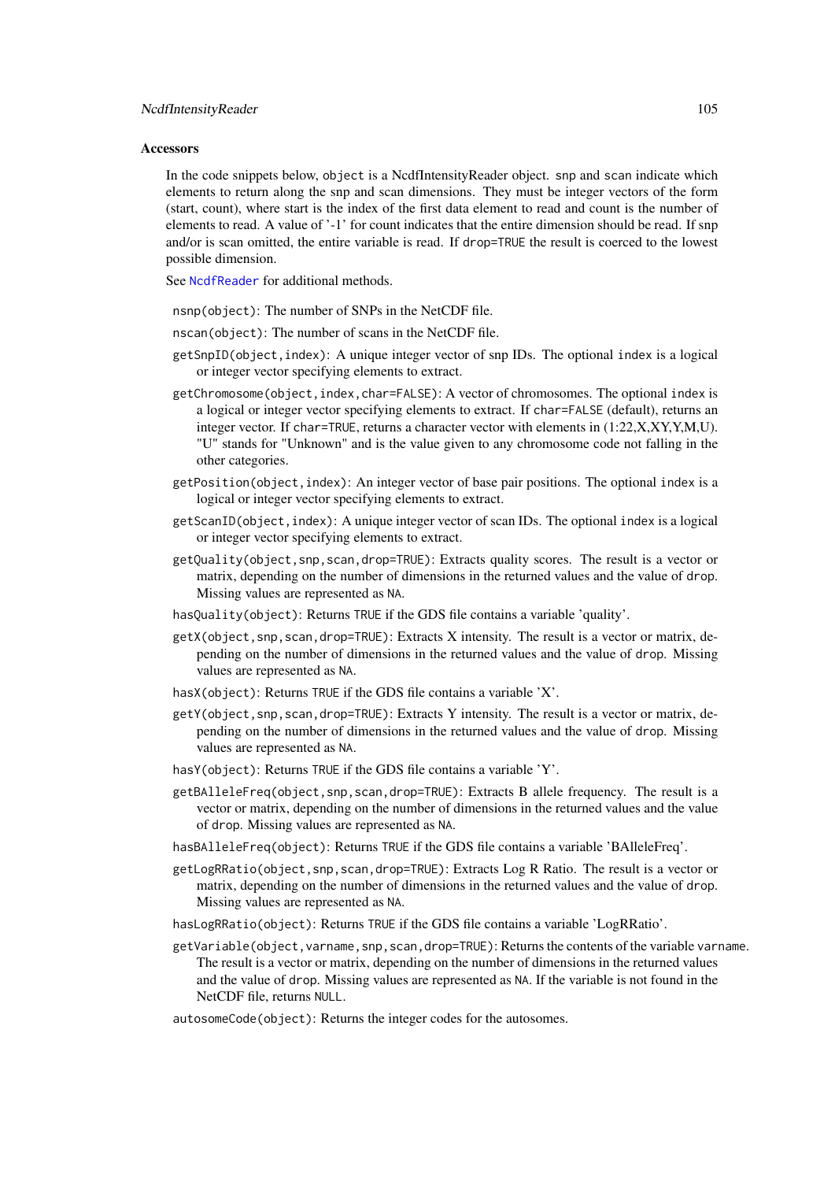### Accessors

In the code snippets below, `object` is a NcdfIntensityReader object. `snp` and `scan` indicate which elements to return along the snp and scan dimensions. They must be integer vectors of the form (start, count), where start is the index of the first data element to read and count is the number of elements to read. A value of '-1' for count indicates that the entire dimension should be read. If snp and/or is scan omitted, the entire variable is read. If `drop=TRUE` the result is coerced to the lowest possible dimension.

See `NcdfReader` for additional methods.

`nsnp(object)`: The number of SNPs in the NetCDF file.

`nscan(object)`: The number of scans in the NetCDF file.

`getSnpID(object,index)`: A unique integer vector of snp IDs. The optional `index` is a logical or integer vector specifying elements to extract.

`getChromosome(object,index,char=FALSE)`: A vector of chromosomes. The optional `index` is a logical or integer vector specifying elements to extract. If `char=FALSE` (default), returns an integer vector. If `char=TRUE`, returns a character vector with elements in (1:22,X,XY,Y,M,U). "U" stands for "Unknown" and is the value given to any chromosome code not falling in the other categories.

`getPosition(object,index)`: An integer vector of base pair positions. The optional `index` is a logical or integer vector specifying elements to extract.

`getScanID(object,index)`: A unique integer vector of scan IDs. The optional `index` is a logical or integer vector specifying elements to extract.

`getQuality(object,snp,scan,drop=TRUE)`: Extracts quality scores. The result is a vector or matrix, depending on the number of dimensions in the returned values and the value of `drop`. Missing values are represented as `NA`.

`hasQuality(object)`: Returns `TRUE` if the GDS file contains a variable 'quality'.

`getX(object,snp,scan,drop=TRUE)`: Extracts X intensity. The result is a vector or matrix, depending on the number of dimensions in the returned values and the value of `drop`. Missing values are represented as `NA`.

`hasX(object)`: Returns `TRUE` if the GDS file contains a variable 'X'.

`getY(object,snp,scan,drop=TRUE)`: Extracts Y intensity. The result is a vector or matrix, depending on the number of dimensions in the returned values and the value of `drop`. Missing values are represented as `NA`.

`hasY(object)`: Returns `TRUE` if the GDS file contains a variable 'Y'.

`getBAlleleFreq(object,snp,scan,drop=TRUE)`: Extracts B allele frequency. The result is a vector or matrix, depending on the number of dimensions in the returned values and the value of `drop`. Missing values are represented as `NA`.

`hasBAlleleFreq(object)`: Returns `TRUE` if the GDS file contains a variable 'BAlleleFreq'.

`getLogRRatio(object,snp,scan,drop=TRUE)`: Extracts Log R Ratio. The result is a vector or matrix, depending on the number of dimensions in the returned values and the value of `drop`. Missing values are represented as `NA`.

`hasLogRRatio(object)`: Returns `TRUE` if the GDS file contains a variable 'LogRRatio'.

`getVariable(object,varname,snp,scan,drop=TRUE)`: Returns the contents of the variable `varname`. The result is a vector or matrix, depending on the number of dimensions in the returned values and the value of `drop`. Missing values are represented as `NA`. If the variable is not found in the NetCDF file, returns `NULL`.

`autosomeCode(object)`: Returns the integer codes for the autosomes.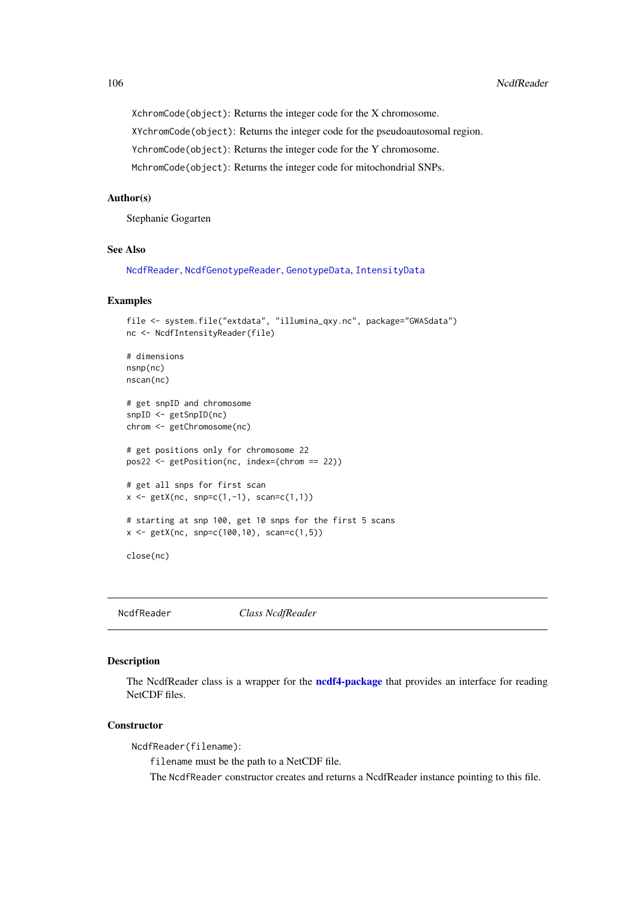`XchromCode(object)`: Returns the integer code for the X chromosome.

`XYchromCode(object)`: Returns the integer code for the pseudoautosomal region.

`YchromCode(object)`: Returns the integer code for the Y chromosome.

`MchromCode(object)`: Returns the integer code for mitochondrial SNPs.

### Author(s)

Stephanie Gogarten

### See Also

NcdfReader, NcdfGenotypeReader, GenotypeData, IntensityData

### Examples

```
file <- system.file("extdata", "illumina_qxy.nc", package="GWASdata")
nc <- NcdfIntensityReader(file)

# dimensions
nsnp(nc)
nscan(nc)

# get snpID and chromosome
snpID <- getSnpID(nc)
chrom <- getChromosome(nc)

# get positions only for chromosome 22
pos22 <- getPosition(nc, index=(chrom == 22))

# get all snps for first scan
x <- getX(nc, snp=c(1,-1), scan=c(1,1))

# starting at snp 100, get 10 snps for the first 5 scans
x <- getX(nc, snp=c(100,10), scan=c(1,5))

close(nc)
```

---

## NcdfReader — *Class NcdfReader*

---

### Description

The NcdfReader class is a wrapper for the **ncdf4-package** that provides an interface for reading NetCDF files.

### Constructor

`NcdfReader(filename)`:

`filename` must be the path to a NetCDF file.

The `NcdfReader` constructor creates and returns a NcdfReader instance pointing to this file.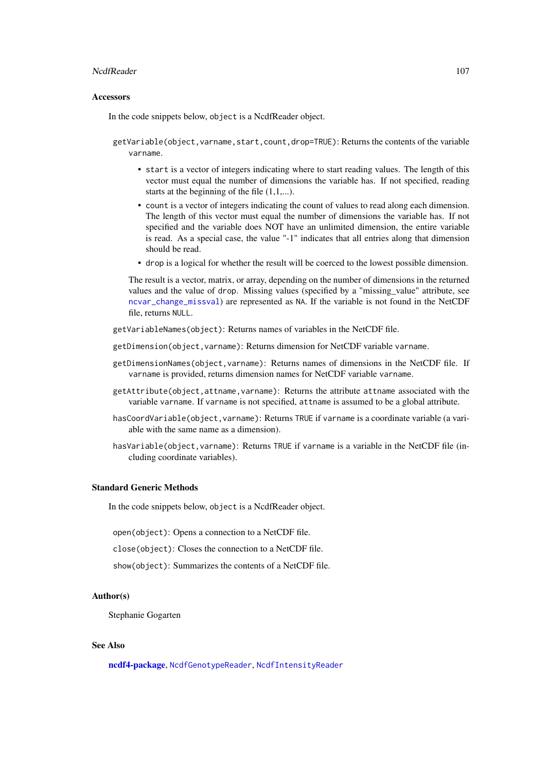### Accessors

In the code snippets below, `object` is a NcdfReader object.

`getVariable(object,varname,start,count,drop=TRUE)`: Returns the contents of the variable `varname`.

- `start` is a vector of integers indicating where to start reading values. The length of this vector must equal the number of dimensions the variable has. If not specified, reading starts at the beginning of the file (1,1,...).
- `count` is a vector of integers indicating the count of values to read along each dimension. The length of this vector must equal the number of dimensions the variable has. If not specified and the variable does NOT have an unlimited dimension, the entire variable is read. As a special case, the value "-1" indicates that all entries along that dimension should be read.
- `drop` is a logical for whether the result will be coerced to the lowest possible dimension.

The result is a vector, matrix, or array, depending on the number of dimensions in the returned values and the value of `drop`. Missing values (specified by a "missing_value" attribute, see `ncvar_change_missval`) are represented as `NA`. If the variable is not found in the NetCDF file, returns `NULL`.

`getVariableNames(object)`: Returns names of variables in the NetCDF file.

`getDimension(object,varname)`: Returns dimension for NetCDF variable `varname`.

`getDimensionNames(object,varname)`: Returns names of dimensions in the NetCDF file. If `varname` is provided, returns dimension names for NetCDF variable `varname`.

`getAttribute(object,attname,varname)`: Returns the attribute `attname` associated with the variable `varname`. If `varname` is not specified, `attname` is assumed to be a global attribute.

`hasCoordVariable(object,varname)`: Returns `TRUE` if `varname` is a coordinate variable (a variable with the same name as a dimension).

`hasVariable(object,varname)`: Returns `TRUE` if `varname` is a variable in the NetCDF file (including coordinate variables).

### Standard Generic Methods

In the code snippets below, `object` is a NcdfReader object.

`open(object)`: Opens a connection to a NetCDF file.

`close(object)`: Closes the connection to a NetCDF file.

`show(object)`: Summarizes the contents of a NetCDF file.

### Author(s)

Stephanie Gogarten

### See Also

**ncdf4-package**, `NcdfGenotypeReader`, `NcdfIntensityReader`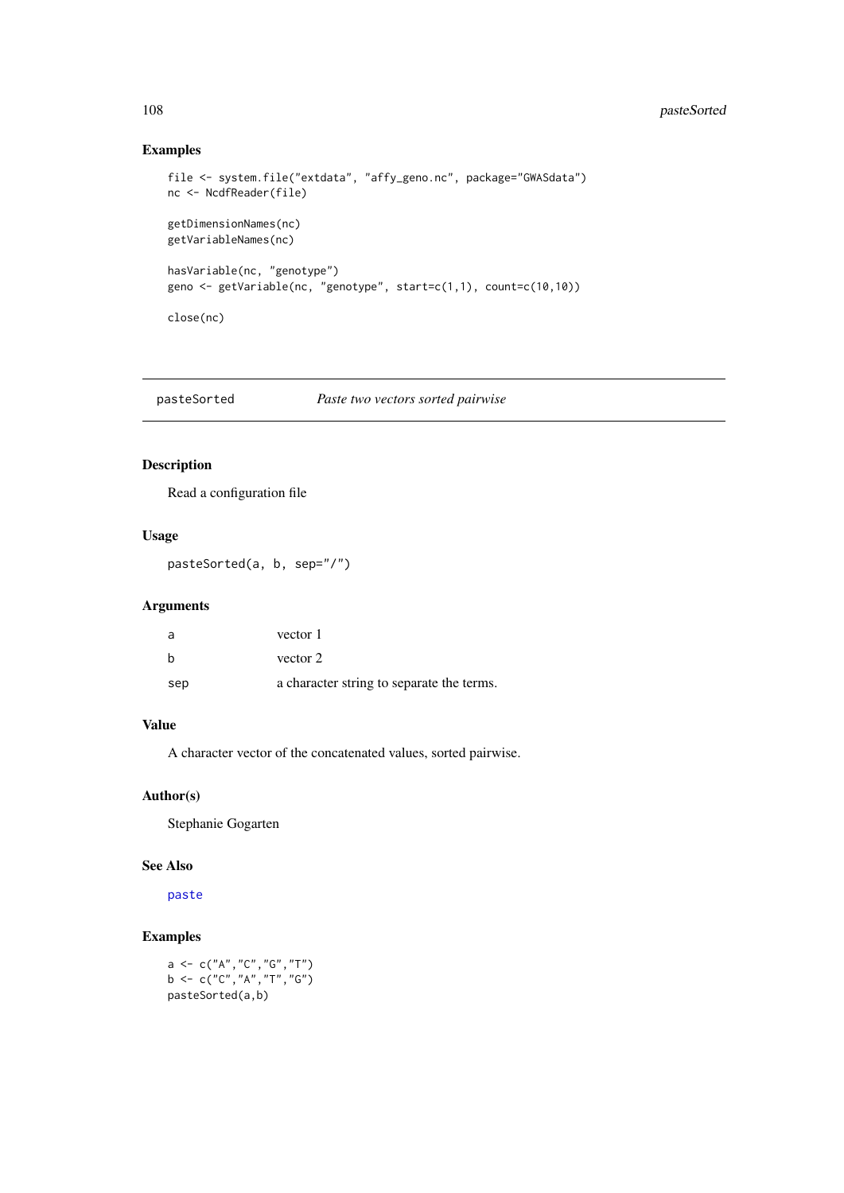## Examples

```
file <- system.file("extdata", "affy_geno.nc", package="GWASdata")
nc <- NcdfReader(file)

getDimensionNames(nc)
getVariableNames(nc)

hasVariable(nc, "genotype")
geno <- getVariable(nc, "genotype", start=c(1,1), count=c(10,10))

close(nc)
```

---

# pasteSorted    *Paste two vectors sorted pairwise*

---

## Description

Read a configuration file

## Usage

```
pasteSorted(a, b, sep="/")
```

## Arguments

| | |
|---|---|
| a | vector 1 |
| b | vector 2 |
| sep | a character string to separate the terms. |

## Value

A character vector of the concatenated values, sorted pairwise.

## Author(s)

Stephanie Gogarten

## See Also

paste

## Examples

```
a <- c("A","C","G","T")
b <- c("C","A","T","G")
pasteSorted(a,b)
```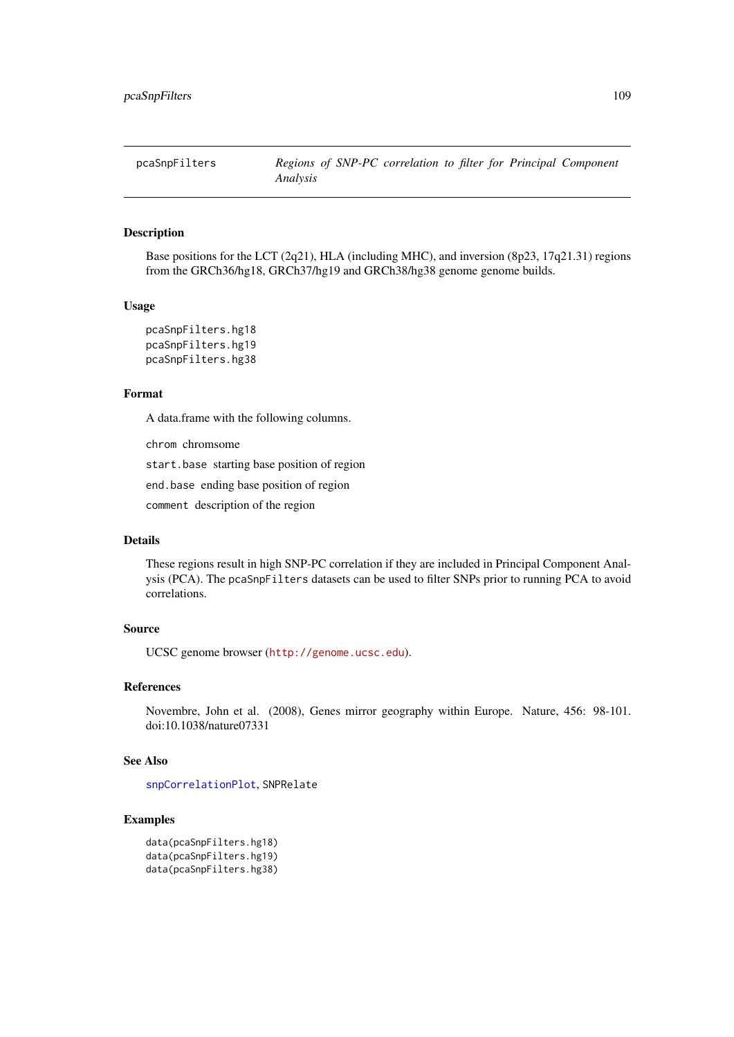# pcaSnpFilters — *Regions of SNP-PC correlation to filter for Principal Component Analysis*

## Description

Base positions for the LCT (2q21), HLA (including MHC), and inversion (8p23, 17q21.31) regions from the GRCh36/hg18, GRCh37/hg19 and GRCh38/hg38 genome genome builds.

## Usage

```
pcaSnpFilters.hg18
pcaSnpFilters.hg19
pcaSnpFilters.hg38
```

## Format

A data.frame with the following columns.

- `chrom` chromsome
- `start.base` starting base position of region
- `end.base` ending base position of region
- `comment` description of the region

## Details

These regions result in high SNP-PC correlation if they are included in Principal Component Analysis (PCA). The `pcaSnpFilters` datasets can be used to filter SNPs prior to running PCA to avoid correlations.

## Source

UCSC genome browser (http://genome.ucsc.edu).

## References

Novembre, John et al. (2008), Genes mirror geography within Europe. Nature, 456: 98-101. doi:10.1038/nature07331

## See Also

`snpCorrelationPlot`, `SNPRelate`

## Examples

```
data(pcaSnpFilters.hg18)
data(pcaSnpFilters.hg19)
data(pcaSnpFilters.hg38)
```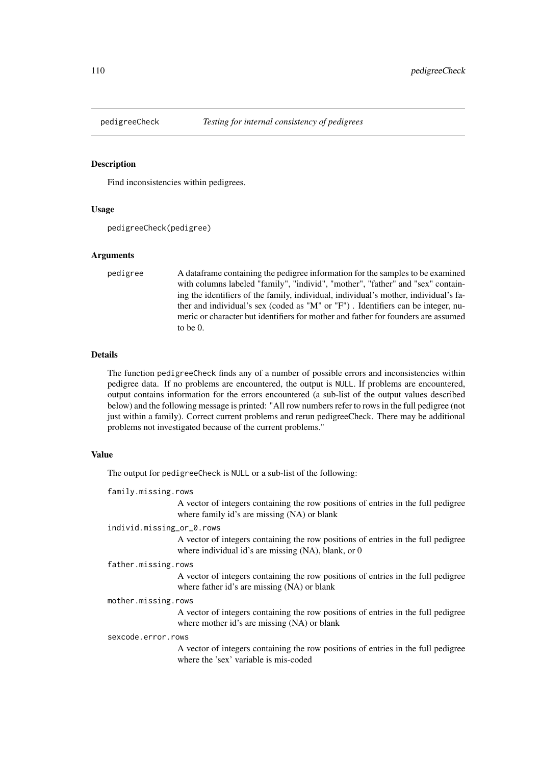# pedigreeCheck — *Testing for internal consistency of pedigrees*

## Description

Find inconsistencies within pedigrees.

## Usage

```
pedigreeCheck(pedigree)
```

## Arguments

`pedigree` — A dataframe containing the pedigree information for the samples to be examined with columns labeled "family", "individ", "mother", "father" and "sex" containing the identifiers of the family, individual, individual's mother, individual's father and individual's sex (coded as "M" or "F") . Identifiers can be integer, numeric or character but identifiers for mother and father for founders are assumed to be 0.

## Details

The function `pedigreeCheck` finds any of a number of possible errors and inconsistencies within pedigree data. If no problems are encountered, the output is `NULL`. If problems are encountered, output contains information for the errors encountered (a sub-list of the output values described below) and the following message is printed: "All row numbers refer to rows in the full pedigree (not just within a family). Correct current problems and rerun pedigreeCheck. There may be additional problems not investigated because of the current problems."

## Value

The output for `pedigreeCheck` is `NULL` or a sub-list of the following:

`family.missing.rows`
: A vector of integers containing the row positions of entries in the full pedigree where family id's are missing (NA) or blank

`individ.missing_or_0.rows`
: A vector of integers containing the row positions of entries in the full pedigree where individual id's are missing (NA), blank, or 0

`father.missing.rows`
: A vector of integers containing the row positions of entries in the full pedigree where father id's are missing (NA) or blank

`mother.missing.rows`
: A vector of integers containing the row positions of entries in the full pedigree where mother id's are missing (NA) or blank

`sexcode.error.rows`
: A vector of integers containing the row positions of entries in the full pedigree where the 'sex' variable is mis-coded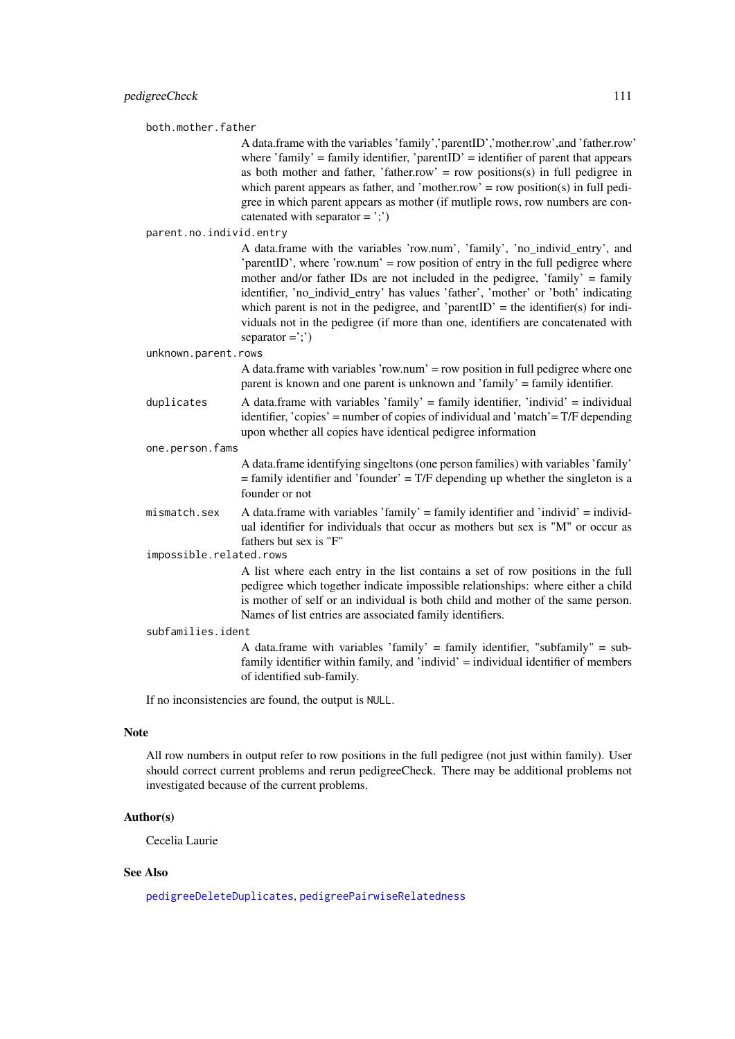`both.mother.father`
: A data.frame with the variables 'family','parentID','mother.row',and 'father.row' where 'family' = family identifier, 'parentID' = identifier of parent that appears as both mother and father, 'father.row' = row positions(s) in full pedigree in which parent appears as father, and 'mother.row' = row position(s) in full pedigree in which parent appears as mother (if mutliple rows, row numbers are concatenated with separator = ';')

`parent.no.individ.entry`
: A data.frame with the variables 'row.num', 'family', 'no_individ_entry', and 'parentID', where 'row.num' = row position of entry in the full pedigree where mother and/or father IDs are not included in the pedigree, 'family' = family identifier, 'no_individ_entry' has values 'father', 'mother' or 'both' indicating which parent is not in the pedigree, and 'parentID' = the identifier(s) for individuals not in the pedigree (if more than one, identifiers are concatenated with separator =';')

`unknown.parent.rows`
: A data.frame with variables 'row.num' = row position in full pedigree where one parent is known and one parent is unknown and 'family' = family identifier.

`duplicates`
: A data.frame with variables 'family' = family identifier, 'individ' = individual identifier, 'copies' = number of copies of individual and 'match'= T/F depending upon whether all copies have identical pedigree information

`one.person.fams`
: A data.frame identifying singeltons (one person families) with variables 'family' = family identifier and 'founder' = T/F depending up whether the singleton is a founder or not

`mismatch.sex`
: A data.frame with variables 'family' = family identifier and 'individ' = individual identifier for individuals that occur as mothers but sex is "M" or occur as fathers but sex is "F"

`impossible.related.rows`
: A list where each entry in the list contains a set of row positions in the full pedigree which together indicate impossible relationships: where either a child is mother of self or an individual is both child and mother of the same person. Names of list entries are associated family identifiers.

`subfamilies.ident`
: A data.frame with variables 'family' = family identifier, "subfamily" = subfamily identifier within family, and 'individ' = individual identifier of members of identified sub-family.

If no inconsistencies are found, the output is `NULL`.

### Note

All row numbers in output refer to row positions in the full pedigree (not just within family). User should correct current problems and rerun pedigreeCheck. There may be additional problems not investigated because of the current problems.

### Author(s)

Cecelia Laurie

### See Also

`pedigreeDeleteDuplicates`, `pedigreePairwiseRelatedness`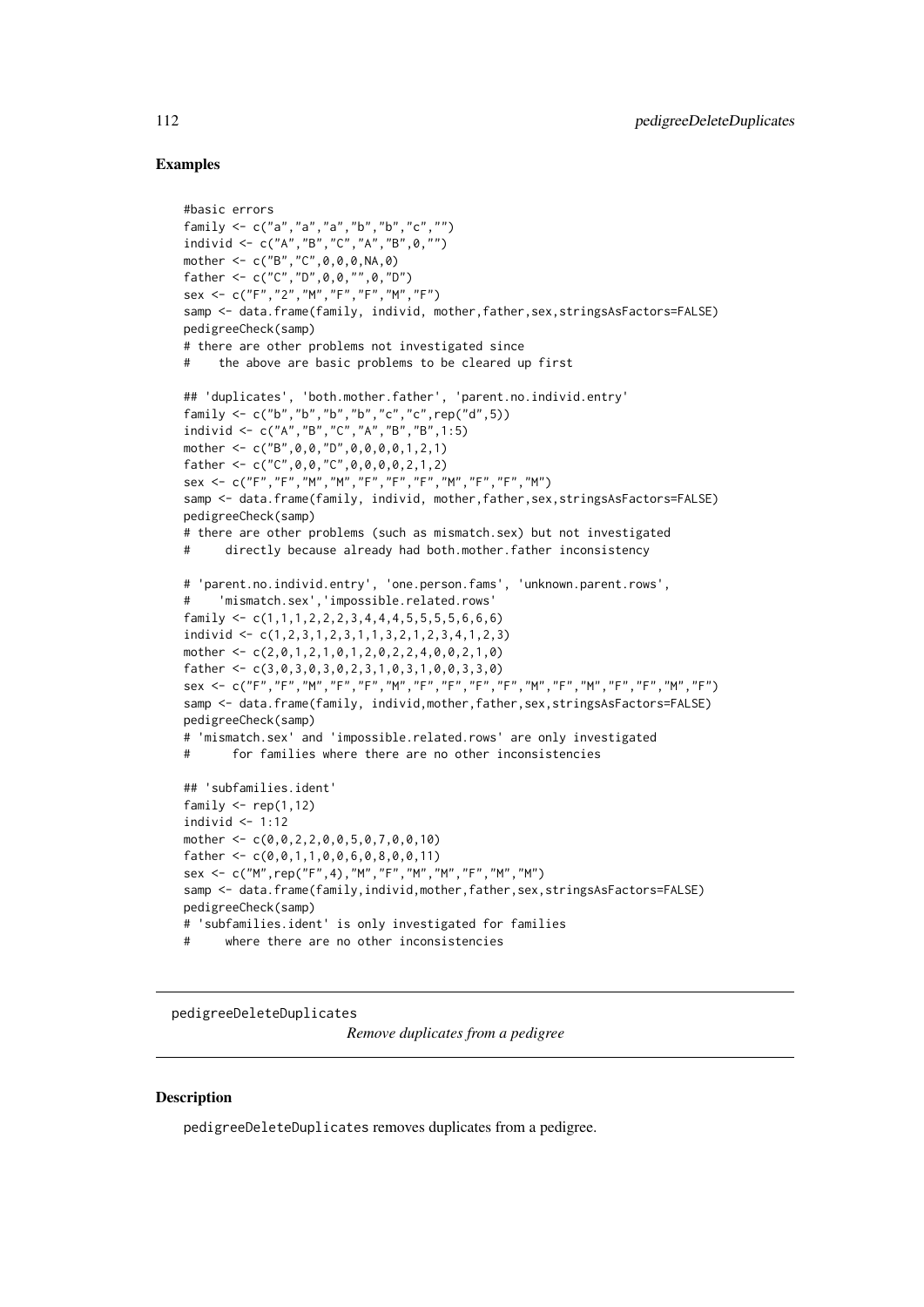### Examples

```
#basic errors
family <- c("a","a","a","b","b","c","")
individ <- c("A","B","C","A","B",0,"")
mother <- c("B","C",0,0,0,NA,0)
father <- c("C","D",0,0,"",0,"D")
sex <- c("F","2","M","F","F","M","F")
samp <- data.frame(family, individ, mother,father,sex,stringsAsFactors=FALSE)
pedigreeCheck(samp)
# there are other problems not investigated since
#    the above are basic problems to be cleared up first

## 'duplicates', 'both.mother.father', 'parent.no.individ.entry'
family <- c("b","b","b","b","c","c",rep("d",5))
individ <- c("A","B","C","A","B","B",1:5)
mother <- c("B",0,0,"D",0,0,0,0,1,2,1)
father <- c("C",0,0,"C",0,0,0,0,2,1,2)
sex <- c("F","F","M","M","F","F","F","M","F","F","M")
samp <- data.frame(family, individ, mother,father,sex,stringsAsFactors=FALSE)
pedigreeCheck(samp)
# there are other problems (such as mismatch.sex) but not investigated
#     directly because already had both.mother.father inconsistency

# 'parent.no.individ.entry', 'one.person.fams', 'unknown.parent.rows',
#    'mismatch.sex','impossible.related.rows'
family <- c(1,1,1,2,2,2,3,4,4,4,5,5,5,5,6,6,6)
individ <- c(1,2,3,1,2,3,1,1,3,2,1,2,3,4,1,2,3)
mother <- c(2,0,1,2,1,0,1,2,0,2,2,4,0,0,2,1,0)
father <- c(3,0,3,0,3,0,2,3,1,0,3,1,0,0,3,3,0)
sex <- c("F","F","M","F","F","M","F","F","F","F","M","F","M","F","F","M","F")
samp <- data.frame(family, individ,mother,father,sex,stringsAsFactors=FALSE)
pedigreeCheck(samp)
# 'mismatch.sex' and 'impossible.related.rows' are only investigated
#      for families where there are no other inconsistencies

## 'subfamilies.ident'
family <- rep(1,12)
individ <- 1:12
mother <- c(0,0,2,2,0,0,5,0,7,0,0,10)
father <- c(0,0,1,1,0,0,6,0,8,0,0,11)
sex <- c("M",rep("F",4),"M","F","M","M","F","M","M")
samp <- data.frame(family,individ,mother,father,sex,stringsAsFactors=FALSE)
pedigreeCheck(samp)
# 'subfamilies.ident' is only investigated for families
#     where there are no other inconsistencies
```

---

## pedigreeDeleteDuplicates    *Remove duplicates from a pedigree*

---

### Description

pedigreeDeleteDuplicates removes duplicates from a pedigree.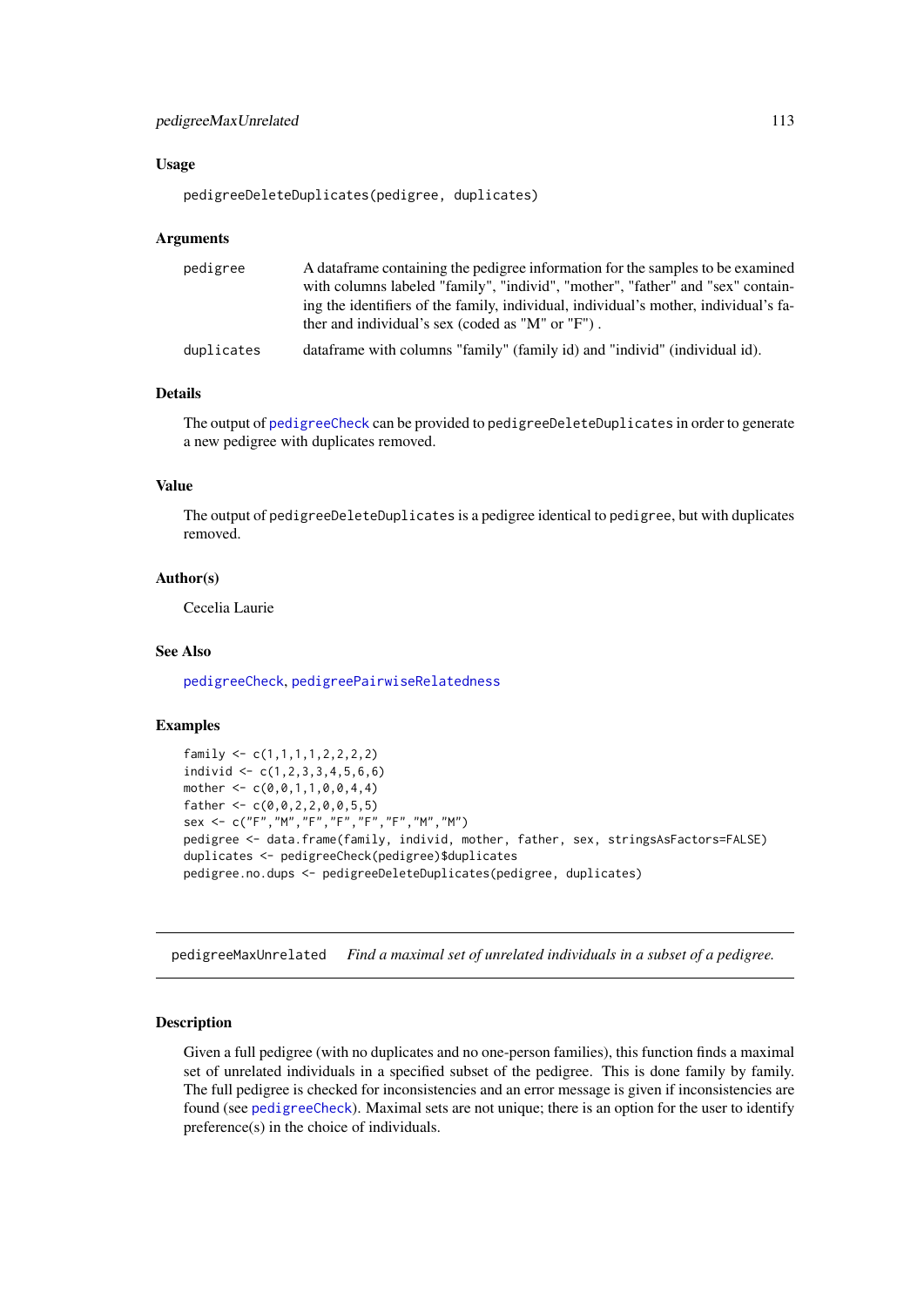### Usage

```
pedigreeDeleteDuplicates(pedigree, duplicates)
```

### Arguments

| | |
|---|---|
| pedigree | A dataframe containing the pedigree information for the samples to be examined with columns labeled "family", "individ", "mother", "father" and "sex" containing the identifiers of the family, individual, individual's mother, individual's father and individual's sex (coded as "M" or "F") . |
| duplicates | dataframe with columns "family" (family id) and "individ" (individual id). |

### Details

The output of `pedigreeCheck` can be provided to `pedigreeDeleteDuplicates` in order to generate a new pedigree with duplicates removed.

### Value

The output of `pedigreeDeleteDuplicates` is a pedigree identical to `pedigree`, but with duplicates removed.

### Author(s)

Cecelia Laurie

### See Also

`pedigreeCheck`, `pedigreePairwiseRelatedness`

### Examples

```
family <- c(1,1,1,1,2,2,2,2)
individ <- c(1,2,3,3,4,5,6,6)
mother <- c(0,0,1,1,0,0,4,4)
father <- c(0,0,2,2,0,0,5,5)
sex <- c("F","M","F","F","F","F","M","M")
pedigree <- data.frame(family, individ, mother, father, sex, stringsAsFactors=FALSE)
duplicates <- pedigreeCheck(pedigree)$duplicates
pedigree.no.dups <- pedigreeDeleteDuplicates(pedigree, duplicates)
```

---

## pedigreeMaxUnrelated    *Find a maximal set of unrelated individuals in a subset of a pedigree.*

### Description

Given a full pedigree (with no duplicates and no one-person families), this function finds a maximal set of unrelated individuals in a specified subset of the pedigree. This is done family by family. The full pedigree is checked for inconsistencies and an error message is given if inconsistencies are found (see `pedigreeCheck`). Maximal sets are not unique; there is an option for the user to identify preference(s) in the choice of individuals.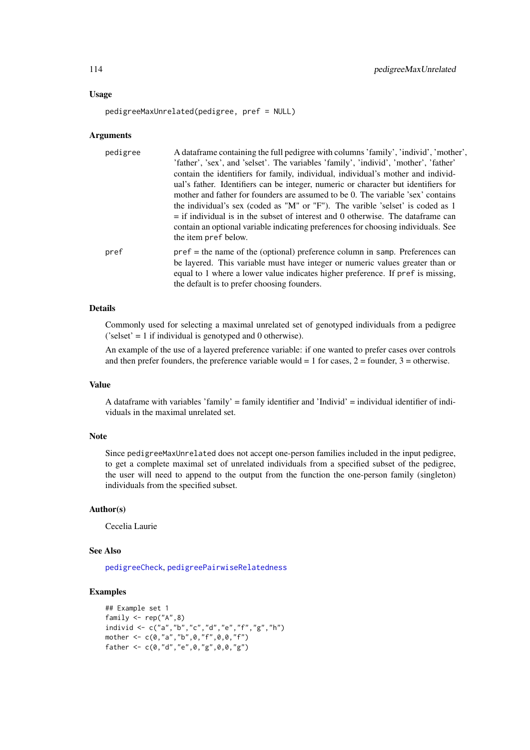### Usage

```
pedigreeMaxUnrelated(pedigree, pref = NULL)
```

### Arguments

| | |
|---|---|
| pedigree | A dataframe containing the full pedigree with columns 'family', 'individ', 'mother', 'father', 'sex', and 'selset'. The variables 'family', 'individ', 'mother', 'father' contain the identifiers for family, individual, individual's mother and individual's father. Identifiers can be integer, numeric or character but identifiers for mother and father for founders are assumed to be 0. The variable 'sex' contains the individual's sex (coded as "M" or "F"). The varible 'selset' is coded as 1 = if individual is in the subset of interest and 0 otherwise. The dataframe can contain an optional variable indicating preferences for choosing individuals. See the item `pref` below. |
| pref | `pref` = the name of the (optional) preference column in `samp`. Preferences can be layered. This variable must have integer or numeric values greater than or equal to 1 where a lower value indicates higher preference. If `pref` is missing, the default is to prefer choosing founders. |

### Details

Commonly used for selecting a maximal unrelated set of genotyped individuals from a pedigree ('selset' = 1 if individual is genotyped and 0 otherwise).

An example of the use of a layered preference variable: if one wanted to prefer cases over controls and then prefer founders, the preference variable would = 1 for cases, 2 = founder, 3 = otherwise.

### Value

A dataframe with variables 'family' = family identifier and 'Individ' = individual identifier of individuals in the maximal unrelated set.

### Note

Since `pedigreeMaxUnrelated` does not accept one-person families included in the input pedigree, to get a complete maximal set of unrelated individuals from a specified subset of the pedigree, the user will need to append to the output from the function the one-person family (singleton) individuals from the specified subset.

### Author(s)

Cecelia Laurie

### See Also

`pedigreeCheck`, `pedigreePairwiseRelatedness`

### Examples

```
## Example set 1
family <- rep("A",8)
individ <- c("a","b","c","d","e","f","g","h")
mother <- c(0,"a","b",0,"f",0,0,"f")
father <- c(0,"d","e",0,"g",0,0,"g")
```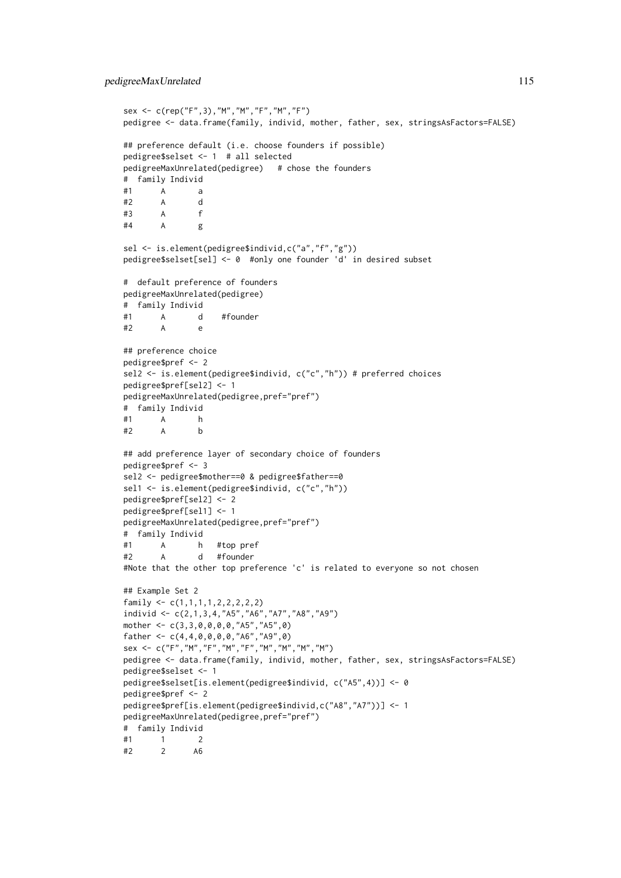```
sex <- c(rep("F",3),"M","M","F","M","F")
pedigree <- data.frame(family, individ, mother, father, sex, stringsAsFactors=FALSE)

## preference default (i.e. choose founders if possible)
pedigree$selset <- 1  # all selected
pedigreeMaxUnrelated(pedigree)   # chose the founders
#  family Individ
#1      A       a
#2      A       d
#3      A       f
#4      A       g

sel <- is.element(pedigree$individ,c("a","f","g"))
pedigree$selset[sel] <- 0  #only one founder 'd' in desired subset

#  default preference of founders
pedigreeMaxUnrelated(pedigree)
#  family Individ
#1      A       d    #founder
#2      A       e

## preference choice
pedigree$pref <- 2
sel2 <- is.element(pedigree$individ, c("c","h")) # preferred choices
pedigree$pref[sel2] <- 1
pedigreeMaxUnrelated(pedigree,pref="pref")
#  family Individ
#1      A       h
#2      A       b

## add preference layer of secondary choice of founders
pedigree$pref <- 3
sel2 <- pedigree$mother==0 & pedigree$father==0
sel1 <- is.element(pedigree$individ, c("c","h"))
pedigree$pref[sel2] <- 2
pedigree$pref[sel1] <- 1
pedigreeMaxUnrelated(pedigree,pref="pref")
#  family Individ
#1      A       h   #top pref
#2      A       d   #founder
#Note that the other top preference 'c' is related to everyone so not chosen

## Example Set 2
family <- c(1,1,1,1,2,2,2,2,2)
individ <- c(2,1,3,4,"A5","A6","A7","A8","A9")
mother <- c(3,3,0,0,0,0,"A5","A5",0)
father <- c(4,4,0,0,0,0,"A6","A9",0)
sex <- c("F","M","F","M","F","M","M","M","M")
pedigree <- data.frame(family, individ, mother, father, sex, stringsAsFactors=FALSE)
pedigree$selset <- 1
pedigree$selset[is.element(pedigree$individ, c("A5",4))] <- 0
pedigree$pref <- 2
pedigree$pref[is.element(pedigree$individ,c("A8","A7"))] <- 1
pedigreeMaxUnrelated(pedigree,pref="pref")
#  family Individ
#1      1       2
#2      2      A6
```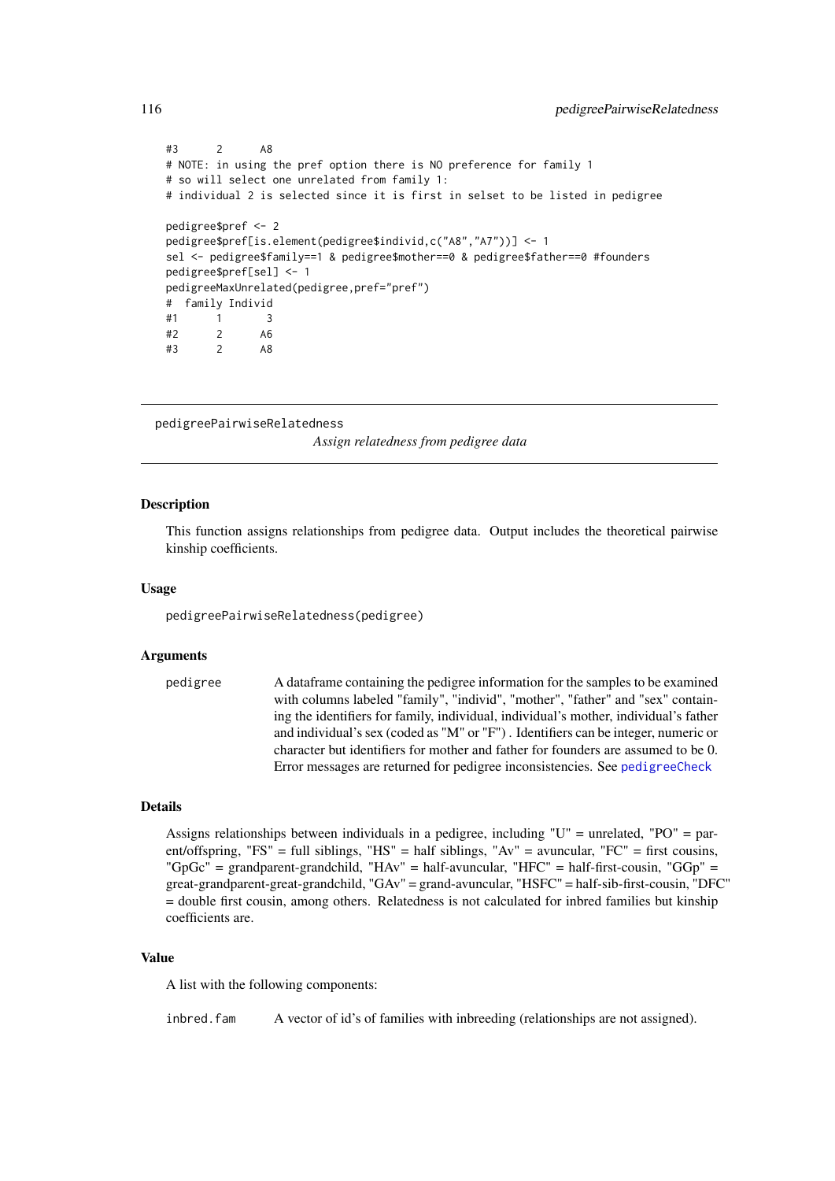```
#3      2      A8
# NOTE: in using the pref option there is NO preference for family 1
# so will select one unrelated from family 1:
# individual 2 is selected since it is first in selset to be listed in pedigree

pedigree$pref <- 2
pedigree$pref[is.element(pedigree$individ,c("A8","A7"))] <- 1
sel <- pedigree$family==1 & pedigree$mother==0 & pedigree$father==0 #founders
pedigree$pref[sel] <- 1
pedigreeMaxUnrelated(pedigree,pref="pref")
#  family Individ
#1      1       3
#2      2      A6
#3      2      A8
```

---

## pedigreePairwiseRelatedness

*Assign relatedness from pedigree data*

---

### Description

This function assigns relationships from pedigree data. Output includes the theoretical pairwise kinship coefficients.

### Usage

```
pedigreePairwiseRelatedness(pedigree)
```

### Arguments

`pedigree` A dataframe containing the pedigree information for the samples to be examined with columns labeled "family", "individ", "mother", "father" and "sex" containing the identifiers for family, individual, individual's mother, individual's father and individual's sex (coded as "M" or "F") . Identifiers can be integer, numeric or character but identifiers for mother and father for founders are assumed to be 0. Error messages are returned for pedigree inconsistencies. See `pedigreeCheck`

### Details

Assigns relationships between individuals in a pedigree, including "U" = unrelated, "PO" = parent/offspring, "FS" = full siblings, "HS" = half siblings, "Av" = avuncular, "FC" = first cousins, "GpGc" = grandparent-grandchild, "HAv" = half-avuncular, "HFC" = half-first-cousin, "GGp" = great-grandparent-great-grandchild, "GAv" = grand-avuncular, "HSFC" = half-sib-first-cousin, "DFC" = double first cousin, among others. Relatedness is not calculated for inbred families but kinship coefficients are.

### Value

A list with the following components:

`inbred.fam` A vector of id's of families with inbreeding (relationships are not assigned).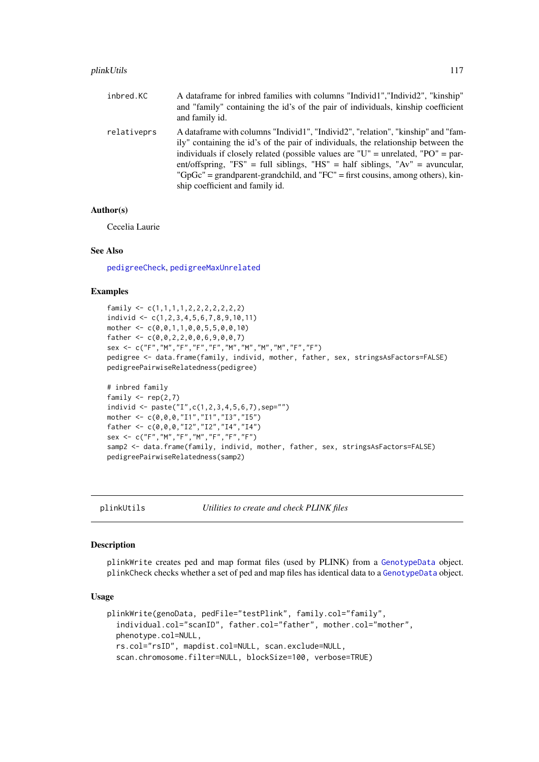inbred.KC	A dataframe for inbred families with columns "Individ1","Individ2", "kinship" and "family" containing the id's of the pair of individuals, kinship coefficient and family id.

relativeprs	A dataframe with columns "Individ1", "Individ2", "relation", "kinship" and "family" containing the id's of the pair of individuals, the relationship between the individuals if closely related (possible values are "U" = unrelated, "PO" = parent/offspring, "FS" = full siblings, "HS" = half siblings, "Av" = avuncular, "GpGc" = grandparent-grandchild, and "FC" = first cousins, among others), kinship coefficient and family id.

### Author(s)

Cecelia Laurie

### See Also

pedigreeCheck, pedigreeMaxUnrelated

### Examples

```
family <- c(1,1,1,1,2,2,2,2,2,2,2)
individ <- c(1,2,3,4,5,6,7,8,9,10,11)
mother <- c(0,0,1,1,0,0,5,5,0,0,10)
father <- c(0,0,2,2,0,0,6,9,0,0,7)
sex <- c("F","M","F","F","F","M","M","M","M","F","F")
pedigree <- data.frame(family, individ, mother, father, sex, stringsAsFactors=FALSE)
pedigreePairwiseRelatedness(pedigree)

# inbred family
family <- rep(2,7)
individ <- paste("I",c(1,2,3,4,5,6,7),sep="")
mother <- c(0,0,0,"I1","I1","I3","I5")
father <- c(0,0,0,"I2","I2","I4","I4")
sex <- c("F","M","F","M","F","F","F")
samp2 <- data.frame(family, individ, mother, father, sex, stringsAsFactors=FALSE)
pedigreePairwiseRelatedness(samp2)
```

---

## plinkUtils	*Utilities to create and check PLINK files*

### Description

plinkWrite creates ped and map format files (used by PLINK) from a GenotypeData object. plinkCheck checks whether a set of ped and map files has identical data to a GenotypeData object.

### Usage

```
plinkWrite(genoData, pedFile="testPlink", family.col="family",
  individual.col="scanID", father.col="father", mother.col="mother",
  phenotype.col=NULL,
  rs.col="rsID", mapdist.col=NULL, scan.exclude=NULL,
  scan.chromosome.filter=NULL, blockSize=100, verbose=TRUE)
```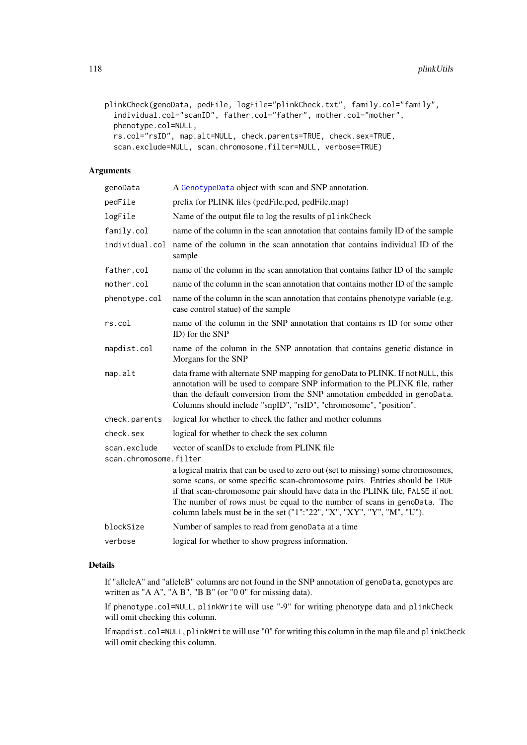```
plinkCheck(genoData, pedFile, logFile="plinkCheck.txt", family.col="family",
  individual.col="scanID", father.col="father", mother.col="mother",
  phenotype.col=NULL,
  rs.col="rsID", map.alt=NULL, check.parents=TRUE, check.sex=TRUE,
  scan.exclude=NULL, scan.chromosome.filter=NULL, verbose=TRUE)
```

### Arguments

- `genoData` — A GenotypeData object with scan and SNP annotation.
- `pedFile` — prefix for PLINK files (pedFile.ped, pedFile.map)
- `logFile` — Name of the output file to log the results of `plinkCheck`
- `family.col` — name of the column in the scan annotation that contains family ID of the sample
- `individual.col` — name of the column in the scan annotation that contains individual ID of the sample
- `father.col` — name of the column in the scan annotation that contains father ID of the sample
- `mother.col` — name of the column in the scan annotation that contains mother ID of the sample
- `phenotype.col` — name of the column in the scan annotation that contains phenotype variable (e.g. case control statue) of the sample
- `rs.col` — name of the column in the SNP annotation that contains rs ID (or some other ID) for the SNP
- `mapdist.col` — name of the column in the SNP annotation that contains genetic distance in Morgans for the SNP
- `map.alt` — data frame with alternate SNP mapping for genoData to PLINK. If not `NULL`, this annotation will be used to compare SNP information to the PLINK file, rather than the default conversion from the SNP annotation embedded in `genoData`. Columns should include "snpID", "rsID", "chromosome", "position".
- `check.parents` — logical for whether to check the father and mother columns
- `check.sex` — logical for whether to check the sex column
- `scan.exclude` — vector of scanIDs to exclude from PLINK file
- `scan.chromosome.filter` — a logical matrix that can be used to zero out (set to missing) some chromosomes, some scans, or some specific scan-chromosome pairs. Entries should be `TRUE` if that scan-chromosome pair should have data in the PLINK file, `FALSE` if not. The number of rows must be equal to the number of scans in `genoData`. The column labels must be in the set ("1":"22", "X", "XY", "Y", "M", "U").
- `blockSize` — Number of samples to read from `genoData` at a time
- `verbose` — logical for whether to show progress information.

### Details

If "alleleA" and "alleleB" columns are not found in the SNP annotation of `genoData`, genotypes are written as "A A", "A B", "B B" (or "0 0" for missing data).

If `phenotype.col=NULL`, `plinkWrite` will use "-9" for writing phenotype data and `plinkCheck` will omit checking this column.

If `mapdist.col=NULL`, `plinkWrite` will use "0" for writing this column in the map file and `plinkCheck` will omit checking this column.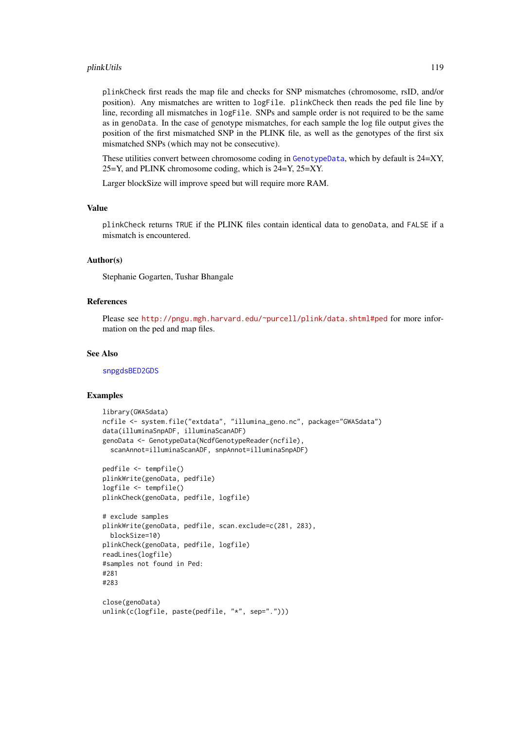plinkCheck first reads the map file and checks for SNP mismatches (chromosome, rsID, and/or position). Any mismatches are written to logFile. plinkCheck then reads the ped file line by line, recording all mismatches in logFile. SNPs and sample order is not required to be the same as in genoData. In the case of genotype mismatches, for each sample the log file output gives the position of the first mismatched SNP in the PLINK file, as well as the genotypes of the first six mismatched SNPs (which may not be consecutive).

These utilities convert between chromosome coding in GenotypeData, which by default is 24=XY, 25=Y, and PLINK chromosome coding, which is 24=Y, 25=XY.

Larger blockSize will improve speed but will require more RAM.

## Value

plinkCheck returns TRUE if the PLINK files contain identical data to genoData, and FALSE if a mismatch is encountered.

## Author(s)

Stephanie Gogarten, Tushar Bhangale

## References

Please see http://pngu.mgh.harvard.edu/~purcell/plink/data.shtml#ped for more information on the ped and map files.

## See Also

snpgdsBED2GDS

## Examples

```
library(GWASdata)
ncfile <- system.file("extdata", "illumina_geno.nc", package="GWASdata")
data(illuminaSnpADF, illuminaScanADF)
genoData <- GenotypeData(NcdfGenotypeReader(ncfile),
  scanAnnot=illuminaScanADF, snpAnnot=illuminaSnpADF)

pedfile <- tempfile()
plinkWrite(genoData, pedfile)
logfile <- tempfile()
plinkCheck(genoData, pedfile, logfile)

# exclude samples
plinkWrite(genoData, pedfile, scan.exclude=c(281, 283),
  blockSize=10)
plinkCheck(genoData, pedfile, logfile)
readLines(logfile)
#samples not found in Ped:
#281
#283

close(genoData)
unlink(c(logfile, paste(pedfile, "*", sep=".")))
```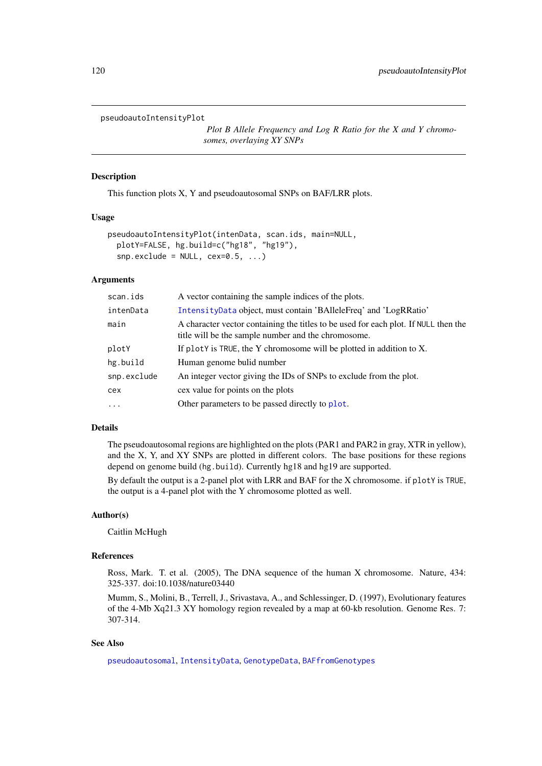pseudoautoIntensityPlot

*Plot B Allele Frequency and Log R Ratio for the X and Y chromosomes, overlaying XY SNPs*

## Description

This function plots X, Y and pseudoautosomal SNPs on BAF/LRR plots.

## Usage

```
pseudoautoIntensityPlot(intenData, scan.ids, main=NULL,
  plotY=FALSE, hg.build=c("hg18", "hg19"),
  snp.exclude = NULL, cex=0.5, ...)
```

## Arguments

| | |
|---|---|
| scan.ids | A vector containing the sample indices of the plots. |
| intenData | IntensityData object, must contain 'BAlleleFreq' and 'LogRRatio' |
| main | A character vector containing the titles to be used for each plot. If NULL then the title will be the sample number and the chromosome. |
| plotY | If plotY is TRUE, the Y chromosome will be plotted in addition to X. |
| hg.build | Human genome bulid number |
| snp.exclude | An integer vector giving the IDs of SNPs to exclude from the plot. |
| cex | cex value for points on the plots |
| ... | Other parameters to be passed directly to plot. |

## Details

The pseudoautosomal regions are highlighted on the plots (PAR1 and PAR2 in gray, XTR in yellow), and the X, Y, and XY SNPs are plotted in different colors. The base positions for these regions depend on genome build (hg.build). Currently hg18 and hg19 are supported.

By default the output is a 2-panel plot with LRR and BAF for the X chromosome. if plotY is TRUE, the output is a 4-panel plot with the Y chromosome plotted as well.

## Author(s)

Caitlin McHugh

## References

Ross, Mark. T. et al. (2005), The DNA sequence of the human X chromosome. Nature, 434: 325-337. doi:10.1038/nature03440

Mumm, S., Molini, B., Terrell, J., Srivastava, A., and Schlessinger, D. (1997), Evolutionary features of the 4-Mb Xq21.3 XY homology region revealed by a map at 60-kb resolution. Genome Res. 7: 307-314.

## See Also

pseudoautosomal, IntensityData, GenotypeData, BAFfromGenotypes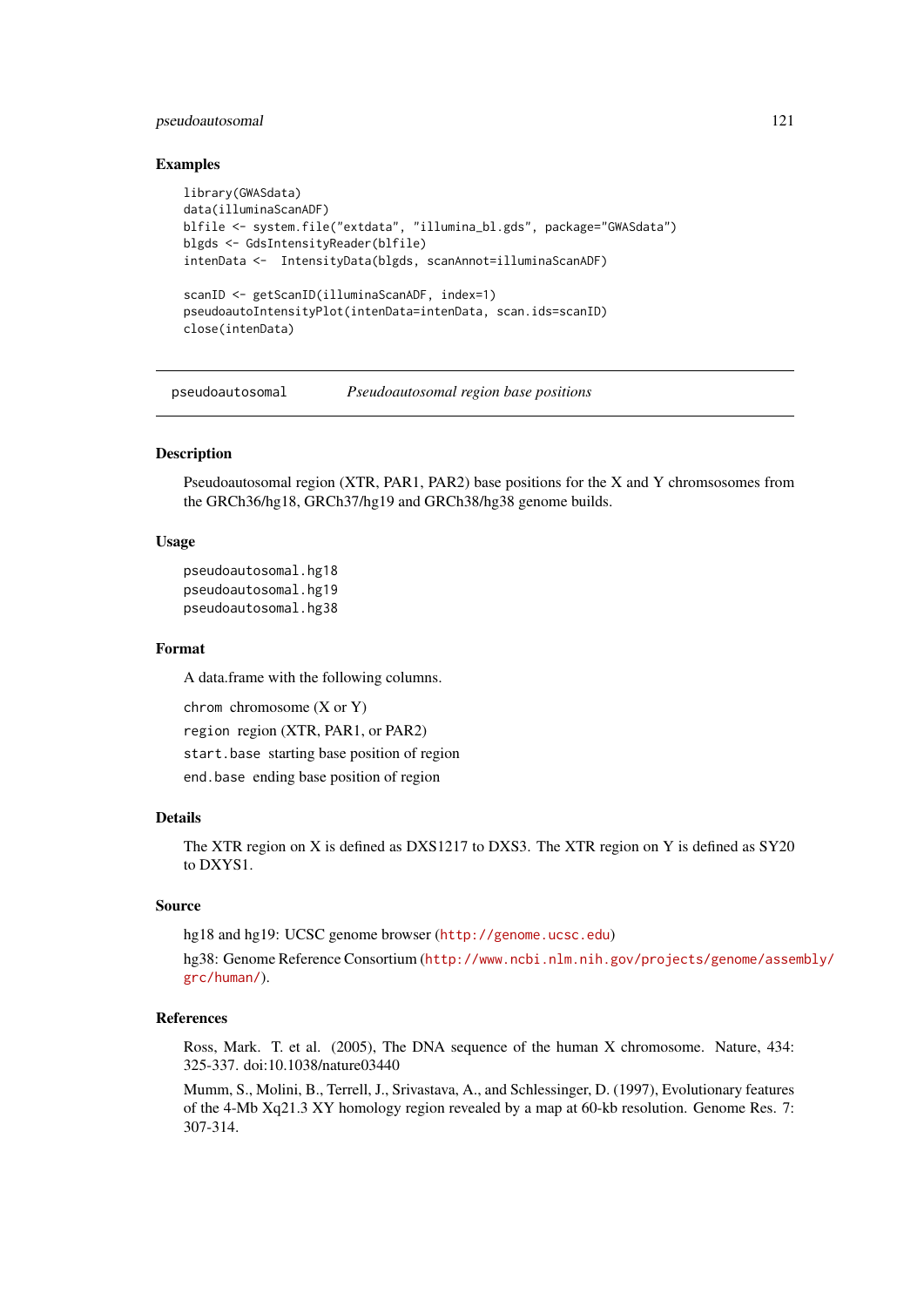### Examples

```
library(GWASdata)
data(illuminaScanADF)
blfile <- system.file("extdata", "illumina_bl.gds", package="GWASdata")
blgds <- GdsIntensityReader(blfile)
intenData <-  IntensityData(blgds, scanAnnot=illuminaScanADF)

scanID <- getScanID(illuminaScanADF, index=1)
pseudoautoIntensityPlot(intenData=intenData, scan.ids=scanID)
close(intenData)
```

---

## pseudoautosomal    *Pseudoautosomal region base positions*

---

### Description

Pseudoautosomal region (XTR, PAR1, PAR2) base positions for the X and Y chromsosomes from the GRCh36/hg18, GRCh37/hg19 and GRCh38/hg38 genome builds.

### Usage

```
pseudoautosomal.hg18
pseudoautosomal.hg19
pseudoautosomal.hg38
```

### Format

A data.frame with the following columns.

`chrom` chromosome (X or Y)

`region` region (XTR, PAR1, or PAR2)

`start.base` starting base position of region

`end.base` ending base position of region

### Details

The XTR region on X is defined as DXS1217 to DXS3. The XTR region on Y is defined as SY20 to DXYS1.

### Source

hg18 and hg19: UCSC genome browser (http://genome.ucsc.edu)

hg38: Genome Reference Consortium (http://www.ncbi.nlm.nih.gov/projects/genome/assembly/grc/human/).

### References

Ross, Mark. T. et al. (2005), The DNA sequence of the human X chromosome. Nature, 434: 325-337. doi:10.1038/nature03440

Mumm, S., Molini, B., Terrell, J., Srivastava, A., and Schlessinger, D. (1997), Evolutionary features of the 4-Mb Xq21.3 XY homology region revealed by a map at 60-kb resolution. Genome Res. 7: 307-314.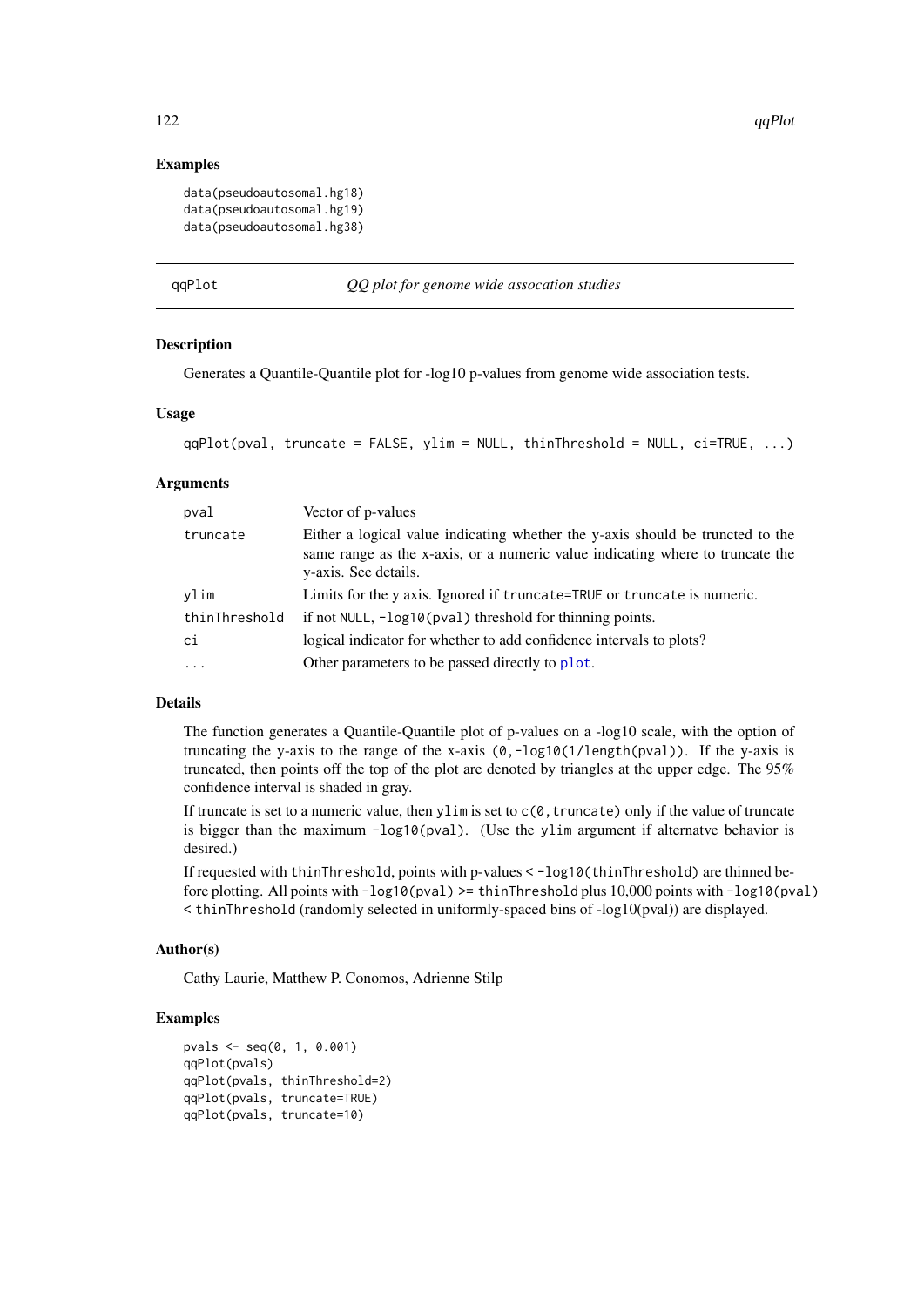## Examples

```
data(pseudoautosomal.hg18)
data(pseudoautosomal.hg19)
data(pseudoautosomal.hg38)
```

---

# qqPlot — *QQ plot for genome wide assocation studies*

## Description

Generates a Quantile-Quantile plot for -log10 p-values from genome wide association tests.

## Usage

```
qqPlot(pval, truncate = FALSE, ylim = NULL, thinThreshold = NULL, ci=TRUE, ...)
```

## Arguments

| | |
|---|---|
| `pval` | Vector of p-values |
| `truncate` | Either a logical value indicating whether the y-axis should be truncted to the same range as the x-axis, or a numeric value indicating where to truncate the y-axis. See details. |
| `ylim` | Limits for the y axis. Ignored if `truncate=TRUE` or `truncate` is numeric. |
| `thinThreshold` | if not `NULL`, `-log10(pval)` threshold for thinning points. |
| `ci` | logical indicator for whether to add confidence intervals to plots? |
| `...` | Other parameters to be passed directly to `plot`. |

## Details

The function generates a Quantile-Quantile plot of p-values on a -log10 scale, with the option of truncating the y-axis to the range of the x-axis `(0,-log10(1/length(pval))`. If the y-axis is truncated, then points off the top of the plot are denoted by triangles at the upper edge. The 95% confidence interval is shaded in gray.

If truncate is set to a numeric value, then `ylim` is set to `c(0,truncate)` only if the value of truncate is bigger than the maximum `-log10(pval)`. (Use the `ylim` argument if alternatve behavior is desired.)

If requested with `thinThreshold`, points with p-values < `-log10(thinThreshold)` are thinned before plotting. All points with `-log10(pval) >= thinThreshold` plus 10,000 points with `-log10(pval) < thinThreshold` (randomly selected in uniformly-spaced bins of -log10(pval)) are displayed.

## Author(s)

Cathy Laurie, Matthew P. Conomos, Adrienne Stilp

## Examples

```
pvals <- seq(0, 1, 0.001)
qqPlot(pvals)
qqPlot(pvals, thinThreshold=2)
qqPlot(pvals, truncate=TRUE)
qqPlot(pvals, truncate=10)
```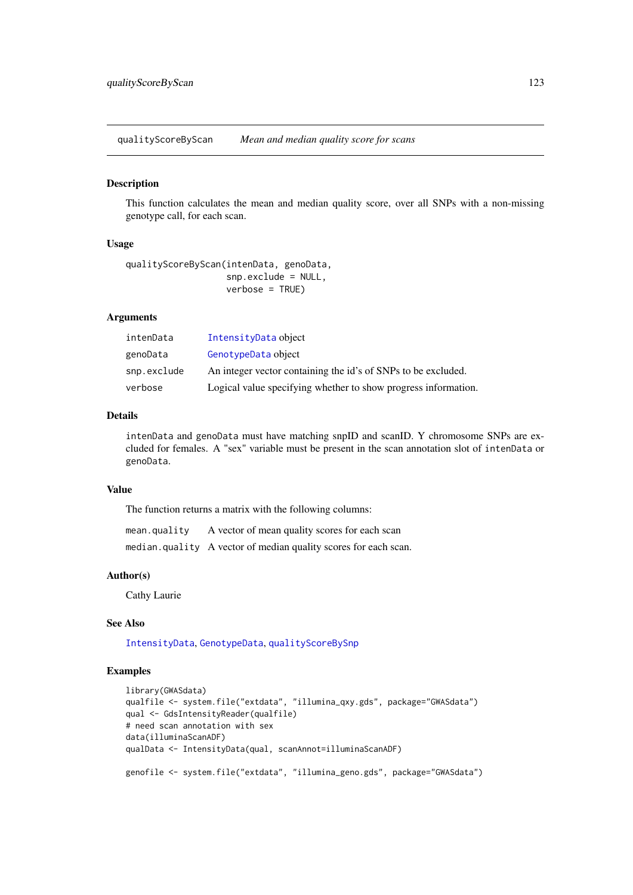## qualityScoreByScan *Mean and median quality score for scans*

### Description

This function calculates the mean and median quality score, over all SNPs with a non-missing genotype call, for each scan.

### Usage

```
qualityScoreByScan(intenData, genoData,
                   snp.exclude = NULL,
                   verbose = TRUE)
```

### Arguments

| | |
|---|---|
| intenData | IntensityData object |
| genoData | GenotypeData object |
| snp.exclude | An integer vector containing the id's of SNPs to be excluded. |
| verbose | Logical value specifying whether to show progress information. |

### Details

`intenData` and `genoData` must have matching snpID and scanID. Y chromosome SNPs are excluded for females. A "sex" variable must be present in the scan annotation slot of `intenData` or `genoData`.

### Value

The function returns a matrix with the following columns:

| | |
|---|---|
| mean.quality | A vector of mean quality scores for each scan |
| median.quality | A vector of median quality scores for each scan. |

### Author(s)

Cathy Laurie

### See Also

IntensityData, GenotypeData, qualityScoreBySnp

### Examples

```
library(GWASdata)
qualfile <- system.file("extdata", "illumina_qxy.gds", package="GWASdata")
qual <- GdsIntensityReader(qualfile)
# need scan annotation with sex
data(illuminaScanADF)
qualData <- IntensityData(qual, scanAnnot=illuminaScanADF)

genofile <- system.file("extdata", "illumina_geno.gds", package="GWASdata")
```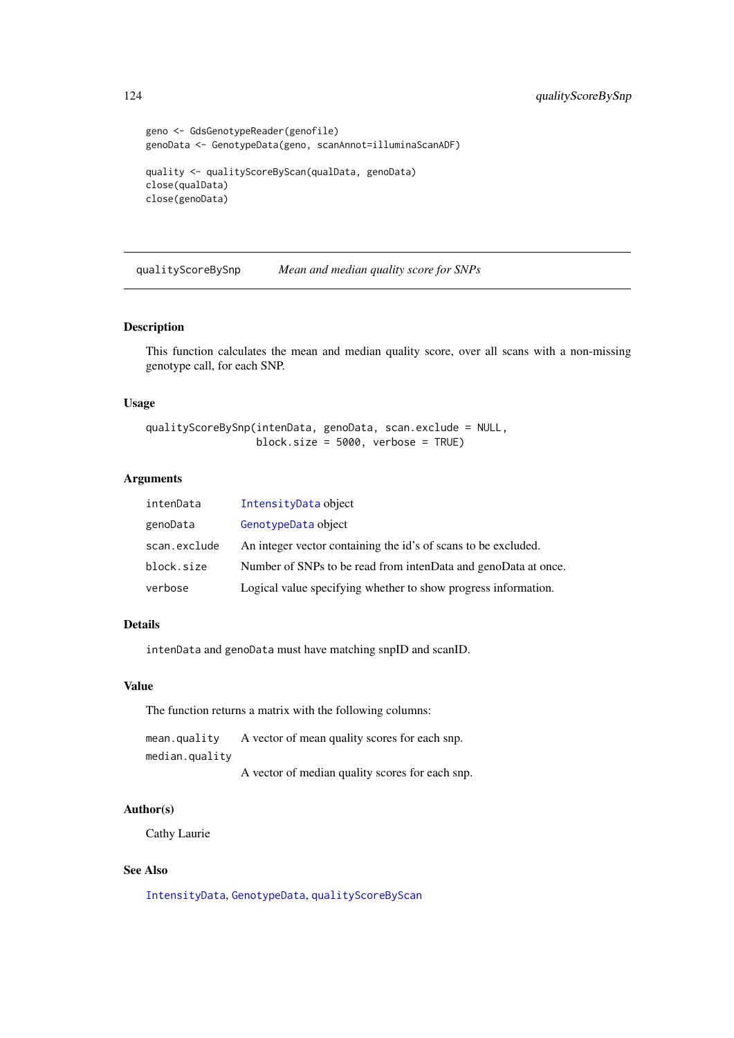```
geno <- GdsGenotypeReader(genofile)
genoData <- GenotypeData(geno, scanAnnot=illuminaScanADF)

quality <- qualityScoreByScan(qualData, genoData)
close(qualData)
close(genoData)
```

---

## qualityScoreBySnp *Mean and median quality score for SNPs*

### Description

This function calculates the mean and median quality score, over all scans with a non-missing genotype call, for each SNP.

### Usage

```
qualityScoreBySnp(intenData, genoData, scan.exclude = NULL,
                  block.size = 5000, verbose = TRUE)
```

### Arguments

| | |
|---|---|
| `intenData` | `IntensityData` object |
| `genoData` | `GenotypeData` object |
| `scan.exclude` | An integer vector containing the id's of scans to be excluded. |
| `block.size` | Number of SNPs to be read from intenData and genoData at once. |
| `verbose` | Logical value specifying whether to show progress information. |

### Details

`intenData` and `genoData` must have matching snpID and scanID.

### Value

The function returns a matrix with the following columns:

| | |
|---|---|
| `mean.quality` | A vector of mean quality scores for each snp. |
| `median.quality` | A vector of median quality scores for each snp. |

### Author(s)

Cathy Laurie

### See Also

`IntensityData`, `GenotypeData`, `qualityScoreByScan`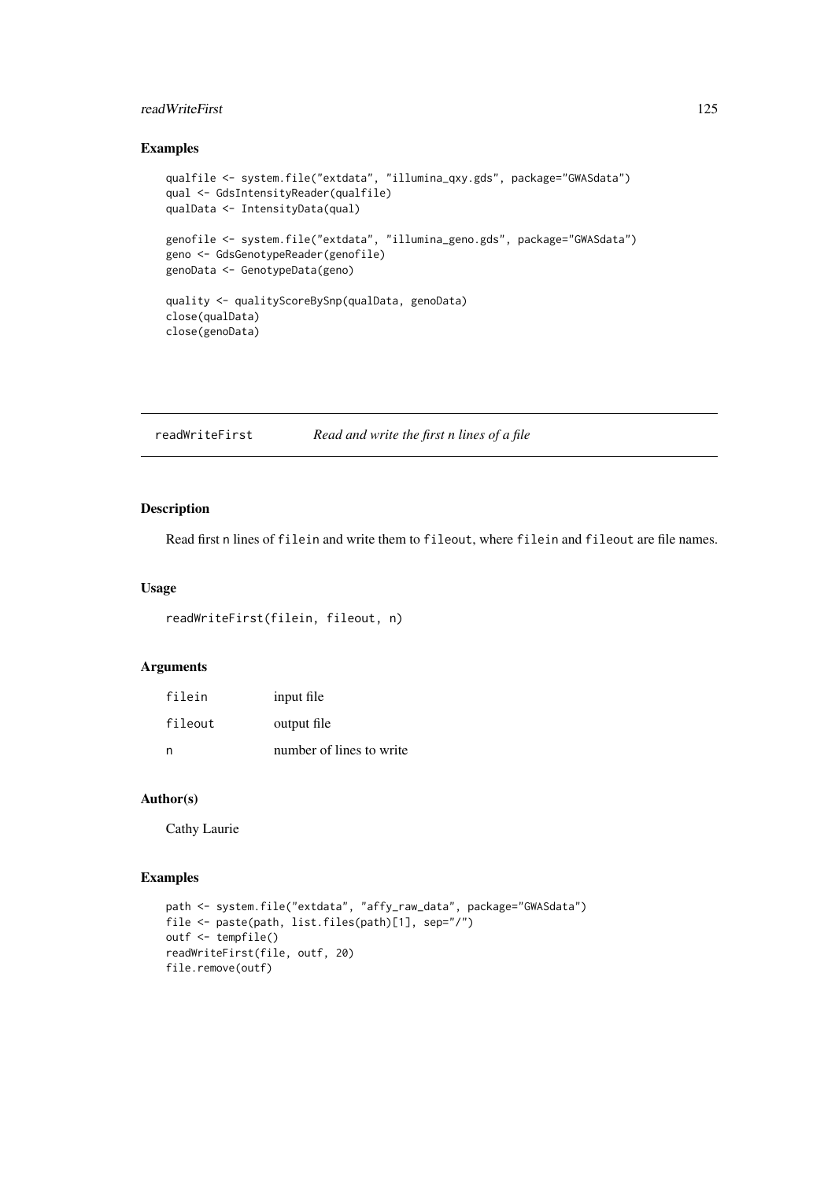## Examples

```
qualfile <- system.file("extdata", "illumina_qxy.gds", package="GWASdata")
qual <- GdsIntensityReader(qualfile)
qualData <- IntensityData(qual)

genofile <- system.file("extdata", "illumina_geno.gds", package="GWASdata")
geno <- GdsGenotypeReader(genofile)
genoData <- GenotypeData(geno)

quality <- qualityScoreBySnp(qualData, genoData)
close(qualData)
close(genoData)
```

---

# readWriteFirst *Read and write the first n lines of a file*

---

## Description

Read first n lines of filein and write them to fileout, where filein and fileout are file names.

## Usage

```
readWriteFirst(filein, fileout, n)
```

## Arguments

| | |
|---|---|
| filein | input file |
| fileout | output file |
| n | number of lines to write |

## Author(s)

Cathy Laurie

## Examples

```
path <- system.file("extdata", "affy_raw_data", package="GWASdata")
file <- paste(path, list.files(path)[1], sep="/")
outf <- tempfile()
readWriteFirst(file, outf, 20)
file.remove(outf)
```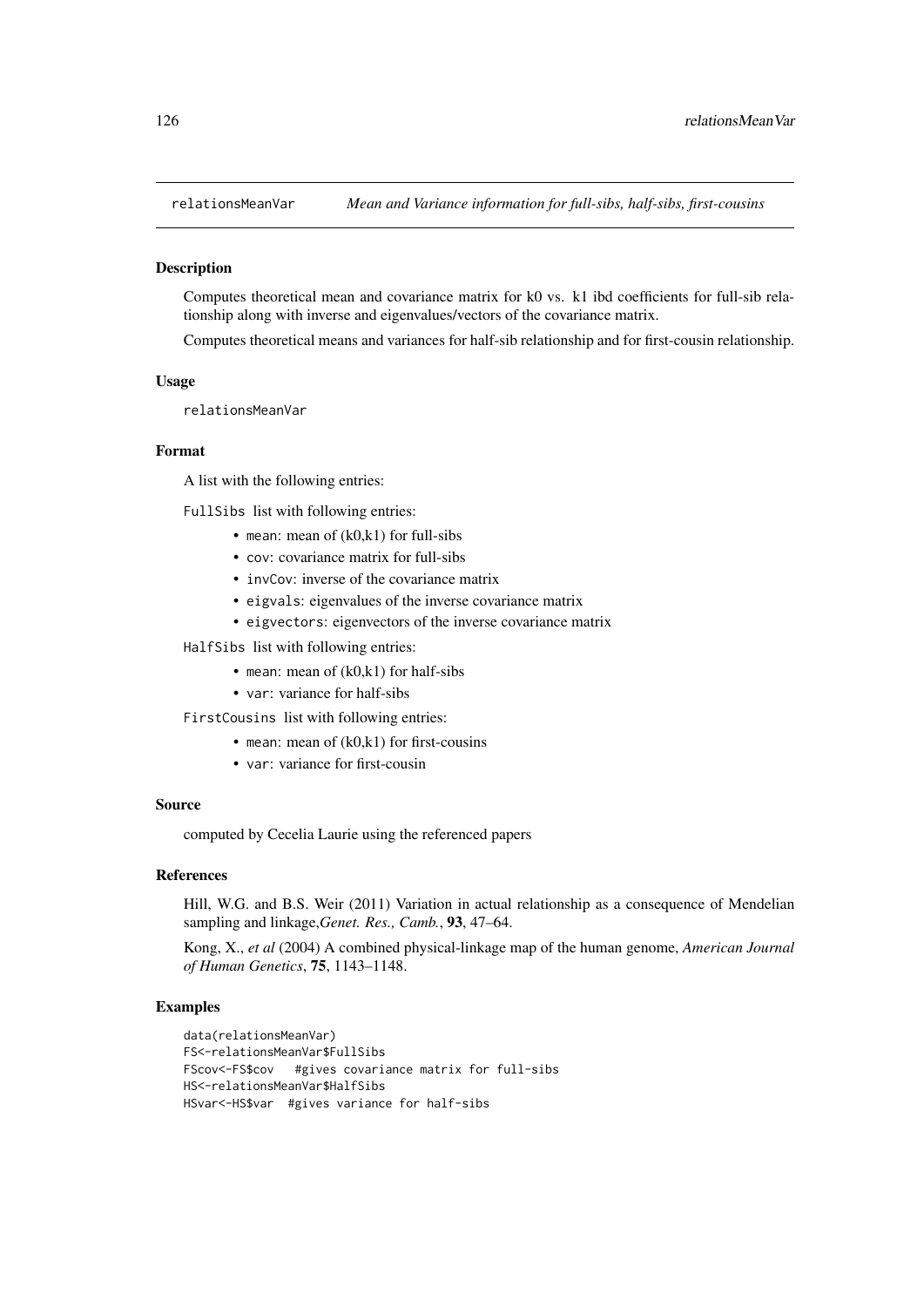# relationsMeanVar — *Mean and Variance information for full-sibs, half-sibs, first-cousins*

## Description

Computes theoretical mean and covariance matrix for k0 vs. k1 ibd coefficients for full-sib relationship along with inverse and eigenvalues/vectors of the covariance matrix.

Computes theoretical means and variances for half-sib relationship and for first-cousin relationship.

## Usage

```
relationsMeanVar
```

## Format

A list with the following entries:

`FullSibs` list with following entries:

- `mean`: mean of (k0,k1) for full-sibs
- `cov`: covariance matrix for full-sibs
- `invCov`: inverse of the covariance matrix
- `eigvals`: eigenvalues of the inverse covariance matrix
- `eigvectors`: eigenvectors of the inverse covariance matrix

`HalfSibs` list with following entries:

- `mean`: mean of (k0,k1) for half-sibs
- `var`: variance for half-sibs

`FirstCousins` list with following entries:

- `mean`: mean of (k0,k1) for first-cousins
- `var`: variance for first-cousin

## Source

computed by Cecelia Laurie using the referenced papers

## References

Hill, W.G. and B.S. Weir (2011) Variation in actual relationship as a consequence of Mendelian sampling and linkage,*Genet. Res., Camb.*, **93**, 47–64.

Kong, X., *et al* (2004) A combined physical-linkage map of the human genome, *American Journal of Human Genetics*, **75**, 1143–1148.

## Examples

```
data(relationsMeanVar)
FS<-relationsMeanVar$FullSibs
FScov<-FS$cov   #gives covariance matrix for full-sibs
HS<-relationsMeanVar$HalfSibs
HSvar<-HS$var  #gives variance for half-sibs
```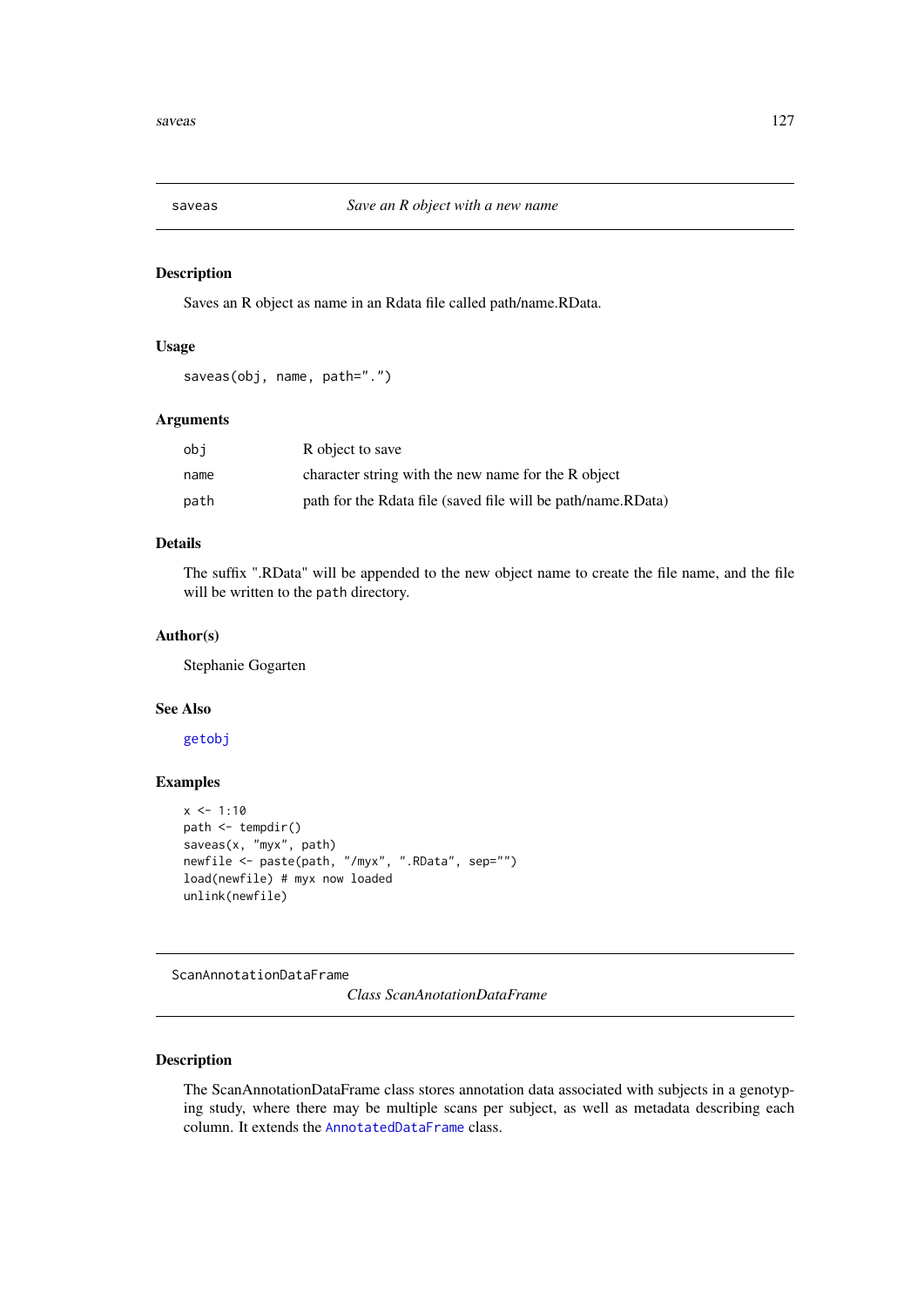## saveas — *Save an R object with a new name*

### Description

Saves an R object as name in an Rdata file called path/name.RData.

### Usage

```
saveas(obj, name, path=".")
```

### Arguments

| | |
|---|---|
| `obj` | R object to save |
| `name` | character string with the new name for the R object |
| `path` | path for the Rdata file (saved file will be path/name.RData) |

### Details

The suffix ".RData" will be appended to the new object name to create the file name, and the file will be written to the `path` directory.

### Author(s)

Stephanie Gogarten

### See Also

`getobj`

### Examples

```
x <- 1:10
path <- tempdir()
saveas(x, "myx", path)
newfile <- paste(path, "/myx", ".RData", sep="")
load(newfile) # myx now loaded
unlink(newfile)
```

## ScanAnnotationDataFrame — *Class ScanAnotationDataFrame*

### Description

The ScanAnnotationDataFrame class stores annotation data associated with subjects in a genotyping study, where there may be multiple scans per subject, as well as metadata describing each column. It extends the `AnnotatedDataFrame` class.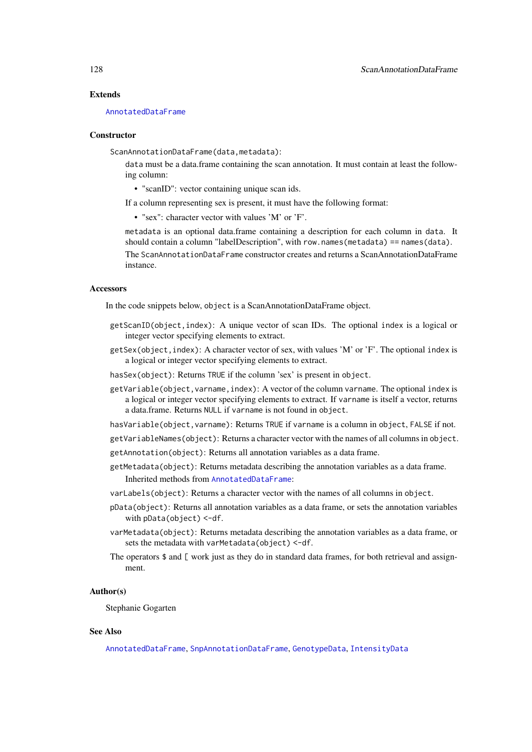### Extends

`AnnotatedDataFrame`

### Constructor

`ScanAnnotationDataFrame(data,metadata)`:

`data` must be a data.frame containing the scan annotation. It must contain at least the following column:

- "scanID": vector containing unique scan ids.

If a column representing sex is present, it must have the following format:

- "sex": character vector with values 'M' or 'F'.

`metadata` is an optional data.frame containing a description for each column in `data`. It should contain a column "labelDescription", with `row.names(metadata) == names(data)`.

The `ScanAnnotationDataFrame` constructor creates and returns a ScanAnnotationDataFrame instance.

### Accessors

In the code snippets below, `object` is a ScanAnnotationDataFrame object.

`getScanID(object, index)`: A unique vector of scan IDs. The optional `index` is a logical or integer vector specifying elements to extract.

`getSex(object, index)`: A character vector of sex, with values 'M' or 'F'. The optional `index` is a logical or integer vector specifying elements to extract.

`hasSex(object)`: Returns `TRUE` if the column 'sex' is present in `object`.

`getVariable(object, varname, index)`: A vector of the column `varname`. The optional `index` is a logical or integer vector specifying elements to extract. If `varname` is itself a vector, returns a data.frame. Returns `NULL` if `varname` is not found in `object`.

`hasVariable(object, varname)`: Returns `TRUE` if `varname` is a column in `object`, `FALSE` if not.

`getVariableNames(object)`: Returns a character vector with the names of all columns in `object`.

`getAnnotation(object)`: Returns all annotation variables as a data frame.

`getMetadata(object)`: Returns metadata describing the annotation variables as a data frame.

Inherited methods from `AnnotatedDataFrame`:

`varLabels(object)`: Returns a character vector with the names of all columns in `object`.

`pData(object)`: Returns all annotation variables as a data frame, or sets the annotation variables with `pData(object) <-df`.

`varMetadata(object)`: Returns metadata describing the annotation variables as a data frame, or sets the metadata with `varMetadata(object) <-df`.

The operators `$` and `[` work just as they do in standard data frames, for both retrieval and assignment.

### Author(s)

Stephanie Gogarten

### See Also

`AnnotatedDataFrame`, `SnpAnnotationDataFrame`, `GenotypeData`, `IntensityData`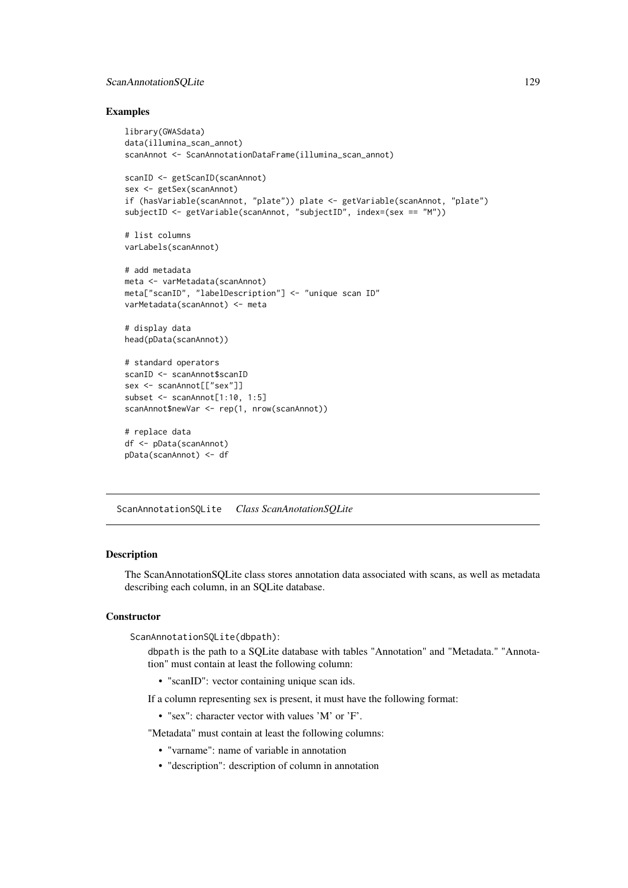### Examples

```
library(GWASdata)
data(illumina_scan_annot)
scanAnnot <- ScanAnnotationDataFrame(illumina_scan_annot)

scanID <- getScanID(scanAnnot)
sex <- getSex(scanAnnot)
if (hasVariable(scanAnnot, "plate")) plate <- getVariable(scanAnnot, "plate")
subjectID <- getVariable(scanAnnot, "subjectID", index=(sex == "M"))

# list columns
varLabels(scanAnnot)

# add metadata
meta <- varMetadata(scanAnnot)
meta["scanID", "labelDescription"] <- "unique scan ID"
varMetadata(scanAnnot) <- meta

# display data
head(pData(scanAnnot))

# standard operators
scanID <- scanAnnot$scanID
sex <- scanAnnot[["sex"]]
subset <- scanAnnot[1:10, 1:5]
scanAnnot$newVar <- rep(1, nrow(scanAnnot))

# replace data
df <- pData(scanAnnot)
pData(scanAnnot) <- df
```

---

## ScanAnnotationSQLite *Class ScanAnotationSQLite*

---

### Description

The ScanAnnotationSQLite class stores annotation data associated with scans, as well as metadata describing each column, in an SQLite database.

### Constructor

`ScanAnnotationSQLite(dbpath)`:

dbpath is the path to a SQLite database with tables "Annotation" and "Metadata." "Annotation" must contain at least the following column:

- "scanID": vector containing unique scan ids.

If a column representing sex is present, it must have the following format:

- "sex": character vector with values 'M' or 'F'.

"Metadata" must contain at least the following columns:

- "varname": name of variable in annotation
- "description": description of column in annotation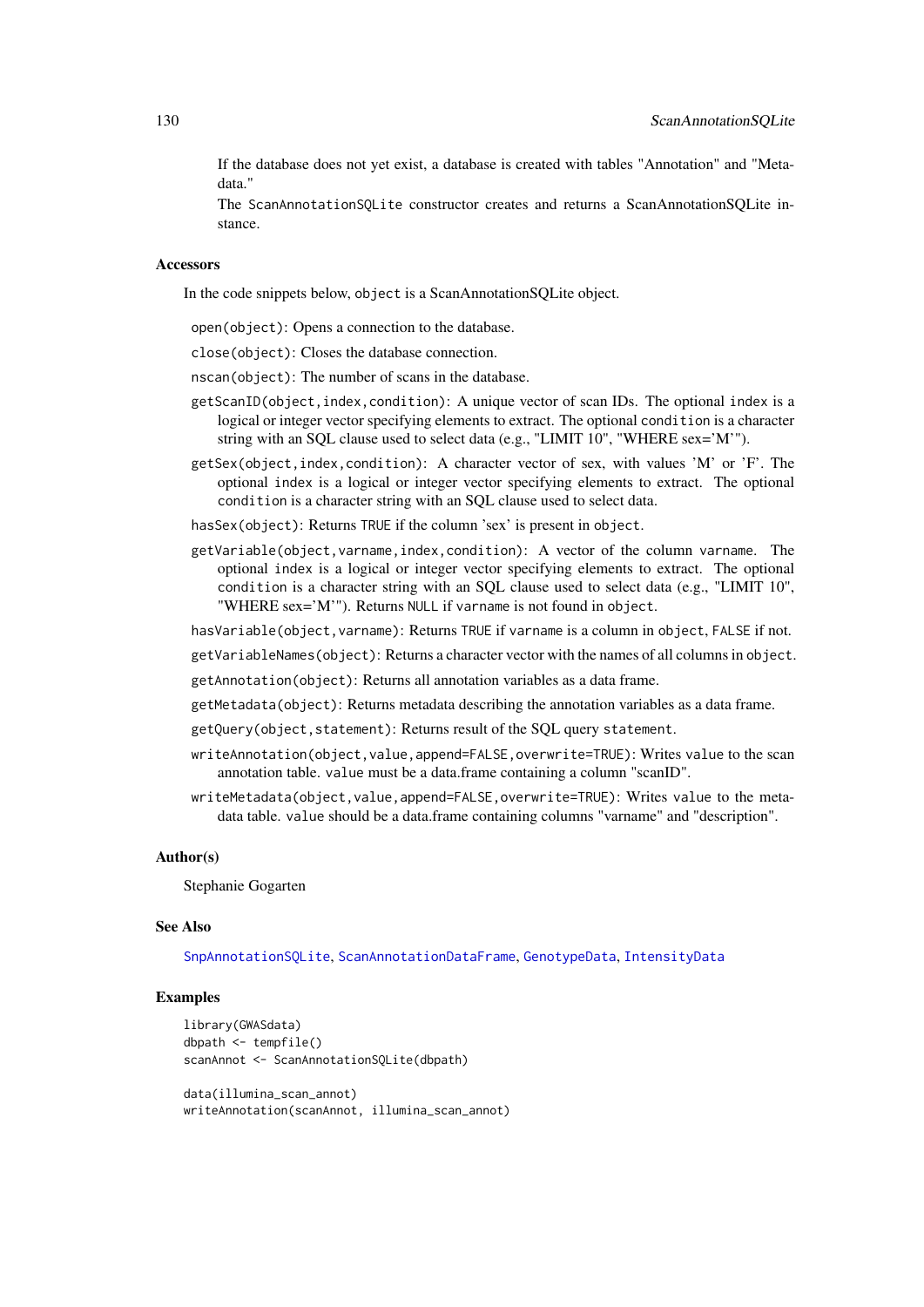If the database does not yet exist, a database is created with tables "Annotation" and "Metadata."

The `ScanAnnotationSQLite` constructor creates and returns a ScanAnnotationSQLite instance.

## Accessors

In the code snippets below, `object` is a ScanAnnotationSQLite object.

`open(object)`: Opens a connection to the database.

`close(object)`: Closes the database connection.

`nscan(object)`: The number of scans in the database.

`getScanID(object,index,condition)`: A unique vector of scan IDs. The optional `index` is a logical or integer vector specifying elements to extract. The optional `condition` is a character string with an SQL clause used to select data (e.g., "LIMIT 10", "WHERE sex='M'").

`getSex(object,index,condition)`: A character vector of sex, with values 'M' or 'F'. The optional `index` is a logical or integer vector specifying elements to extract. The optional `condition` is a character string with an SQL clause used to select data.

`hasSex(object)`: Returns `TRUE` if the column 'sex' is present in `object`.

`getVariable(object,varname,index,condition)`: A vector of the column `varname`. The optional `index` is a logical or integer vector specifying elements to extract. The optional `condition` is a character string with an SQL clause used to select data (e.g., "LIMIT 10", "WHERE sex='M'"). Returns `NULL` if `varname` is not found in `object`.

`hasVariable(object,varname)`: Returns `TRUE` if `varname` is a column in `object`, `FALSE` if not.

`getVariableNames(object)`: Returns a character vector with the names of all columns in `object`.

`getAnnotation(object)`: Returns all annotation variables as a data frame.

`getMetadata(object)`: Returns metadata describing the annotation variables as a data frame.

`getQuery(object,statement)`: Returns result of the SQL query `statement`.

`writeAnnotation(object,value,append=FALSE,overwrite=TRUE)`: Writes `value` to the scan annotation table. `value` must be a data.frame containing a column "scanID".

`writeMetadata(object,value,append=FALSE,overwrite=TRUE)`: Writes `value` to the metadata table. `value` should be a data.frame containing columns "varname" and "description".

## Author(s)

Stephanie Gogarten

## See Also

`SnpAnnotationSQLite`, `ScanAnnotationDataFrame`, `GenotypeData`, `IntensityData`

## Examples

```
library(GWASdata)
dbpath <- tempfile()
scanAnnot <- ScanAnnotationSQLite(dbpath)

data(illumina_scan_annot)
writeAnnotation(scanAnnot, illumina_scan_annot)
```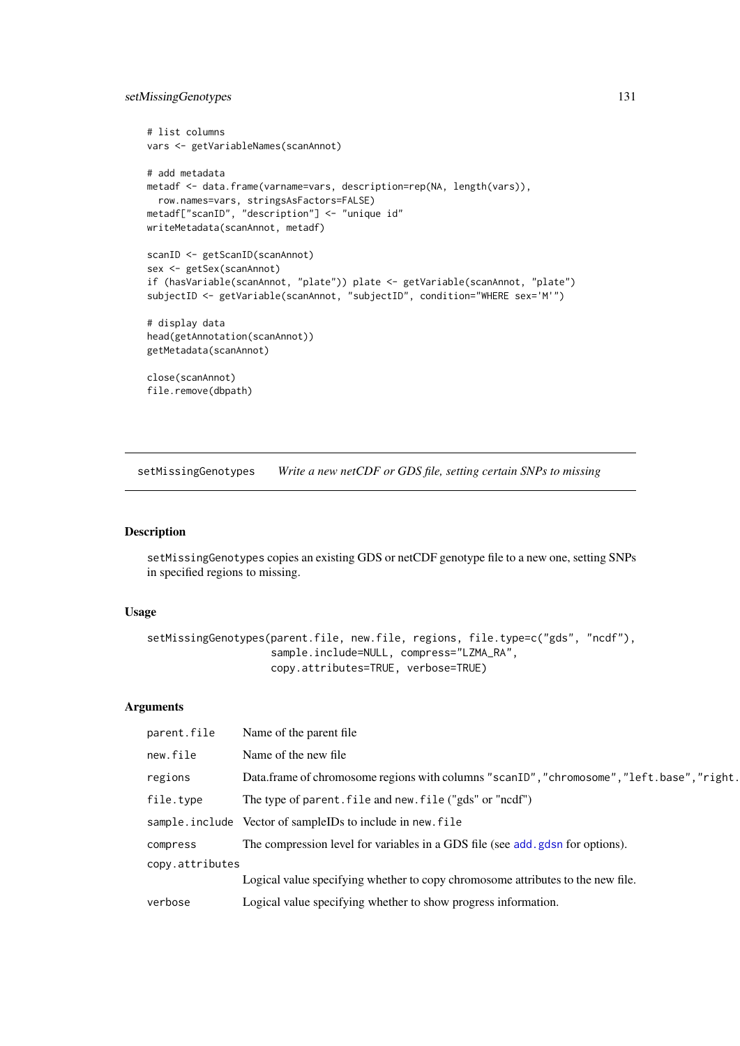```
# list columns
vars <- getVariableNames(scanAnnot)

# add metadata
metadf <- data.frame(varname=vars, description=rep(NA, length(vars)),
  row.names=vars, stringsAsFactors=FALSE)
metadf["scanID", "description"] <- "unique id"
writeMetadata(scanAnnot, metadf)

scanID <- getScanID(scanAnnot)
sex <- getSex(scanAnnot)
if (hasVariable(scanAnnot, "plate")) plate <- getVariable(scanAnnot, "plate")
subjectID <- getVariable(scanAnnot, "subjectID", condition="WHERE sex='M'")

# display data
head(getAnnotation(scanAnnot))
getMetadata(scanAnnot)

close(scanAnnot)
file.remove(dbpath)
```

---

## setMissingGenotypes    *Write a new netCDF or GDS file, setting certain SNPs to missing*

---

### Description

setMissingGenotypes copies an existing GDS or netCDF genotype file to a new one, setting SNPs in specified regions to missing.

### Usage

```
setMissingGenotypes(parent.file, new.file, regions, file.type=c("gds", "ncdf"),
                    sample.include=NULL, compress="LZMA_RA",
                    copy.attributes=TRUE, verbose=TRUE)
```

### Arguments

| | |
|---|---|
| parent.file | Name of the parent file |
| new.file | Name of the new file |
| regions | Data.frame of chromosome regions with columns "scanID","chromosome","left.base","right. |
| file.type | The type of parent.file and new.file ("gds" or "ncdf") |
| sample.include | Vector of sampleIDs to include in new.file |
| compress | The compression level for variables in a GDS file (see add.gdsn for options). |
| copy.attributes | Logical value specifying whether to copy chromosome attributes to the new file. |
| verbose | Logical value specifying whether to show progress information. |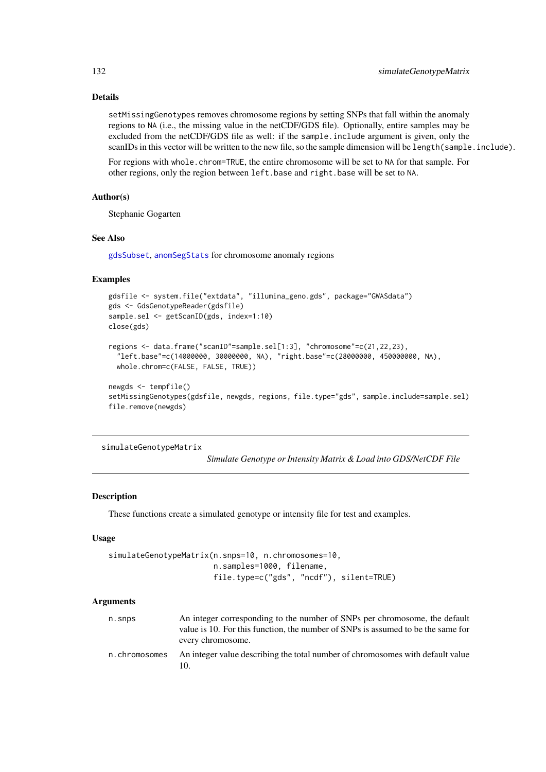### Details

`setMissingGenotypes` removes chromosome regions by setting SNPs that fall within the anomaly regions to `NA` (i.e., the missing value in the netCDF/GDS file). Optionally, entire samples may be excluded from the netCDF/GDS file as well: if the `sample.include` argument is given, only the scanIDs in this vector will be written to the new file, so the sample dimension will be `length(sample.include)`.

For regions with `whole.chrom=TRUE`, the entire chromosome will be set to `NA` for that sample. For other regions, only the region between `left.base` and `right.base` will be set to `NA`.

### Author(s)

Stephanie Gogarten

### See Also

`gdsSubset`, `anomSegStats` for chromosome anomaly regions

### Examples

```
gdsfile <- system.file("extdata", "illumina_geno.gds", package="GWASdata")
gds <- GdsGenotypeReader(gdsfile)
sample.sel <- getScanID(gds, index=1:10)
close(gds)

regions <- data.frame("scanID"=sample.sel[1:3], "chromosome"=c(21,22,23),
  "left.base"=c(14000000, 30000000, NA), "right.base"=c(28000000, 450000000, NA),
  whole.chrom=c(FALSE, FALSE, TRUE))

newgds <- tempfile()
setMissingGenotypes(gdsfile, newgds, regions, file.type="gds", sample.include=sample.sel)
file.remove(newgds)
```

---

## simulateGenotypeMatrix *Simulate Genotype or Intensity Matrix & Load into GDS/NetCDF File*

### Description

These functions create a simulated genotype or intensity file for test and examples.

### Usage

```
simulateGenotypeMatrix(n.snps=10, n.chromosomes=10,
                       n.samples=1000, filename,
                       file.type=c("gds", "ncdf"), silent=TRUE)
```

### Arguments

| | |
|---|---|
| `n.snps` | An integer corresponding to the number of SNPs per chromosome, the default value is 10. For this function, the number of SNPs is assumed to be the same for every chromosome. |
| `n.chromosomes` | An integer value describing the total number of chromosomes with default value 10. |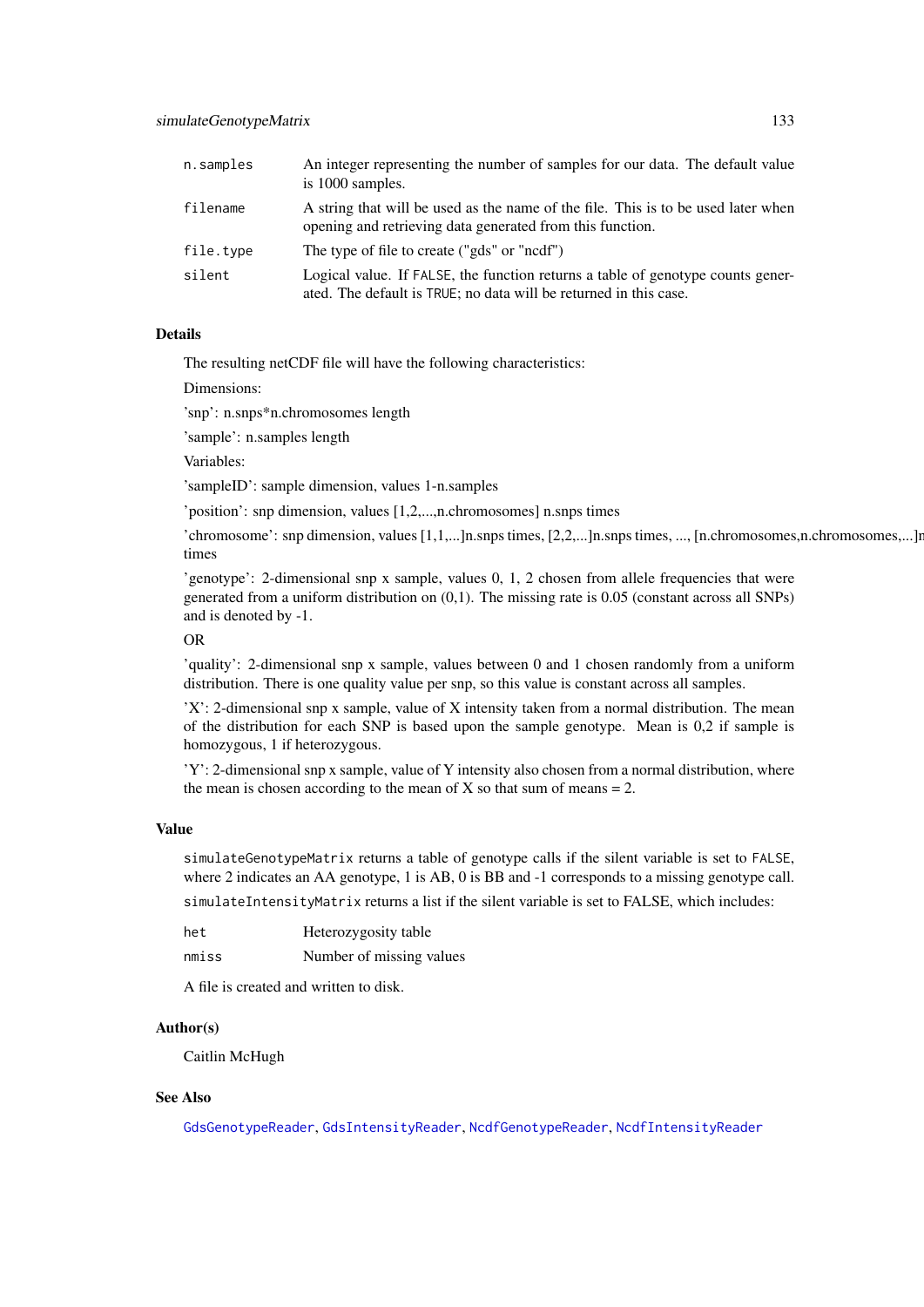| | |
|---|---|
| `n.samples` | An integer representing the number of samples for our data. The default value is 1000 samples. |
| `filename` | A string that will be used as the name of the file. This is to be used later when opening and retrieving data generated from this function. |
| `file.type` | The type of file to create ("gds" or "ncdf") |
| `silent` | Logical value. If `FALSE`, the function returns a table of genotype counts generated. The default is `TRUE`; no data will be returned in this case. |

### Details

The resulting netCDF file will have the following characteristics:

Dimensions:

'snp': n.snps*n.chromosomes length

'sample': n.samples length

Variables:

'sampleID': sample dimension, values 1-n.samples

'position': snp dimension, values [1,2,...,n.chromosomes] n.snps times

'chromosome': snp dimension, values [1,1,...]n.snps times, [2,2,...]n.snps times, ..., [n.chromosomes,n.chromosomes,...]n.snps times

'genotype': 2-dimensional snp x sample, values 0, 1, 2 chosen from allele frequencies that were generated from a uniform distribution on (0,1). The missing rate is 0.05 (constant across all SNPs) and is denoted by -1.

OR

'quality': 2-dimensional snp x sample, values between 0 and 1 chosen randomly from a uniform distribution. There is one quality value per snp, so this value is constant across all samples.

'X': 2-dimensional snp x sample, value of X intensity taken from a normal distribution. The mean of the distribution for each SNP is based upon the sample genotype. Mean is 0,2 if sample is homozygous, 1 if heterozygous.

'Y': 2-dimensional snp x sample, value of Y intensity also chosen from a normal distribution, where the mean is chosen according to the mean of X so that sum of means = 2.

### Value

`simulateGenotypeMatrix` returns a table of genotype calls if the silent variable is set to `FALSE`, where 2 indicates an AA genotype, 1 is AB, 0 is BB and -1 corresponds to a missing genotype call.

`simulateIntensityMatrix` returns a list if the silent variable is set to FALSE, which includes:

| | |
|---|---|
| `het` | Heterozygosity table |
| `nmiss` | Number of missing values |

A file is created and written to disk.

### Author(s)

Caitlin McHugh

### See Also

`GdsGenotypeReader`, `GdsIntensityReader`, `NcdfGenotypeReader`, `NcdfIntensityReader`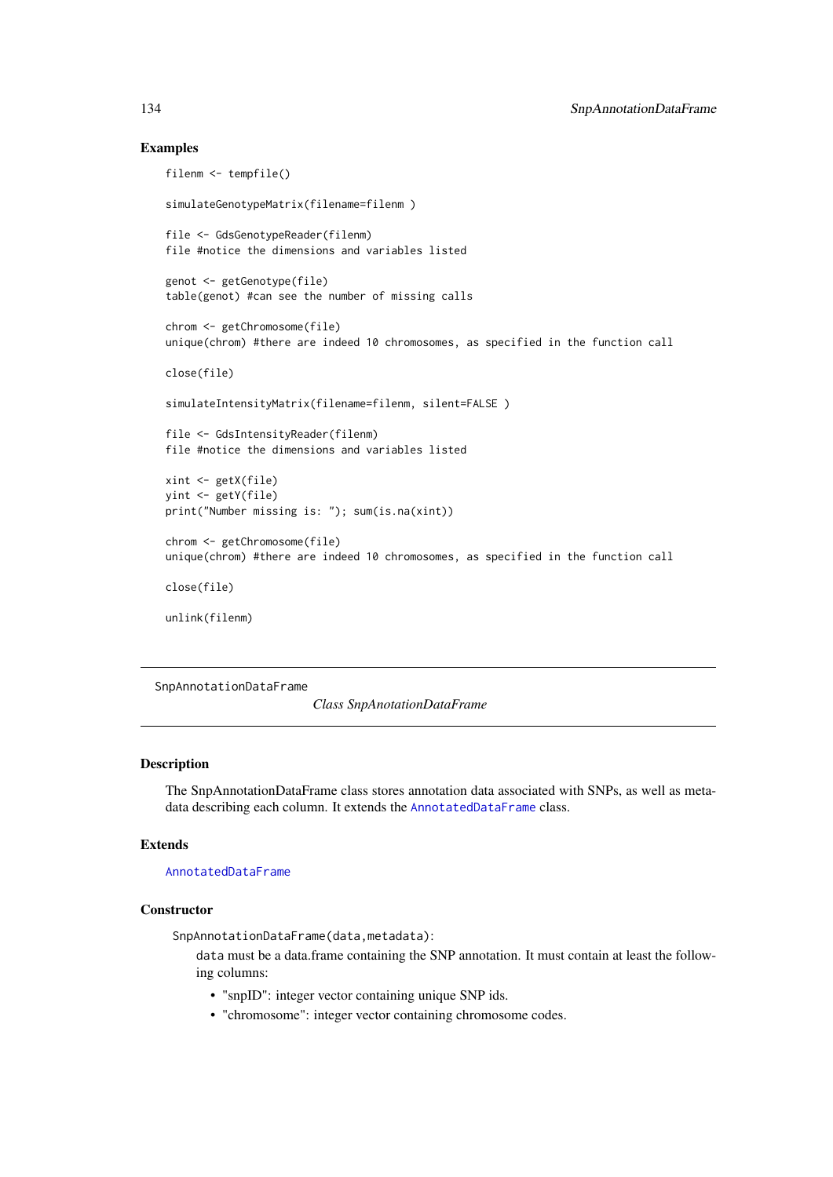## Examples

```
filenm <- tempfile()

simulateGenotypeMatrix(filename=filenm )

file <- GdsGenotypeReader(filenm)
file #notice the dimensions and variables listed

genot <- getGenotype(file)
table(genot) #can see the number of missing calls

chrom <- getChromosome(file)
unique(chrom) #there are indeed 10 chromosomes, as specified in the function call

close(file)

simulateIntensityMatrix(filename=filenm, silent=FALSE )

file <- GdsIntensityReader(filenm)
file #notice the dimensions and variables listed

xint <- getX(file)
yint <- getY(file)
print("Number missing is: "); sum(is.na(xint))

chrom <- getChromosome(file)
unique(chrom) #there are indeed 10 chromosomes, as specified in the function call

close(file)

unlink(filenm)
```

---

`SnpAnnotationDataFrame` *Class SnpAnotationDataFrame*

---

## Description

The SnpAnnotationDataFrame class stores annotation data associated with SNPs, as well as metadata describing each column. It extends the `AnnotatedDataFrame` class.

## Extends

`AnnotatedDataFrame`

## Constructor

`SnpAnnotationDataFrame(data,metadata)`:

`data` must be a data.frame containing the SNP annotation. It must contain at least the following columns:

- "snpID": integer vector containing unique SNP ids.
- "chromosome": integer vector containing chromosome codes.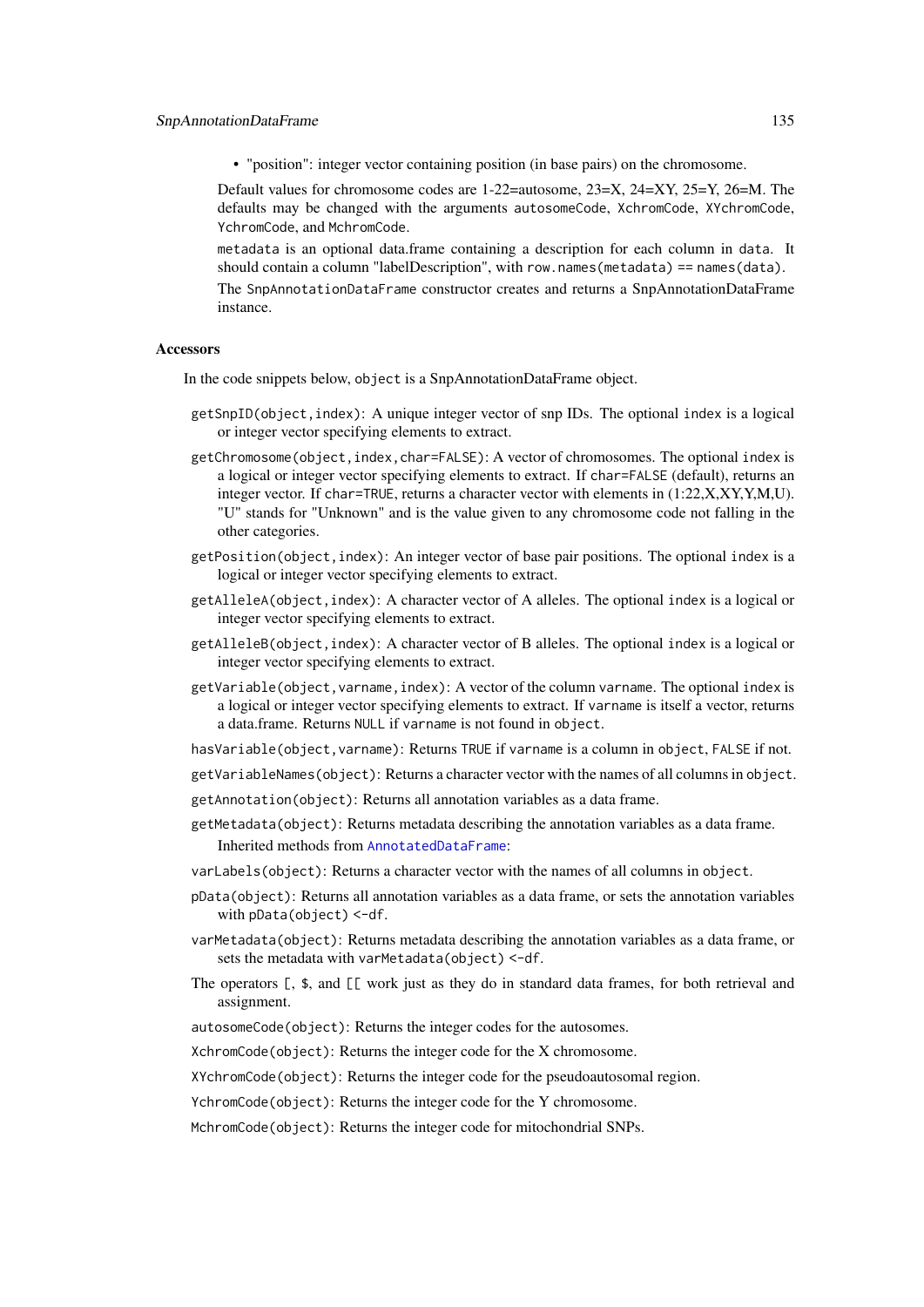- "position": integer vector containing position (in base pairs) on the chromosome.

Default values for chromosome codes are 1-22=autosome, 23=X, 24=XY, 25=Y, 26=M. The defaults may be changed with the arguments `autosomeCode`, `XchromCode`, `XYchromCode`, `YchromCode`, and `MchromCode`.

`metadata` is an optional data.frame containing a description for each column in `data`. It should contain a column "labelDescription", with `row.names(metadata) == names(data)`.

The `SnpAnnotationDataFrame` constructor creates and returns a SnpAnnotationDataFrame instance.

### Accessors

In the code snippets below, `object` is a SnpAnnotationDataFrame object.

`getSnpID(object, index)`: A unique integer vector of snp IDs. The optional `index` is a logical or integer vector specifying elements to extract.

`getChromosome(object, index, char=FALSE)`: A vector of chromosomes. The optional `index` is a logical or integer vector specifying elements to extract. If `char=FALSE` (default), returns an integer vector. If `char=TRUE`, returns a character vector with elements in (1:22,X,XY,Y,M,U). "U" stands for "Unknown" and is the value given to any chromosome code not falling in the other categories.

`getPosition(object, index)`: An integer vector of base pair positions. The optional `index` is a logical or integer vector specifying elements to extract.

`getAlleleA(object, index)`: A character vector of A alleles. The optional `index` is a logical or integer vector specifying elements to extract.

`getAlleleB(object, index)`: A character vector of B alleles. The optional `index` is a logical or integer vector specifying elements to extract.

`getVariable(object, varname, index)`: A vector of the column `varname`. The optional `index` is a logical or integer vector specifying elements to extract. If `varname` is itself a vector, returns a data.frame. Returns `NULL` if `varname` is not found in `object`.

`hasVariable(object, varname)`: Returns `TRUE` if `varname` is a column in `object`, `FALSE` if not.

`getVariableNames(object)`: Returns a character vector with the names of all columns in `object`.

`getAnnotation(object)`: Returns all annotation variables as a data frame.

`getMetadata(object)`: Returns metadata describing the annotation variables as a data frame.

Inherited methods from `AnnotatedDataFrame`:

`varLabels(object)`: Returns a character vector with the names of all columns in `object`.

`pData(object)`: Returns all annotation variables as a data frame, or sets the annotation variables with `pData(object) <-df`.

`varMetadata(object)`: Returns metadata describing the annotation variables as a data frame, or sets the metadata with `varMetadata(object) <-df`.

The operators `[`, `$`, and `[[` work just as they do in standard data frames, for both retrieval and assignment.

`autosomeCode(object)`: Returns the integer codes for the autosomes.

`XchromCode(object)`: Returns the integer code for the X chromosome.

`XYchromCode(object)`: Returns the integer code for the pseudoautosomal region.

`YchromCode(object)`: Returns the integer code for the Y chromosome.

`MchromCode(object)`: Returns the integer code for mitochondrial SNPs.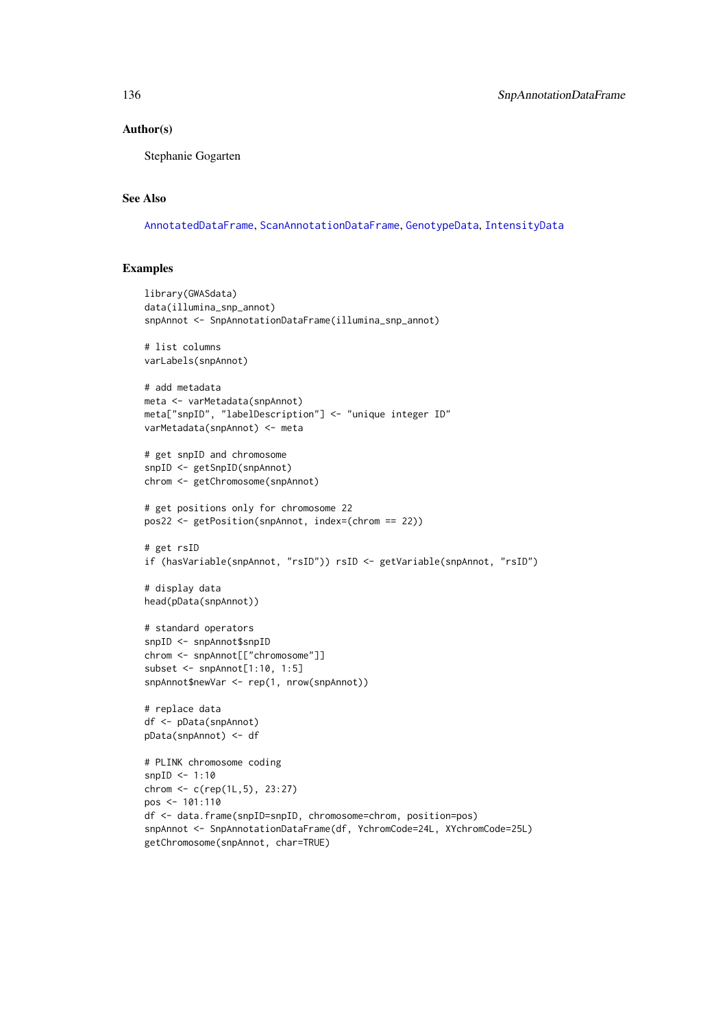### Author(s)

Stephanie Gogarten

### See Also

AnnotatedDataFrame, ScanAnnotationDataFrame, GenotypeData, IntensityData

### Examples

```
library(GWASdata)
data(illumina_snp_annot)
snpAnnot <- SnpAnnotationDataFrame(illumina_snp_annot)

# list columns
varLabels(snpAnnot)

# add metadata
meta <- varMetadata(snpAnnot)
meta["snpID", "labelDescription"] <- "unique integer ID"
varMetadata(snpAnnot) <- meta

# get snpID and chromosome
snpID <- getSnpID(snpAnnot)
chrom <- getChromosome(snpAnnot)

# get positions only for chromosome 22
pos22 <- getPosition(snpAnnot, index=(chrom == 22))

# get rsID
if (hasVariable(snpAnnot, "rsID")) rsID <- getVariable(snpAnnot, "rsID")

# display data
head(pData(snpAnnot))

# standard operators
snpID <- snpAnnot$snpID
chrom <- snpAnnot[["chromosome"]]
subset <- snpAnnot[1:10, 1:5]
snpAnnot$newVar <- rep(1, nrow(snpAnnot))

# replace data
df <- pData(snpAnnot)
pData(snpAnnot) <- df

# PLINK chromosome coding
snpID <- 1:10
chrom <- c(rep(1L,5), 23:27)
pos <- 101:110
df <- data.frame(snpID=snpID, chromosome=chrom, position=pos)
snpAnnot <- SnpAnnotationDataFrame(df, YchromCode=24L, XYchromCode=25L)
getChromosome(snpAnnot, char=TRUE)
```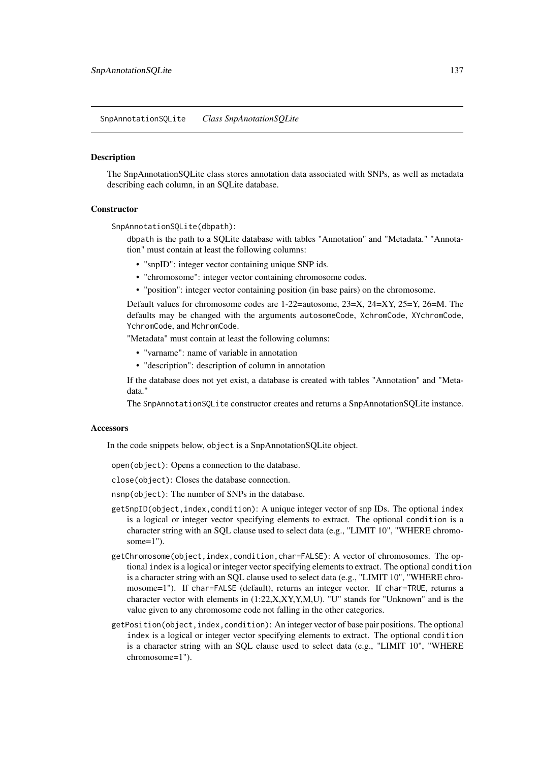SnpAnnotationSQLite *Class SnpAnotationSQLite*

## Description

The SnpAnnotationSQLite class stores annotation data associated with SNPs, as well as metadata describing each column, in an SQLite database.

## Constructor

`SnpAnnotationSQLite(dbpath)`:

`dbpath` is the path to a SQLite database with tables "Annotation" and "Metadata." "Annotation" must contain at least the following columns:

- "snpID": integer vector containing unique SNP ids.
- "chromosome": integer vector containing chromosome codes.
- "position": integer vector containing position (in base pairs) on the chromosome.

Default values for chromosome codes are 1-22=autosome, 23=X, 24=XY, 25=Y, 26=M. The defaults may be changed with the arguments `autosomeCode`, `XchromCode`, `XYchromCode`, `YchromCode`, and `MchromCode`.

"Metadata" must contain at least the following columns:

- "varname": name of variable in annotation
- "description": description of column in annotation

If the database does not yet exist, a database is created with tables "Annotation" and "Metadata."

The `SnpAnnotationSQLite` constructor creates and returns a SnpAnnotationSQLite instance.

## Accessors

In the code snippets below, `object` is a SnpAnnotationSQLite object.

`open(object)`: Opens a connection to the database.

`close(object)`: Closes the database connection.

`nsnp(object)`: The number of SNPs in the database.

`getSnpID(object,index,condition)`: A unique integer vector of snp IDs. The optional `index` is a logical or integer vector specifying elements to extract. The optional `condition` is a character string with an SQL clause used to select data (e.g., "LIMIT 10", "WHERE chromosome=1").

`getChromosome(object,index,condition,char=FALSE)`: A vector of chromosomes. The optional `index` is a logical or integer vector specifying elements to extract. The optional `condition` is a character string with an SQL clause used to select data (e.g., "LIMIT 10", "WHERE chromosome=1"). If `char=FALSE` (default), returns an integer vector. If `char=TRUE`, returns a character vector with elements in (1:22,X,XY,Y,M,U). "U" stands for "Unknown" and is the value given to any chromosome code not falling in the other categories.

`getPosition(object,index,condition)`: An integer vector of base pair positions. The optional `index` is a logical or integer vector specifying elements to extract. The optional `condition` is a character string with an SQL clause used to select data (e.g., "LIMIT 10", "WHERE chromosome=1").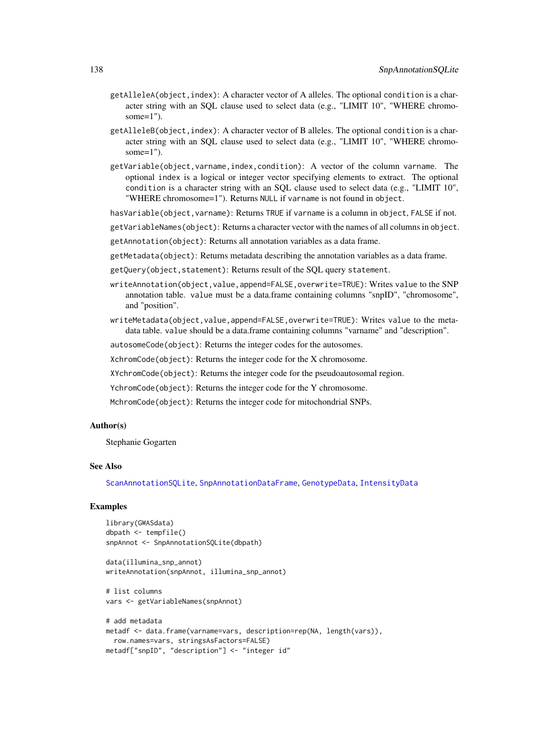`getAlleleA(object,index)`: A character vector of A alleles. The optional `condition` is a character string with an SQL clause used to select data (e.g., "LIMIT 10", "WHERE chromosome=1").

`getAlleleB(object,index)`: A character vector of B alleles. The optional `condition` is a character string with an SQL clause used to select data (e.g., "LIMIT 10", "WHERE chromosome=1").

`getVariable(object,varname,index,condition)`: A vector of the column `varname`. The optional `index` is a logical or integer vector specifying elements to extract. The optional `condition` is a character string with an SQL clause used to select data (e.g., "LIMIT 10", "WHERE chromosome=1"). Returns `NULL` if `varname` is not found in `object`.

`hasVariable(object,varname)`: Returns `TRUE` if `varname` is a column in `object`, `FALSE` if not.

`getVariableNames(object)`: Returns a character vector with the names of all columns in `object`.

`getAnnotation(object)`: Returns all annotation variables as a data frame.

`getMetadata(object)`: Returns metadata describing the annotation variables as a data frame.

`getQuery(object,statement)`: Returns result of the SQL query `statement`.

`writeAnnotation(object,value,append=FALSE,overwrite=TRUE)`: Writes `value` to the SNP annotation table. `value` must be a data.frame containing columns "snpID", "chromosome", and "position".

`writeMetadata(object,value,append=FALSE,overwrite=TRUE)`: Writes `value` to the metadata table. `value` should be a data.frame containing columns "varname" and "description".

`autosomeCode(object)`: Returns the integer codes for the autosomes.

`XchromCode(object)`: Returns the integer code for the X chromosome.

`XYchromCode(object)`: Returns the integer code for the pseudoautosomal region.

`YchromCode(object)`: Returns the integer code for the Y chromosome.

`MchromCode(object)`: Returns the integer code for mitochondrial SNPs.

## Author(s)

Stephanie Gogarten

## See Also

`ScanAnnotationSQLite`, `SnpAnnotationDataFrame`, `GenotypeData`, `IntensityData`

## Examples

```
library(GWASdata)
dbpath <- tempfile()
snpAnnot <- SnpAnnotationSQLite(dbpath)

data(illumina_snp_annot)
writeAnnotation(snpAnnot, illumina_snp_annot)

# list columns
vars <- getVariableNames(snpAnnot)

# add metadata
metadf <- data.frame(varname=vars, description=rep(NA, length(vars)),
  row.names=vars, stringsAsFactors=FALSE)
metadf["snpID", "description"] <- "integer id"
```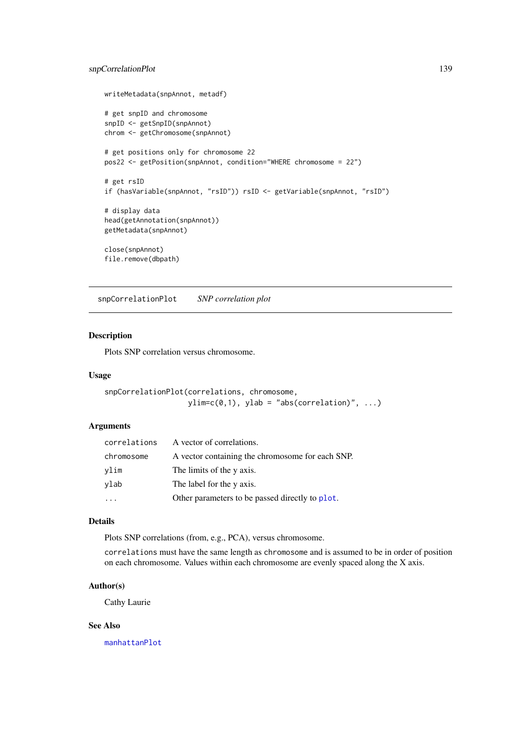```
writeMetadata(snpAnnot, metadf)

# get snpID and chromosome
snpID <- getSnpID(snpAnnot)
chrom <- getChromosome(snpAnnot)

# get positions only for chromosome 22
pos22 <- getPosition(snpAnnot, condition="WHERE chromosome = 22")

# get rsID
if (hasVariable(snpAnnot, "rsID")) rsID <- getVariable(snpAnnot, "rsID")

# display data
head(getAnnotation(snpAnnot))
getMetadata(snpAnnot)

close(snpAnnot)
file.remove(dbpath)
```

---

## snpCorrelationPlot — *SNP correlation plot*

---

### Description

Plots SNP correlation versus chromosome.

### Usage

```
snpCorrelationPlot(correlations, chromosome,
                   ylim=c(0,1), ylab = "abs(correlation)", ...)
```

### Arguments

| | |
|---|---|
| `correlations` | A vector of correlations. |
| `chromosome` | A vector containing the chromosome for each SNP. |
| `ylim` | The limits of the y axis. |
| `ylab` | The label for the y axis. |
| `...` | Other parameters to be passed directly to `plot`. |

### Details

Plots SNP correlations (from, e.g., PCA), versus chromosome.

`correlations` must have the same length as `chromosome` and is assumed to be in order of position on each chromosome. Values within each chromosome are evenly spaced along the X axis.

### Author(s)

Cathy Laurie

### See Also

`manhattanPlot`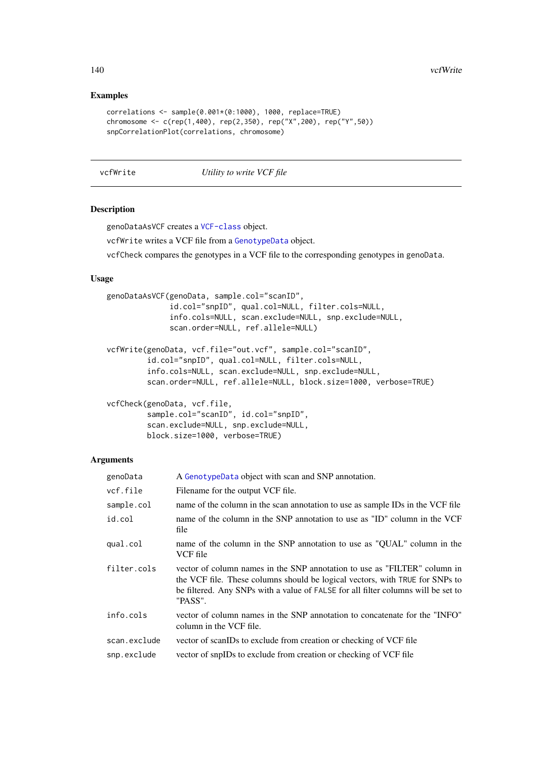## Examples

```
correlations <- sample(0.001*(0:1000), 1000, replace=TRUE)
chromosome <- c(rep(1,400), rep(2,350), rep("X",200), rep("Y",50))
snpCorrelationPlot(correlations, chromosome)
```

---

vcfWrite *Utility to write VCF file*

---

## Description

genoDataAsVCF creates a VCF-class object.

vcfWrite writes a VCF file from a GenotypeData object.

vcfCheck compares the genotypes in a VCF file to the corresponding genotypes in genoData.

## Usage

```
genoDataAsVCF(genoData, sample.col="scanID",
              id.col="snpID", qual.col=NULL, filter.cols=NULL,
              info.cols=NULL, scan.exclude=NULL, snp.exclude=NULL,
              scan.order=NULL, ref.allele=NULL)

vcfWrite(genoData, vcf.file="out.vcf", sample.col="scanID",
         id.col="snpID", qual.col=NULL, filter.cols=NULL,
         info.cols=NULL, scan.exclude=NULL, snp.exclude=NULL,
         scan.order=NULL, ref.allele=NULL, block.size=1000, verbose=TRUE)

vcfCheck(genoData, vcf.file,
         sample.col="scanID", id.col="snpID",
         scan.exclude=NULL, snp.exclude=NULL,
         block.size=1000, verbose=TRUE)
```

## Arguments

| | |
|---|---|
| genoData | A GenotypeData object with scan and SNP annotation. |
| vcf.file | Filename for the output VCF file. |
| sample.col | name of the column in the scan annotation to use as sample IDs in the VCF file |
| id.col | name of the column in the SNP annotation to use as "ID" column in the VCF file |
| qual.col | name of the column in the SNP annotation to use as "QUAL" column in the VCF file |
| filter.cols | vector of column names in the SNP annotation to use as "FILTER" column in the VCF file. These columns should be logical vectors, with TRUE for SNPs to be filtered. Any SNPs with a value of FALSE for all filter columns will be set to "PASS". |
| info.cols | vector of column names in the SNP annotation to concatenate for the "INFO" column in the VCF file. |
| scan.exclude | vector of scanIDs to exclude from creation or checking of VCF file |
| snp.exclude | vector of snpIDs to exclude from creation or checking of VCF file |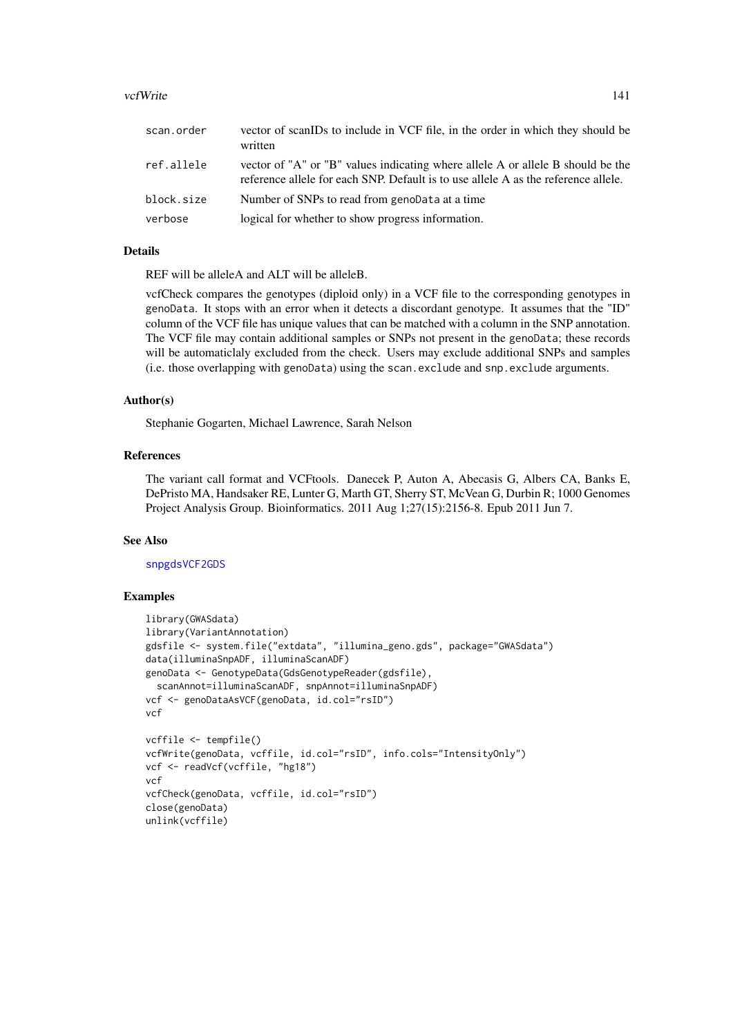| | |
|---|---|
| `scan.order` | vector of scanIDs to include in VCF file, in the order in which they should be written |
| `ref.allele` | vector of "A" or "B" values indicating where allele A or allele B should be the reference allele for each SNP. Default is to use allele A as the reference allele. |
| `block.size` | Number of SNPs to read from `genoData` at a time |
| `verbose` | logical for whether to show progress information. |

### Details

REF will be alleleA and ALT will be alleleB.

vcfCheck compares the genotypes (diploid only) in a VCF file to the corresponding genotypes in `genoData`. It stops with an error when it detects a discordant genotype. It assumes that the "ID" column of the VCF file has unique values that can be matched with a column in the SNP annotation. The VCF file may contain additional samples or SNPs not present in the `genoData`; these records will be automaticlaly excluded from the check. Users may exclude additional SNPs and samples (i.e. those overlapping with `genoData`) using the `scan.exclude` and `snp.exclude` arguments.

### Author(s)

Stephanie Gogarten, Michael Lawrence, Sarah Nelson

### References

The variant call format and VCFtools. Danecek P, Auton A, Abecasis G, Albers CA, Banks E, DePristo MA, Handsaker RE, Lunter G, Marth GT, Sherry ST, McVean G, Durbin R; 1000 Genomes Project Analysis Group. Bioinformatics. 2011 Aug 1;27(15):2156-8. Epub 2011 Jun 7.

### See Also

`snpgdsVCF2GDS`

### Examples

```
library(GWASdata)
library(VariantAnnotation)
gdsfile <- system.file("extdata", "illumina_geno.gds", package="GWASdata")
data(illuminaSnpADF, illuminaScanADF)
genoData <- GenotypeData(GdsGenotypeReader(gdsfile),
  scanAnnot=illuminaScanADF, snpAnnot=illuminaSnpADF)
vcf <- genoDataAsVCF(genoData, id.col="rsID")
vcf

vcffile <- tempfile()
vcfWrite(genoData, vcffile, id.col="rsID", info.cols="IntensityOnly")
vcf <- readVcf(vcffile, "hg18")
vcf
vcfCheck(genoData, vcffile, id.col="rsID")
close(genoData)
unlink(vcffile)
```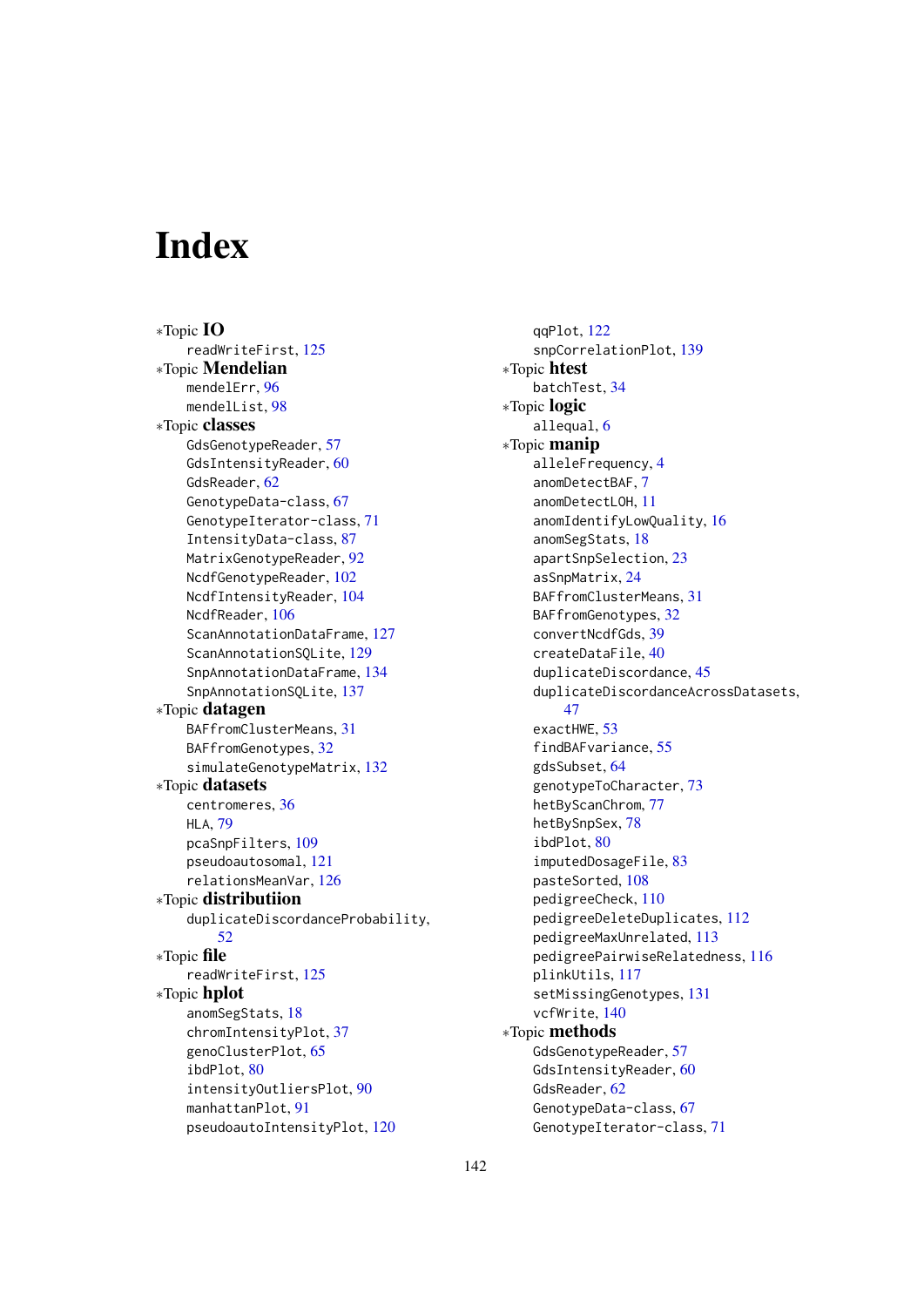# Index

*Topic **IO**
- readWriteFirst, 125

*Topic **Mendelian**
- mendelErr, 96
- mendelList, 98

*Topic **classes**
- GdsGenotypeReader, 57
- GdsIntensityReader, 60
- GdsReader, 62
- GenotypeData-class, 67
- GenotypeIterator-class, 71
- IntensityData-class, 87
- MatrixGenotypeReader, 92
- NcdfGenotypeReader, 102
- NcdfIntensityReader, 104
- NcdfReader, 106
- ScanAnnotationDataFrame, 127
- ScanAnnotationSQLite, 129
- SnpAnnotationDataFrame, 134
- SnpAnnotationSQLite, 137

*Topic **datagen**
- BAFfromClusterMeans, 31
- BAFfromGenotypes, 32
- simulateGenotypeMatrix, 132

*Topic **datasets**
- centromeres, 36
- HLA, 79
- pcaSnpFilters, 109
- pseudoautosomal, 121
- relationsMeanVar, 126

*Topic **distributiion**
- duplicateDiscordanceProbability, 52

*Topic **file**
- readWriteFirst, 125

*Topic **hplot**
- anomSegStats, 18
- chromIntensityPlot, 37
- genoClusterPlot, 65
- ibdPlot, 80
- intensityOutliersPlot, 90
- manhattanPlot, 91
- pseudoautoIntensityPlot, 120
- qqPlot, 122
- snpCorrelationPlot, 139

*Topic **htest**
- batchTest, 34

*Topic **logic**
- allequal, 6

*Topic **manip**
- alleleFrequency, 4
- anomDetectBAF, 7
- anomDetectLOH, 11
- anomIdentifyLowQuality, 16
- anomSegStats, 18
- apartSnpSelection, 23
- asSnpMatrix, 24
- BAFfromClusterMeans, 31
- BAFfromGenotypes, 32
- convertNcdfGds, 39
- createDataFile, 40
- duplicateDiscordance, 45
- duplicateDiscordanceAcrossDatasets, 47
- exactHWE, 53
- findBAFvariance, 55
- gdsSubset, 64
- genotypeToCharacter, 73
- hetByScanChrom, 77
- hetBySnpSex, 78
- ibdPlot, 80
- imputedDosageFile, 83
- pasteSorted, 108
- pedigreeCheck, 110
- pedigreeDeleteDuplicates, 112
- pedigreeMaxUnrelated, 113
- pedigreePairwiseRelatedness, 116
- plinkUtils, 117
- setMissingGenotypes, 131
- vcfWrite, 140

*Topic **methods**
- GdsGenotypeReader, 57
- GdsIntensityReader, 60
- GdsReader, 62
- GenotypeData-class, 67
- GenotypeIterator-class, 71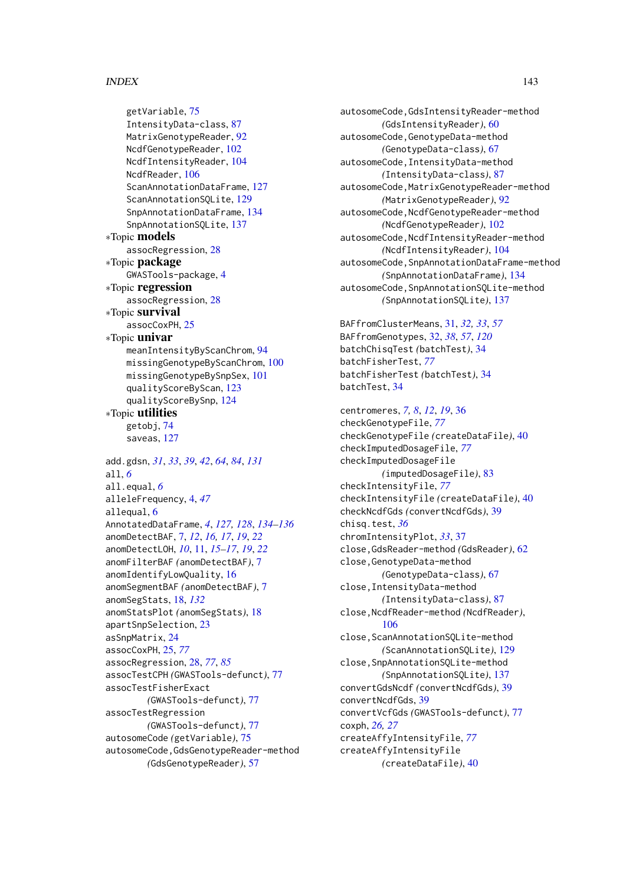getVariable, 75
IntensityData-class, 87
MatrixGenotypeReader, 92
NcdfGenotypeReader, 102
NcdfIntensityReader, 104
NcdfReader, 106
ScanAnnotationDataFrame, 127
ScanAnnotationSQLite, 129
SnpAnnotationDataFrame, 134
SnpAnnotationSQLite, 137

*Topic **models**
assocRegression, 28

*Topic **package**
GWASTools-package, 4

*Topic **regression**
assocRegression, 28

*Topic **survival**
assocCoxPH, 25

*Topic **univar**
meanIntensityByScanChrom, 94
missingGenotypeByScanChrom, 100
missingGenotypeBySnpSex, 101
qualityScoreByScan, 123
qualityScoreBySnp, 124

*Topic **utilities**
getobj, 74
saveas, 127

add.gdsn, *31*, *33*, *39*, *42*, *64*, *84*, *131*
all, *6*
all.equal, *6*
alleleFrequency, 4, *47*
allequal, 6
AnnotatedDataFrame, *4*, *127, 128*, *134–136*
anomDetectBAF, 7, *12*, *16, 17*, *19*, *22*
anomDetectLOH, *10*, 11, *15–17*, *19*, *22*
anomFilterBAF *(*anomDetectBAF*)*, 7
anomIdentifyLowQuality, 16
anomSegmentBAF *(*anomDetectBAF*)*, 7
anomSegStats, 18, *132*
anomStatsPlot *(*anomSegStats*)*, 18
apartSnpSelection, 23
asSnpMatrix, 24
assocCoxPH, 25, *77*
assocRegression, 28, *77*, *85*
assocTestCPH *(*GWASTools-defunct*)*, 77
assocTestFisherExact *(*GWASTools-defunct*)*, 77
assocTestRegression *(*GWASTools-defunct*)*, 77
autosomeCode *(*getVariable*)*, 75
autosomeCode,GdsGenotypeReader-method *(*GdsGenotypeReader*)*, 57
autosomeCode,GdsIntensityReader-method *(*GdsIntensityReader*)*, 60
autosomeCode,GenotypeData-method *(*GenotypeData-class*)*, 67
autosomeCode,IntensityData-method *(*IntensityData-class*)*, 87
autosomeCode,MatrixGenotypeReader-method *(*MatrixGenotypeReader*)*, 92
autosomeCode,NcdfGenotypeReader-method *(*NcdfGenotypeReader*)*, 102
autosomeCode,NcdfIntensityReader-method *(*NcdfIntensityReader*)*, 104
autosomeCode,SnpAnnotationDataFrame-method *(*SnpAnnotationDataFrame*)*, 134
autosomeCode,SnpAnnotationSQLite-method *(*SnpAnnotationSQLite*)*, 137

BAFfromClusterMeans, 31, *32, 33*, *57*
BAFfromGenotypes, 32, *38*, *57*, *120*
batchChisqTest *(*batchTest*)*, 34
batchFisherTest, *77*
batchFisherTest *(*batchTest*)*, 34
batchTest, 34

centromeres, *7, 8*, *12*, *19*, 36
checkGenotypeFile, *77*
checkGenotypeFile *(*createDataFile*)*, 40
checkImputedDosageFile, *77*
checkImputedDosageFile *(*imputedDosageFile*)*, 83
checkIntensityFile, *77*
checkIntensityFile *(*createDataFile*)*, 40
checkNcdfGds *(*convertNcdfGds*)*, 39
chisq.test, *36*
chromIntensityPlot, *33*, 37
close,GdsReader-method *(*GdsReader*)*, 62
close,GenotypeData-method *(*GenotypeData-class*)*, 67
close,IntensityData-method *(*IntensityData-class*)*, 87
close,NcdfReader-method *(*NcdfReader*)*, 106
close,ScanAnnotationSQLite-method *(*ScanAnnotationSQLite*)*, 129
close,SnpAnnotationSQLite-method *(*SnpAnnotationSQLite*)*, 137
convertGdsNcdf *(*convertNcdfGds*)*, 39
convertNcdfGds, 39
convertVcfGds *(*GWASTools-defunct*)*, 77
coxph, *26, 27*
createAffyIntensityFile, *77*
createAffyIntensityFile *(*createDataFile*)*, 40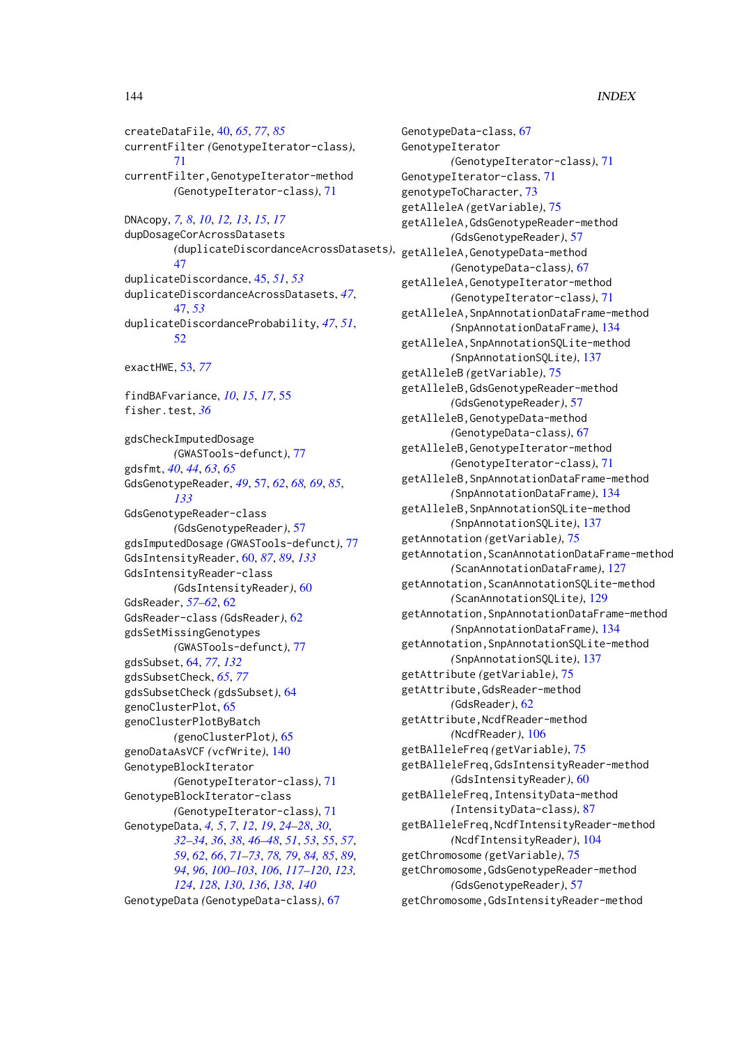createDataFile, 40, 65, 77, 85
currentFilter *(GenotypeIterator-class)*, 71
currentFilter,GenotypeIterator-method *(GenotypeIterator-class)*, 71

DNAcopy, 7, 8, 10, 12, 13, 15, 17
dupDosageCorAcrossDatasets *(duplicateDiscordanceAcrossDatasets)*, 47
duplicateDiscordance, 45, 51, 53
duplicateDiscordanceAcrossDatasets, 47, 47, 53
duplicateDiscordanceProbability, 47, 51, 52

exactHWE, 53, 77

findBAFvariance, 10, 15, 17, 55
fisher.test, 36

gdsCheckImputedDosage *(GWASTools-defunct)*, 77
gdsfmt, 40, 44, 63, 65
GdsGenotypeReader, 49, 57, 62, 68, 69, 85, 133
GdsGenotypeReader-class *(GdsGenotypeReader)*, 57
gdsImputedDosage *(GWASTools-defunct)*, 77
GdsIntensityReader, 60, 87, 89, 133
GdsIntensityReader-class *(GdsIntensityReader)*, 60
GdsReader, 57–62, 62
GdsReader-class *(GdsReader)*, 62
gdsSetMissingGenotypes *(GWASTools-defunct)*, 77
gdsSubset, 64, 77, 132
gdsSubsetCheck, 65, 77
gdsSubsetCheck *(gdsSubset)*, 64
genoClusterPlot, 65
genoClusterPlotByBatch *(genoClusterPlot)*, 65
genoDataAsVCF *(vcfWrite)*, 140
GenotypeBlockIterator *(GenotypeIterator-class)*, 71
GenotypeBlockIterator-class *(GenotypeIterator-class)*, 71
GenotypeData, 4, 5, 7, 12, 19, 24–28, 30, 32–34, 36, 38, 46–48, 51, 53, 55, 57, 59, 62, 66, 71–73, 78, 79, 84, 85, 89, 94, 96, 100–103, 106, 117–120, 123, 124, 128, 130, 136, 138, 140
GenotypeData *(GenotypeData-class)*, 67
GenotypeData-class, 67
GenotypeIterator *(GenotypeIterator-class)*, 71
GenotypeIterator-class, 71
genotypeToCharacter, 73
getAlleleA *(getVariable)*, 75
getAlleleA,GdsGenotypeReader-method *(GdsGenotypeReader)*, 57
getAlleleA,GenotypeData-method *(GenotypeData-class)*, 67
getAlleleA,GenotypeIterator-method *(GenotypeIterator-class)*, 71
getAlleleA,SnpAnnotationDataFrame-method *(SnpAnnotationDataFrame)*, 134
getAlleleA,SnpAnnotationSQLite-method *(SnpAnnotationSQLite)*, 137
getAlleleB *(getVariable)*, 75
getAlleleB,GdsGenotypeReader-method *(GdsGenotypeReader)*, 57
getAlleleB,GenotypeData-method *(GenotypeData-class)*, 67
getAlleleB,GenotypeIterator-method *(GenotypeIterator-class)*, 71
getAlleleB,SnpAnnotationDataFrame-method *(SnpAnnotationDataFrame)*, 134
getAlleleB,SnpAnnotationSQLite-method *(SnpAnnotationSQLite)*, 137
getAnnotation *(getVariable)*, 75
getAnnotation,ScanAnnotationDataFrame-method *(ScanAnnotationDataFrame)*, 127
getAnnotation,ScanAnnotationSQLite-method *(ScanAnnotationSQLite)*, 129
getAnnotation,SnpAnnotationDataFrame-method *(SnpAnnotationDataFrame)*, 134
getAnnotation,SnpAnnotationSQLite-method *(SnpAnnotationSQLite)*, 137
getAttribute *(getVariable)*, 75
getAttribute,GdsReader-method *(GdsReader)*, 62
getAttribute,NcdfReader-method *(NcdfReader)*, 106
getBAlleleFreq *(getVariable)*, 75
getBAlleleFreq,GdsIntensityReader-method *(GdsIntensityReader)*, 60
getBAlleleFreq,IntensityData-method *(IntensityData-class)*, 87
getBAlleleFreq,NcdfIntensityReader-method *(NcdfIntensityReader)*, 104
getChromosome *(getVariable)*, 75
getChromosome,GdsGenotypeReader-method *(GdsGenotypeReader)*, 57
getChromosome,GdsIntensityReader-method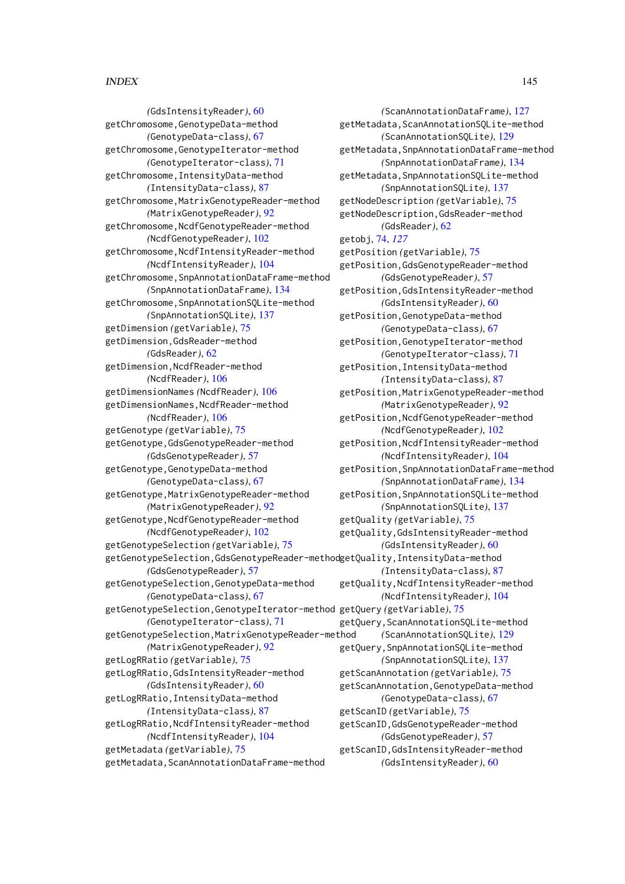(GdsIntensityReader), 60
getChromosome,GenotypeData-method
(GenotypeData-class), 67
getChromosome,GenotypeIterator-method
(GenotypeIterator-class), 71
getChromosome,IntensityData-method
(IntensityData-class), 87
getChromosome,MatrixGenotypeReader-method
(MatrixGenotypeReader), 92
getChromosome,NcdfGenotypeReader-method
(NcdfGenotypeReader), 102
getChromosome,NcdfIntensityReader-method
(NcdfIntensityReader), 104
getChromosome,SnpAnnotationDataFrame-method
(SnpAnnotationDataFrame), 134
getChromosome,SnpAnnotationSQLite-method
(SnpAnnotationSQLite), 137
getDimension (getVariable), 75
getDimension,GdsReader-method
(GdsReader), 62
getDimension,NcdfReader-method
(NcdfReader), 106
getDimensionNames (NcdfReader), 106
getDimensionNames,NcdfReader-method
(NcdfReader), 106
getGenotype (getVariable), 75
getGenotype,GdsGenotypeReader-method
(GdsGenotypeReader), 57
getGenotype,GenotypeData-method
(GenotypeData-class), 67
getGenotype,MatrixGenotypeReader-method
(MatrixGenotypeReader), 92
getGenotype,NcdfGenotypeReader-method
(NcdfGenotypeReader), 102
getGenotypeSelection (getVariable), 75
getGenotypeSelection,GdsGenotypeReader-method
(GdsGenotypeReader), 57
getGenotypeSelection,GenotypeData-method
(GenotypeData-class), 67
getGenotypeSelection,GenotypeIterator-method
(GenotypeIterator-class), 71
getGenotypeSelection,MatrixGenotypeReader-method
(MatrixGenotypeReader), 92
getLogRRatio (getVariable), 75
getLogRRatio,GdsIntensityReader-method
(GdsIntensityReader), 60
getLogRRatio,IntensityData-method
(IntensityData-class), 87
getLogRRatio,NcdfIntensityReader-method
(NcdfIntensityReader), 104
getMetadata (getVariable), 75
getMetadata,ScanAnnotationDataFrame-method
(ScanAnnotationDataFrame), 127
getMetadata,ScanAnnotationSQLite-method
(ScanAnnotationSQLite), 129
getMetadata,SnpAnnotationDataFrame-method
(SnpAnnotationDataFrame), 134
getMetadata,SnpAnnotationSQLite-method
(SnpAnnotationSQLite), 137
getNodeDescription (getVariable), 75
getNodeDescription,GdsReader-method
(GdsReader), 62
getobj, 74, *127*
getPosition (getVariable), 75
getPosition,GdsGenotypeReader-method
(GdsGenotypeReader), 57
getPosition,GdsIntensityReader-method
(GdsIntensityReader), 60
getPosition,GenotypeData-method
(GenotypeData-class), 67
getPosition,GenotypeIterator-method
(GenotypeIterator-class), 71
getPosition,IntensityData-method
(IntensityData-class), 87
getPosition,MatrixGenotypeReader-method
(MatrixGenotypeReader), 92
getPosition,NcdfGenotypeReader-method
(NcdfGenotypeReader), 102
getPosition,NcdfIntensityReader-method
(NcdfIntensityReader), 104
getPosition,SnpAnnotationDataFrame-method
(SnpAnnotationDataFrame), 134
getPosition,SnpAnnotationSQLite-method
(SnpAnnotationSQLite), 137
getQuality (getVariable), 75
getQuality,GdsIntensityReader-method
(GdsIntensityReader), 60
getQuality,IntensityData-method
(IntensityData-class), 87
getQuality,NcdfIntensityReader-method
(NcdfIntensityReader), 104
getQuery (getVariable), 75
getQuery,ScanAnnotationSQLite-method
(ScanAnnotationSQLite), 129
getQuery,SnpAnnotationSQLite-method
(SnpAnnotationSQLite), 137
getScanAnnotation (getVariable), 75
getScanAnnotation,GenotypeData-method
(GenotypeData-class), 67
getScanID (getVariable), 75
getScanID,GdsGenotypeReader-method
(GdsGenotypeReader), 57
getScanID,GdsIntensityReader-method
(GdsIntensityReader), 60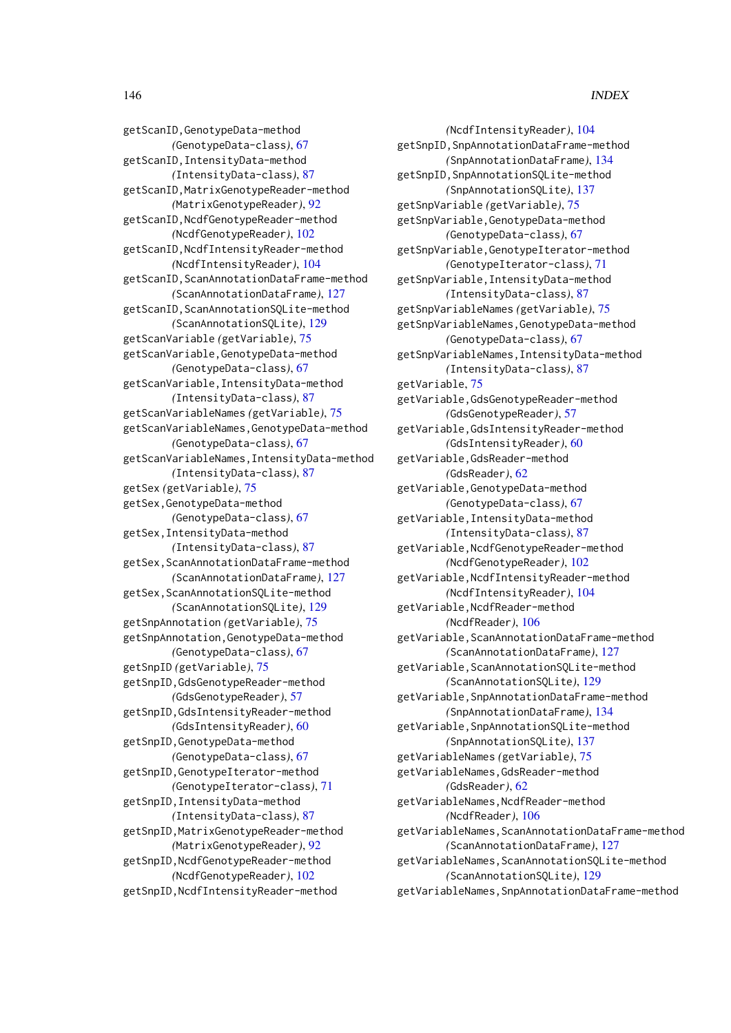getScanID,GenotypeData-method
(GenotypeData-class), 67
getScanID,IntensityData-method
(IntensityData-class), 87
getScanID,MatrixGenotypeReader-method
(MatrixGenotypeReader), 92
getScanID,NcdfGenotypeReader-method
(NcdfGenotypeReader), 102
getScanID,NcdfIntensityReader-method
(NcdfIntensityReader), 104
getScanID,ScanAnnotationDataFrame-method
(ScanAnnotationDataFrame), 127
getScanID,ScanAnnotationSQLite-method
(ScanAnnotationSQLite), 129
getScanVariable (getVariable), 75
getScanVariable,GenotypeData-method
(GenotypeData-class), 67
getScanVariable,IntensityData-method
(IntensityData-class), 87
getScanVariableNames (getVariable), 75
getScanVariableNames,GenotypeData-method
(GenotypeData-class), 67
getScanVariableNames,IntensityData-method
(IntensityData-class), 87
getSex (getVariable), 75
getSex,GenotypeData-method
(GenotypeData-class), 67
getSex,IntensityData-method
(IntensityData-class), 87
getSex,ScanAnnotationDataFrame-method
(ScanAnnotationDataFrame), 127
getSex,ScanAnnotationSQLite-method
(ScanAnnotationSQLite), 129
getSnpAnnotation (getVariable), 75
getSnpAnnotation,GenotypeData-method
(GenotypeData-class), 67
getSnpID (getVariable), 75
getSnpID,GdsGenotypeReader-method
(GdsGenotypeReader), 57
getSnpID,GdsIntensityReader-method
(GdsIntensityReader), 60
getSnpID,GenotypeData-method
(GenotypeData-class), 67
getSnpID,GenotypeIterator-method
(GenotypeIterator-class), 71
getSnpID,IntensityData-method
(IntensityData-class), 87
getSnpID,MatrixGenotypeReader-method
(MatrixGenotypeReader), 92
getSnpID,NcdfGenotypeReader-method
(NcdfGenotypeReader), 102
getSnpID,NcdfIntensityReader-method
(NcdfIntensityReader), 104
getSnpID,SnpAnnotationDataFrame-method
(SnpAnnotationDataFrame), 134
getSnpID,SnpAnnotationSQLite-method
(SnpAnnotationSQLite), 137
getSnpVariable (getVariable), 75
getSnpVariable,GenotypeData-method
(GenotypeData-class), 67
getSnpVariable,GenotypeIterator-method
(GenotypeIterator-class), 71
getSnpVariable,IntensityData-method
(IntensityData-class), 87
getSnpVariableNames (getVariable), 75
getSnpVariableNames,GenotypeData-method
(GenotypeData-class), 67
getSnpVariableNames,IntensityData-method
(IntensityData-class), 87
getVariable, 75
getVariable,GdsGenotypeReader-method
(GdsGenotypeReader), 57
getVariable,GdsIntensityReader-method
(GdsIntensityReader), 60
getVariable,GdsReader-method
(GdsReader), 62
getVariable,GenotypeData-method
(GenotypeData-class), 67
getVariable,IntensityData-method
(IntensityData-class), 87
getVariable,NcdfGenotypeReader-method
(NcdfGenotypeReader), 102
getVariable,NcdfIntensityReader-method
(NcdfIntensityReader), 104
getVariable,NcdfReader-method
(NcdfReader), 106
getVariable,ScanAnnotationDataFrame-method
(ScanAnnotationDataFrame), 127
getVariable,ScanAnnotationSQLite-method
(ScanAnnotationSQLite), 129
getVariable,SnpAnnotationDataFrame-method
(SnpAnnotationDataFrame), 134
getVariable,SnpAnnotationSQLite-method
(SnpAnnotationSQLite), 137
getVariableNames (getVariable), 75
getVariableNames,GdsReader-method
(GdsReader), 62
getVariableNames,NcdfReader-method
(NcdfReader), 106
getVariableNames,ScanAnnotationDataFrame-method
(ScanAnnotationDataFrame), 127
getVariableNames,ScanAnnotationSQLite-method
(ScanAnnotationSQLite), 129
getVariableNames,SnpAnnotationDataFrame-method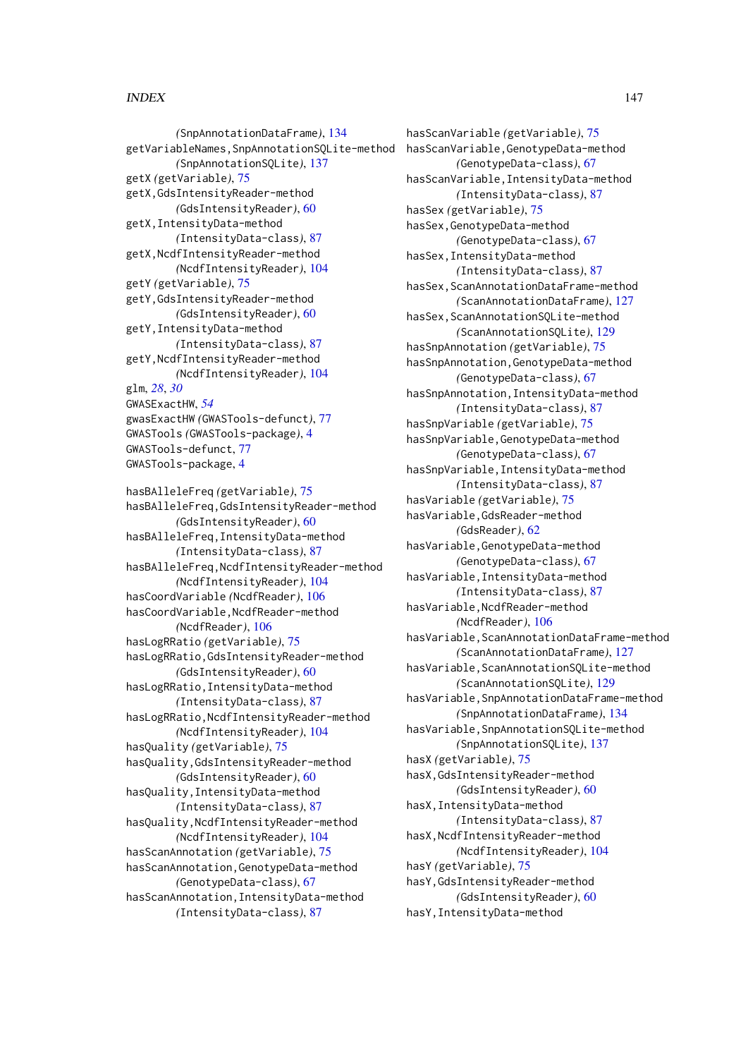*(SnpAnnotationDataFrame)*, 134
getVariableNames,SnpAnnotationSQLite-method
    *(SnpAnnotationSQLite)*, 137
getX *(getVariable)*, 75
getX,GdsIntensityReader-method
    *(GdsIntensityReader)*, 60
getX,IntensityData-method
    *(IntensityData-class)*, 87
getX,NcdfIntensityReader-method
    *(NcdfIntensityReader)*, 104
getY *(getVariable)*, 75
getY,GdsIntensityReader-method
    *(GdsIntensityReader)*, 60
getY,IntensityData-method
    *(IntensityData-class)*, 87
getY,NcdfIntensityReader-method
    *(NcdfIntensityReader)*, 104
glm, *28*, *30*
GWASExactHW, *54*
gwasExactHW *(GWASTools-defunct)*, 77
GWASTools *(GWASTools-package)*, 4
GWASTools-defunct, 77
GWASTools-package, 4

hasBAlleleFreq *(getVariable)*, 75
hasBAlleleFreq,GdsIntensityReader-method
    *(GdsIntensityReader)*, 60
hasBAlleleFreq,IntensityData-method
    *(IntensityData-class)*, 87
hasBAlleleFreq,NcdfIntensityReader-method
    *(NcdfIntensityReader)*, 104
hasCoordVariable *(NcdfReader)*, 106
hasCoordVariable,NcdfReader-method
    *(NcdfReader)*, 106
hasLogRRatio *(getVariable)*, 75
hasLogRRatio,GdsIntensityReader-method
    *(GdsIntensityReader)*, 60
hasLogRRatio,IntensityData-method
    *(IntensityData-class)*, 87
hasLogRRatio,NcdfIntensityReader-method
    *(NcdfIntensityReader)*, 104
hasQuality *(getVariable)*, 75
hasQuality,GdsIntensityReader-method
    *(GdsIntensityReader)*, 60
hasQuality,IntensityData-method
    *(IntensityData-class)*, 87
hasQuality,NcdfIntensityReader-method
    *(NcdfIntensityReader)*, 104
hasScanAnnotation *(getVariable)*, 75
hasScanAnnotation,GenotypeData-method
    *(GenotypeData-class)*, 67
hasScanAnnotation,IntensityData-method
    *(IntensityData-class)*, 87
hasScanVariable *(getVariable)*, 75
hasScanVariable,GenotypeData-method
    *(GenotypeData-class)*, 67
hasScanVariable,IntensityData-method
    *(IntensityData-class)*, 87
hasSex *(getVariable)*, 75
hasSex,GenotypeData-method
    *(GenotypeData-class)*, 67
hasSex,IntensityData-method
    *(IntensityData-class)*, 87
hasSex,ScanAnnotationDataFrame-method
    *(ScanAnnotationDataFrame)*, 127
hasSex,ScanAnnotationSQLite-method
    *(ScanAnnotationSQLite)*, 129
hasSnpAnnotation *(getVariable)*, 75
hasSnpAnnotation,GenotypeData-method
    *(GenotypeData-class)*, 67
hasSnpAnnotation,IntensityData-method
    *(IntensityData-class)*, 87
hasSnpVariable *(getVariable)*, 75
hasSnpVariable,GenotypeData-method
    *(GenotypeData-class)*, 67
hasSnpVariable,IntensityData-method
    *(IntensityData-class)*, 87
hasVariable *(getVariable)*, 75
hasVariable,GdsReader-method
    *(GdsReader)*, 62
hasVariable,GenotypeData-method
    *(GenotypeData-class)*, 67
hasVariable,IntensityData-method
    *(IntensityData-class)*, 87
hasVariable,NcdfReader-method
    *(NcdfReader)*, 106
hasVariable,ScanAnnotationDataFrame-method
    *(ScanAnnotationDataFrame)*, 127
hasVariable,ScanAnnotationSQLite-method
    *(ScanAnnotationSQLite)*, 129
hasVariable,SnpAnnotationDataFrame-method
    *(SnpAnnotationDataFrame)*, 134
hasVariable,SnpAnnotationSQLite-method
    *(SnpAnnotationSQLite)*, 137
hasX *(getVariable)*, 75
hasX,GdsIntensityReader-method
    *(GdsIntensityReader)*, 60
hasX,IntensityData-method
    *(IntensityData-class)*, 87
hasX,NcdfIntensityReader-method
    *(NcdfIntensityReader)*, 104
hasY *(getVariable)*, 75
hasY,GdsIntensityReader-method
    *(GdsIntensityReader)*, 60
hasY,IntensityData-method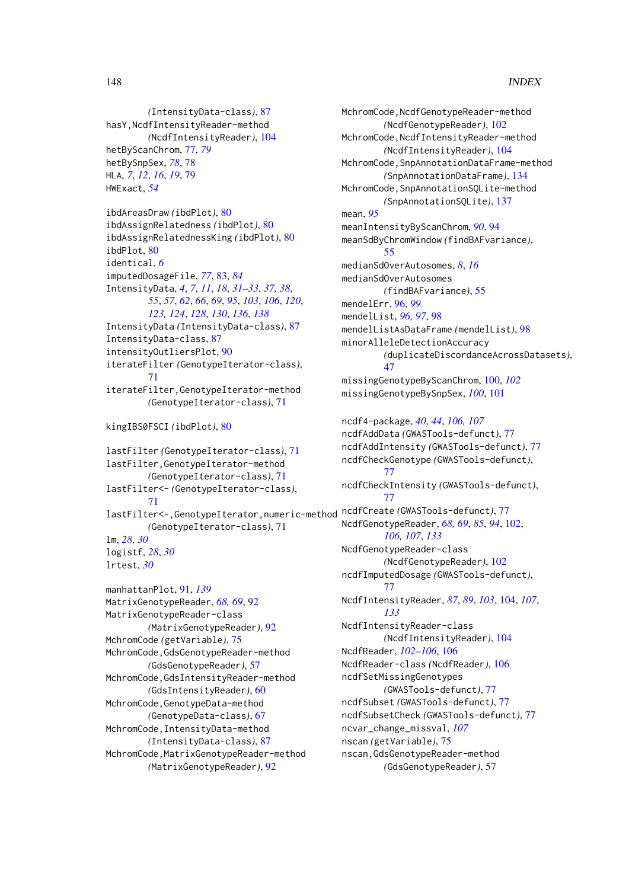(IntensityData-class), 87
hasY,NcdfIntensityReader-method
(NcdfIntensityReader), 104
hetByScanChrom, 77, *79*
hetBySnpSex, *78*, 78
HLA, *7*, *12*, *16*, *19*, 79
HWExact, *54*

ibdAreasDraw (ibdPlot), 80
ibdAssignRelatedness (ibdPlot), 80
ibdAssignRelatednessKing (ibdPlot), 80
ibdPlot, 80
identical, *6*
imputedDosageFile, 77, 83, *84*
IntensityData, *4*, *7*, *11*, *18*, *31–33*, *37*, *38*, *55*, *57*, *62*, *66*, *69*, *95*, *103*, *106*, *120*, *123*, *124*, *128*, *130*, *136*, *138*
IntensityData (IntensityData-class), 87
IntensityData-class, 87
intensityOutliersPlot, 90
iterateFilter (GenotypeIterator-class), 71
iterateFilter,GenotypeIterator-method
(GenotypeIterator-class), 71

kingIBS0FSCI (ibdPlot), 80

lastFilter (GenotypeIterator-class), 71
lastFilter,GenotypeIterator-method
(GenotypeIterator-class), 71
lastFilter<- (GenotypeIterator-class), 71
lastFilter<-,GenotypeIterator,numeric-method
(GenotypeIterator-class), 71
lm, *28*, *30*
logistf, *28*, *30*
lrtest, *30*

manhattanPlot, 91, *139*
MatrixGenotypeReader, *68*, *69*, 92
MatrixGenotypeReader-class
(MatrixGenotypeReader), 92
MchromCode (getVariable), 75
MchromCode,GdsGenotypeReader-method
(GdsGenotypeReader), 57
MchromCode,GdsIntensityReader-method
(GdsIntensityReader), 60
MchromCode,GenotypeData-method
(GenotypeData-class), 67
MchromCode,IntensityData-method
(IntensityData-class), 87
MchromCode,MatrixGenotypeReader-method
(MatrixGenotypeReader), 92
MchromCode,NcdfGenotypeReader-method
(NcdfGenotypeReader), 102
MchromCode,NcdfIntensityReader-method
(NcdfIntensityReader), 104
MchromCode,SnpAnnotationDataFrame-method
(SnpAnnotationDataFrame), 134
MchromCode,SnpAnnotationSQLite-method
(SnpAnnotationSQLite), 137
mean, *95*
meanIntensityByScanChrom, *90*, 94
meanSdByChromWindow (findBAFvariance), 55
medianSdOverAutosomes, *8*, *16*
medianSdOverAutosomes
(findBAFvariance), 55
mendelErr, 96, *99*
mendelList, *96, 97*, 98
mendelListAsDataFrame (mendelList), 98
minorAlleleDetectionAccuracy
(duplicateDiscordanceAcrossDatasets), 47
missingGenotypeByScanChrom, 100, *102*
missingGenotypeBySnpSex, *100*, 101

ncdf4-package, *40*, *44*, *106, 107*
ncdfAddData (GWASTools-defunct), 77
ncdfAddIntensity (GWASTools-defunct), 77
ncdfCheckGenotype (GWASTools-defunct), 77
ncdfCheckIntensity (GWASTools-defunct), 77
ncdfCreate (GWASTools-defunct), 77
NcdfGenotypeReader, *68, 69*, *85*, *94*, 102, *106, 107*, *133*
NcdfGenotypeReader-class
(NcdfGenotypeReader), 102
ncdfImputedDosage (GWASTools-defunct), 77
NcdfIntensityReader, *87*, *89*, *103*, 104, *107*, *133*
NcdfIntensityReader-class
(NcdfIntensityReader), 104
NcdfReader, *102–106*, 106
NcdfReader-class (NcdfReader), 106
ncdfSetMissingGenotypes
(GWASTools-defunct), 77
ncdfSubset (GWASTools-defunct), 77
ncdfSubsetCheck (GWASTools-defunct), 77
ncvar_change_missval, *107*
nscan (getVariable), 75
nscan,GdsGenotypeReader-method
(GdsGenotypeReader), 57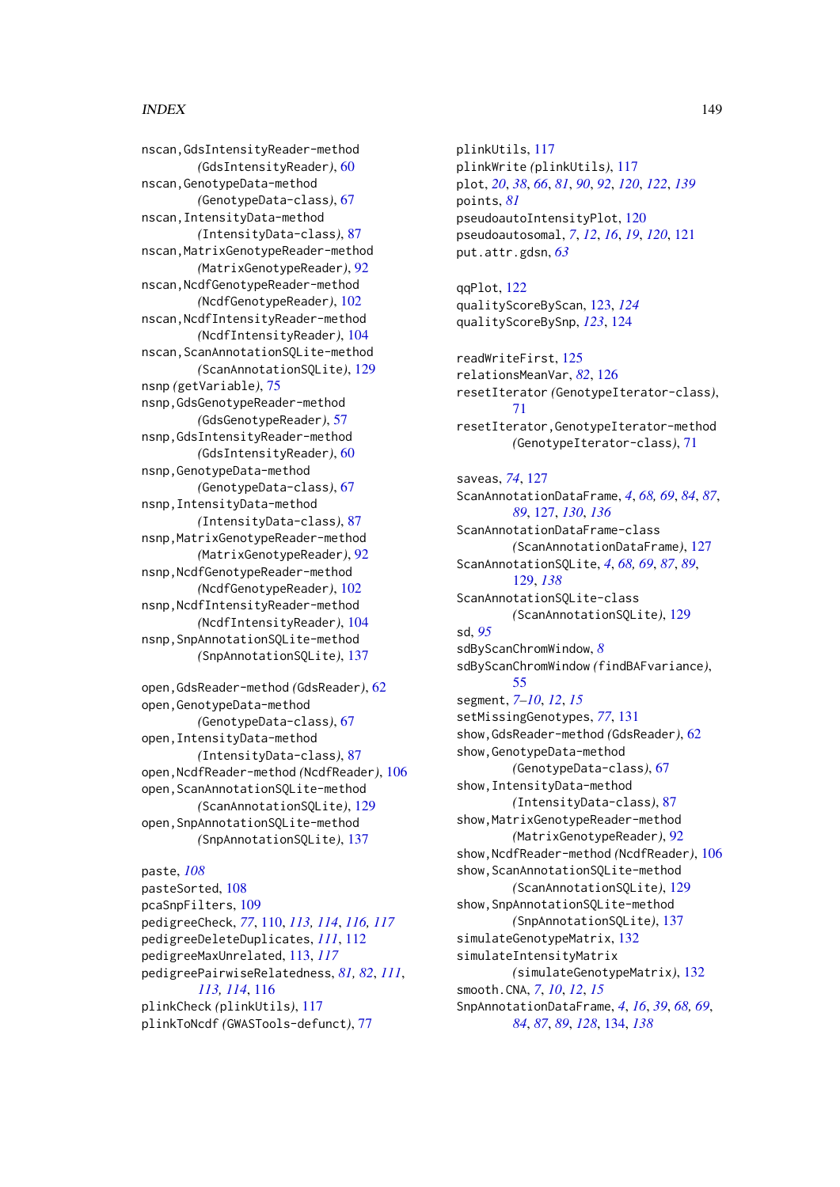nscan,GdsIntensityReader-method *(GdsIntensityReader)*, 60
nscan,GenotypeData-method *(GenotypeData-class)*, 67
nscan,IntensityData-method *(IntensityData-class)*, 87
nscan,MatrixGenotypeReader-method *(MatrixGenotypeReader)*, 92
nscan,NcdfGenotypeReader-method *(NcdfGenotypeReader)*, 102
nscan,NcdfIntensityReader-method *(NcdfIntensityReader)*, 104
nscan,ScanAnnotationSQLite-method *(ScanAnnotationSQLite)*, 129
nsnp *(getVariable)*, 75
nsnp,GdsGenotypeReader-method *(GdsGenotypeReader)*, 57
nsnp,GdsIntensityReader-method *(GdsIntensityReader)*, 60
nsnp,GenotypeData-method *(GenotypeData-class)*, 67
nsnp,IntensityData-method *(IntensityData-class)*, 87
nsnp,MatrixGenotypeReader-method *(MatrixGenotypeReader)*, 92
nsnp,NcdfGenotypeReader-method *(NcdfGenotypeReader)*, 102
nsnp,NcdfIntensityReader-method *(NcdfIntensityReader)*, 104
nsnp,SnpAnnotationSQLite-method *(SnpAnnotationSQLite)*, 137

open,GdsReader-method *(GdsReader)*, 62
open,GenotypeData-method *(GenotypeData-class)*, 67
open,IntensityData-method *(IntensityData-class)*, 87
open,NcdfReader-method *(NcdfReader)*, 106
open,ScanAnnotationSQLite-method *(ScanAnnotationSQLite)*, 129
open,SnpAnnotationSQLite-method *(SnpAnnotationSQLite)*, 137

paste, *108*
pasteSorted, 108
pcaSnpFilters, 109
pedigreeCheck, *77*, 110, *113, 114*, *116, 117*
pedigreeDeleteDuplicates, *111*, 112
pedigreeMaxUnrelated, 113, *117*
pedigreePairwiseRelatedness, *81, 82*, *111*, *113, 114*, 116
plinkCheck *(plinkUtils)*, 117
plinkToNcdf *(GWASTools-defunct)*, 77
plinkUtils, 117
plinkWrite *(plinkUtils)*, 117
plot, *20*, *38*, *66*, *81*, *90*, *92*, *120*, *122*, *139*
points, *81*
pseudoautoIntensityPlot, 120
pseudoautosomal, *7*, *12*, *16*, *19*, *120*, 121
put.attr.gdsn, *63*

qqPlot, 122
qualityScoreByScan, 123, *124*
qualityScoreBySnp, *123*, 124

readWriteFirst, 125
relationsMeanVar, *82*, 126
resetIterator *(GenotypeIterator-class)*, 71
resetIterator,GenotypeIterator-method *(GenotypeIterator-class)*, 71

saveas, *74*, 127
ScanAnnotationDataFrame, *4*, *68, 69*, *84*, *87*, *89*, 127, *130*, *136*
ScanAnnotationDataFrame-class *(ScanAnnotationDataFrame)*, 127
ScanAnnotationSQLite, *4*, *68, 69*, *87*, *89*, 129, *138*
ScanAnnotationSQLite-class *(ScanAnnotationSQLite)*, 129
sd, *95*
sdByScanChromWindow, *8*
sdByScanChromWindow *(findBAFvariance)*, 55
segment, *7–10*, *12*, *15*
setMissingGenotypes, *77*, 131
show,GdsReader-method *(GdsReader)*, 62
show,GenotypeData-method *(GenotypeData-class)*, 67
show,IntensityData-method *(IntensityData-class)*, 87
show,MatrixGenotypeReader-method *(MatrixGenotypeReader)*, 92
show,NcdfReader-method *(NcdfReader)*, 106
show,ScanAnnotationSQLite-method *(ScanAnnotationSQLite)*, 129
show,SnpAnnotationSQLite-method *(SnpAnnotationSQLite)*, 137
simulateGenotypeMatrix, 132
simulateIntensityMatrix *(simulateGenotypeMatrix)*, 132
smooth.CNA, *7*, *10*, *12*, *15*
SnpAnnotationDataFrame, *4*, *16*, *39*, *68, 69*, *84*, *87*, *89*, *128*, 134, *138*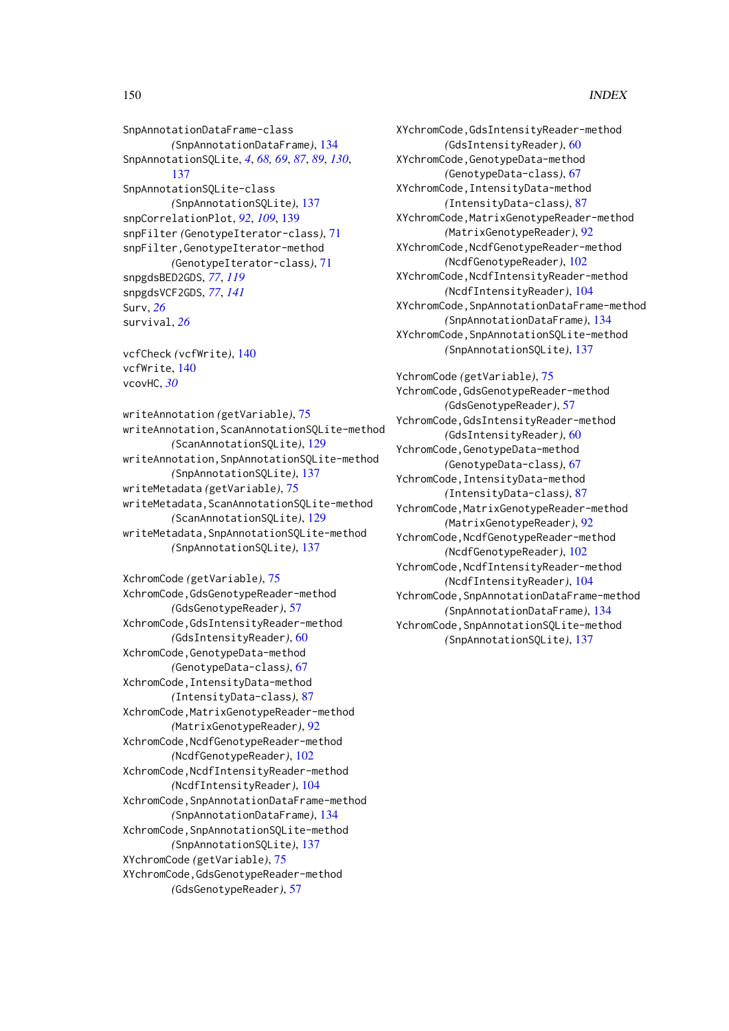SnpAnnotationDataFrame-class
  *(SnpAnnotationDataFrame)*, 134
SnpAnnotationSQLite, *4*, *68*, *69*, *87*, *89*, *130*, 137
SnpAnnotationSQLite-class
  *(SnpAnnotationSQLite)*, 137
snpCorrelationPlot, *92*, *109*, 139
snpFilter *(GenotypeIterator-class)*, 71
snpFilter,GenotypeIterator-method
  *(GenotypeIterator-class)*, 71
snpgdsBED2GDS, *77*, *119*
snpgdsVCF2GDS, *77*, *141*
Surv, *26*
survival, *26*

vcfCheck *(vcfWrite)*, 140
vcfWrite, 140
vcovHC, *30*

writeAnnotation *(getVariable)*, 75
writeAnnotation,ScanAnnotationSQLite-method
  *(ScanAnnotationSQLite)*, 129
writeAnnotation,SnpAnnotationSQLite-method
  *(SnpAnnotationSQLite)*, 137
writeMetadata *(getVariable)*, 75
writeMetadata,ScanAnnotationSQLite-method
  *(ScanAnnotationSQLite)*, 129
writeMetadata,SnpAnnotationSQLite-method
  *(SnpAnnotationSQLite)*, 137

XchromCode *(getVariable)*, 75
XchromCode,GdsGenotypeReader-method
  *(GdsGenotypeReader)*, 57
XchromCode,GdsIntensityReader-method
  *(GdsIntensityReader)*, 60
XchromCode,GenotypeData-method
  *(GenotypeData-class)*, 67
XchromCode,IntensityData-method
  *(IntensityData-class)*, 87
XchromCode,MatrixGenotypeReader-method
  *(MatrixGenotypeReader)*, 92
XchromCode,NcdfGenotypeReader-method
  *(NcdfGenotypeReader)*, 102
XchromCode,NcdfIntensityReader-method
  *(NcdfIntensityReader)*, 104
XchromCode,SnpAnnotationDataFrame-method
  *(SnpAnnotationDataFrame)*, 134
XchromCode,SnpAnnotationSQLite-method
  *(SnpAnnotationSQLite)*, 137
XYchromCode *(getVariable)*, 75
XYchromCode,GdsGenotypeReader-method
  *(GdsGenotypeReader)*, 57
XYchromCode,GdsIntensityReader-method
  *(GdsIntensityReader)*, 60
XYchromCode,GenotypeData-method
  *(GenotypeData-class)*, 67
XYchromCode,IntensityData-method
  *(IntensityData-class)*, 87
XYchromCode,MatrixGenotypeReader-method
  *(MatrixGenotypeReader)*, 92
XYchromCode,NcdfGenotypeReader-method
  *(NcdfGenotypeReader)*, 102
XYchromCode,NcdfIntensityReader-method
  *(NcdfIntensityReader)*, 104
XYchromCode,SnpAnnotationDataFrame-method
  *(SnpAnnotationDataFrame)*, 134
XYchromCode,SnpAnnotationSQLite-method
  *(SnpAnnotationSQLite)*, 137

YchromCode *(getVariable)*, 75
YchromCode,GdsGenotypeReader-method
  *(GdsGenotypeReader)*, 57
YchromCode,GdsIntensityReader-method
  *(GdsIntensityReader)*, 60
YchromCode,GenotypeData-method
  *(GenotypeData-class)*, 67
YchromCode,IntensityData-method
  *(IntensityData-class)*, 87
YchromCode,MatrixGenotypeReader-method
  *(MatrixGenotypeReader)*, 92
YchromCode,NcdfGenotypeReader-method
  *(NcdfGenotypeReader)*, 102
YchromCode,NcdfIntensityReader-method
  *(NcdfIntensityReader)*, 104
YchromCode,SnpAnnotationDataFrame-method
  *(SnpAnnotationDataFrame)*, 134
YchromCode,SnpAnnotationSQLite-method
  *(SnpAnnotationSQLite)*, 137